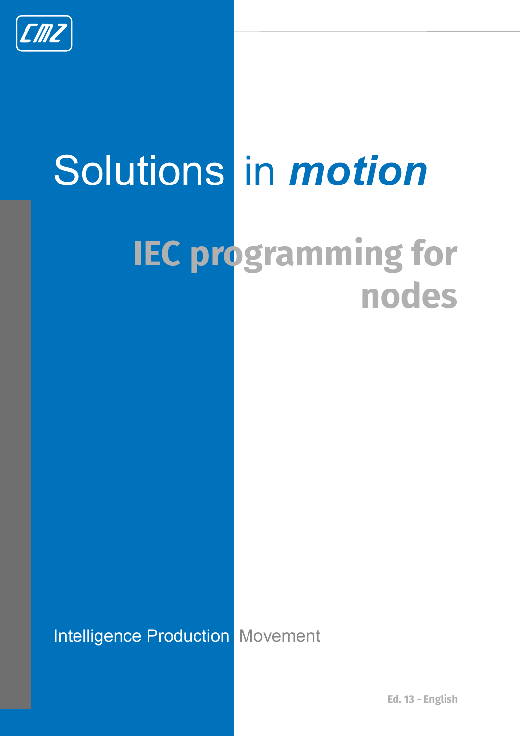CMZ

Solutions in ***motion***

# IEC programming for nodes

Intelligence Production Movement

Ed. 13 - English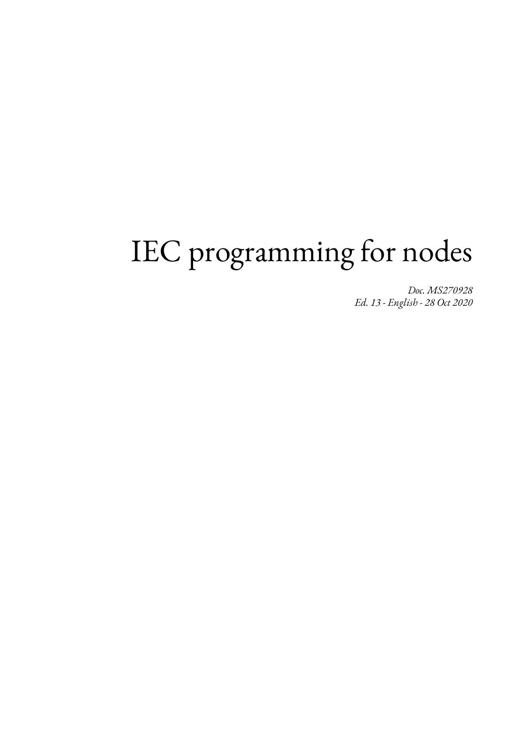# IEC programming for nodes

*Doc. MS270928*
*Ed. 13 - English - 28 Oct 2020*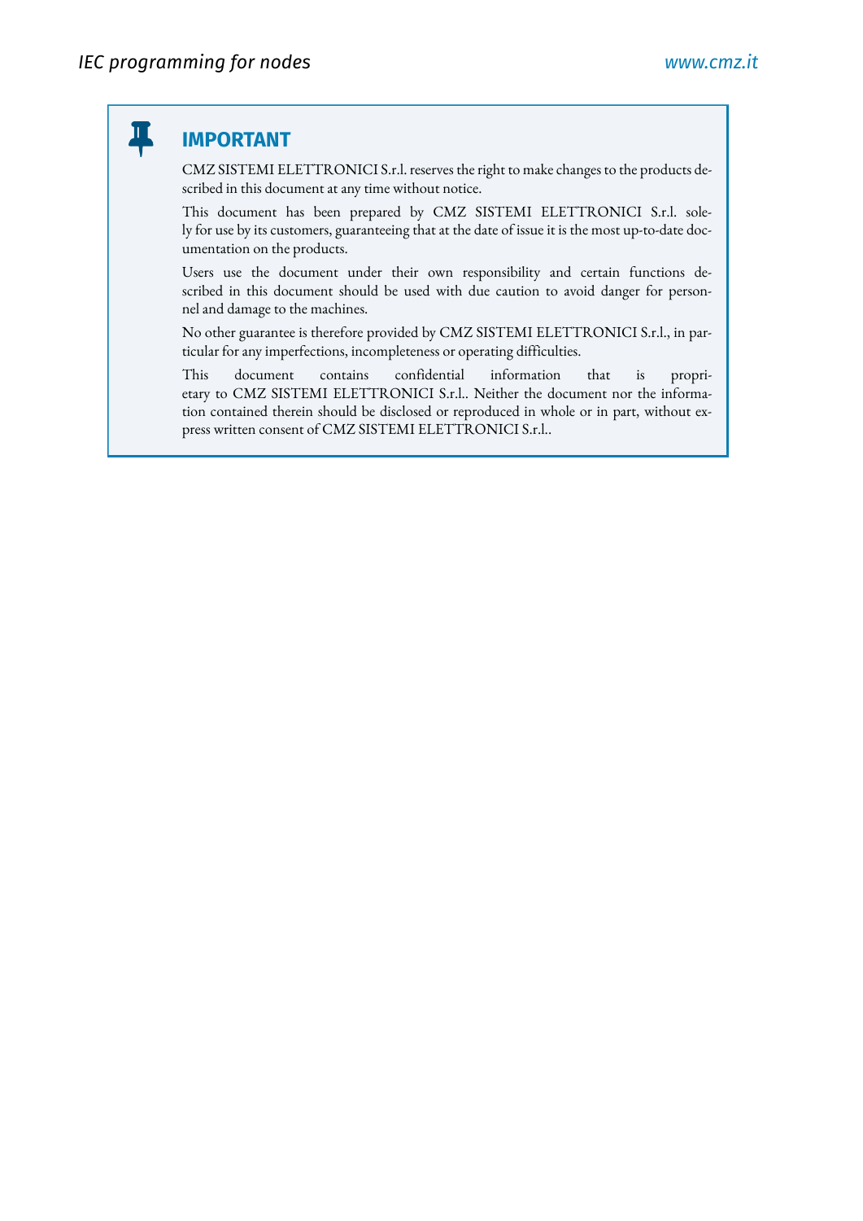## IMPORTANT

CMZ SISTEMI ELETTRONICI S.r.l. reserves the right to make changes to the products described in this document at any time without notice.

This document has been prepared by CMZ SISTEMI ELETTRONICI S.r.l. solely for use by its customers, guaranteeing that at the date of issue it is the most up-to-date documentation on the products.

Users use the document under their own responsibility and certain functions described in this document should be used with due caution to avoid danger for personnel and damage to the machines.

No other guarantee is therefore provided by CMZ SISTEMI ELETTRONICI S.r.l., in particular for any imperfections, incompleteness or operating difficulties.

This document contains confidential information that is proprietary to CMZ SISTEMI ELETTRONICI S.r.l.. Neither the document nor the information contained therein should be disclosed or reproduced in whole or in part, without express written consent of CMZ SISTEMI ELETTRONICI S.r.l..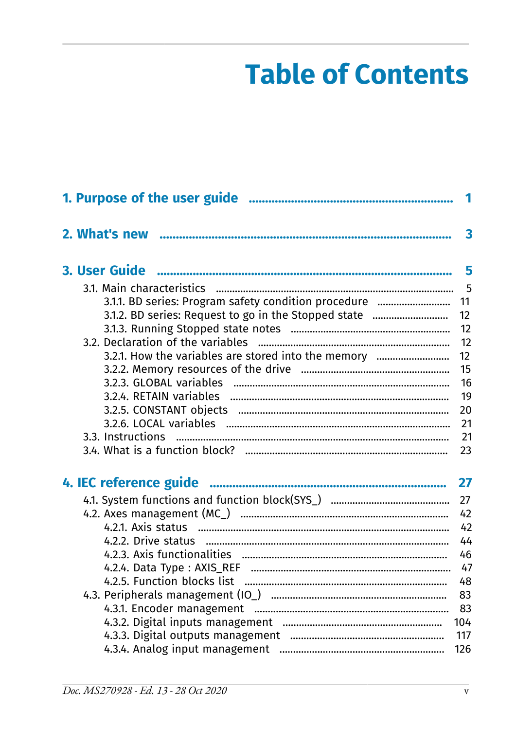# Table of Contents

**1. Purpose of the user guide** ........ **1**

**2. What's new** ........ **3**

**3. User Guide** ........ **5**

- 3.1. Main characteristics ........ 5
  - 3.1.1. BD series: Program safety condition procedure ........ 11
  - 3.1.2. BD series: Request to go in the Stopped state ........ 12
  - 3.1.3. Running Stopped state notes ........ 12
- 3.2. Declaration of the variables ........ 12
  - 3.2.1. How the variables are stored into the memory ........ 12
  - 3.2.2. Memory resources of the drive ........ 15
  - 3.2.3. GLOBAL variables ........ 16
  - 3.2.4. RETAIN variables ........ 19
  - 3.2.5. CONSTANT objects ........ 20
  - 3.2.6. LOCAL variables ........ 21
- 3.3. Instructions ........ 21
- 3.4. What is a function block? ........ 23

**4. IEC reference guide** ........ **27**

- 4.1. System functions and function block(SYS_) ........ 27
- 4.2. Axes management (MC_) ........ 42
  - 4.2.1. Axis status ........ 42
  - 4.2.2. Drive status ........ 44
  - 4.2.3. Axis functionalities ........ 46
  - 4.2.4. Data Type : AXIS_REF ........ 47
  - 4.2.5. Function blocks list ........ 48
- 4.3. Peripherals management (IO_) ........ 83
  - 4.3.1. Encoder management ........ 83
  - 4.3.2. Digital inputs management ........ 104
  - 4.3.3. Digital outputs management ........ 117
  - 4.3.4. Analog input management ........ 126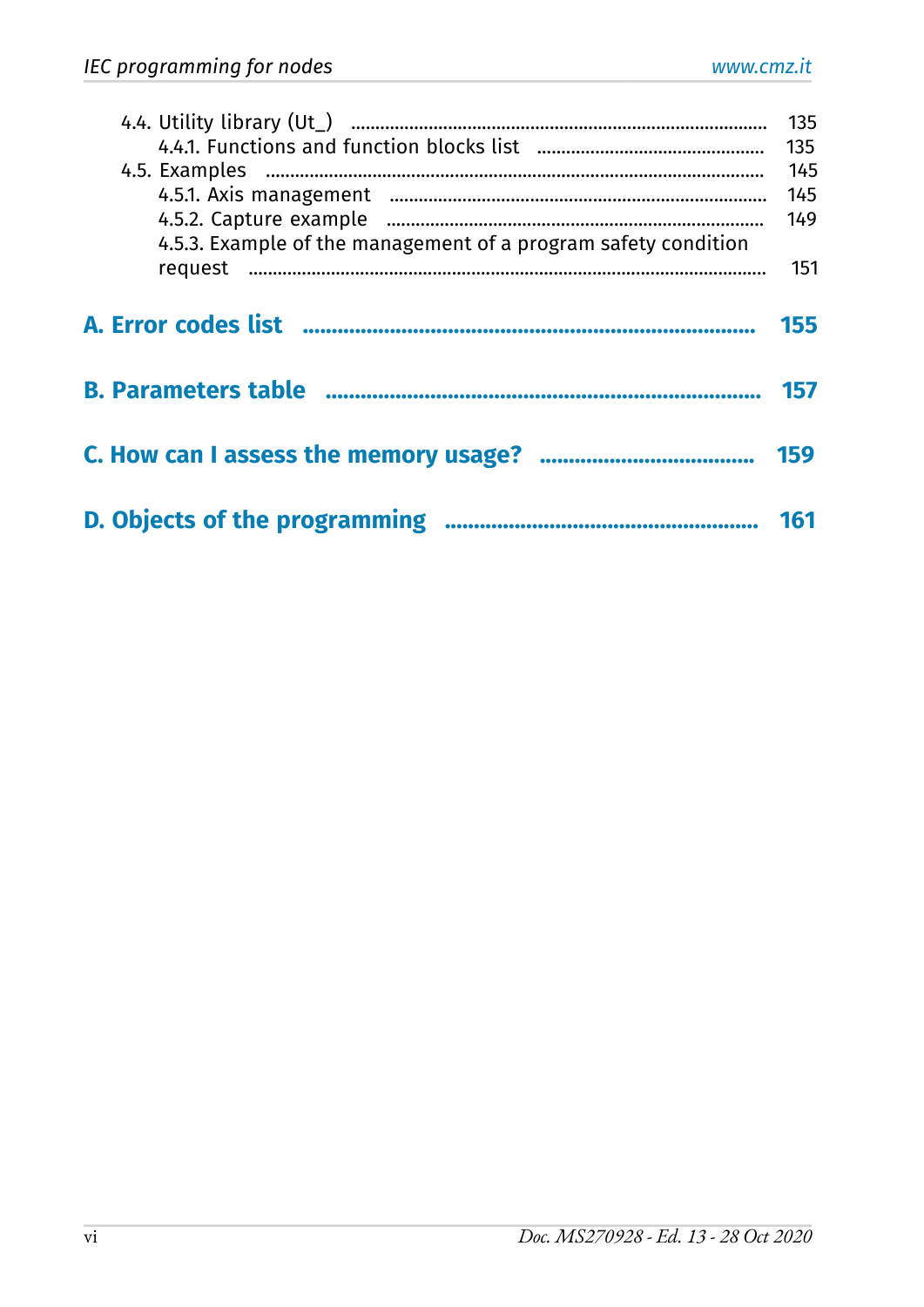4.4. Utility library (Ut_) ........ 135
 4.4.1. Functions and function blocks list ........ 135
4.5. Examples ........ 145
 4.5.1. Axis management ........ 145
 4.5.2. Capture example ........ 149
 4.5.3. Example of the management of a program safety condition request ........ 151

**A. Error codes list ........ 155**

**B. Parameters table ........ 157**

**C. How can I assess the memory usage? ........ 159**

**D. Objects of the programming ........ 161**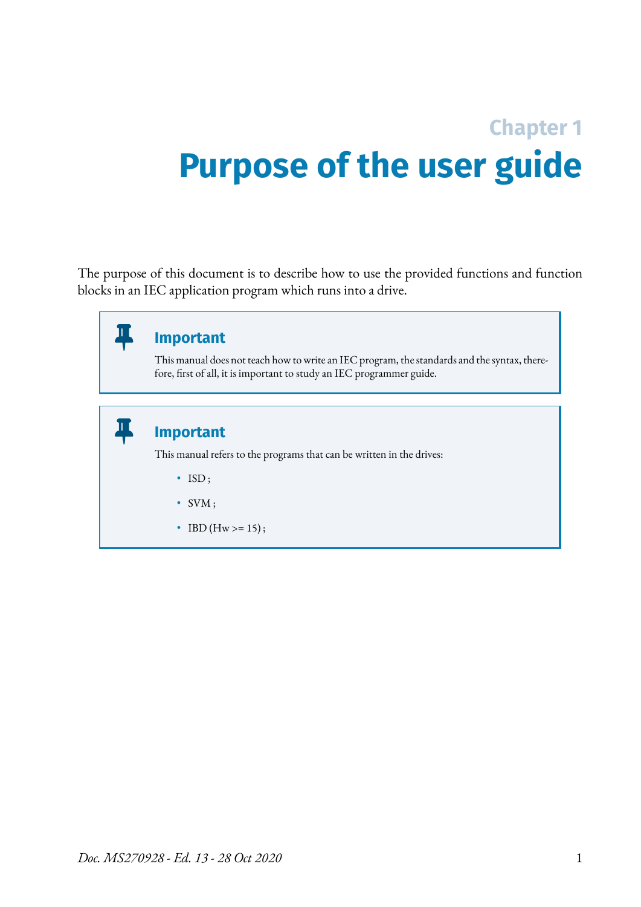# Chapter 1
# Purpose of the user guide

The purpose of this document is to describe how to use the provided functions and function blocks in an IEC application program which runs into a drive.

> **Important**
>
> This manual does not teach how to write an IEC program, the standards and the syntax, therefore, first of all, it is important to study an IEC programmer guide.

> **Important**
>
> This manual refers to the programs that can be written in the drives:
>
> - ISD ;
> - SVM ;
> - IBD (Hw >= 15) ;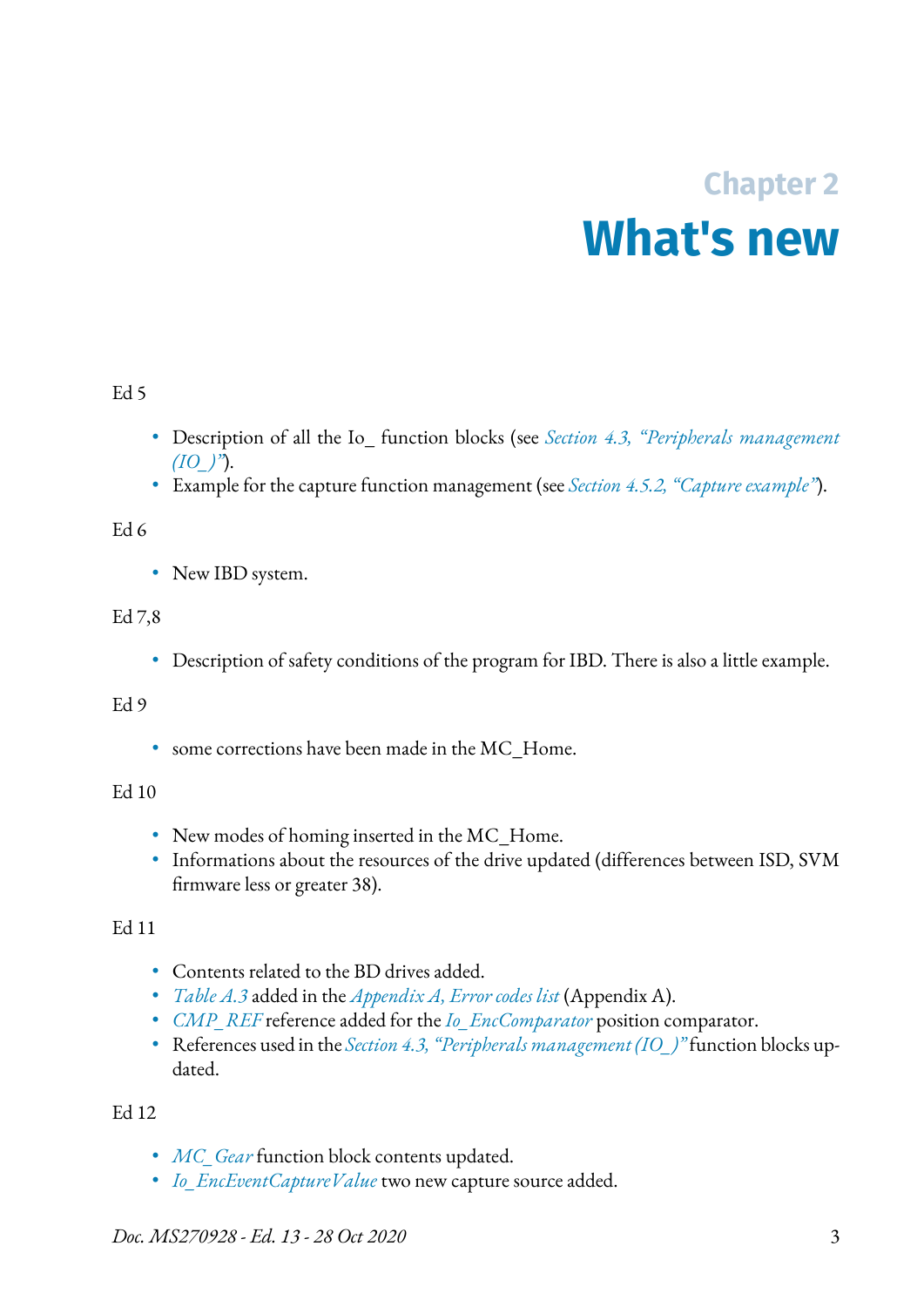# Chapter 2 What's new

Ed 5

- Description of all the Io_ function blocks (see *Section 4.3, "Peripherals management (IO_)"*).
- Example for the capture function management (see *Section 4.5.2, "Capture example"*).

Ed 6

- New IBD system.

Ed 7,8

- Description of safety conditions of the program for IBD. There is also a little example.

Ed 9

- some corrections have been made in the MC_Home.

Ed 10

- New modes of homing inserted in the MC_Home.
- Informations about the resources of the drive updated (differences between ISD, SVM firmware less or greater 38).

Ed 11

- Contents related to the BD drives added.
- *Table A.3* added in the *Appendix A, Error codes list* (Appendix A).
- *CMP_REF* reference added for the *Io_EncComparator* position comparator.
- References used in the *Section 4.3, "Peripherals management (IO_)"* function blocks updated.

Ed 12

- *MC_Gear* function block contents updated.
- *Io_EncEventCaptureValue* two new capture source added.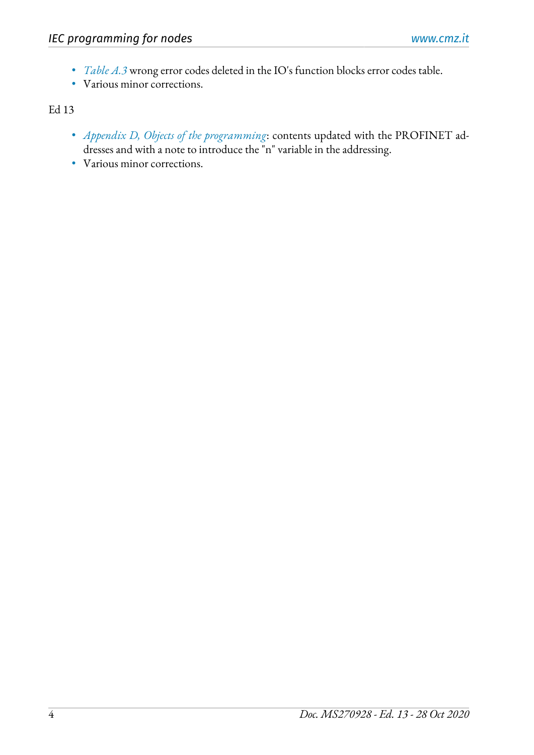- *Table A.3* wrong error codes deleted in the IO's function blocks error codes table.
- Various minor corrections.

Ed 13

- *Appendix D, Objects of the programming*: contents updated with the PROFINET addresses and with a note to introduce the "n" variable in the addressing.
- Various minor corrections.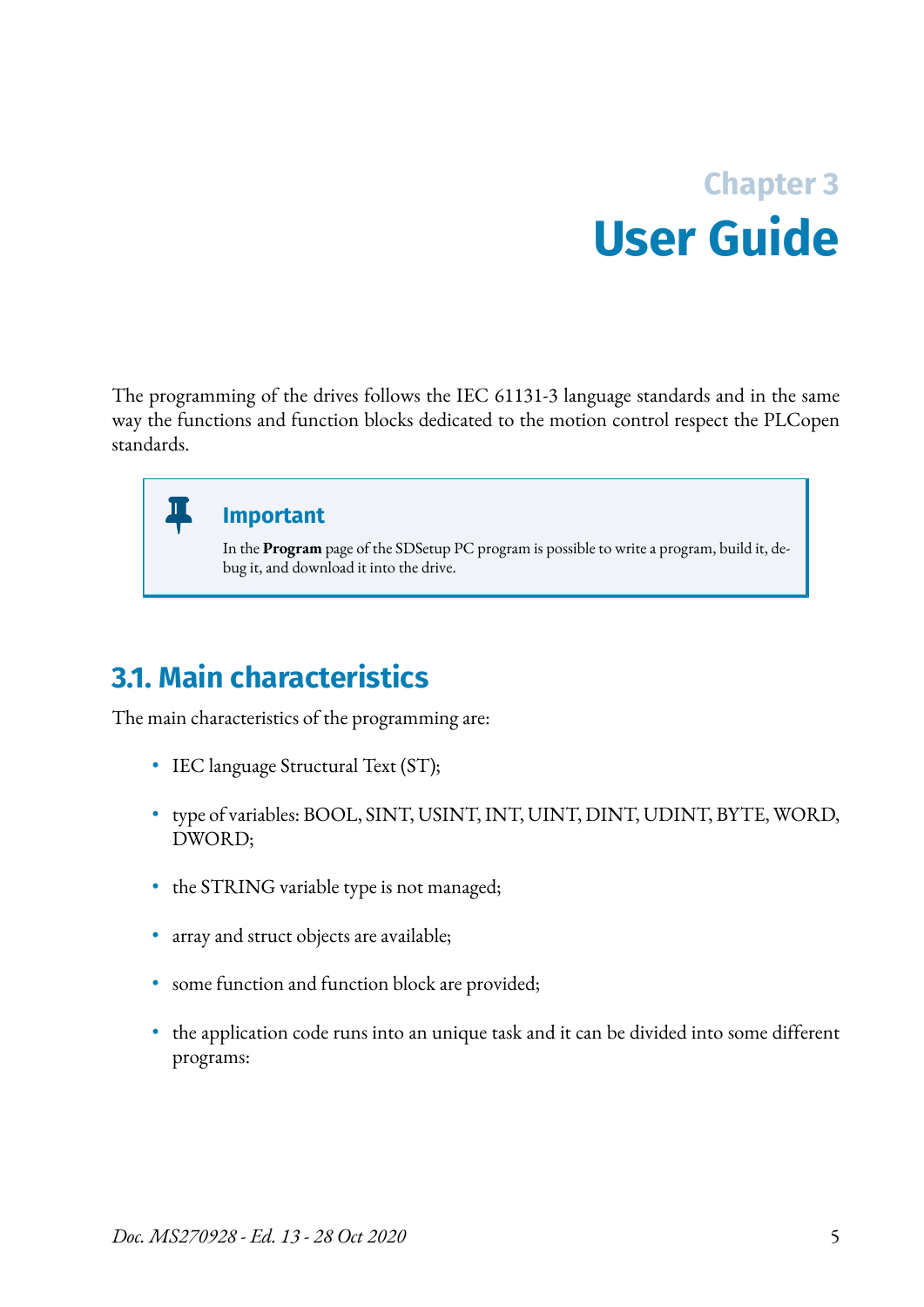# Chapter 3 User Guide

The programming of the drives follows the IEC 61131-3 language standards and in the same way the functions and function blocks dedicated to the motion control respect the PLCopen standards.

> **Important**
>
> In the **Program** page of the SDSetup PC program is possible to write a program, build it, debug it, and download it into the drive.

## 3.1. Main characteristics

The main characteristics of the programming are:

- IEC language Structural Text (ST);
- type of variables: BOOL, SINT, USINT, INT, UINT, DINT, UDINT, BYTE, WORD, DWORD;
- the STRING variable type is not managed;
- array and struct objects are available;
- some function and function block are provided;
- the application code runs into an unique task and it can be divided into some different programs: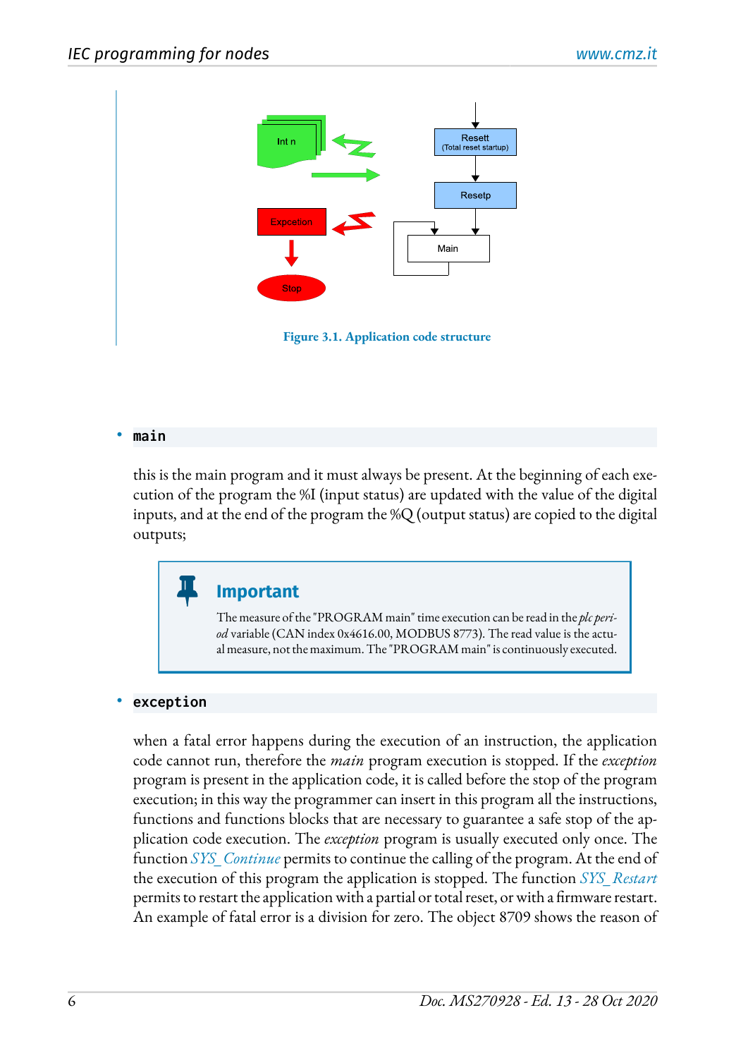Figure 3.1. Application code structure

- **main**

this is the main program and it must always be present. At the beginning of each execution of the program the %I (input status) are updated with the value of the digital inputs, and at the end of the program the %Q (output status) are copied to the digital outputs;

> **Important**
>
> The measure of the "PROGRAM main" time execution can be read in the *plc period* variable (CAN index 0x4616.00, MODBUS 8773). The read value is the actual measure, not the maximum. The "PROGRAM main" is continuously executed.

- **exception**

when a fatal error happens during the execution of an instruction, the application code cannot run, therefore the *main* program execution is stopped. If the *exception* program is present in the application code, it is called before the stop of the program execution; in this way the programmer can insert in this program all the instructions, functions and functions blocks that are necessary to guarantee a safe stop of the application code execution. The *exception* program is usually executed only once. The function *SYS_Continue* permits to continue the calling of the program. At the end of the execution of this program the application is stopped. The function *SYS_Restart* permits to restart the application with a partial or total reset, or with a firmware restart. An example of fatal error is a division for zero. The object 8709 shows the reason of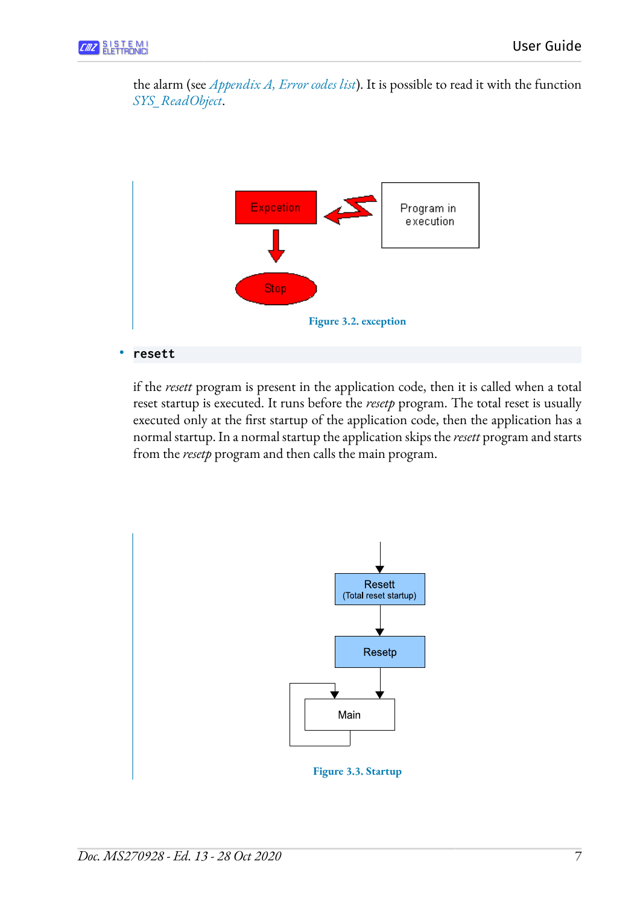the alarm (see *Appendix A, Error codes list*). It is possible to read it with the function *SYS_ReadObject*.

Figure 3.2. exception

- **`resett`**

if the *resett* program is present in the application code, then it is called when a total reset startup is executed. It runs before the *resetp* program. The total reset is usually executed only at the first startup of the application code, then the application has a normal startup. In a normal startup the application skips the *resett* program and starts from the *resetp* program and then calls the main program.

Figure 3.3. Startup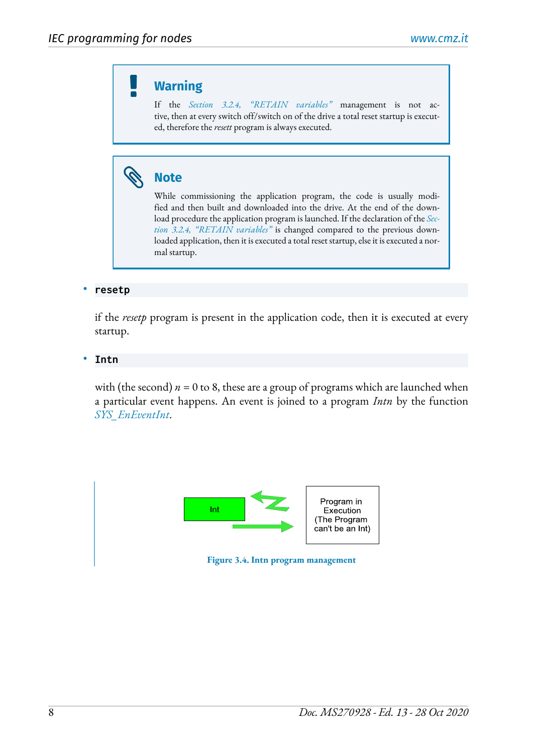> **Warning**
>
> If the *Section 3.2.4, "RETAIN variables"* management is not active, then at every switch off/switch on of the drive a total reset startup is executed, therefore the *resett* program is always executed.

> **Note**
>
> While commissioning the application program, the code is usually modified and then built and downloaded into the drive. At the end of the download procedure the application program is launched. If the declaration of the *Section 3.2.4, "RETAIN variables"* is changed compared to the previous downloaded application, then it is executed a total reset startup, else it is executed a normal startup.

- **`resetp`**

  if the *resetp* program is present in the application code, then it is executed at every startup.

- **`Intn`**

  with (the second) $n = 0$ to 8, these are a group of programs which are launched when a particular event happens. An event is joined to a program *Intn* by the function *SYS_EnEventInt*.

Int

Program in Execution (The Program can't be an Int)

**Figure 3.4. Intn program management**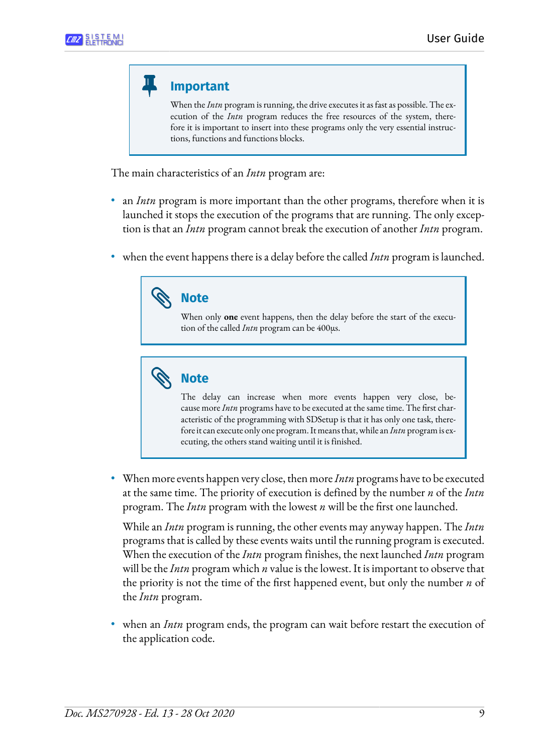> **Important**
>
> When the *Intn* program is running, the drive executes it as fast as possible. The execution of the *Intn* program reduces the free resources of the system, therefore it is important to insert into these programs only the very essential instructions, functions and functions blocks.

The main characteristics of an *Intn* program are:

- an *Intn* program is more important than the other programs, therefore when it is launched it stops the execution of the programs that are running. The only exception is that an *Intn* program cannot break the execution of another *Intn* program.

- when the event happens there is a delay before the called *Intn* program is launched.

> **Note**
>
> When only **one** event happens, then the delay before the start of the execution of the called *Intn* program can be 400µs.

> **Note**
>
> The delay can increase when more events happen very close, because more *Intn* programs have to be executed at the same time. The first characteristic of the programming with SDSetup is that it has only one task, therefore it can execute only one program. It means that, while an *Intn* program is executing, the others stand waiting until it is finished.

- When more events happen very close, then more *Intn* programs have to be executed at the same time. The priority of execution is defined by the number *n* of the *Intn* program. The *Intn* program with the lowest *n* will be the first one launched.

  While an *Intn* program is running, the other events may anyway happen. The *Intn* programs that is called by these events waits until the running program is executed. When the execution of the *Intn* program finishes, the next launched *Intn* program will be the *Intn* program which *n* value is the lowest. It is important to observe that the priority is not the time of the first happened event, but only the number *n* of the *Intn* program.

- when an *Intn* program ends, the program can wait before restart the execution of the application code.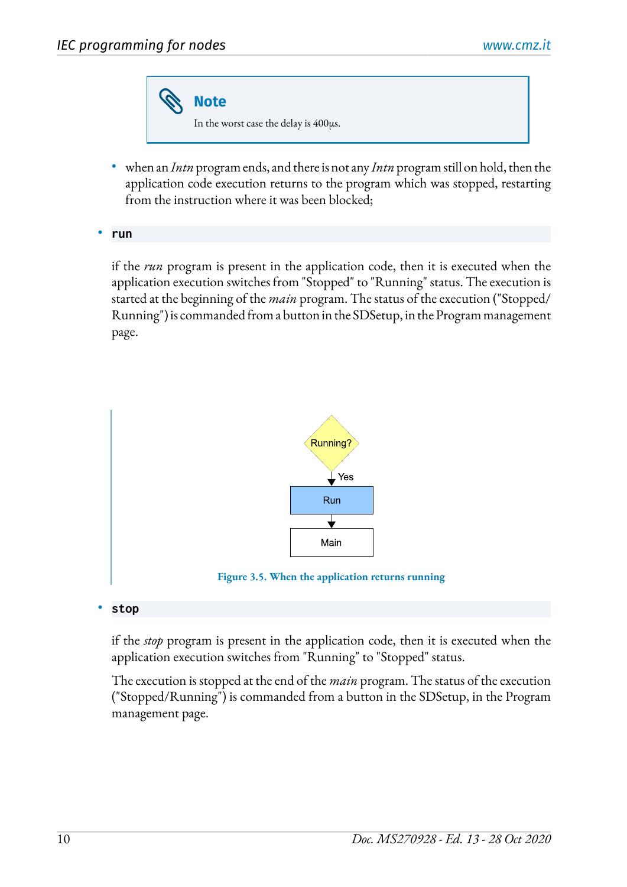> **Note**
>
> In the worst case the delay is 400µs.

- when an *Intn* program ends, and there is not any *Intn* program still on hold, then the application code execution returns to the program which was stopped, restarting from the instruction where it was been blocked;

- **run**

  if the *run* program is present in the application code, then it is executed when the application execution switches from "Stopped" to "Running" status. The execution is started at the beginning of the *main* program. The status of the execution ("Stopped/ Running") is commanded from a button in the SDSetup, in the Program management page.

  Running? → Yes → Run → Main

  **Figure 3.5. When the application returns running**

- **stop**

  if the *stop* program is present in the application code, then it is executed when the application execution switches from "Running" to "Stopped" status.

  The execution is stopped at the end of the *main* program. The status of the execution ("Stopped/Running") is commanded from a button in the SDSetup, in the Program management page.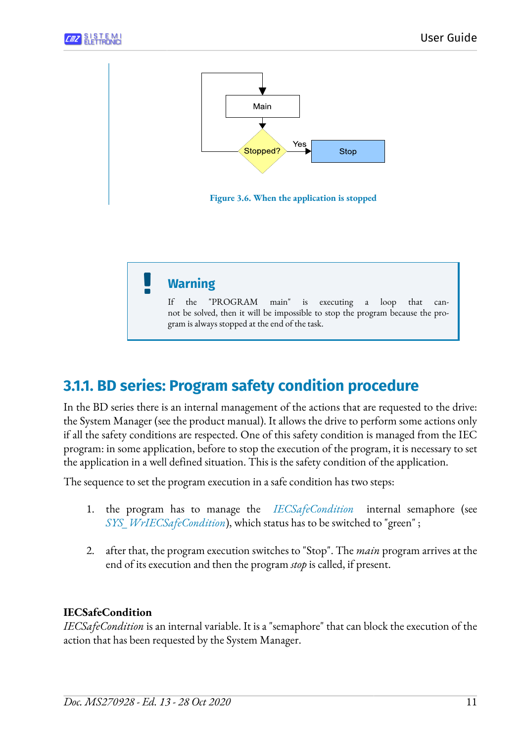Figure 3.6. When the application is stopped

> **Warning**
>
> If the "PROGRAM main" is executing a loop that can not be solved, then it will be impossible to stop the program because the program is always stopped at the end of the task.

## 3.1.1. BD series: Program safety condition procedure

In the BD series there is an internal management of the actions that are requested to the drive: the System Manager (see the product manual). It allows the drive to perform some actions only if all the safety conditions are respected. One of this safety condition is managed from the IEC program: in some application, before to stop the execution of the program, it is necessary to set the application in a well defined situation. This is the safety condition of the application.

The sequence to set the program execution in a safe condition has two steps:

1. the program has to manage the *IECSafeCondition* internal semaphore (see *SYS_WrIECSafeCondition*), which status has to be switched to "green" ;

2. after that, the program execution switches to "Stop". The *main* program arrives at the end of its execution and then the program *stop* is called, if present.

**IECSafeCondition**

*IECSafeCondition* is an internal variable. It is a "semaphore" that can block the execution of the action that has been requested by the System Manager.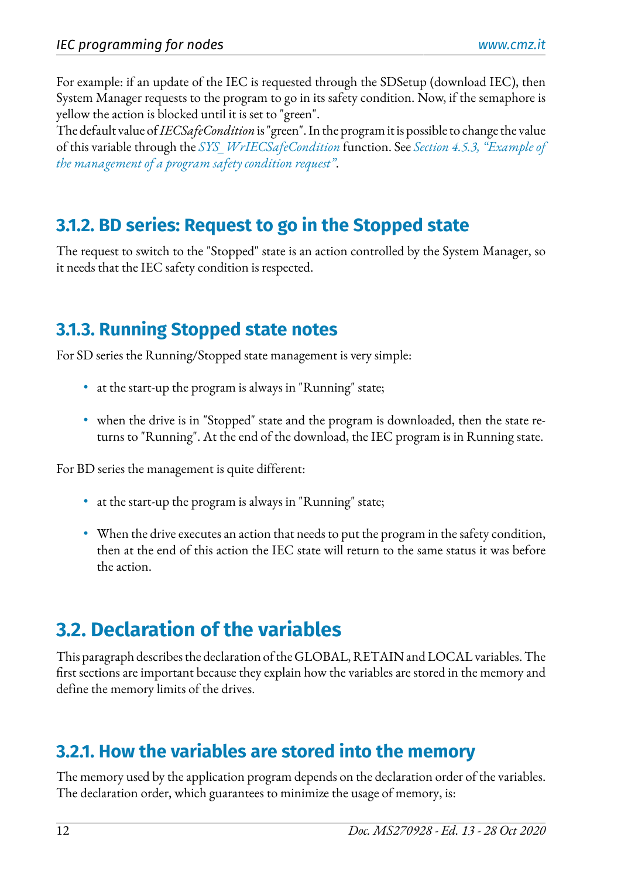For example: if an update of the IEC is requested through the SDSetup (download IEC), then System Manager requests to the program to go in its safety condition. Now, if the semaphore is yellow the action is blocked until it is set to "green".
The default value of *IECSafeCondition* is "green". In the program it is possible to change the value of this variable through the *SYS_ WrIECSafeCondition* function. See *Section 4.5.3, "Example of the management of a program safety condition request"*.

### 3.1.2. BD series: Request to go in the Stopped state

The request to switch to the "Stopped" state is an action controlled by the System Manager, so it needs that the IEC safety condition is respected.

### 3.1.3. Running Stopped state notes

For SD series the Running/Stopped state management is very simple:

- at the start-up the program is always in "Running" state;
- when the drive is in "Stopped" state and the program is downloaded, then the state returns to "Running". At the end of the download, the IEC program is in Running state.

For BD series the management is quite different:

- at the start-up the program is always in "Running" state;
- When the drive executes an action that needs to put the program in the safety condition, then at the end of this action the IEC state will return to the same status it was before the action.

## 3.2. Declaration of the variables

This paragraph describes the declaration of the GLOBAL, RETAIN and LOCAL variables. The first sections are important because they explain how the variables are stored in the memory and define the memory limits of the drives.

### 3.2.1. How the variables are stored into the memory

The memory used by the application program depends on the declaration order of the variables. The declaration order, which guarantees to minimize the usage of memory, is: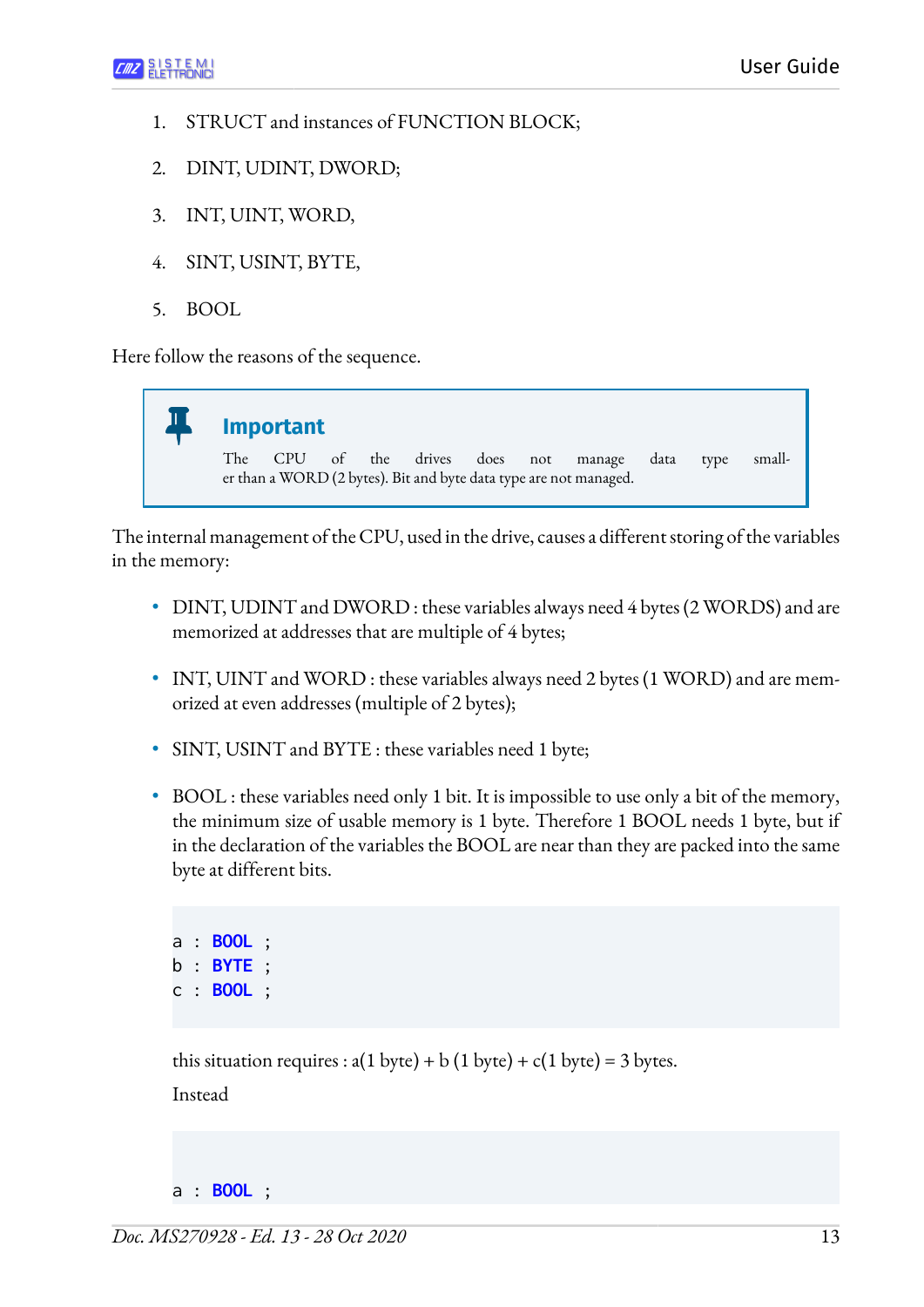1. STRUCT and instances of FUNCTION BLOCK;
2. DINT, UDINT, DWORD;
3. INT, UINT, WORD,
4. SINT, USINT, BYTE,
5. BOOL

Here follow the reasons of the sequence.

> **Important**
>
> The CPU of the drives does not manage data type smaller than a WORD (2 bytes). Bit and byte data type are not managed.

The internal management of the CPU, used in the drive, causes a different storing of the variables in the memory:

- DINT, UDINT and DWORD : these variables always need 4 bytes (2 WORDS) and are memorized at addresses that are multiple of 4 bytes;
- INT, UINT and WORD : these variables always need 2 bytes (1 WORD) and are memorized at even addresses (multiple of 2 bytes);
- SINT, USINT and BYTE : these variables need 1 byte;
- BOOL : these variables need only 1 bit. It is impossible to use only a bit of the memory, the minimum size of usable memory is 1 byte. Therefore 1 BOOL needs 1 byte, but if in the declaration of the variables the BOOL are near than they are packed into the same byte at different bits.

```
a : BOOL ;
b : BYTE ;
c : BOOL ;
```

this situation requires : a(1 byte) + b (1 byte) + c(1 byte) = 3 bytes.

Instead

```
a : BOOL ;
```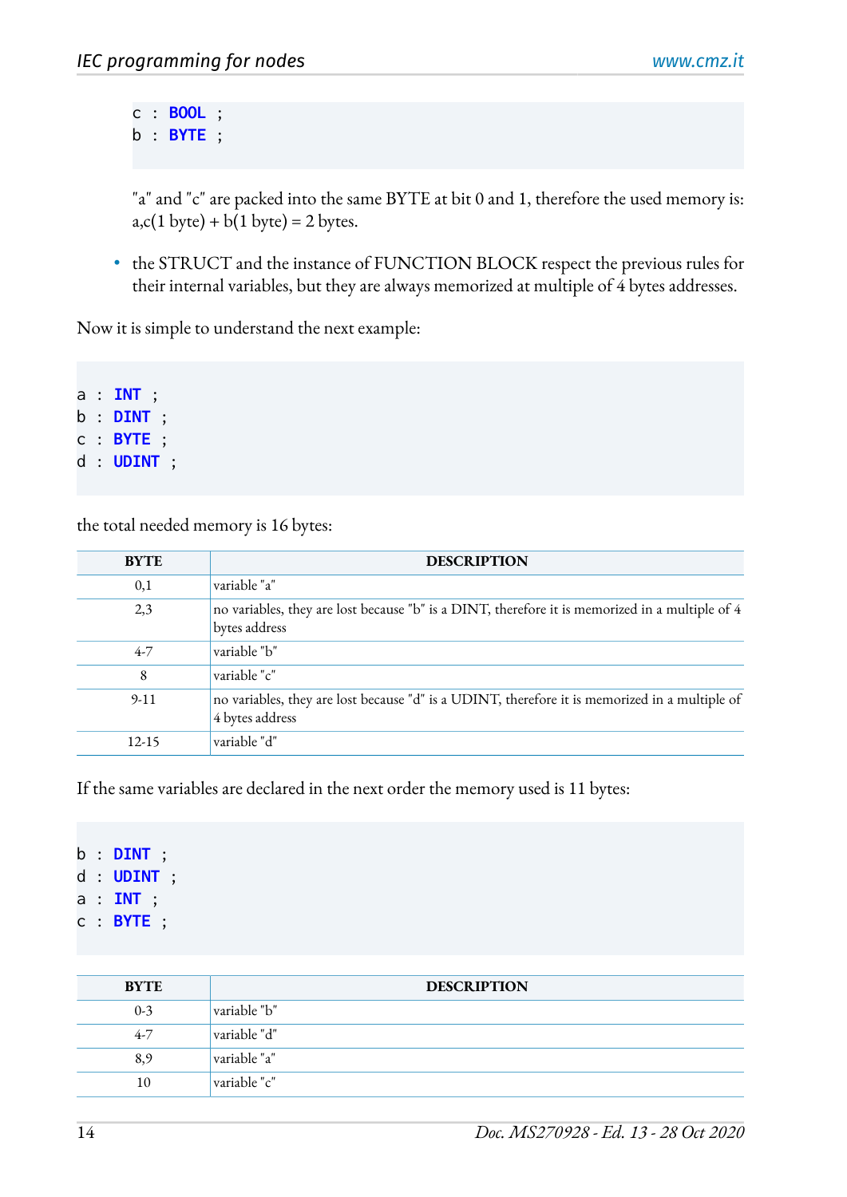```
c : BOOL ;
b : BYTE ;
```

"a" and "c" are packed into the same BYTE at bit 0 and 1, therefore the used memory is: a,c(1 byte) + b(1 byte) = 2 bytes.

- the STRUCT and the instance of FUNCTION BLOCK respect the previous rules for their internal variables, but they are always memorized at multiple of 4 bytes addresses.

Now it is simple to understand the next example:

```
a : INT ;
b : DINT ;
c : BYTE ;
d : UDINT ;
```

the total needed memory is 16 bytes:

| BYTE | DESCRIPTION |
|---|---|
| 0,1 | variable "a" |
| 2,3 | no variables, they are lost because "b" is a DINT, therefore it is memorized in a multiple of 4 bytes address |
| 4-7 | variable "b" |
| 8 | variable "c" |
| 9-11 | no variables, they are lost because "d" is a UDINT, therefore it is memorized in a multiple of 4 bytes address |
| 12-15 | variable "d" |

If the same variables are declared in the next order the memory used is 11 bytes:

```
b : DINT ;
d : UDINT ;
a : INT ;
c : BYTE ;
```

| BYTE | DESCRIPTION |
|---|---|
| 0-3 | variable "b" |
| 4-7 | variable "d" |
| 8,9 | variable "a" |
| 10 | variable "c" |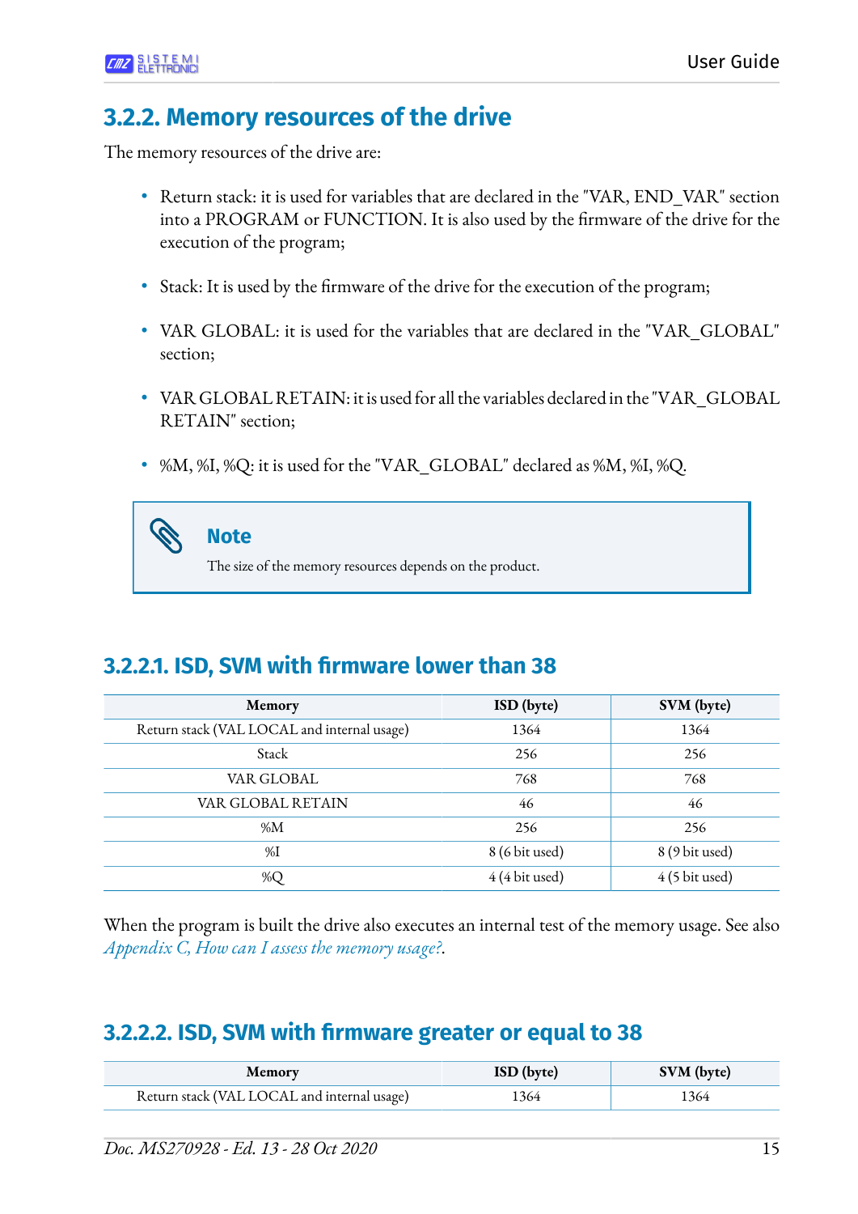### 3.2.2. Memory resources of the drive

The memory resources of the drive are:

- Return stack: it is used for variables that are declared in the "VAR, END_VAR" section into a PROGRAM or FUNCTION. It is also used by the firmware of the drive for the execution of the program;
- Stack: It is used by the firmware of the drive for the execution of the program;
- VAR GLOBAL: it is used for the variables that are declared in the "VAR_GLOBAL" section;
- VAR GLOBAL RETAIN: it is used for all the variables declared in the "VAR_GLOBAL RETAIN" section;
- %M, %I, %Q: it is used for the "VAR_GLOBAL" declared as %M, %I, %Q.

> **Note**
>
> The size of the memory resources depends on the product.

#### 3.2.2.1. ISD, SVM with firmware lower than 38

| Memory | ISD (byte) | SVM (byte) |
|---|---|---|
| Return stack (VAL LOCAL and internal usage) | 1364 | 1364 |
| Stack | 256 | 256 |
| VAR GLOBAL | 768 | 768 |
| VAR GLOBAL RETAIN | 46 | 46 |
| %M | 256 | 256 |
| %I | 8 (6 bit used) | 8 (9 bit used) |
| %Q | 4 (4 bit used) | 4 (5 bit used) |

When the program is built the drive also executes an internal test of the memory usage. See also *Appendix C, How can I assess the memory usage?*.

#### 3.2.2.2. ISD, SVM with firmware greater or equal to 38

| Memory | ISD (byte) | SVM (byte) |
|---|---|---|
| Return stack (VAL LOCAL and internal usage) | 1364 | 1364 |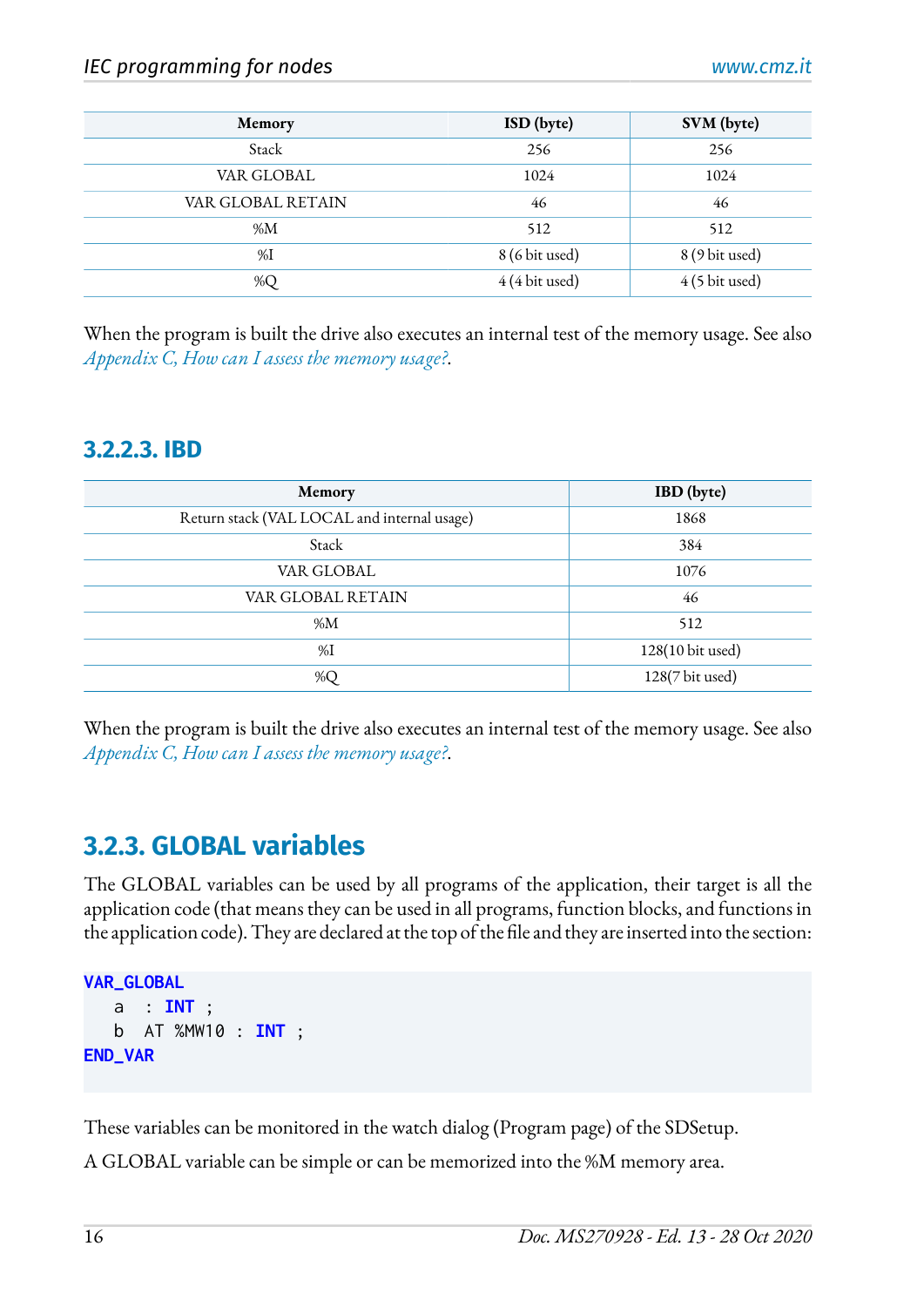| Memory | ISD (byte) | SVM (byte) |
|---|---|---|
| Stack | 256 | 256 |
| VAR GLOBAL | 1024 | 1024 |
| VAR GLOBAL RETAIN | 46 | 46 |
| %M | 512 | 512 |
| %I | 8 (6 bit used) | 8 (9 bit used) |
| %Q | 4 (4 bit used) | 4 (5 bit used) |

When the program is built the drive also executes an internal test of the memory usage. See also *Appendix C, How can I assess the memory usage?*.

#### 3.2.2.3. IBD

| Memory | IBD (byte) |
|---|---|
| Return stack (VAL LOCAL and internal usage) | 1868 |
| Stack | 384 |
| VAR GLOBAL | 1076 |
| VAR GLOBAL RETAIN | 46 |
| %M | 512 |
| %I | 128(10 bit used) |
| %Q | 128(7 bit used) |

When the program is built the drive also executes an internal test of the memory usage. See also *Appendix C, How can I assess the memory usage?*.

### 3.2.3. GLOBAL variables

The GLOBAL variables can be used by all programs of the application, their target is all the application code (that means they can be used in all programs, function blocks, and functions in the application code). They are declared at the top of the file and they are inserted into the section:

```
VAR_GLOBAL
   a  : INT ;
   b  AT %MW10 : INT ;
END_VAR
```

These variables can be monitored in the watch dialog (Program page) of the SDSetup.

A GLOBAL variable can be simple or can be memorized into the %M memory area.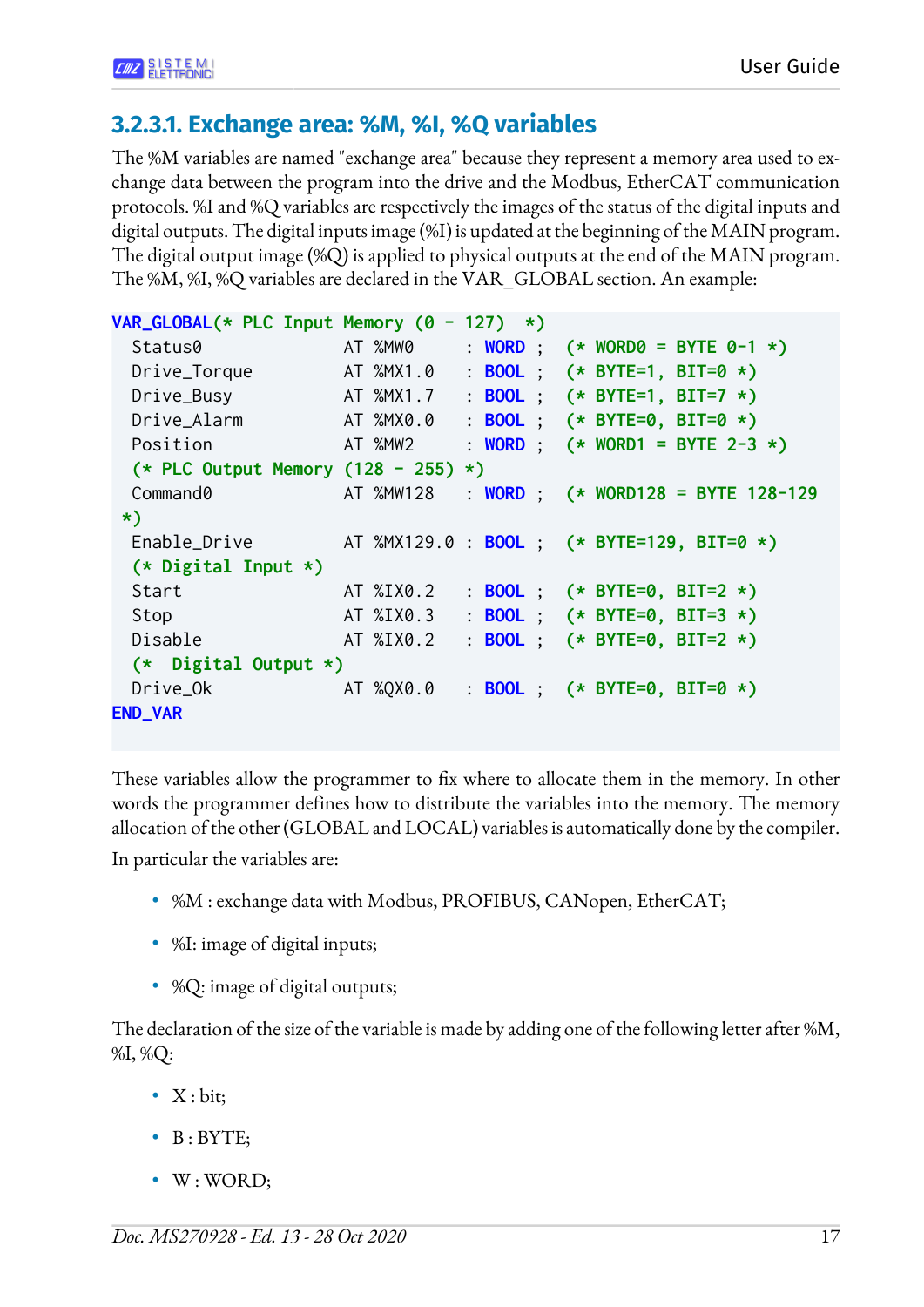### 3.2.3.1. Exchange area: %M, %I, %Q variables

The %M variables are named "exchange area" because they represent a memory area used to exchange data between the program into the drive and the Modbus, EtherCAT communication protocols. %I and %Q variables are respectively the images of the status of the digital inputs and digital outputs. The digital inputs image (%I) is updated at the beginning of the MAIN program. The digital output image (%Q) is applied to physical outputs at the end of the MAIN program. The %M, %I, %Q variables are declared in the VAR_GLOBAL section. An example:

```
VAR_GLOBAL(* PLC Input Memory (0 - 127)  *)
  Status0              AT %MW0      : WORD ;  (* WORD0 = BYTE 0-1 *)
  Drive_Torque         AT %MX1.0    : BOOL ;  (* BYTE=1, BIT=0 *)
  Drive_Busy           AT %MX1.7    : BOOL ;  (* BYTE=1, BIT=7 *)
  Drive_Alarm          AT %MX0.0    : BOOL ;  (* BYTE=0, BIT=0 *)
  Position             AT %MW2      : WORD ;  (* WORD1 = BYTE 2-3 *)
  (* PLC Output Memory (128 - 255) *)
  Command0             AT %MW128    : WORD ;  (* WORD128 = BYTE 128-129
 *)
  Enable_Drive         AT %MX129.0 : BOOL ;  (* BYTE=129, BIT=0 *)
  (* Digital Input *)
  Start                AT %IX0.2    : BOOL ;  (* BYTE=0, BIT=2 *)
  Stop                 AT %IX0.3    : BOOL ;  (* BYTE=0, BIT=3 *)
  Disable              AT %IX0.2    : BOOL ;  (* BYTE=0, BIT=2 *)
  (*  Digital Output *)
  Drive_Ok             AT %QX0.0    : BOOL ;  (* BYTE=0, BIT=0 *)
END_VAR
```

These variables allow the programmer to fix where to allocate them in the memory. In other words the programmer defines how to distribute the variables into the memory. The memory allocation of the other (GLOBAL and LOCAL) variables is automatically done by the compiler.

In particular the variables are:

- %M : exchange data with Modbus, PROFIBUS, CANopen, EtherCAT;
- %I: image of digital inputs;
- %Q: image of digital outputs;

The declaration of the size of the variable is made by adding one of the following letter after %M, %I, %Q:

- X : bit;
- B : BYTE;
- W : WORD;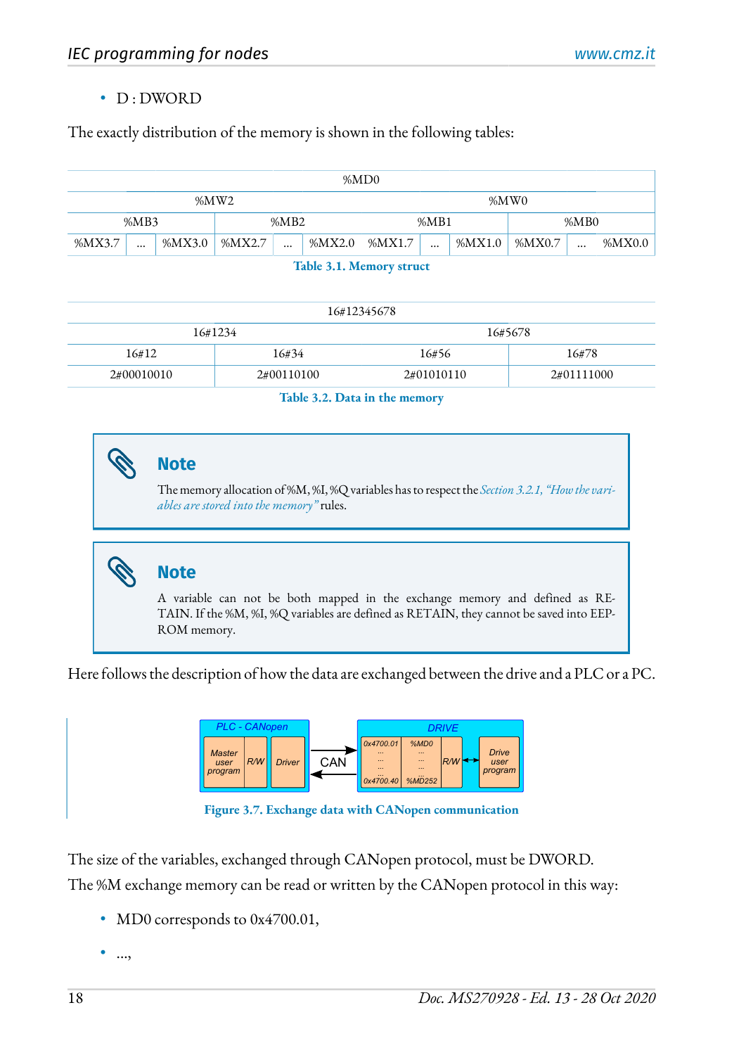- D : DWORD

The exactly distribution of the memory is shown in the following tables:

| %MD0 | | | | | | | | | | | |
|---|---|---|---|---|---|---|---|---|---|---|---|
| %MW2 | | | | | | %MW0 | | | | | |
| %MB3 | | | %MB2 | | | %MB1 | | | %MB0 | | |
| %MX3.7 | ... | %MX3.0 | %MX2.7 | ... | %MX2.0 | %MX1.7 | ... | %MX1.0 | %MX0.7 | ... | %MX0.0 |

Table 3.1. Memory struct

| 16#12345678 | | | |
|---|---|---|---|
| 16#1234 | | 16#5678 | |
| 16#12 | 16#34 | 16#56 | 16#78 |
| 2#00010010 | 2#00110100 | 2#01010110 | 2#01111000 |

Table 3.2. Data in the memory

> **Note**
>
> The memory allocation of %M, %I, %Q variables has to respect the *Section 3.2.1, "How the variables are stored into the memory"* rules.

> **Note**
>
> A variable can not be both mapped in the exchange memory and defined as RETAIN. If the %M, %I, %Q variables are defined as RETAIN, they cannot be saved into EEPROM memory.

Here follows the description of how the data are exchanged between the drive and a PLC or a PC.

Figure 3.7. Exchange data with CANopen communication

The size of the variables, exchanged through CANopen protocol, must be DWORD.

The %M exchange memory can be read or written by the CANopen protocol in this way:

- MD0 corresponds to 0x4700.01,
- ...,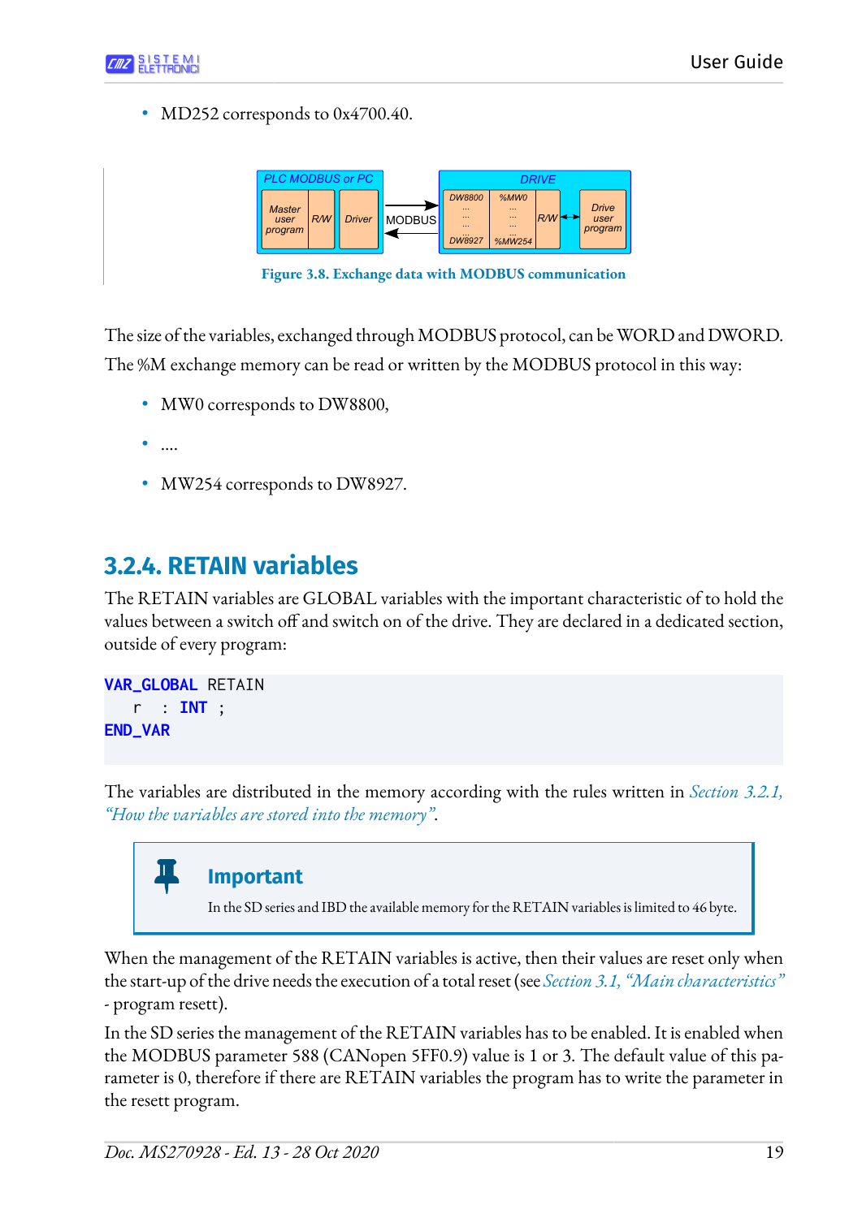- MD252 corresponds to 0x4700.40.

Figure 3.8. Exchange data with MODBUS communication

The size of the variables, exchanged through MODBUS protocol, can be WORD and DWORD. The %M exchange memory can be read or written by the MODBUS protocol in this way:

- MW0 corresponds to DW8800,
- ....
- MW254 corresponds to DW8927.

### 3.2.4. RETAIN variables

The RETAIN variables are GLOBAL variables with the important characteristic of to hold the values between a switch off and switch on of the drive. They are declared in a dedicated section, outside of every program:

```
VAR_GLOBAL RETAIN
   r  : INT ;
END_VAR
```

The variables are distributed in the memory according with the rules written in *Section 3.2.1, "How the variables are stored into the memory"*.

> **Important**
>
> In the SD series and IBD the available memory for the RETAIN variables is limited to 46 byte.

When the management of the RETAIN variables is active, then their values are reset only when the start-up of the drive needs the execution of a total reset (see *Section 3.1, "Main characteristics"* - program resett).

In the SD series the management of the RETAIN variables has to be enabled. It is enabled when the MODBUS parameter 588 (CANopen 5FF0.9) value is 1 or 3. The default value of this parameter is 0, therefore if there are RETAIN variables the program has to write the parameter in the resett program.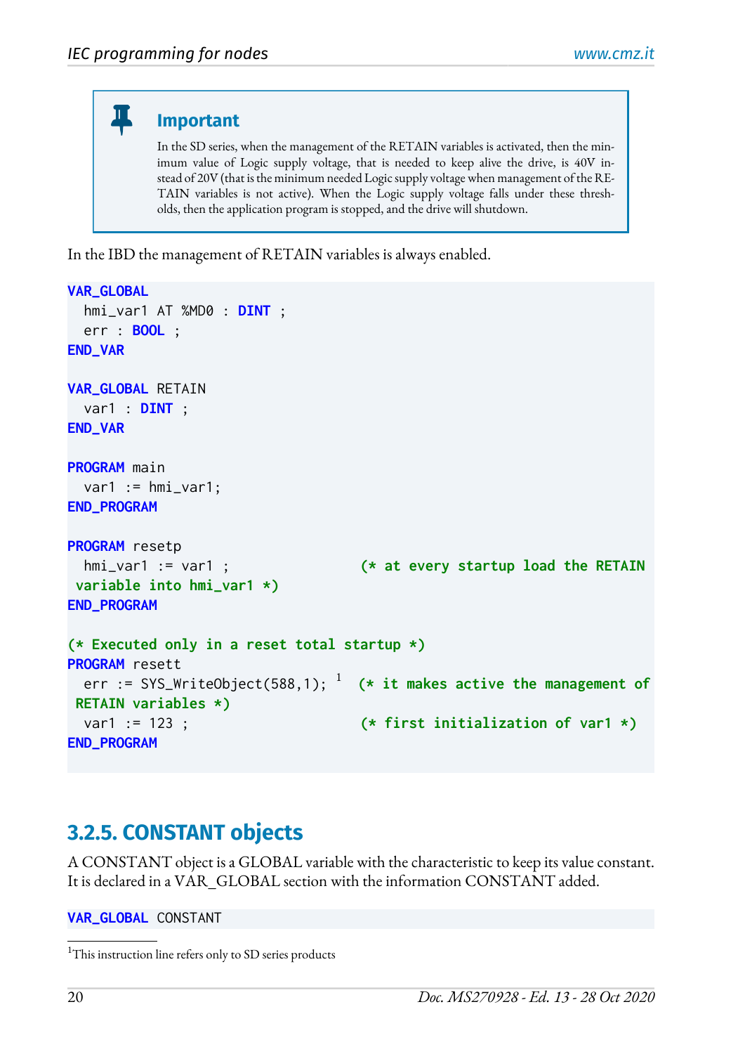> **Important**
>
> In the SD series, when the management of the RETAIN variables is activated, then the minimum value of Logic supply voltage, that is needed to keep alive the drive, is 40V instead of 20V (that is the minimum needed Logic supply voltage when management of the RETAIN variables is not active). When the Logic supply voltage falls under these thresholds, then the application program is stopped, and the drive will shutdown.

In the IBD the management of RETAIN variables is always enabled.

```
VAR_GLOBAL
  hmi_var1 AT %MD0 : DINT ;
  err : BOOL ;
END_VAR

VAR_GLOBAL RETAIN
  var1 : DINT ;
END_VAR

PROGRAM main
  var1 := hmi_var1;
END_PROGRAM

PROGRAM resetp
  hmi_var1 := var1 ;                (* at every startup load the RETAIN
 variable into hmi_var1 *)
END_PROGRAM

(* Executed only in a reset total startup *)
PROGRAM resett
  err := SYS_WriteObject(588,1); [1]  (* it makes active the management of
 RETAIN variables *)
  var1 := 123 ;                     (* first initialization of var1 *)
END_PROGRAM
```

### 3.2.5. CONSTANT objects

A CONSTANT object is a GLOBAL variable with the characteristic to keep its value constant. It is declared in a VAR_GLOBAL section with the information CONSTANT added.

```
VAR_GLOBAL CONSTANT
```

[1] This instruction line refers only to SD series products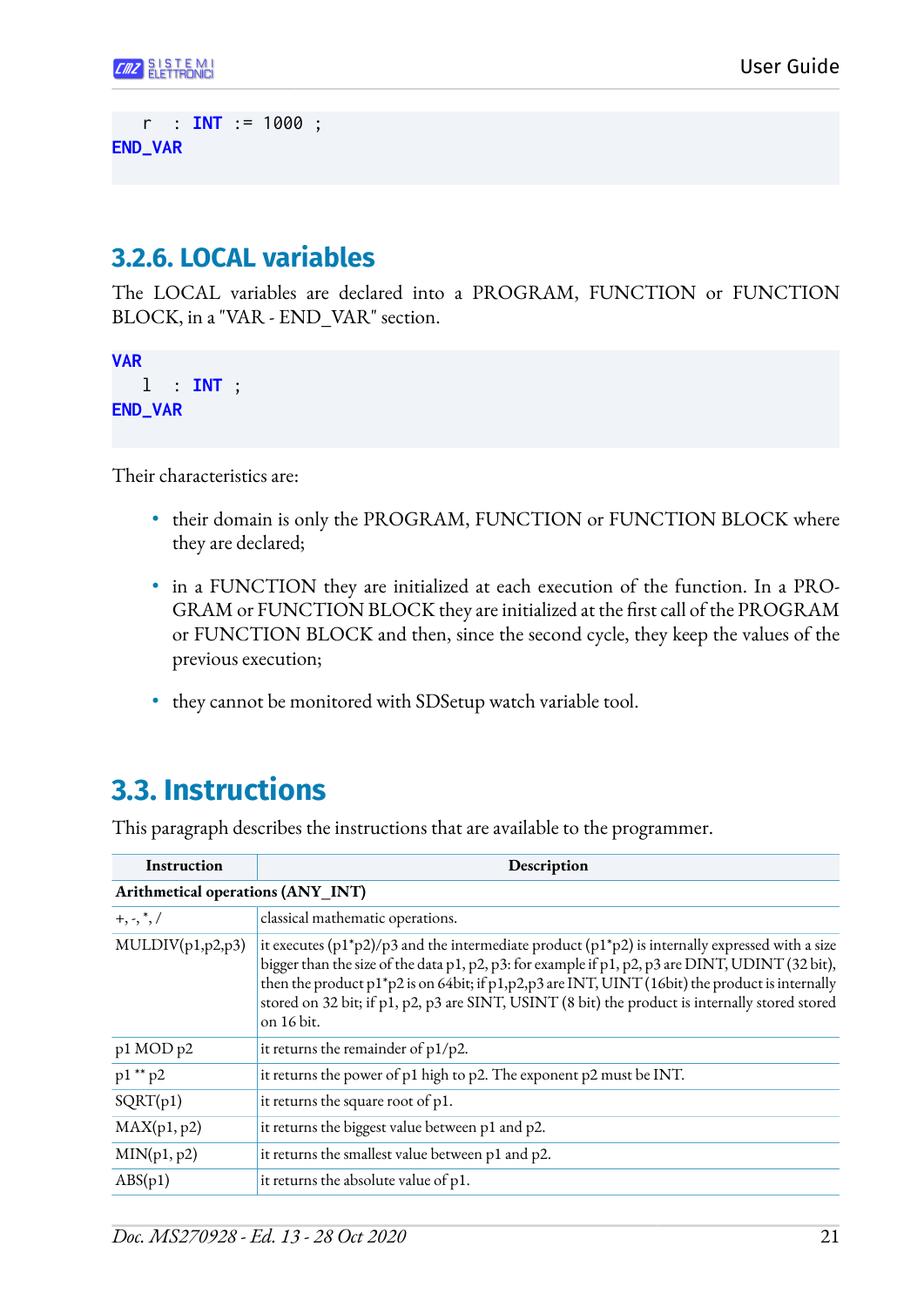```
    r  : INT := 1000 ;
END_VAR
```

### 3.2.6. LOCAL variables

The LOCAL variables are declared into a PROGRAM, FUNCTION or FUNCTION BLOCK, in a "VAR - END_VAR" section.

```
VAR
    l  : INT ;
END_VAR
```

Their characteristics are:

- their domain is only the PROGRAM, FUNCTION or FUNCTION BLOCK where they are declared;
- in a FUNCTION they are initialized at each execution of the function. In a PROGRAM or FUNCTION BLOCK they are initialized at the first call of the PROGRAM or FUNCTION BLOCK and then, since the second cycle, they keep the values of the previous execution;
- they cannot be monitored with SDSetup watch variable tool.

## 3.3. Instructions

This paragraph describes the instructions that are available to the programmer.

| Instruction | Description |
|---|---|
| **Arithmetical operations (ANY_INT)** | |
| +, -, *, / | classical mathematic operations. |
| MULDIV(p1,p2,p3) | it executes (p1*p2)/p3 and the intermediate product (p1*p2) is internally expressed with a size bigger than the size of the data p1, p2, p3: for example if p1, p2, p3 are DINT, UDINT (32 bit), then the product p1*p2 is on 64bit; if p1,p2,p3 are INT, UINT (16bit) the product is internally stored on 32 bit; if p1, p2, p3 are SINT, USINT (8 bit) the product is internally stored stored on 16 bit. |
| p1 MOD p2 | it returns the remainder of p1/p2. |
| p1 ** p2 | it returns the power of p1 high to p2. The exponent p2 must be INT. |
| SQRT(p1) | it returns the square root of p1. |
| MAX(p1, p2) | it returns the biggest value between p1 and p2. |
| MIN(p1, p2) | it returns the smallest value between p1 and p2. |
| ABS(p1) | it returns the absolute value of p1. |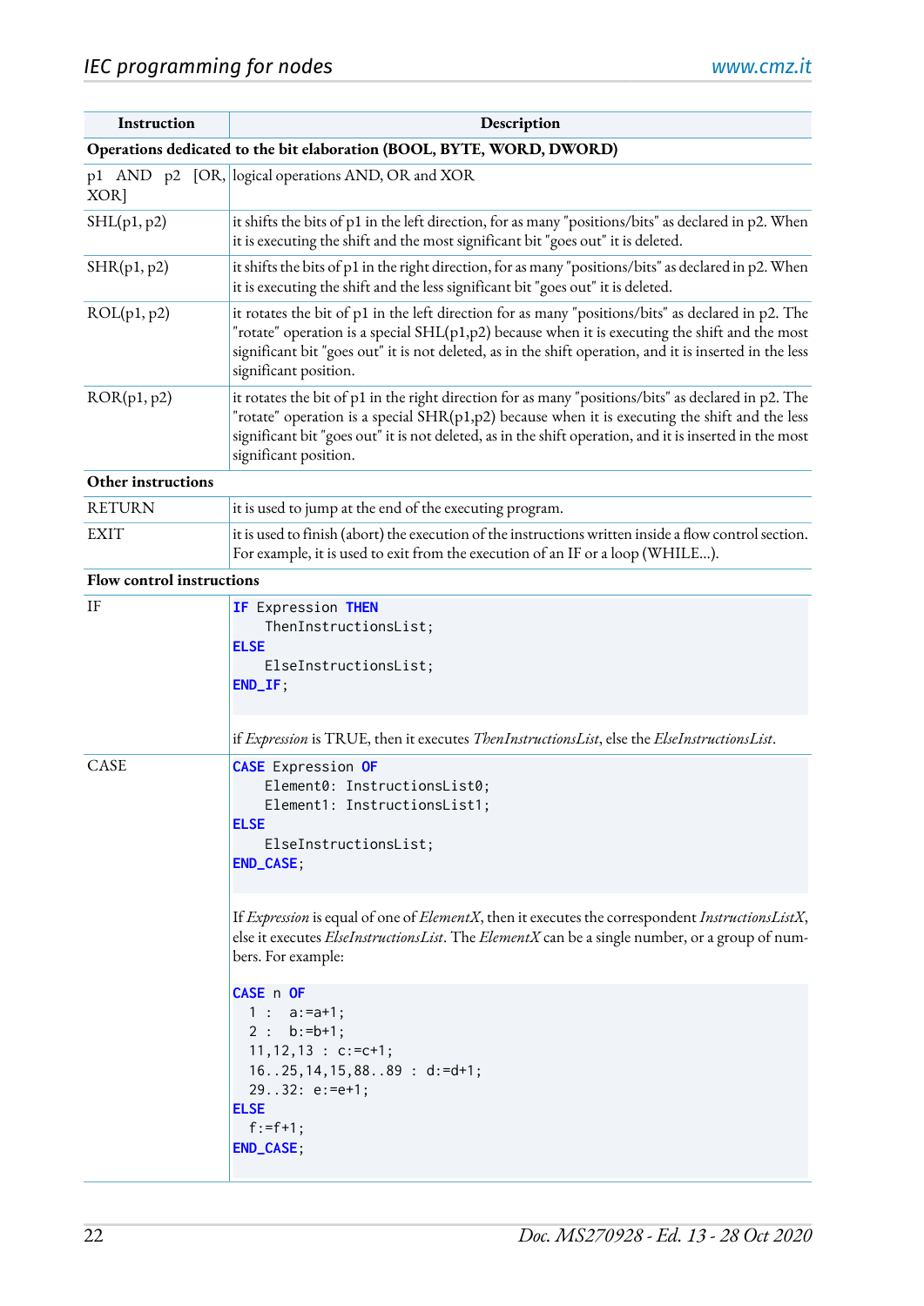| Instruction | Description |
|---|---|
| **Operations dedicated to the bit elaboration (BOOL, BYTE, WORD, DWORD)** | |
| p1 AND p2 [OR, XOR] | logical operations AND, OR and XOR |
| SHL(p1, p2) | it shifts the bits of p1 in the left direction, for as many "positions/bits" as declared in p2. When it is executing the shift and the most significant bit "goes out" it is deleted. |
| SHR(p1, p2) | it shifts the bits of p1 in the right direction, for as many "positions/bits" as declared in p2. When it is executing the shift and the less significant bit "goes out" it is deleted. |
| ROL(p1, p2) | it rotates the bit of p1 in the left direction for as many "positions/bits" as declared in p2. The "rotate" operation is a special SHL(p1,p2) because when it is executing the shift and the most significant bit "goes out" it is not deleted, as in the shift operation, and it is inserted in the less significant position. |
| ROR(p1, p2) | it rotates the bit of p1 in the right direction for as many "positions/bits" as declared in p2. The "rotate" operation is a special SHR(p1,p2) because when it is executing the shift and the less significant bit "goes out" it is not deleted, as in the shift operation, and it is inserted in the most significant position. |
| **Other instructions** | |
| RETURN | it is used to jump at the end of the executing program. |
| EXIT | it is used to finish (abort) the execution of the instructions written inside a flow control section. For example, it is used to exit from the execution of an IF or a loop (WHILE...). |
| **Flow control instructions** | |
| IF | `IF Expression THEN`<br>`    ThenInstructionsList;`<br>`ELSE`<br>`    ElseInstructionsList;`<br>`END_IF;`<br><br>if *Expression* is TRUE, then it executes *ThenInstructionsList*, else the *ElseInstructionsList*. |
| CASE | `CASE Expression OF`<br>`    Element0: InstructionsList0;`<br>`    Element1: InstructionsList1;`<br>`ELSE`<br>`    ElseInstructionsList;`<br>`END_CASE;`<br><br>If *Expression* is equal of one of *ElementX*, then it executes the correspondent *InstructionsListX*, else it executes *ElseInstructionsList*. The *ElementX* can be a single number, or a group of numbers. For example:<br><br>`CASE n OF`<br>`  1 :  a:=a+1;`<br>`  2 :  b:=b+1;`<br>`  11,12,13 : c:=c+1;`<br>`  16..25,14,15,88..89 : d:=d+1;`<br>`  29..32: e:=e+1;`<br>`ELSE`<br>`  f:=f+1;`<br>`END_CASE;` |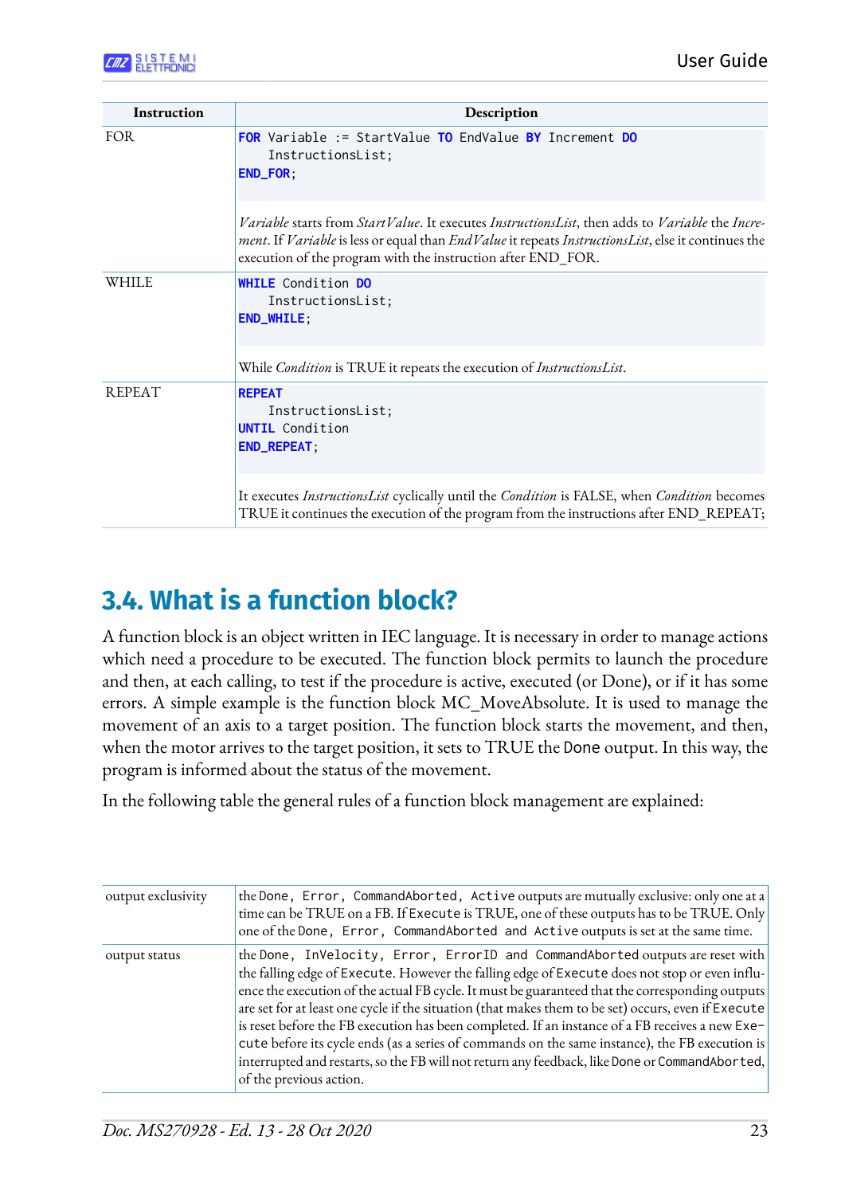| Instruction | Description |
|---|---|
| FOR | `FOR Variable := StartValue TO EndValue BY Increment DO`<br>`    InstructionsList;`<br>`END_FOR;`<br><br>*Variable* starts from *StartValue*. It executes *InstructionsList*, then adds to *Variable* the *Increment*. If *Variable* is less or equal than *EndValue* it repeats *InstructionsList*, else it continues the execution of the program with the instruction after END_FOR. |
| WHILE | `WHILE Condition DO`<br>`    InstructionsList;`<br>`END_WHILE;`<br><br>While *Condition* is TRUE it repeats the execution of *InstructionsList*. |
| REPEAT | `REPEAT`<br>`    InstructionsList;`<br>`UNTIL Condition`<br>`END_REPEAT;`<br><br>It executes *InstructionsList* cyclically until the *Condition* is FALSE, when *Condition* becomes TRUE it continues the execution of the program from the instructions after END_REPEAT; |

## 3.4. What is a function block?

A function block is an object written in IEC language. It is necessary in order to manage actions which need a procedure to be executed. The function block permits to launch the procedure and then, at each calling, to test if the procedure is active, executed (or Done), or if it has some errors. A simple example is the function block MC_MoveAbsolute. It is used to manage the movement of an axis to a target position. The function block starts the movement, and then, when the motor arrives to the target position, it sets to TRUE the `Done` output. In this way, the program is informed about the status of the movement.

In the following table the general rules of a function block management are explained:

| | |
|---|---|
| output exclusivity | the `Done, Error, CommandAborted, Active` outputs are mutually exclusive: only one at a time can be TRUE on a FB. If `Execute` is TRUE, one of these outputs has to be TRUE. Only one of the `Done, Error, CommandAborted and Active` outputs is set at the same time. |
| output status | the `Done, InVelocity, Error, ErrorID and CommandAborted` outputs are reset with the falling edge of `Execute`. However the falling edge of `Execute` does not stop or even influence the execution of the actual FB cycle. It must be guaranteed that the corresponding outputs are set for at least one cycle if the situation (that makes them to be set) occurs, even if `Execute` is reset before the FB execution has been completed. If an instance of a FB receives a new `Execute` before its cycle ends (as a series of commands on the same instance), the FB execution is interrupted and restarts, so the FB will not return any feedback, like `Done` or `CommandAborted`, of the previous action. |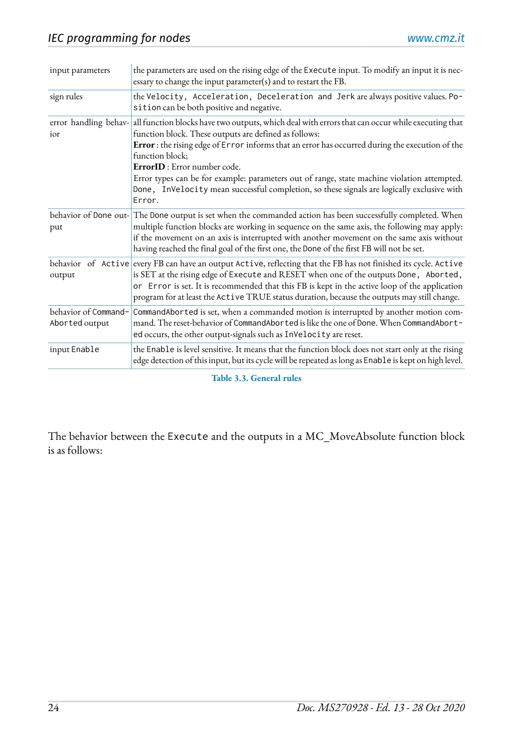| | |
|---|---|
| input parameters | the parameters are used on the rising edge of the `Execute` input. To modify an input it is necessary to change the input parameter(s) and to restart the FB. |
| sign rules | the `Velocity, Acceleration, Deceleration and Jerk` are always positive values. `Position` can be both positive and negative. |
| error handling behavior | all function blocks have two outputs, which deal with errors that can occur while executing that function block. These outputs are defined as follows:<br>**Error** : the rising edge of `Error` informs that an error has occurred during the execution of the function block;<br>**ErrorID** : Error number code.<br>Error types can be for example: parameters out of range, state machine violation attempted. `Done, InVelocity` mean successful completion, so these signals are logically exclusive with `Error`. |
| behavior of `Done` output | The `Done` output is set when the commanded action has been successfully completed. When multiple function blocks are working in sequence on the same axis, the following may apply: if the movement on an axis is interrupted with another movement on the same axis without having reached the final goal of the first one, the `Done` of the first FB will not be set. |
| behavior of `Active` output | every FB can have an output `Active`, reflecting that the FB has not finished its cycle. `Active` is SET at the rising edge of `Execute` and RESET when one of the outputs `Done, Aborted, or Error` is set. It is recommended that this FB is kept in the active loop of the application program for at least the `Active` TRUE status duration, because the outputs may still change. |
| behavior of `CommandAborted` output | `CommandAborted` is set, when a commanded motion is interrupted by another motion command. The reset-behavior of `CommandAborted` is like the one of `Done`. When `CommandAborted` occurs, the other output-signals such as `InVelocity` are reset. |
| input `Enable` | the `Enable` is level sensitive. It means that the function block does not start only at the rising edge detection of this input, but its cycle will be repeated as long as `Enable` is kept on high level. |

**Table 3.3. General rules**

The behavior between the `Execute` and the outputs in a MC_MoveAbsolute function block is as follows: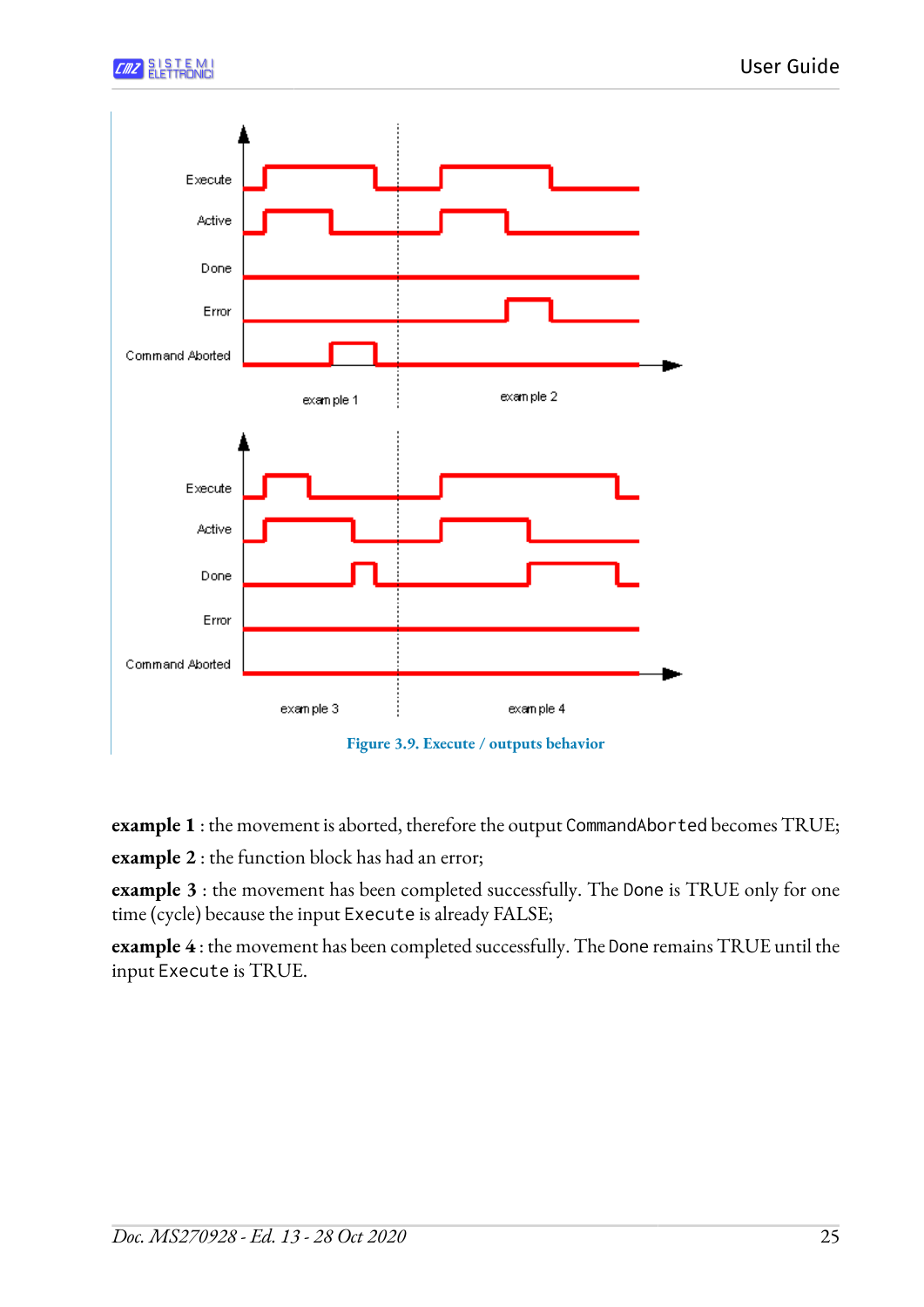Figure 3.9. Execute / outputs behavior

**example 1** : the movement is aborted, therefore the output `CommandAborted` becomes TRUE;

**example 2** : the function block has had an error;

**example 3** : the movement has been completed successfully. The `Done` is TRUE only for one time (cycle) because the input `Execute` is already FALSE;

**example 4** : the movement has been completed successfully. The `Done` remains TRUE until the input `Execute` is TRUE.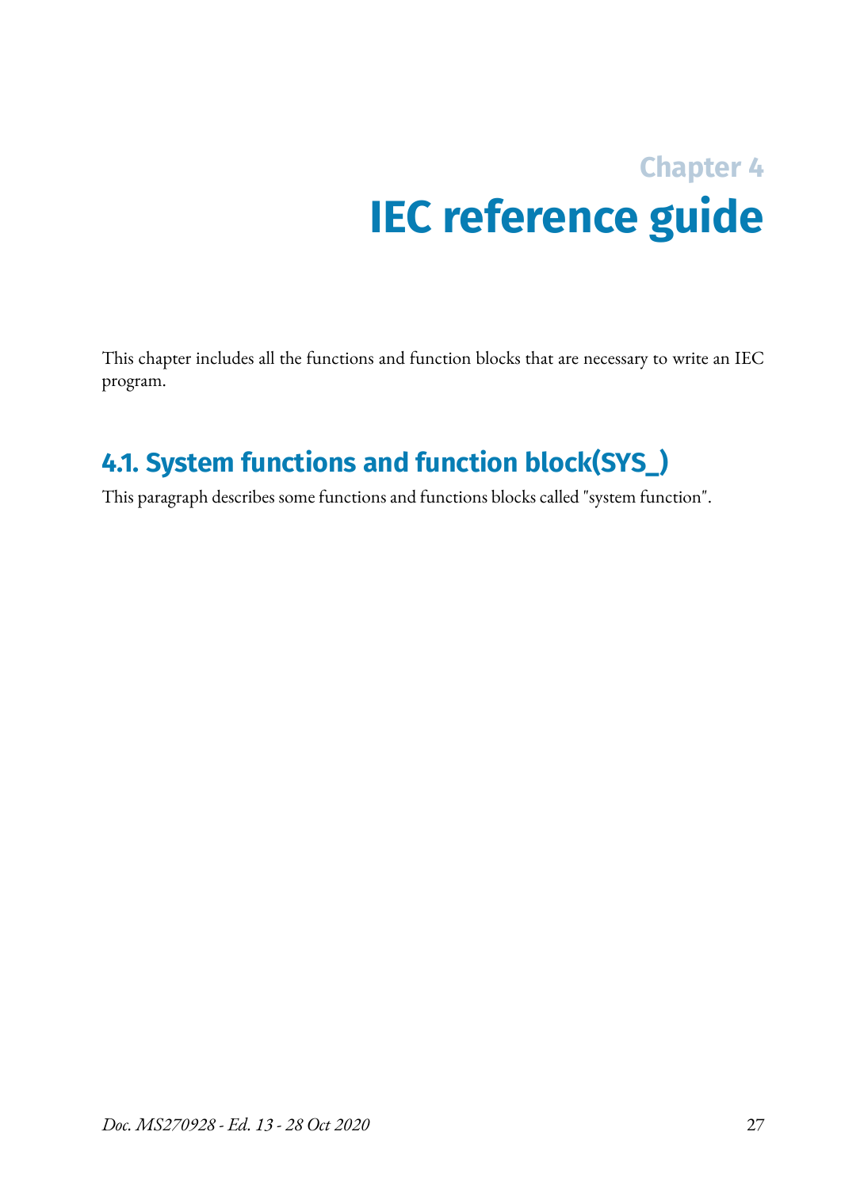# Chapter 4
# IEC reference guide

This chapter includes all the functions and function blocks that are necessary to write an IEC program.

## 4.1. System functions and function block(SYS_)

This paragraph describes some functions and functions blocks called "system function".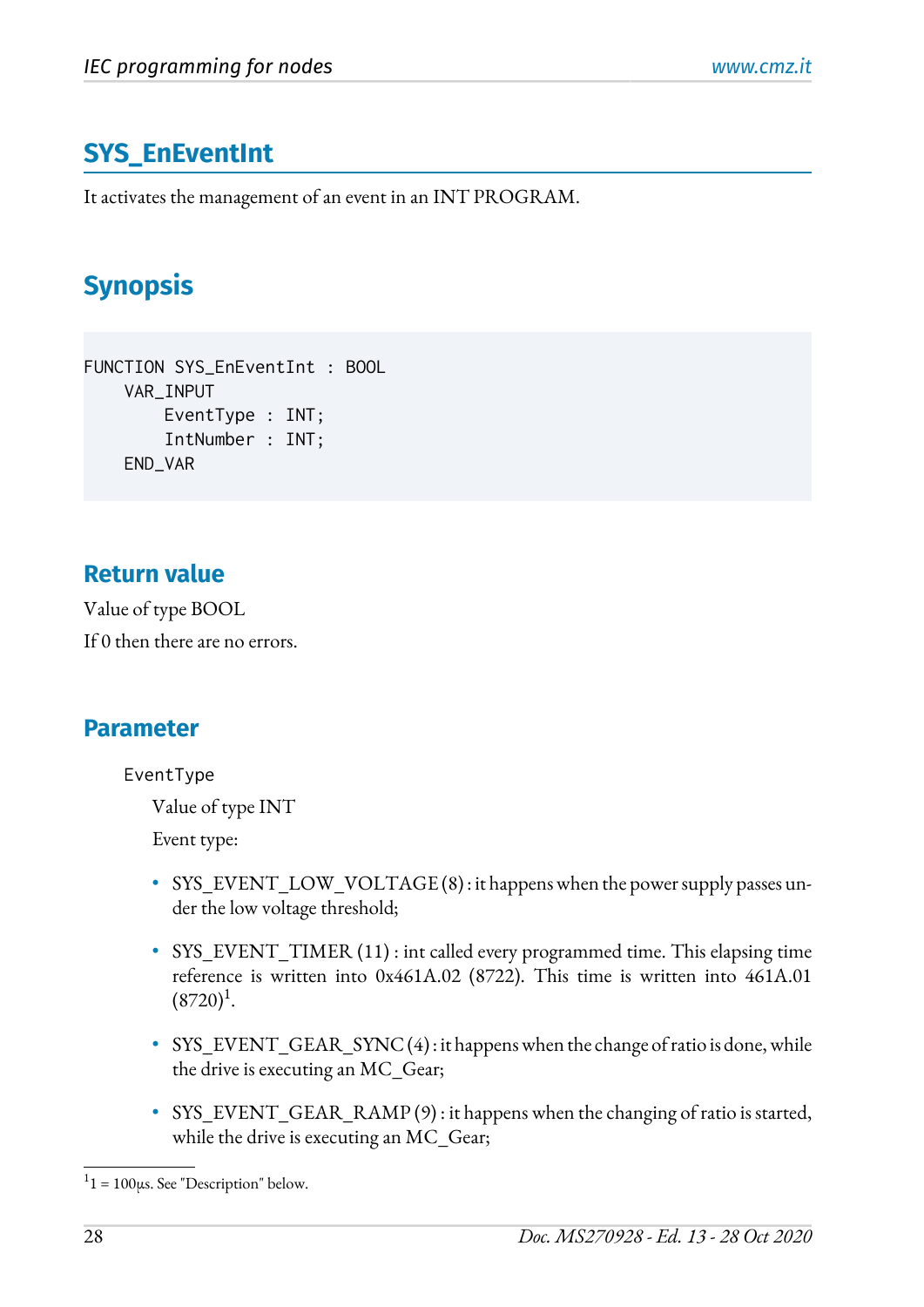## SYS_EnEventInt

It activates the management of an event in an INT PROGRAM.

### Synopsis

```
FUNCTION SYS_EnEventInt : BOOL
    VAR_INPUT
        EventType : INT;
        IntNumber : INT;
    END_VAR
```

#### Return value

Value of type BOOL

If 0 then there are no errors.

#### Parameter

EventType

Value of type INT

Event type:

- SYS_EVENT_LOW_VOLTAGE (8) : it happens when the power supply passes under the low voltage threshold;
- SYS_EVENT_TIMER (11) : int called every programmed time. This elapsing time reference is written into 0x461A.02 (8722). This time is written into 461A.01 (8720)[1].
- SYS_EVENT_GEAR_SYNC (4) : it happens when the change of ratio is done, while the drive is executing an MC_Gear;
- SYS_EVENT_GEAR_RAMP (9) : it happens when the changing of ratio is started, while the drive is executing an MC_Gear;

[1] 1 = 100µs. See "Description" below.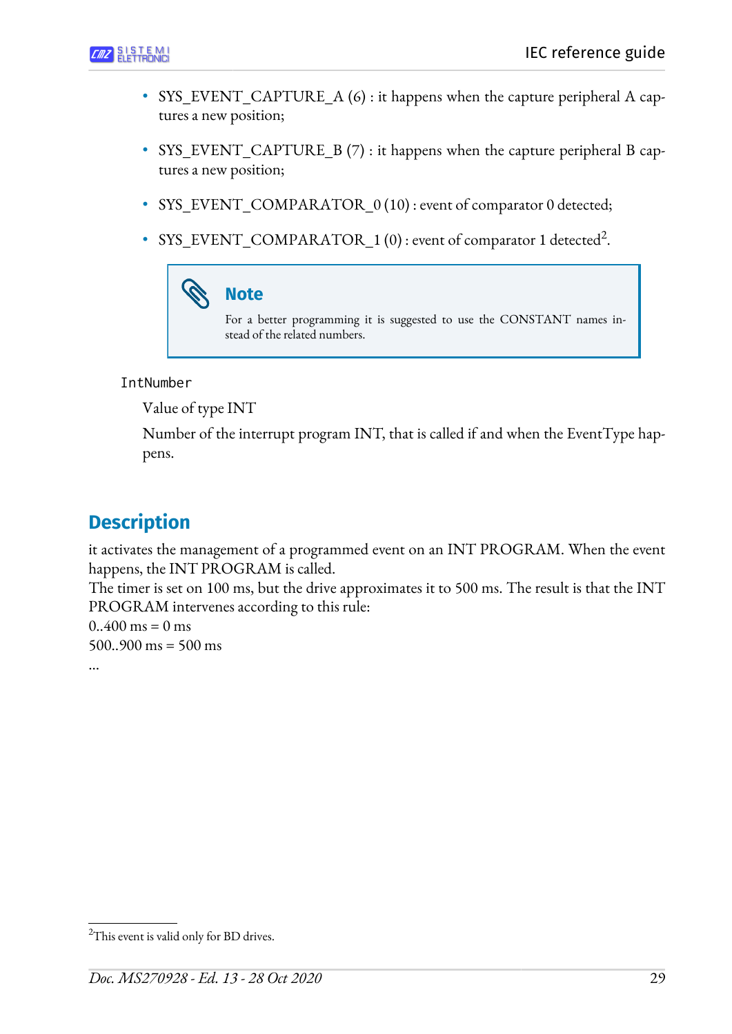- SYS_EVENT_CAPTURE_A (6) : it happens when the capture peripheral A captures a new position;
- SYS_EVENT_CAPTURE_B (7) : it happens when the capture peripheral B captures a new position;
- SYS_EVENT_COMPARATOR_0 (10) : event of comparator 0 detected;
- SYS_EVENT_COMPARATOR_1 (0) : event of comparator 1 detected[2].

> **Note**
>
> For a better programming it is suggested to use the CONSTANT names instead of the related numbers.

`IntNumber`

Value of type INT

Number of the interrupt program INT, that is called if and when the EventType happens.

## Description

it activates the management of a programmed event on an INT PROGRAM. When the event happens, the INT PROGRAM is called.
The timer is set on 100 ms, but the drive approximates it to 500 ms. The result is that the INT PROGRAM intervenes according to this rule:
0..400 ms = 0 ms
500..900 ms = 500 ms
...

[2]This event is valid only for BD drives.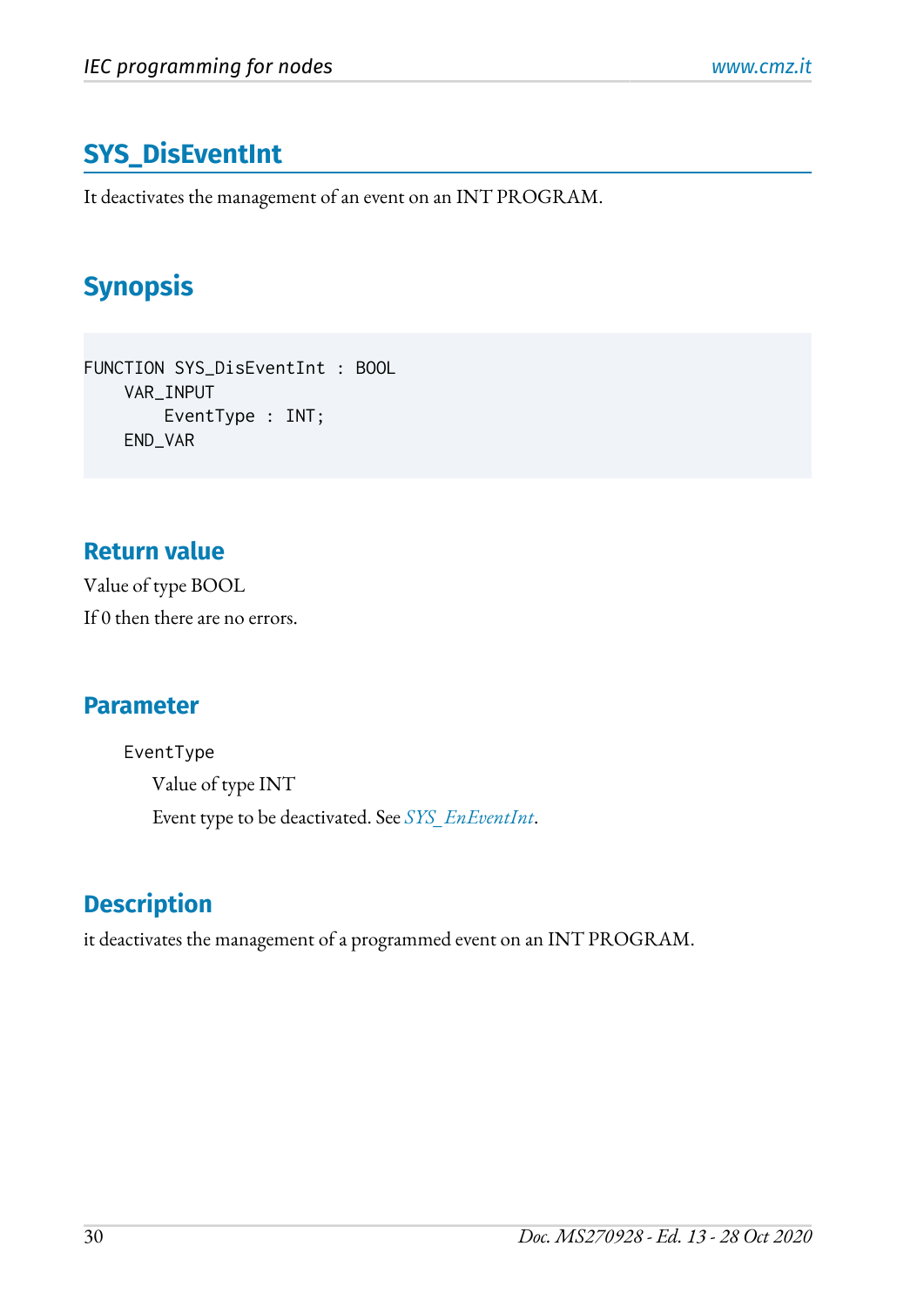## SYS_DisEventInt

It deactivates the management of an event on an INT PROGRAM.

### Synopsis

```
FUNCTION SYS_DisEventInt : BOOL
    VAR_INPUT
        EventType : INT;
    END_VAR
```

#### Return value

Value of type BOOL

If 0 then there are no errors.

#### Parameter

`EventType`

Value of type INT

Event type to be deactivated. See *SYS_EnEventInt*.

#### Description

it deactivates the management of a programmed event on an INT PROGRAM.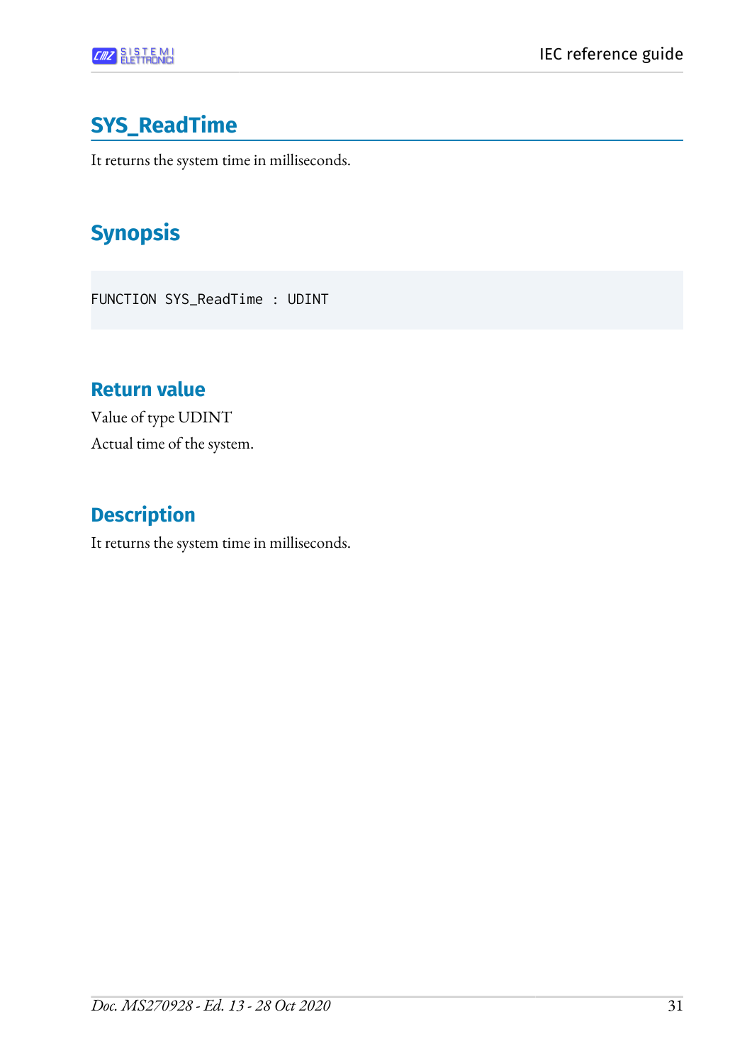## SYS_ReadTime

It returns the system time in milliseconds.

## Synopsis

```
FUNCTION SYS_ReadTime : UDINT
```

### Return value

Value of type UDINT

Actual time of the system.

### Description

It returns the system time in milliseconds.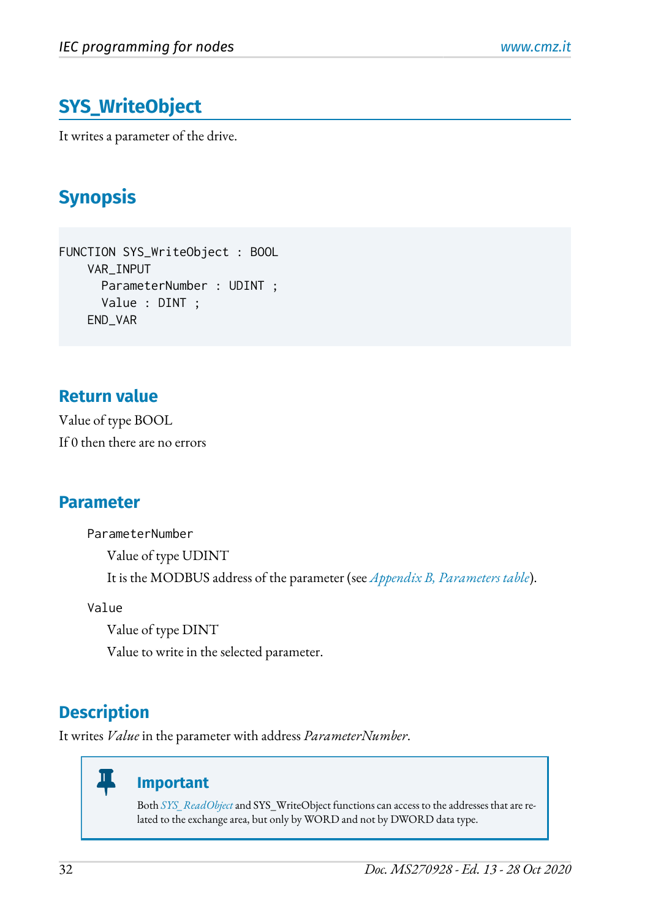# SYS_WriteObject

It writes a parameter of the drive.

## Synopsis

```
FUNCTION SYS_WriteObject : BOOL
    VAR_INPUT
      ParameterNumber : UDINT ;
      Value : DINT ;
    END_VAR
```

### Return value

Value of type BOOL

If 0 then there are no errors

### Parameter

`ParameterNumber`

Value of type UDINT

It is the MODBUS address of the parameter (see *Appendix B, Parameters table*).

`Value`

Value of type DINT

Value to write in the selected parameter.

### Description

It writes *Value* in the parameter with address *ParameterNumber*.

> **Important**
>
> Both *SYS_ReadObject* and SYS_WriteObject functions can access to the addresses that are related to the exchange area, but only by WORD and not by DWORD data type.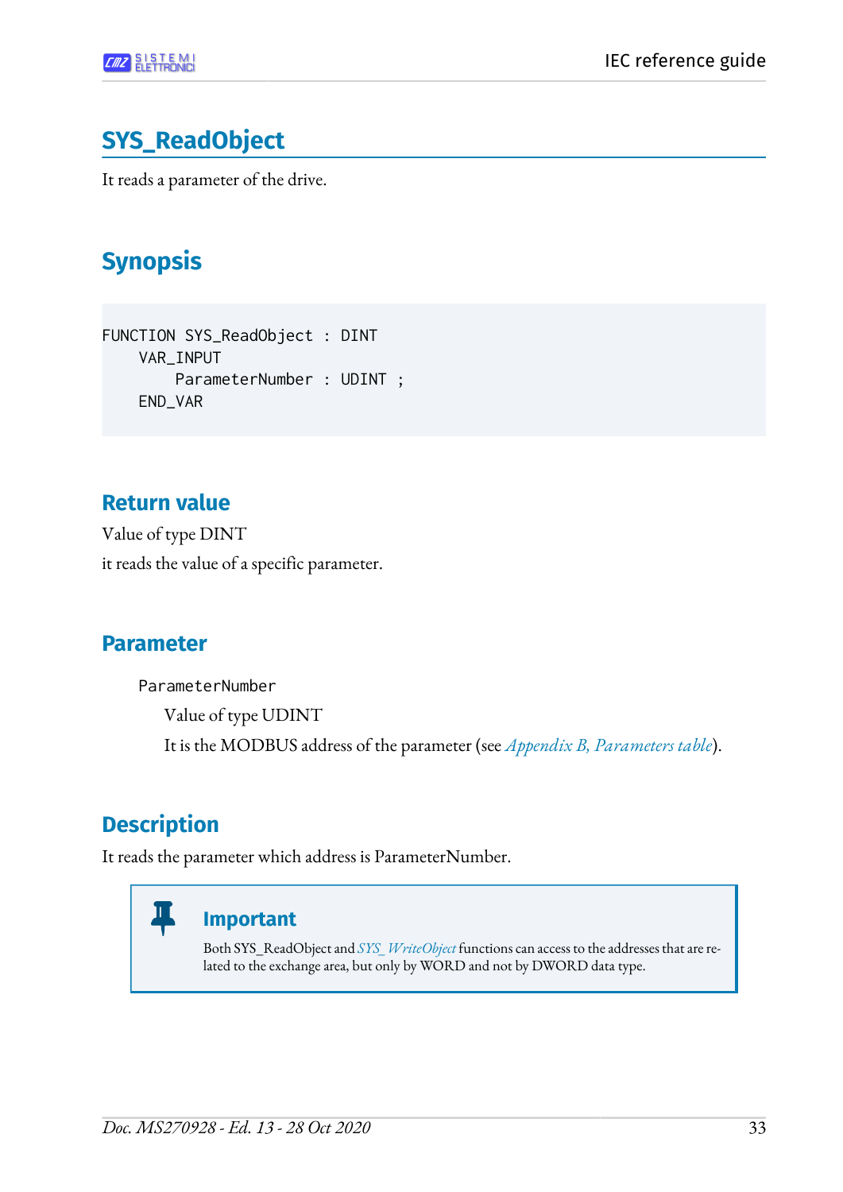# SYS_ReadObject

It reads a parameter of the drive.

## Synopsis

```
FUNCTION SYS_ReadObject : DINT
    VAR_INPUT
        ParameterNumber : UDINT ;
    END_VAR
```

### Return value

Value of type DINT

it reads the value of a specific parameter.

### Parameter

`ParameterNumber`

Value of type UDINT

It is the MODBUS address of the parameter (see *Appendix B, Parameters table*).

### Description

It reads the parameter which address is ParameterNumber.

> **Important**
>
> Both SYS_ReadObject and *SYS_WriteObject* functions can access to the addresses that are related to the exchange area, but only by WORD and not by DWORD data type.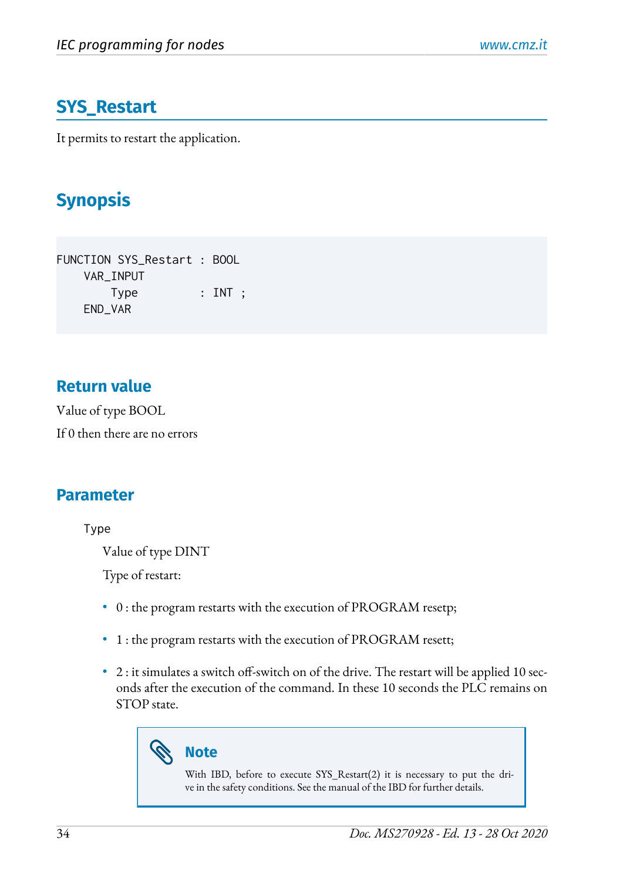## SYS_Restart

It permits to restart the application.

### Synopsis

```
FUNCTION SYS_Restart : BOOL
    VAR_INPUT
        Type         : INT ;
    END_VAR
```

### Return value

Value of type BOOL

If 0 then there are no errors

### Parameter

Type

Value of type DINT

Type of restart:

- 0 : the program restarts with the execution of PROGRAM resetp;
- 1 : the program restarts with the execution of PROGRAM resett;
- 2 : it simulates a switch off-switch on of the drive. The restart will be applied 10 seconds after the execution of the command. In these 10 seconds the PLC remains on STOP state.

> **Note**
>
> With IBD, before to execute SYS_Restart(2) it is necessary to put the drive in the safety conditions. See the manual of the IBD for further details.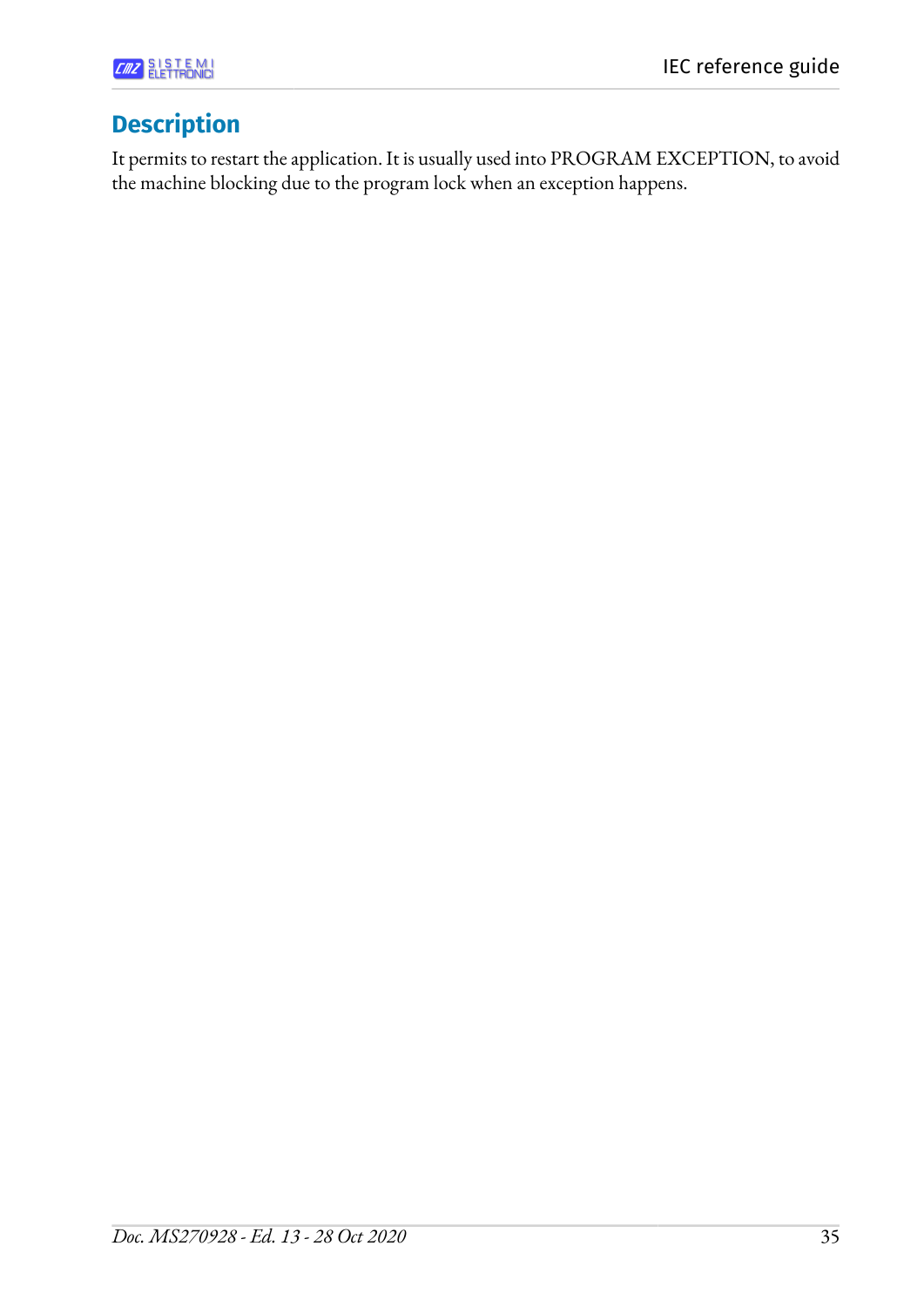## Description

It permits to restart the application. It is usually used into PROGRAM EXCEPTION, to avoid the machine blocking due to the program lock when an exception happens.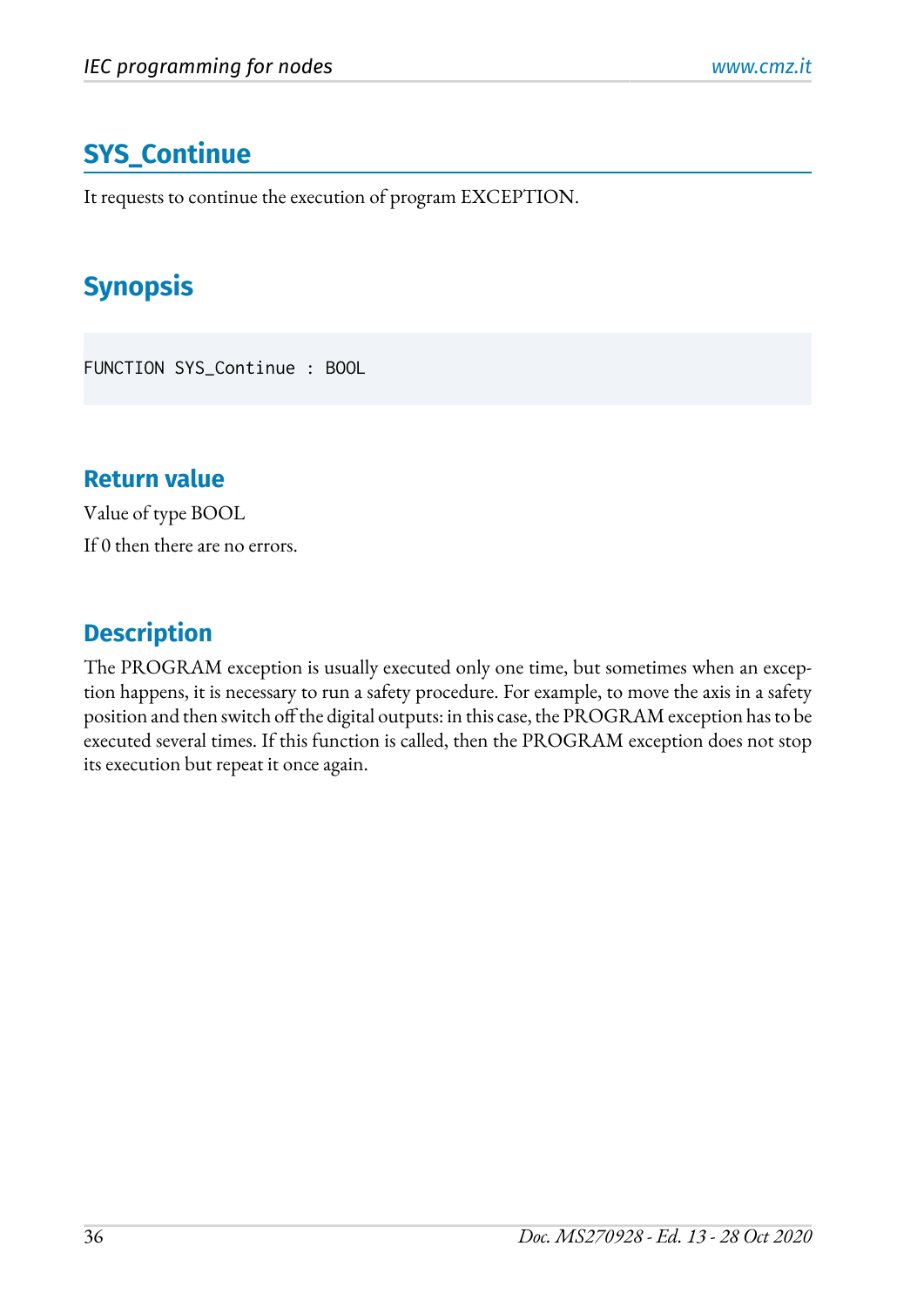## SYS_Continue

It requests to continue the execution of program EXCEPTION.

## Synopsis

```
FUNCTION SYS_Continue : BOOL
```

### Return value

Value of type BOOL

If 0 then there are no errors.

### Description

The PROGRAM exception is usually executed only one time, but sometimes when an exception happens, it is necessary to run a safety procedure. For example, to move the axis in a safety position and then switch off the digital outputs: in this case, the PROGRAM exception has to be executed several times. If this function is called, then the PROGRAM exception does not stop its execution but repeat it once again.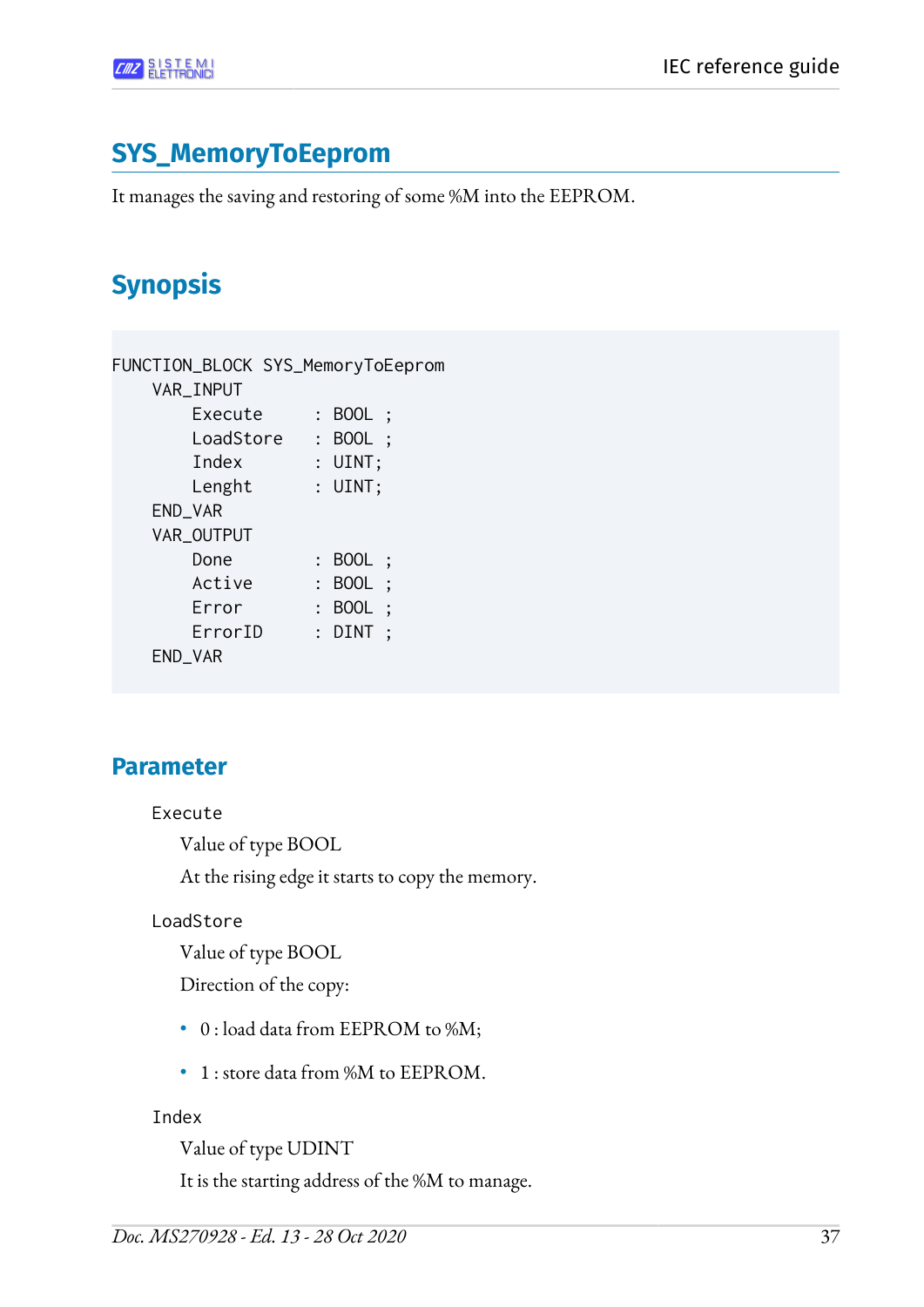## SYS_MemoryToEeprom

It manages the saving and restoring of some %M into the EEPROM.

## Synopsis

```
FUNCTION_BLOCK SYS_MemoryToEeprom
    VAR_INPUT
        Execute     : BOOL ;
        LoadStore   : BOOL ;
        Index       : UINT;
        Lenght      : UINT;
    END_VAR
    VAR_OUTPUT
        Done        : BOOL ;
        Active      : BOOL ;
        Error       : BOOL ;
        ErrorID     : DINT ;
    END_VAR
```

### Parameter

`Execute`

Value of type BOOL

At the rising edge it starts to copy the memory.

`LoadStore`

Value of type BOOL

Direction of the copy:

- 0 : load data from EEPROM to %M;
- 1 : store data from %M to EEPROM.

`Index`

Value of type UDINT

It is the starting address of the %M to manage.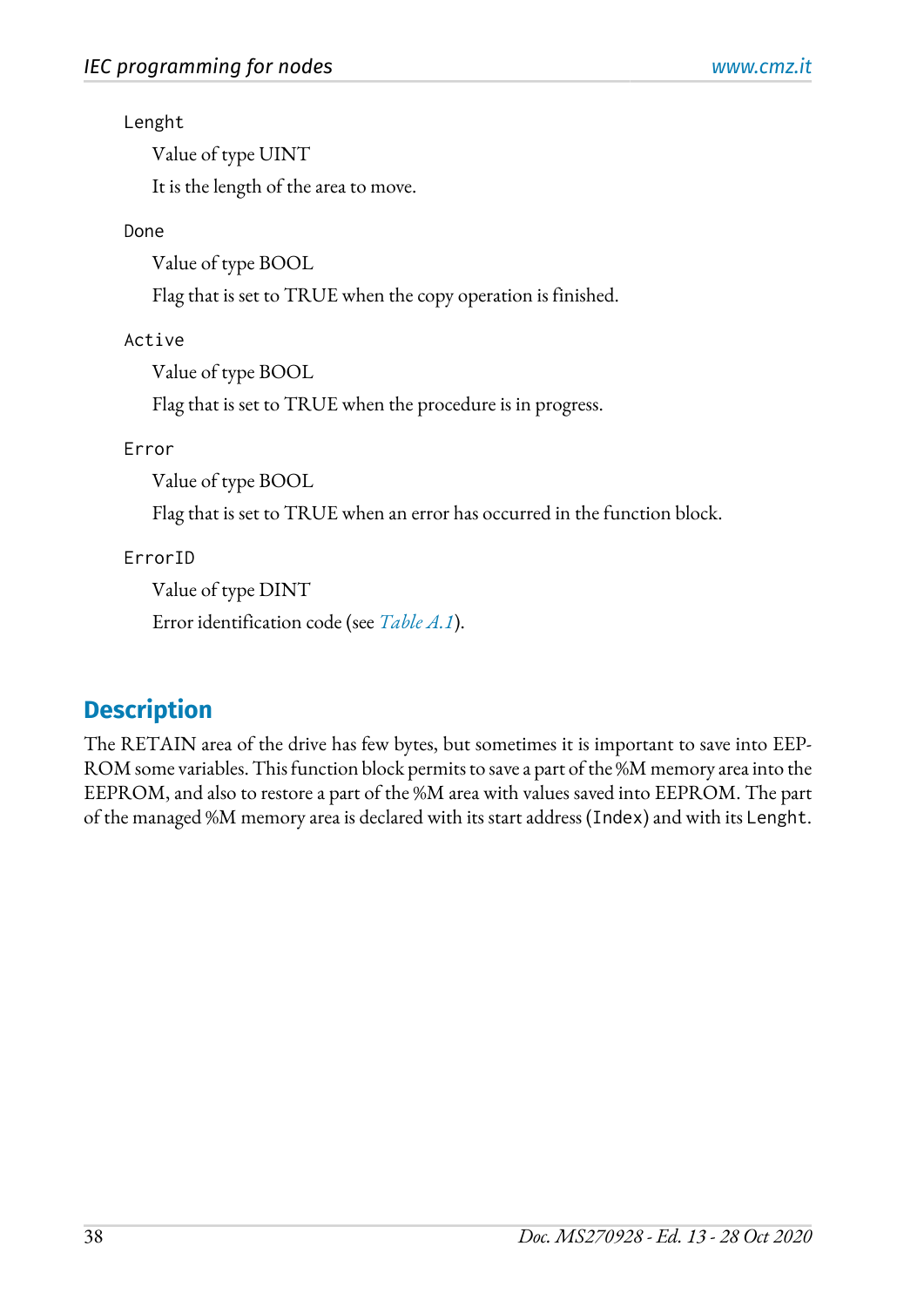`Lenght`

Value of type UINT

It is the length of the area to move.

`Done`

Value of type BOOL

Flag that is set to TRUE when the copy operation is finished.

`Active`

Value of type BOOL

Flag that is set to TRUE when the procedure is in progress.

`Error`

Value of type BOOL

Flag that is set to TRUE when an error has occurred in the function block.

`ErrorID`

Value of type DINT

Error identification code (see *Table A.1*).

## Description

The RETAIN area of the drive has few bytes, but sometimes it is important to save into EEPROM some variables. This function block permits to save a part of the %M memory area into the EEPROM, and also to restore a part of the %M area with values saved into EEPROM. The part of the managed %M memory area is declared with its start address (`Index`) and with its `Lenght`.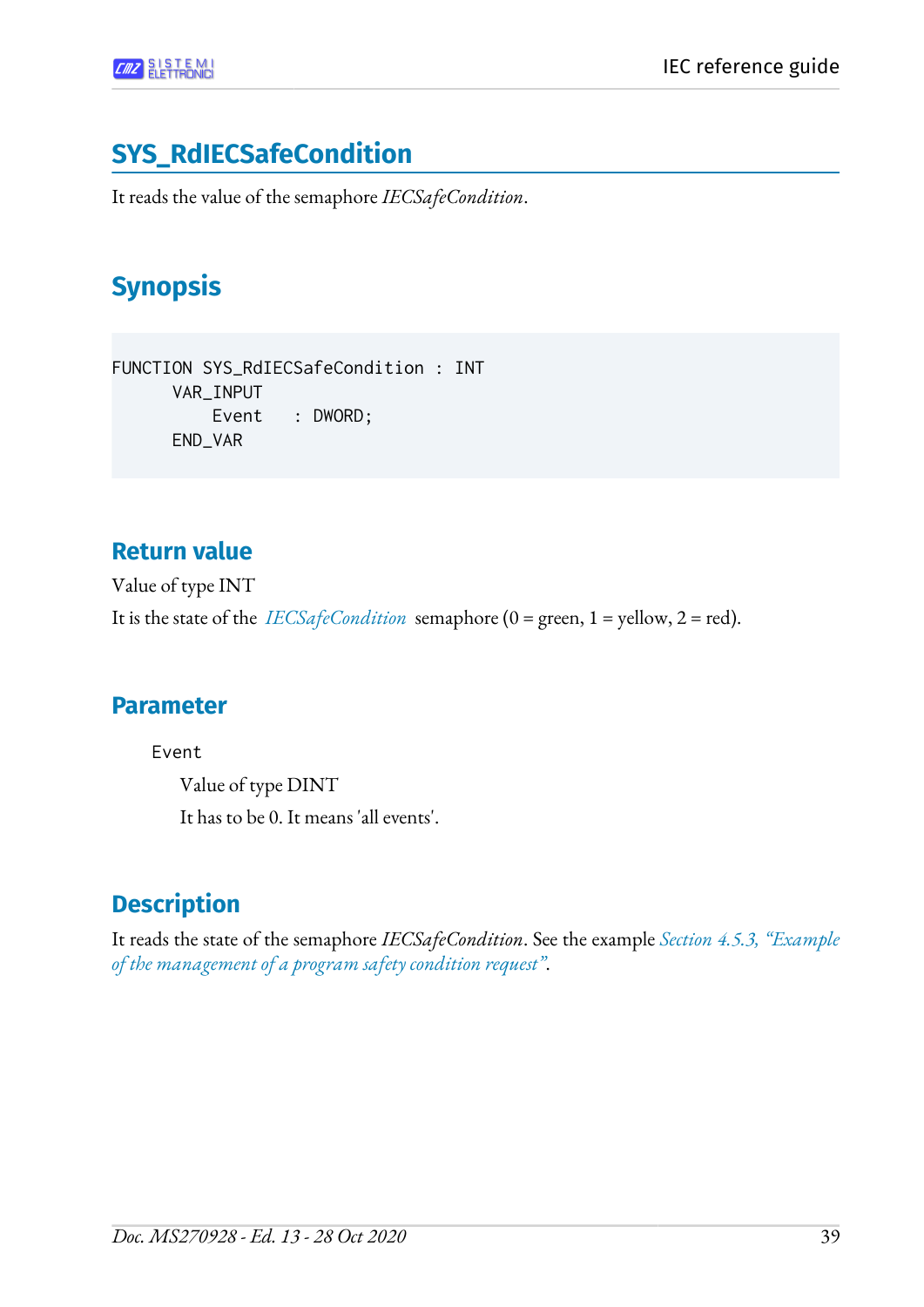# SYS_RdIECSafeCondition

It reads the value of the semaphore *IECSafeCondition*.

## Synopsis

```
FUNCTION SYS_RdIECSafeCondition : INT
      VAR_INPUT
          Event   : DWORD;
      END_VAR
```

### Return value

Value of type INT

It is the state of the *IECSafeCondition* semaphore (0 = green, 1 = yellow, 2 = red).

### Parameter

`Event`

Value of type DINT

It has to be 0. It means 'all events'.

### Description

It reads the state of the semaphore *IECSafeCondition*. See the example *Section 4.5.3, "Example of the management of a program safety condition request"*.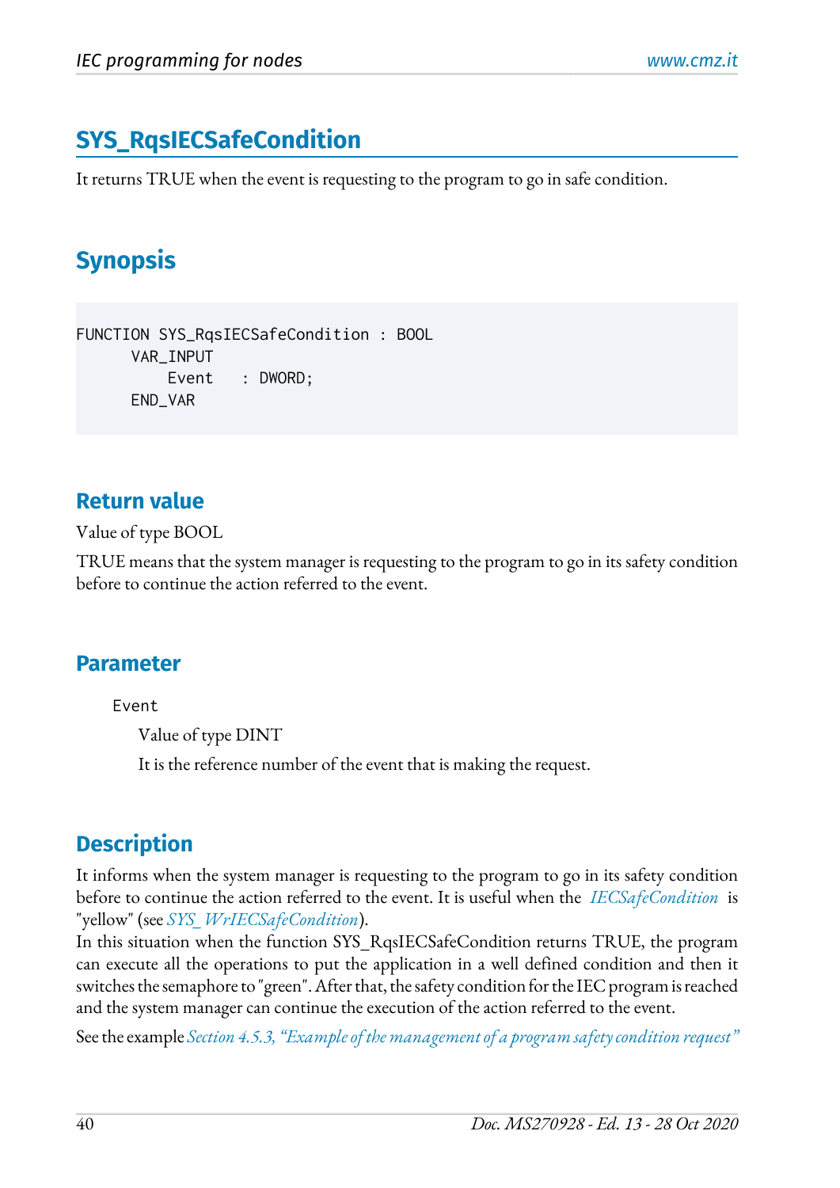## SYS_RqsIECSafeCondition

It returns TRUE when the event is requesting to the program to go in safe condition.

## Synopsis

```
FUNCTION SYS_RqsIECSafeCondition : BOOL
      VAR_INPUT
          Event   : DWORD;
      END_VAR
```

### Return value

Value of type BOOL

TRUE means that the system manager is requesting to the program to go in its safety condition before to continue the action referred to the event.

### Parameter

Event

Value of type DINT

It is the reference number of the event that is making the request.

### Description

It informs when the system manager is requesting to the program to go in its safety condition before to continue the action referred to the event. It is useful when the *IECSafeCondition* is "yellow" (see *SYS_WrIECSafeCondition*).
In this situation when the function SYS_RqsIECSafeCondition returns TRUE, the program can execute all the operations to put the application in a well defined condition and then it switches the semaphore to "green". After that, the safety condition for the IEC program is reached and the system manager can continue the execution of the action referred to the event.

See the example *Section 4.5.3, "Example of the management of a program safety condition request"*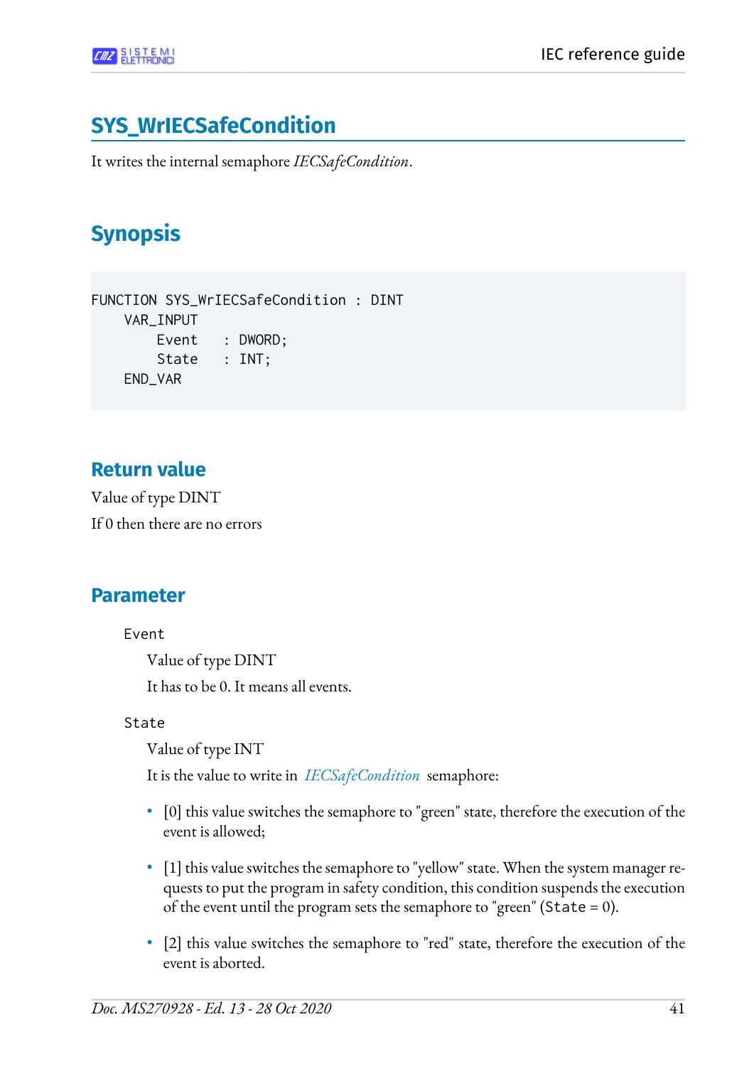# SYS_WrIECSafeCondition

It writes the internal semaphore *IECSafeCondition*.

## Synopsis

```
FUNCTION SYS_WrIECSafeCondition : DINT
    VAR_INPUT
        Event   : DWORD;
        State   : INT;
    END_VAR
```

### Return value

Value of type DINT

If 0 then there are no errors

### Parameter

`Event`

Value of type DINT

It has to be 0. It means all events.

`State`

Value of type INT

It is the value to write in *IECSafeCondition* semaphore:

- [0] this value switches the semaphore to "green" state, therefore the execution of the event is allowed;
- [1] this value switches the semaphore to "yellow" state. When the system manager requests to put the program in safety condition, this condition suspends the execution of the event until the program sets the semaphore to "green" (`State` = 0).
- [2] this value switches the semaphore to "red" state, therefore the execution of the event is aborted.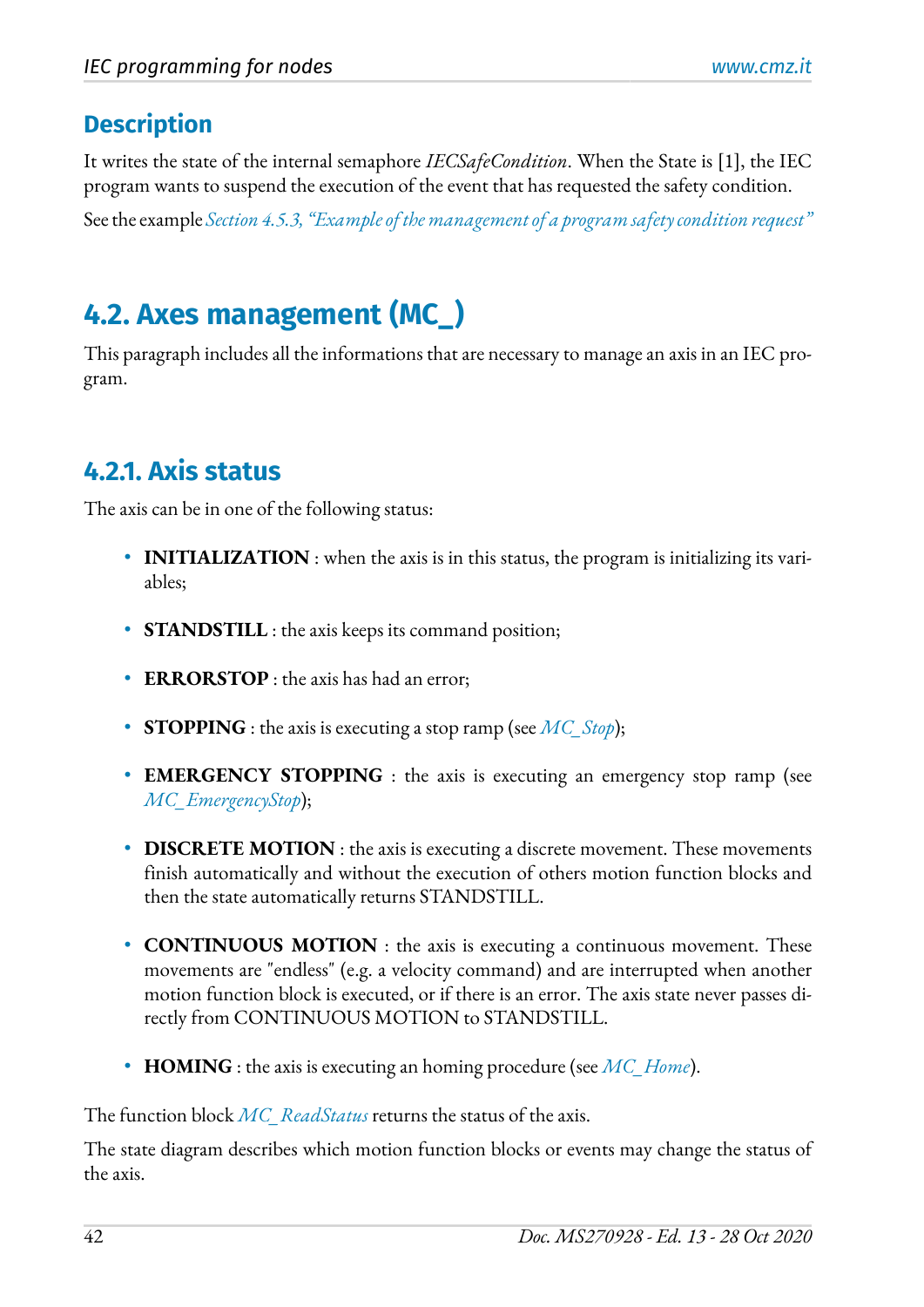### Description

It writes the state of the internal semaphore *IECSafeCondition*. When the State is [1], the IEC program wants to suspend the execution of the event that has requested the safety condition.

See the example *Section 4.5.3, "Example of the management of a program safety condition request"*

## 4.2. Axes management (MC_)

This paragraph includes all the informations that are necessary to manage an axis in an IEC program.

### 4.2.1. Axis status

The axis can be in one of the following status:

- **INITIALIZATION** : when the axis is in this status, the program is initializing its variables;
- **STANDSTILL** : the axis keeps its command position;
- **ERRORSTOP** : the axis has had an error;
- **STOPPING** : the axis is executing a stop ramp (see *MC_Stop*);
- **EMERGENCY STOPPING** : the axis is executing an emergency stop ramp (see *MC_EmergencyStop*);
- **DISCRETE MOTION** : the axis is executing a discrete movement. These movements finish automatically and without the execution of others motion function blocks and then the state automatically returns STANDSTILL.
- **CONTINUOUS MOTION** : the axis is executing a continuous movement. These movements are "endless" (e.g. a velocity command) and are interrupted when another motion function block is executed, or if there is an error. The axis state never passes directly from CONTINUOUS MOTION to STANDSTILL.
- **HOMING** : the axis is executing an homing procedure (see *MC_Home*).

The function block *MC_ReadStatus* returns the status of the axis.

The state diagram describes which motion function blocks or events may change the status of the axis.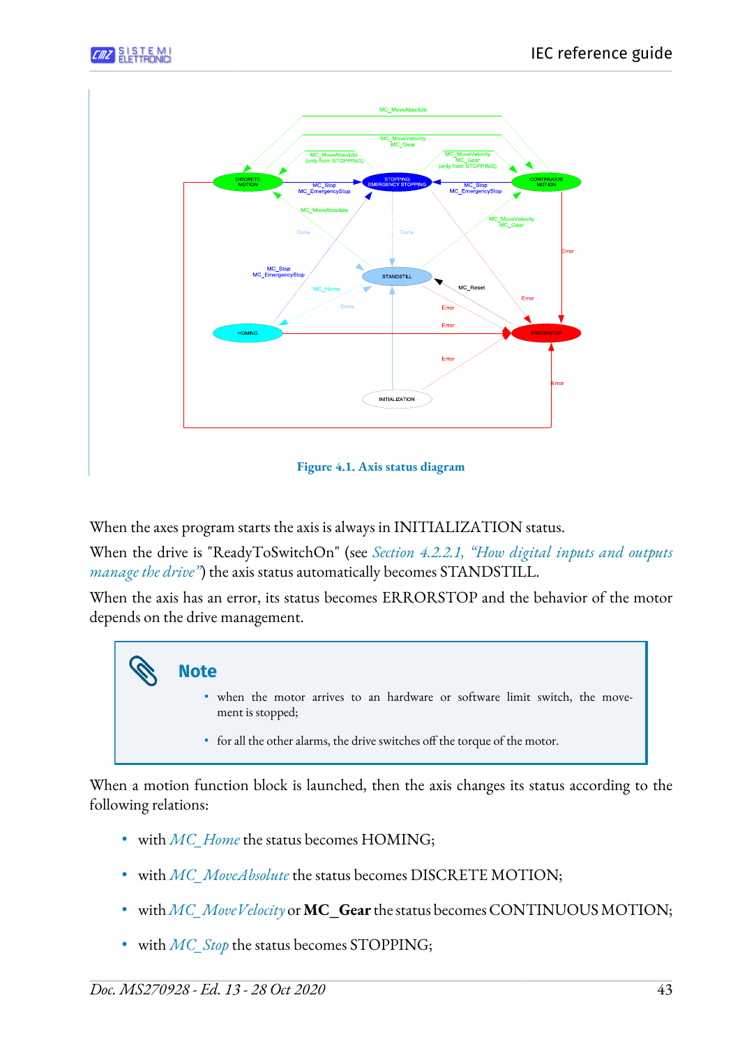Figure 4.1. Axis status diagram

When the axes program starts the axis is always in INITIALIZATION status.

When the drive is "ReadyToSwitchOn" (see *Section 4.2.2.1, "How digital inputs and outputs manage the drive"*) the axis status automatically becomes STANDSTILL.

When the axis has an error, its status becomes ERRORSTOP and the behavior of the motor depends on the drive management.

> **Note**
>
> - when the motor arrives to an hardware or software limit switch, the movement is stopped;
> - for all the other alarms, the drive switches off the torque of the motor.

When a motion function block is launched, then the axis changes its status according to the following relations:

- with *MC_Home* the status becomes HOMING;
- with *MC_MoveAbsolute* the status becomes DISCRETE MOTION;
- with *MC_MoveVelocity* or **MC_Gear** the status becomes CONTINUOUS MOTION;
- with *MC_Stop* the status becomes STOPPING;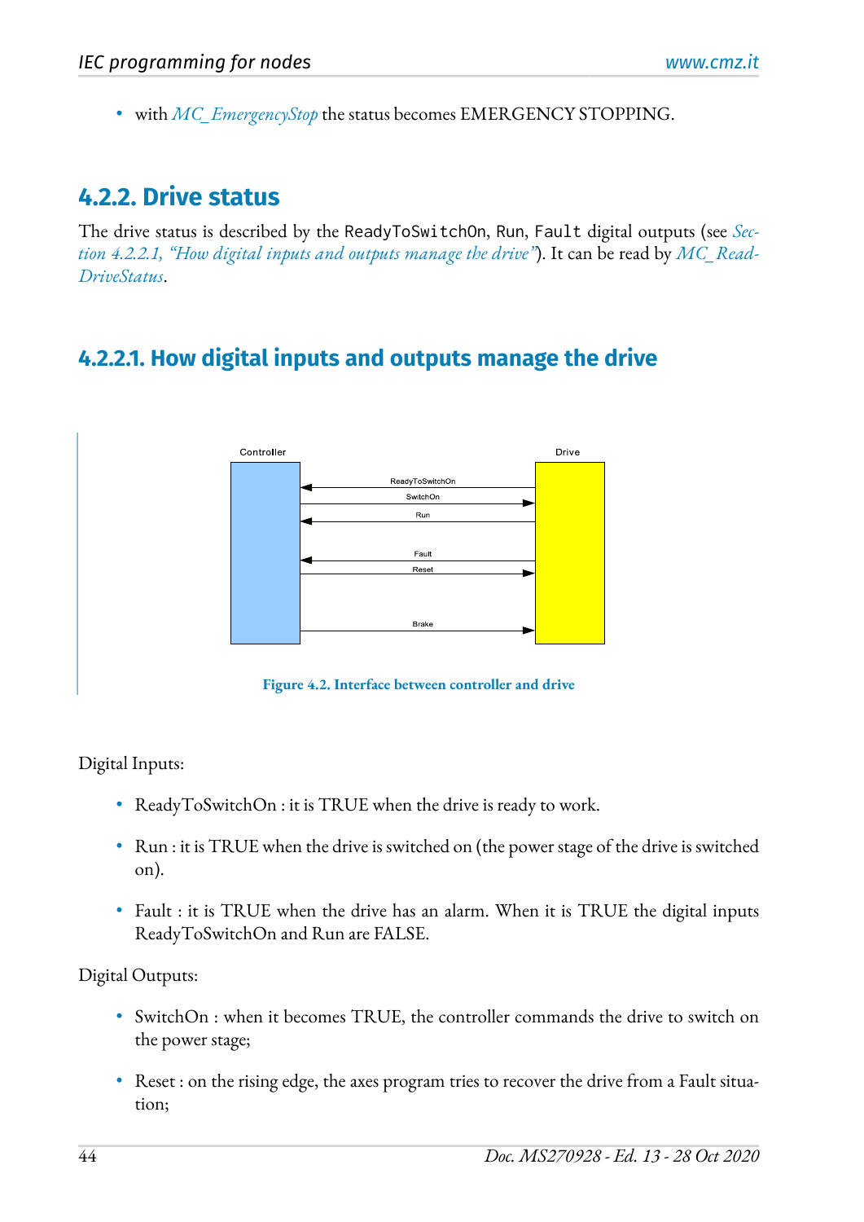- with *MC_EmergencyStop* the status becomes EMERGENCY STOPPING.

## 4.2.2. Drive status

The drive status is described by the `ReadyToSwitchOn`, `Run`, `Fault` digital outputs (see *Section 4.2.2.1, "How digital inputs and outputs manage the drive"*). It can be read by *MC_ReadDriveStatus*.

### 4.2.2.1. How digital inputs and outputs manage the drive

**Figure 4.2. Interface between controller and drive**

Digital Inputs:

- ReadyToSwitchOn : it is TRUE when the drive is ready to work.
- Run : it is TRUE when the drive is switched on (the power stage of the drive is switched on).
- Fault : it is TRUE when the drive has an alarm. When it is TRUE the digital inputs ReadyToSwitchOn and Run are FALSE.

Digital Outputs:

- SwitchOn : when it becomes TRUE, the controller commands the drive to switch on the power stage;
- Reset : on the rising edge, the axes program tries to recover the drive from a Fault situation;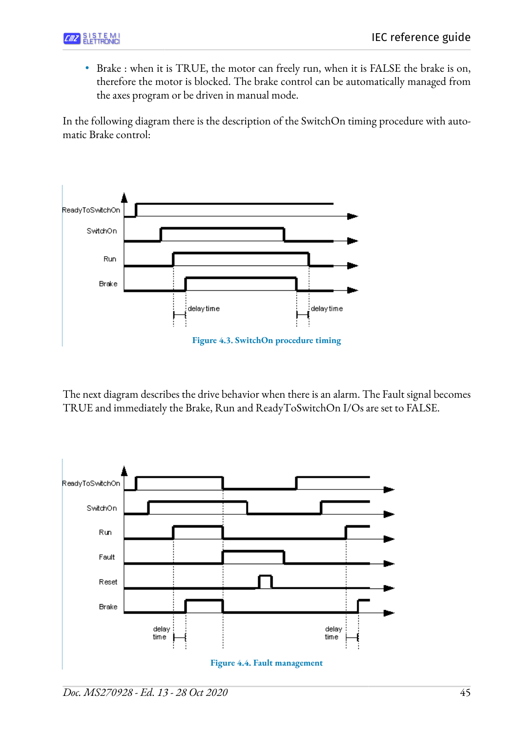- Brake : when it is TRUE, the motor can freely run, when it is FALSE the brake is on, therefore the motor is blocked. The brake control can be automatically managed from the axes program or be driven in manual mode.

In the following diagram there is the description of the SwitchOn timing procedure with automatic Brake control:

Figure 4.3. SwitchOn procedure timing

The next diagram describes the drive behavior when there is an alarm. The Fault signal becomes TRUE and immediately the Brake, Run and ReadyToSwitchOn I/Os are set to FALSE.

Figure 4.4. Fault management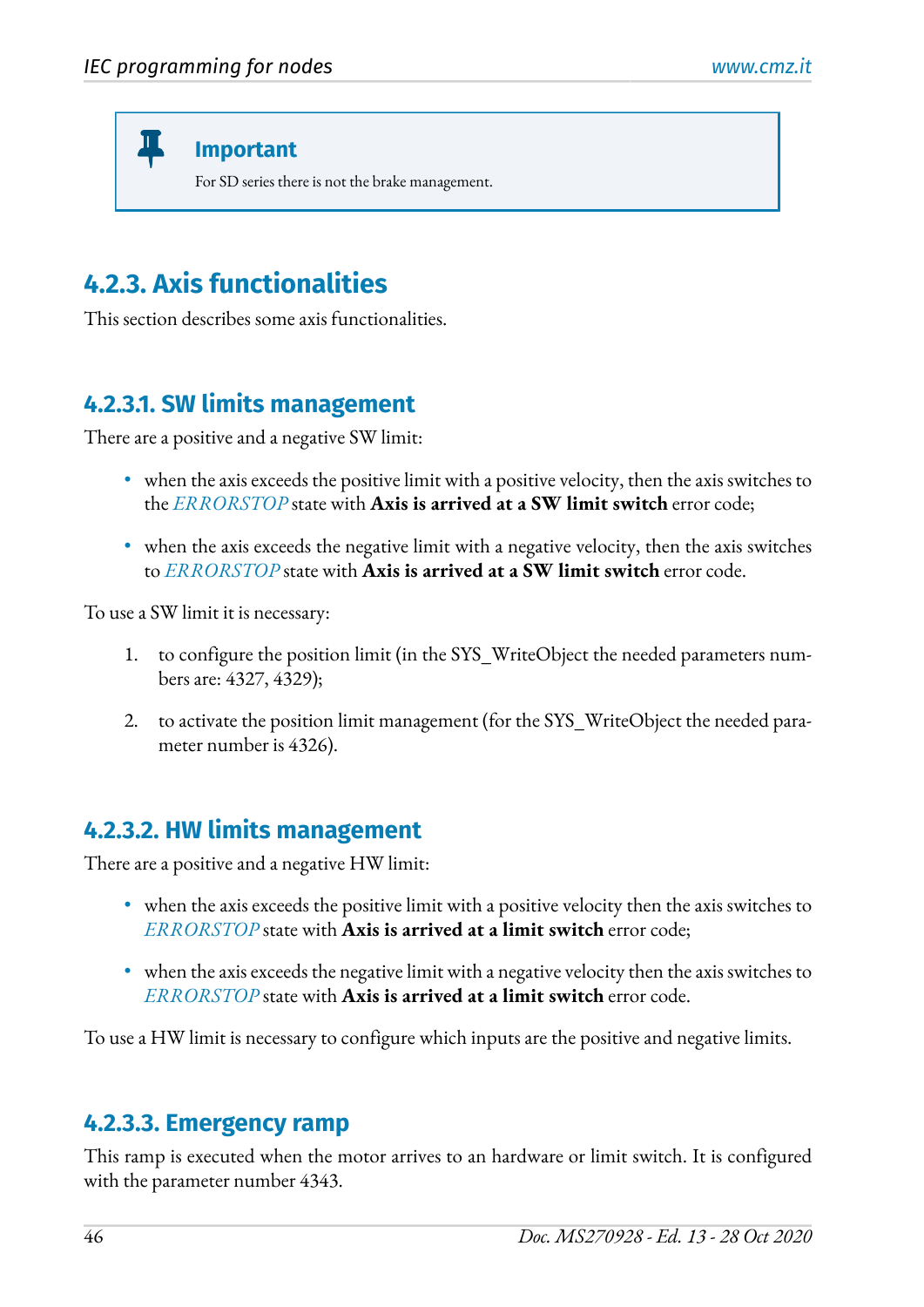> **Important**
>
> For SD series there is not the brake management.

### 4.2.3. Axis functionalities

This section describes some axis functionalities.

#### 4.2.3.1. SW limits management

There are a positive and a negative SW limit:

- when the axis exceeds the positive limit with a positive velocity, then the axis switches to the *ERRORSTOP* state with **Axis is arrived at a SW limit switch** error code;
- when the axis exceeds the negative limit with a negative velocity, then the axis switches to *ERRORSTOP* state with **Axis is arrived at a SW limit switch** error code.

To use a SW limit it is necessary:

1. to configure the position limit (in the SYS_WriteObject the needed parameters numbers are: 4327, 4329);
2. to activate the position limit management (for the SYS_WriteObject the needed parameter number is 4326).

#### 4.2.3.2. HW limits management

There are a positive and a negative HW limit:

- when the axis exceeds the positive limit with a positive velocity then the axis switches to *ERRORSTOP* state with **Axis is arrived at a limit switch** error code;
- when the axis exceeds the negative limit with a negative velocity then the axis switches to *ERRORSTOP* state with **Axis is arrived at a limit switch** error code.

To use a HW limit is necessary to configure which inputs are the positive and negative limits.

#### 4.2.3.3. Emergency ramp

This ramp is executed when the motor arrives to an hardware or limit switch. It is configured with the parameter number 4343.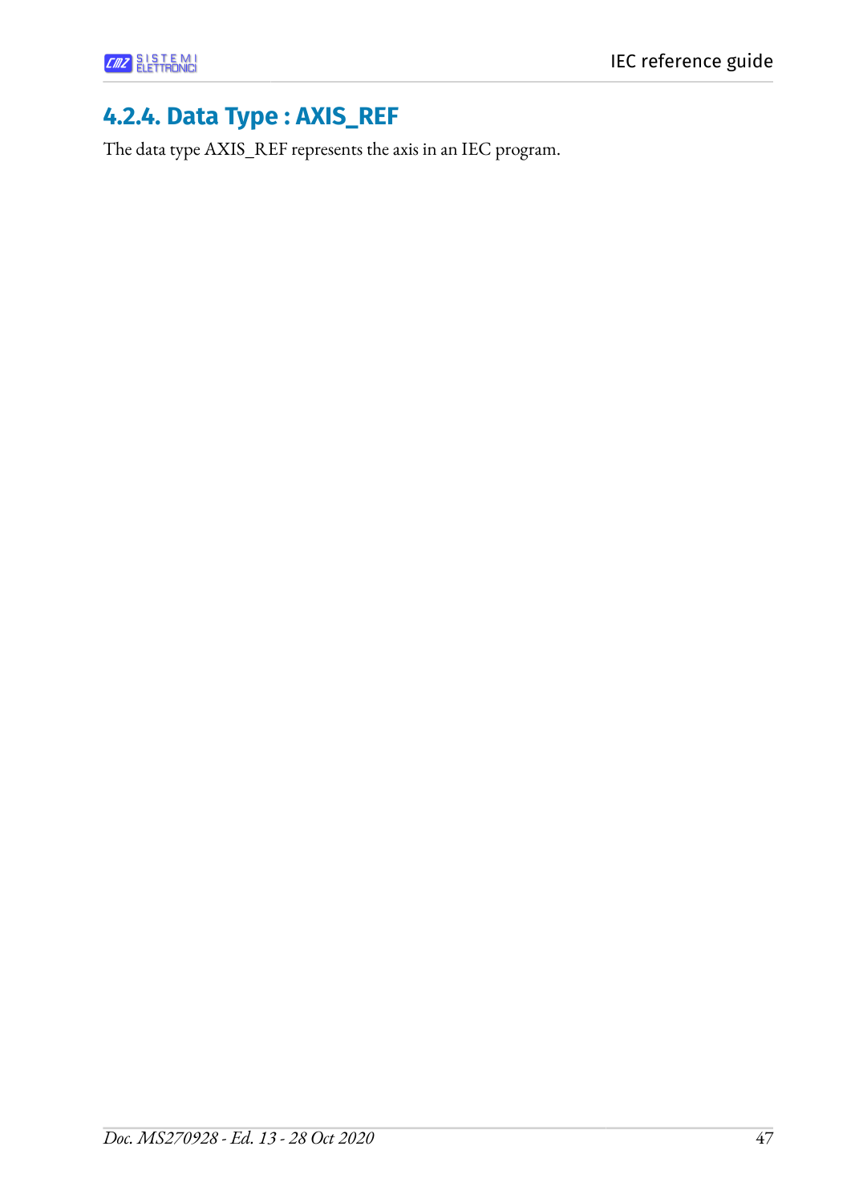### 4.2.4. Data Type : AXIS_REF

The data type AXIS_REF represents the axis in an IEC program.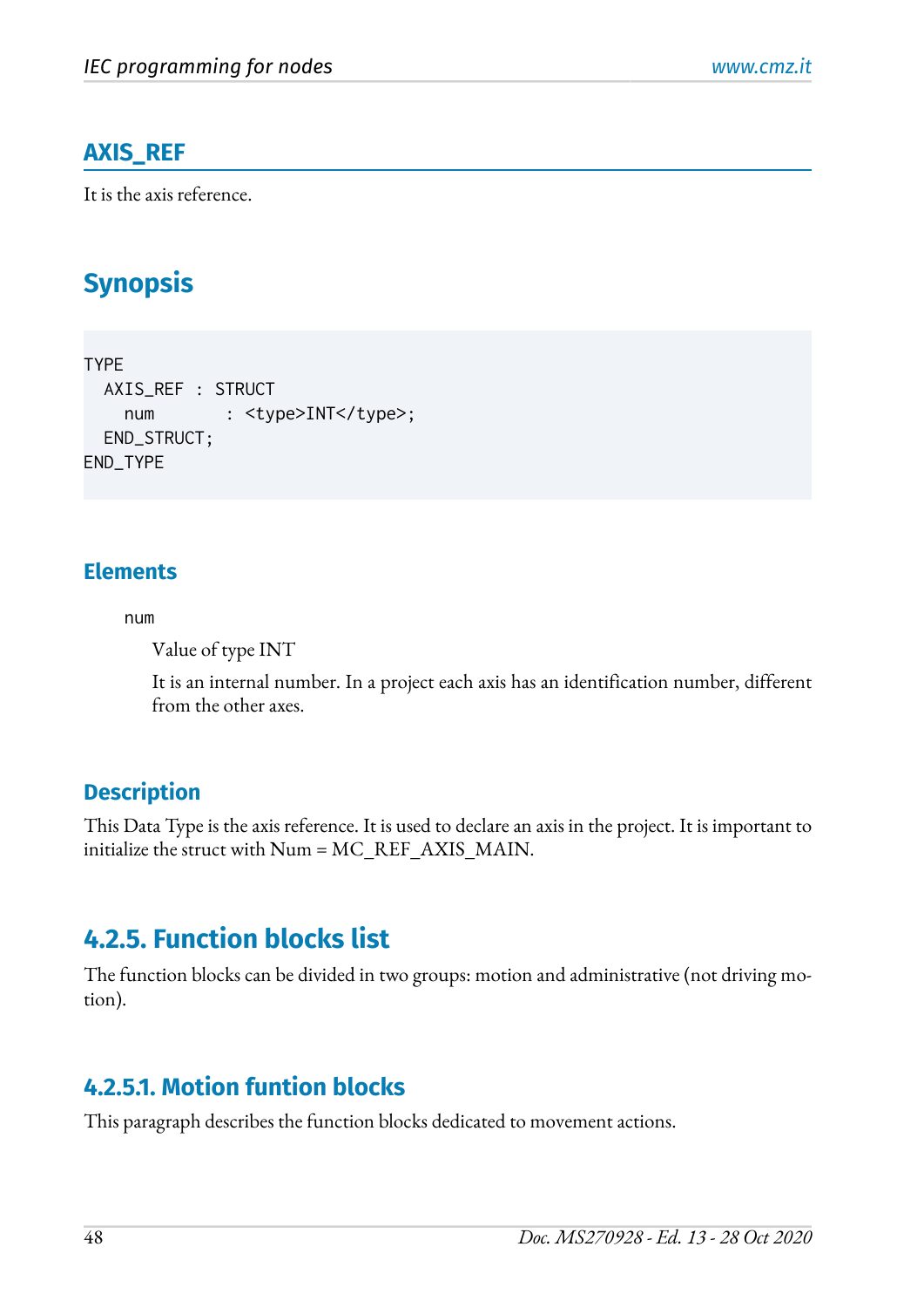## AXIS_REF

It is the axis reference.

# Synopsis

```
TYPE
  AXIS_REF : STRUCT
    num      : <type>INT</type>;
  END_STRUCT;
END_TYPE
```

### Elements

num

Value of type INT

It is an internal number. In a project each axis has an identification number, different from the other axes.

### Description

This Data Type is the axis reference. It is used to declare an axis in the project. It is important to initialize the struct with Num = MC_REF_AXIS_MAIN.

## 4.2.5. Function blocks list

The function blocks can be divided in two groups: motion and administrative (not driving motion).

### 4.2.5.1. Motion funtion blocks

This paragraph describes the function blocks dedicated to movement actions.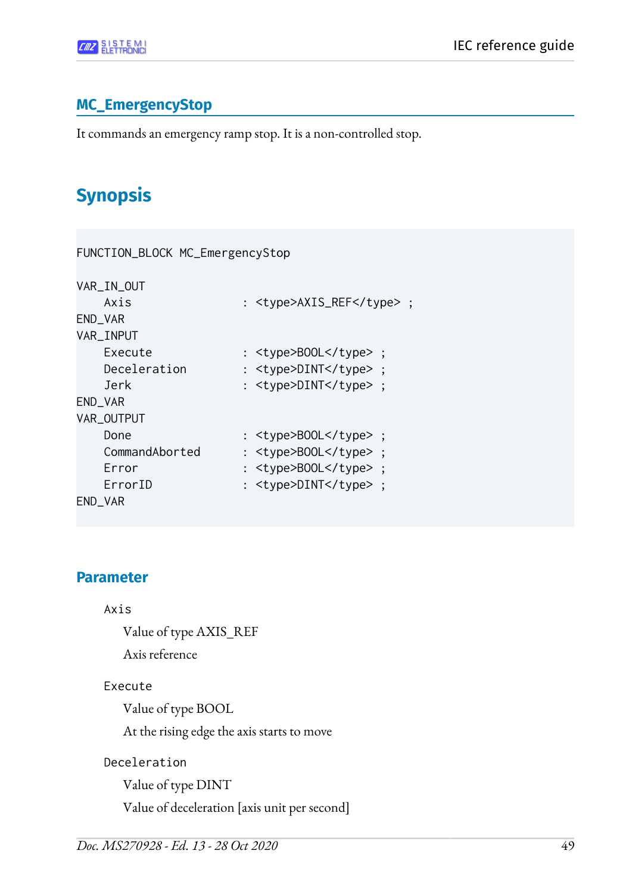## MC_EmergencyStop

It commands an emergency ramp stop. It is a non-controlled stop.

# Synopsis

```
FUNCTION_BLOCK MC_EmergencyStop

VAR_IN_OUT
    Axis                : <type>AXIS_REF</type> ;
END_VAR
VAR_INPUT
    Execute             : <type>BOOL</type> ;
    Deceleration        : <type>DINT</type> ;
    Jerk                : <type>DINT</type> ;
END_VAR
VAR_OUTPUT
    Done                : <type>BOOL</type> ;
    CommandAborted      : <type>BOOL</type> ;
    Error               : <type>BOOL</type> ;
    ErrorID             : <type>DINT</type> ;
END_VAR
```

### Parameter

`Axis`

Value of type AXIS_REF

Axis reference

`Execute`

Value of type BOOL

At the rising edge the axis starts to move

`Deceleration`

Value of type DINT

Value of deceleration [axis unit per second]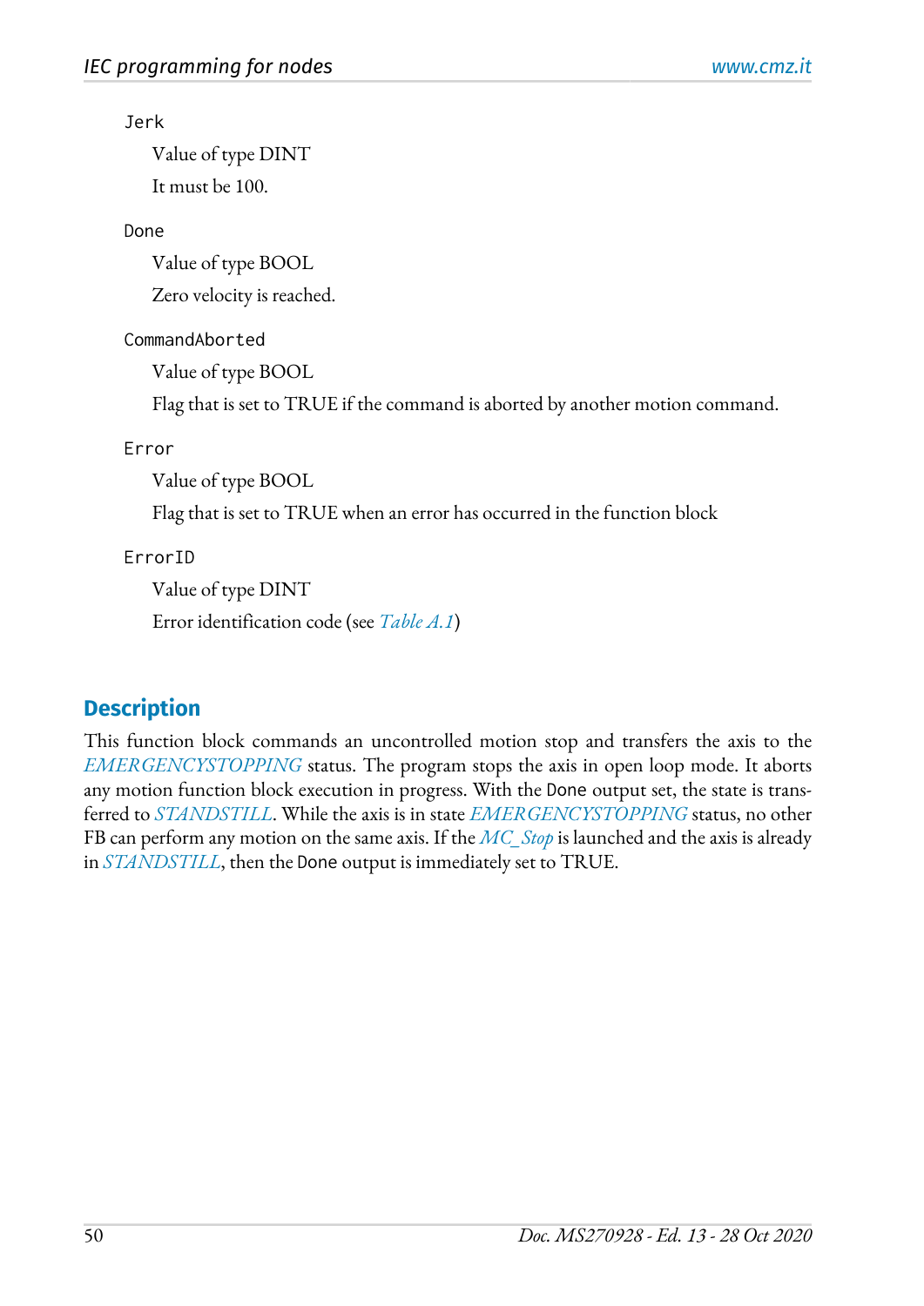`Jerk`

Value of type DINT

It must be 100.

`Done`

Value of type BOOL

Zero velocity is reached.

`CommandAborted`

Value of type BOOL

Flag that is set to TRUE if the command is aborted by another motion command.

`Error`

Value of type BOOL

Flag that is set to TRUE when an error has occurred in the function block

`ErrorID`

Value of type DINT

Error identification code (see *Table A.1*)

## Description

This function block commands an uncontrolled motion stop and transfers the axis to the *EMERGENCYSTOPPING* status. The program stops the axis in open loop mode. It aborts any motion function block execution in progress. With the `Done` output set, the state is transferred to *STANDSTILL*. While the axis is in state *EMERGENCYSTOPPING* status, no other FB can perform any motion on the same axis. If the *MC_Stop* is launched and the axis is already in *STANDSTILL*, then the `Done` output is immediately set to TRUE.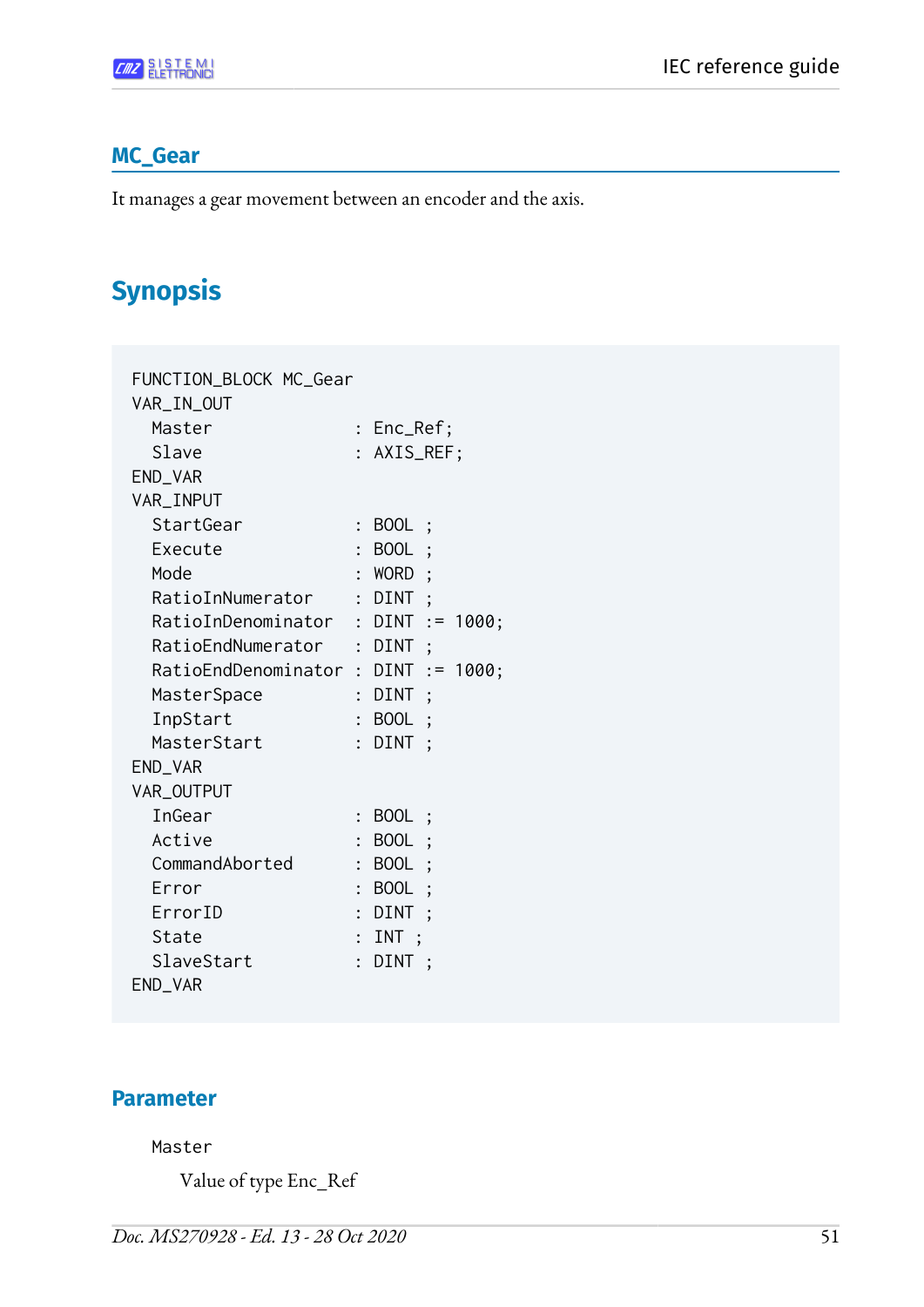## MC_Gear

It manages a gear movement between an encoder and the axis.

# Synopsis

```
FUNCTION_BLOCK MC_Gear
VAR_IN_OUT
  Master              : Enc_Ref;
  Slave               : AXIS_REF;
END_VAR
VAR_INPUT
  StartGear           : BOOL ;
  Execute             : BOOL ;
  Mode                : WORD ;
  RatioInNumerator    : DINT ;
  RatioInDenominator  : DINT := 1000;
  RatioEndNumerator   : DINT ;
  RatioEndDenominator : DINT := 1000;
  MasterSpace         : DINT ;
  InpStart            : BOOL ;
  MasterStart         : DINT ;
END_VAR
VAR_OUTPUT
  InGear              : BOOL ;
  Active              : BOOL ;
  CommandAborted      : BOOL ;
  Error               : BOOL ;
  ErrorID             : DINT ;
  State               : INT ;
  SlaveStart          : DINT ;
END_VAR
```

## Parameter

`Master`

Value of type Enc_Ref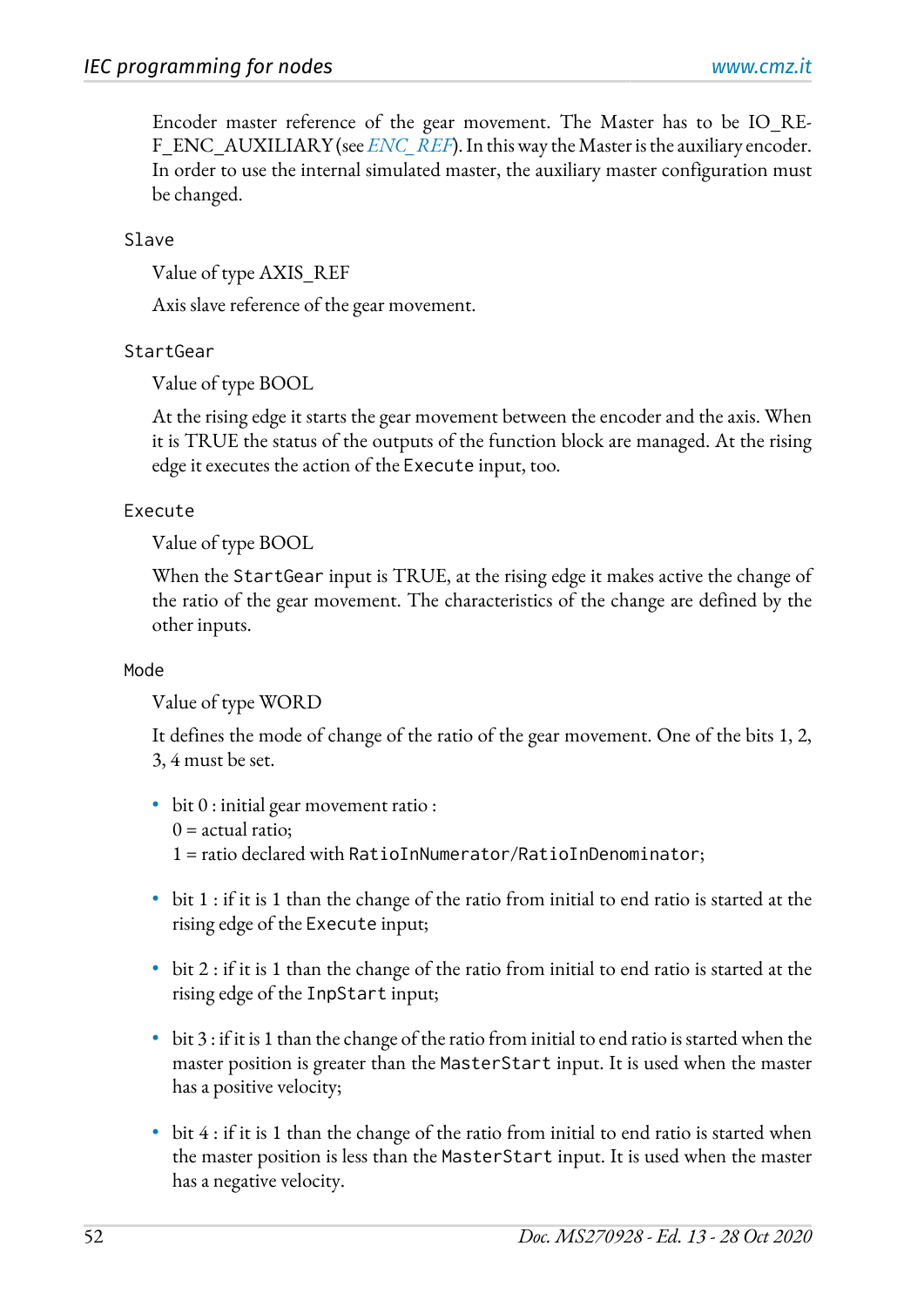Encoder master reference of the gear movement. The Master has to be IO_REF_ENC_AUXILIARY (see *ENC_REF*). In this way the Master is the auxiliary encoder. In order to use the internal simulated master, the auxiliary master configuration must be changed.

`Slave`

Value of type AXIS_REF

Axis slave reference of the gear movement.

`StartGear`

Value of type BOOL

At the rising edge it starts the gear movement between the encoder and the axis. When it is TRUE the status of the outputs of the function block are managed. At the rising edge it executes the action of the `Execute` input, too.

`Execute`

Value of type BOOL

When the `StartGear` input is TRUE, at the rising edge it makes active the change of the ratio of the gear movement. The characteristics of the change are defined by the other inputs.

`Mode`

Value of type WORD

It defines the mode of change of the ratio of the gear movement. One of the bits 1, 2, 3, 4 must be set.

- bit 0 : initial gear movement ratio :
  0 = actual ratio;
  1 = ratio declared with `RatioInNumerator`/`RatioInDenominator`;
- bit 1 : if it is 1 than the change of the ratio from initial to end ratio is started at the rising edge of the `Execute` input;
- bit 2 : if it is 1 than the change of the ratio from initial to end ratio is started at the rising edge of the `InpStart` input;
- bit 3 : if it is 1 than the change of the ratio from initial to end ratio is started when the master position is greater than the `MasterStart` input. It is used when the master has a positive velocity;
- bit 4 : if it is 1 than the change of the ratio from initial to end ratio is started when the master position is less than the `MasterStart` input. It is used when the master has a negative velocity.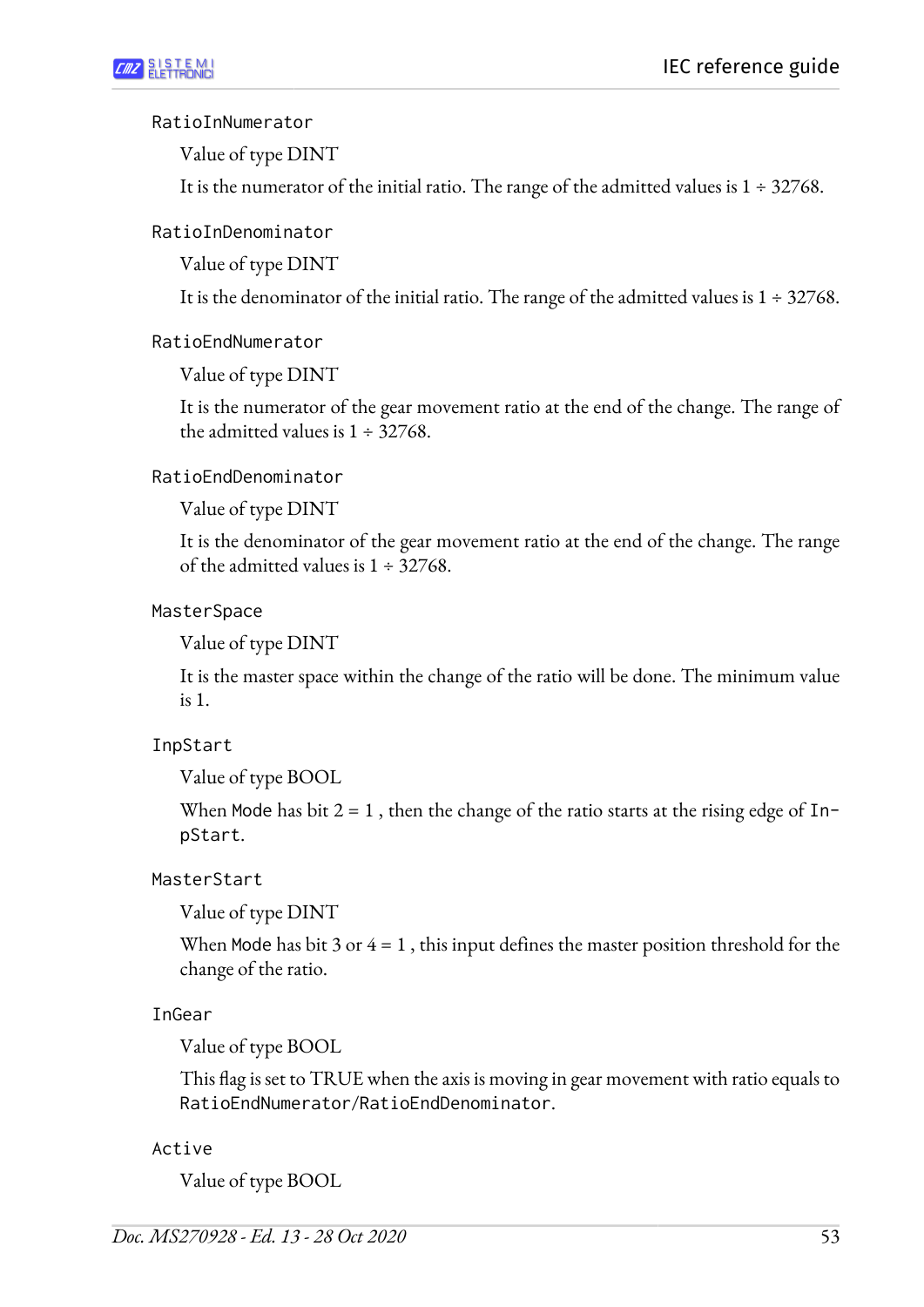`RatioInNumerator`

Value of type DINT

It is the numerator of the initial ratio. The range of the admitted values is 1 ÷ 32768.

`RatioInDenominator`

Value of type DINT

It is the denominator of the initial ratio. The range of the admitted values is 1 ÷ 32768.

`RatioEndNumerator`

Value of type DINT

It is the numerator of the gear movement ratio at the end of the change. The range of the admitted values is 1 ÷ 32768.

`RatioEndDenominator`

Value of type DINT

It is the denominator of the gear movement ratio at the end of the change. The range of the admitted values is 1 ÷ 32768.

`MasterSpace`

Value of type DINT

It is the master space within the change of the ratio will be done. The minimum value is 1.

`InpStart`

Value of type BOOL

When `Mode` has bit 2 = 1 , then the change of the ratio starts at the rising edge of `InpStart`.

`MasterStart`

Value of type DINT

When `Mode` has bit 3 or 4 = 1 , this input defines the master position threshold for the change of the ratio.

`InGear`

Value of type BOOL

This flag is set to TRUE when the axis is moving in gear movement with ratio equals to `RatioEndNumerator/RatioEndDenominator`.

`Active`

Value of type BOOL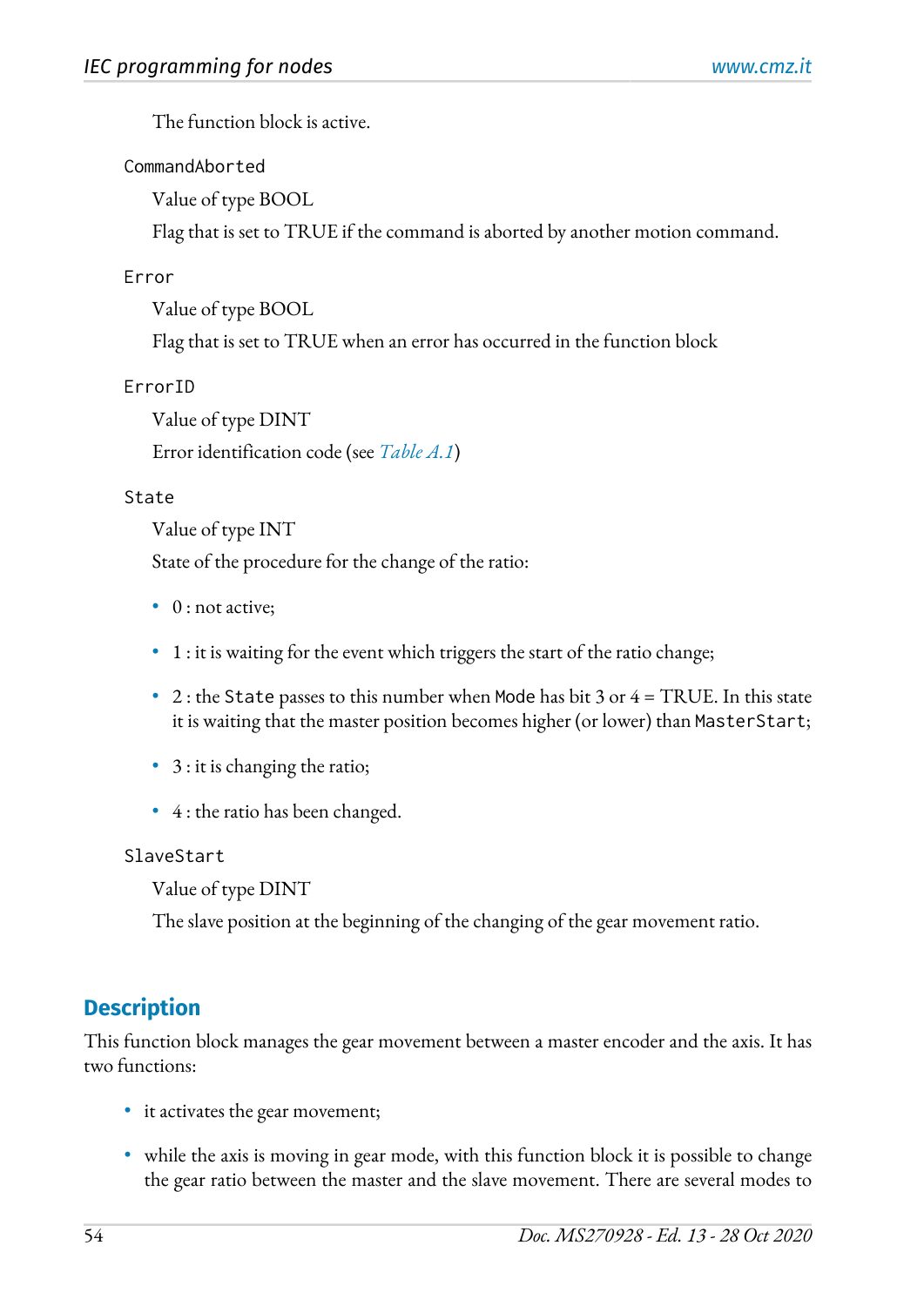The function block is active.

`CommandAborted`

Value of type BOOL

Flag that is set to TRUE if the command is aborted by another motion command.

`Error`

Value of type BOOL

Flag that is set to TRUE when an error has occurred in the function block

`ErrorID`

Value of type DINT

Error identification code (see *Table A.1*)

`State`

Value of type INT

State of the procedure for the change of the ratio:

- 0 : not active;
- 1 : it is waiting for the event which triggers the start of the ratio change;
- 2 : the `State` passes to this number when `Mode` has bit 3 or 4 = TRUE. In this state it is waiting that the master position becomes higher (or lower) than `MasterStart`;
- 3 : it is changing the ratio;
- 4 : the ratio has been changed.

`SlaveStart`

Value of type DINT

The slave position at the beginning of the changing of the gear movement ratio.

## Description

This function block manages the gear movement between a master encoder and the axis. It has two functions:

- it activates the gear movement;
- while the axis is moving in gear mode, with this function block it is possible to change the gear ratio between the master and the slave movement. There are several modes to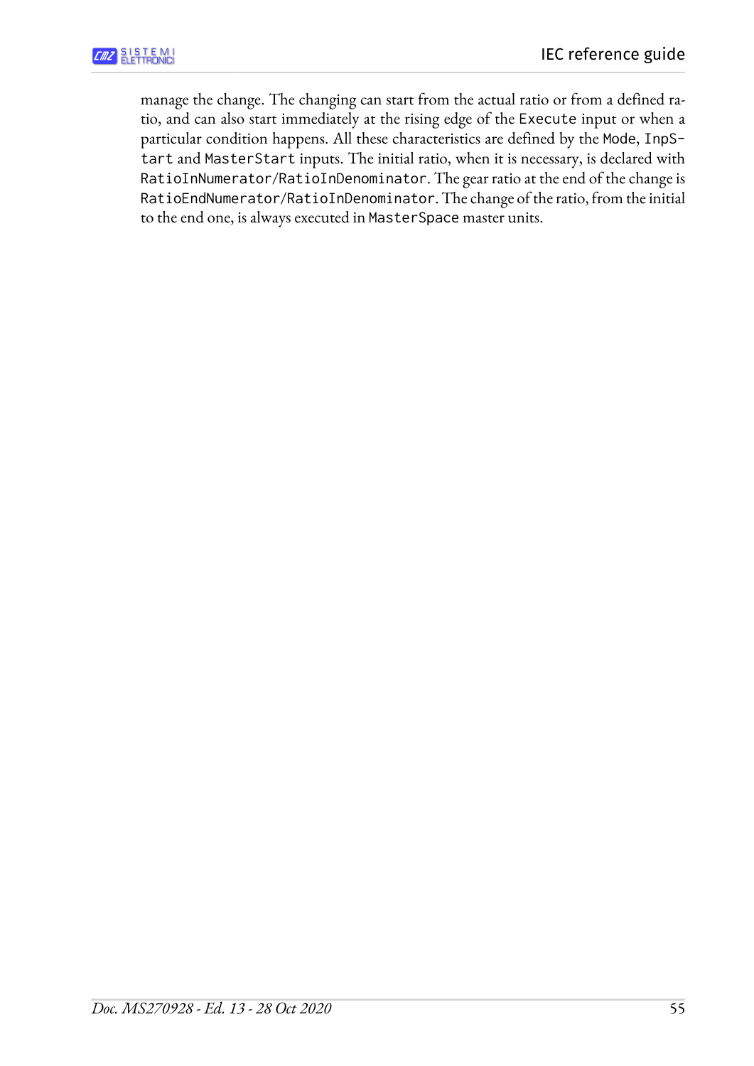manage the change. The changing can start from the actual ratio or from a defined ratio, and can also start immediately at the rising edge of the `Execute` input or when a particular condition happens. All these characteristics are defined by the `Mode`, `InpStart` and `MasterStart` inputs. The initial ratio, when it is necessary, is declared with `RatioInNumerator/RatioInDenominator`. The gear ratio at the end of the change is `RatioEndNumerator/RatioInDenominator`. The change of the ratio, from the initial to the end one, is always executed in `MasterSpace` master units.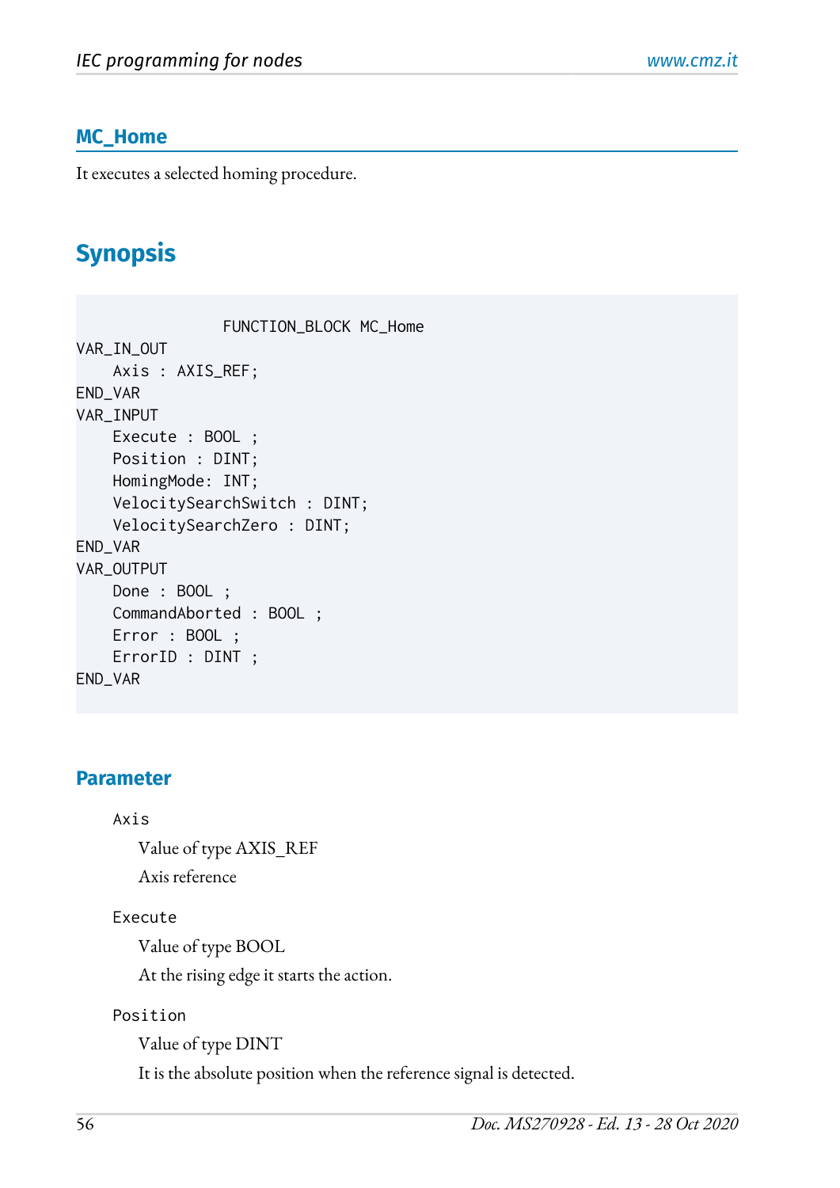## MC_Home

It executes a selected homing procedure.

# Synopsis

```
                FUNCTION_BLOCK MC_Home
VAR_IN_OUT
    Axis : AXIS_REF;
END_VAR
VAR_INPUT
    Execute : BOOL ;
    Position : DINT;
    HomingMode: INT;
    VelocitySearchSwitch : DINT;
    VelocitySearchZero : DINT;
END_VAR
VAR_OUTPUT
    Done : BOOL ;
    CommandAborted : BOOL ;
    Error : BOOL ;
    ErrorID : DINT ;
END_VAR
```

### Parameter

`Axis`

Value of type AXIS_REF

Axis reference

`Execute`

Value of type BOOL

At the rising edge it starts the action.

`Position`

Value of type DINT

It is the absolute position when the reference signal is detected.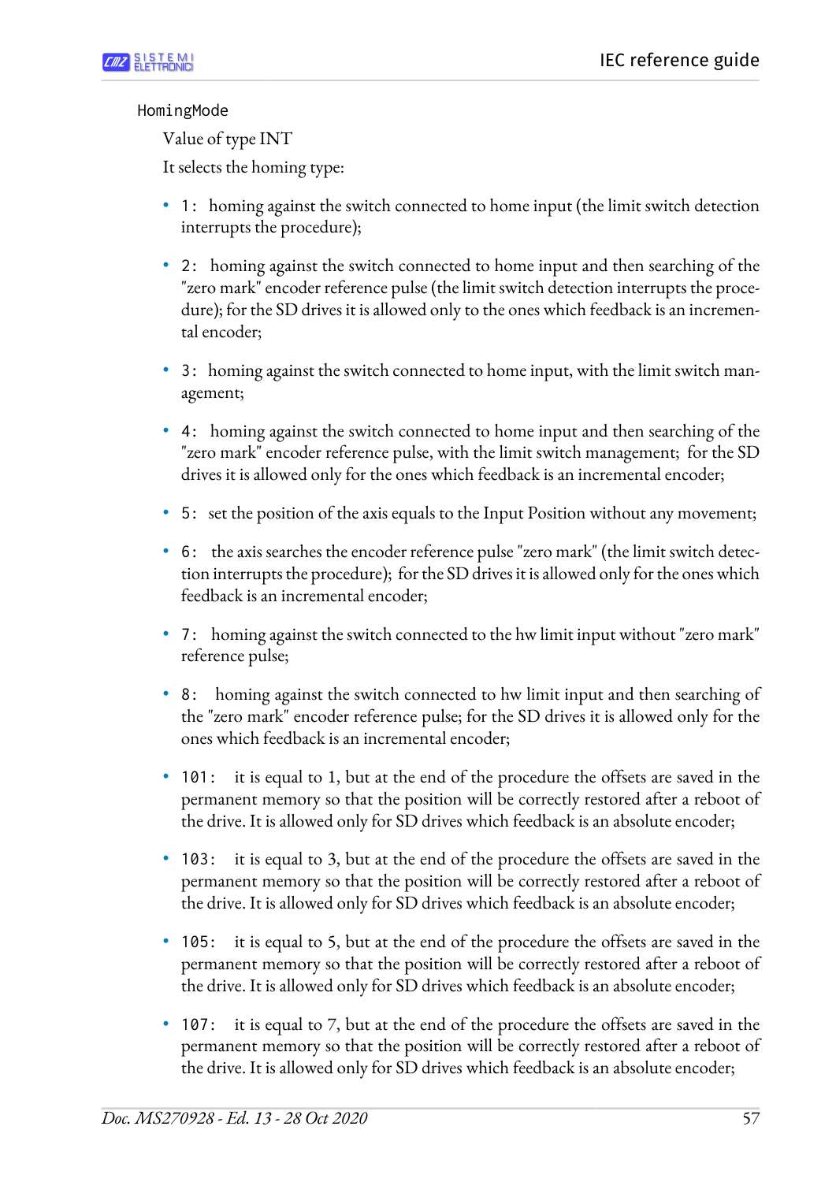`HomingMode`

Value of type INT

It selects the homing type:

- `1:` homing against the switch connected to home input (the limit switch detection interrupts the procedure);
- `2:` homing against the switch connected to home input and then searching of the "zero mark" encoder reference pulse (the limit switch detection interrupts the procedure); for the SD drives it is allowed only to the ones which feedback is an incremental encoder;
- `3:` homing against the switch connected to home input, with the limit switch management;
- `4:` homing against the switch connected to home input and then searching of the "zero mark" encoder reference pulse, with the limit switch management; for the SD drives it is allowed only for the ones which feedback is an incremental encoder;
- `5:` set the position of the axis equals to the Input Position without any movement;
- `6:` the axis searches the encoder reference pulse "zero mark" (the limit switch detection interrupts the procedure); for the SD drives it is allowed only for the ones which feedback is an incremental encoder;
- `7:` homing against the switch connected to the hw limit input without "zero mark" reference pulse;
- `8:` homing against the switch connected to hw limit input and then searching of the "zero mark" encoder reference pulse; for the SD drives it is allowed only for the ones which feedback is an incremental encoder;
- `101:` it is equal to 1, but at the end of the procedure the offsets are saved in the permanent memory so that the position will be correctly restored after a reboot of the drive. It is allowed only for SD drives which feedback is an absolute encoder;
- `103:` it is equal to 3, but at the end of the procedure the offsets are saved in the permanent memory so that the position will be correctly restored after a reboot of the drive. It is allowed only for SD drives which feedback is an absolute encoder;
- `105:` it is equal to 5, but at the end of the procedure the offsets are saved in the permanent memory so that the position will be correctly restored after a reboot of the drive. It is allowed only for SD drives which feedback is an absolute encoder;
- `107:` it is equal to 7, but at the end of the procedure the offsets are saved in the permanent memory so that the position will be correctly restored after a reboot of the drive. It is allowed only for SD drives which feedback is an absolute encoder;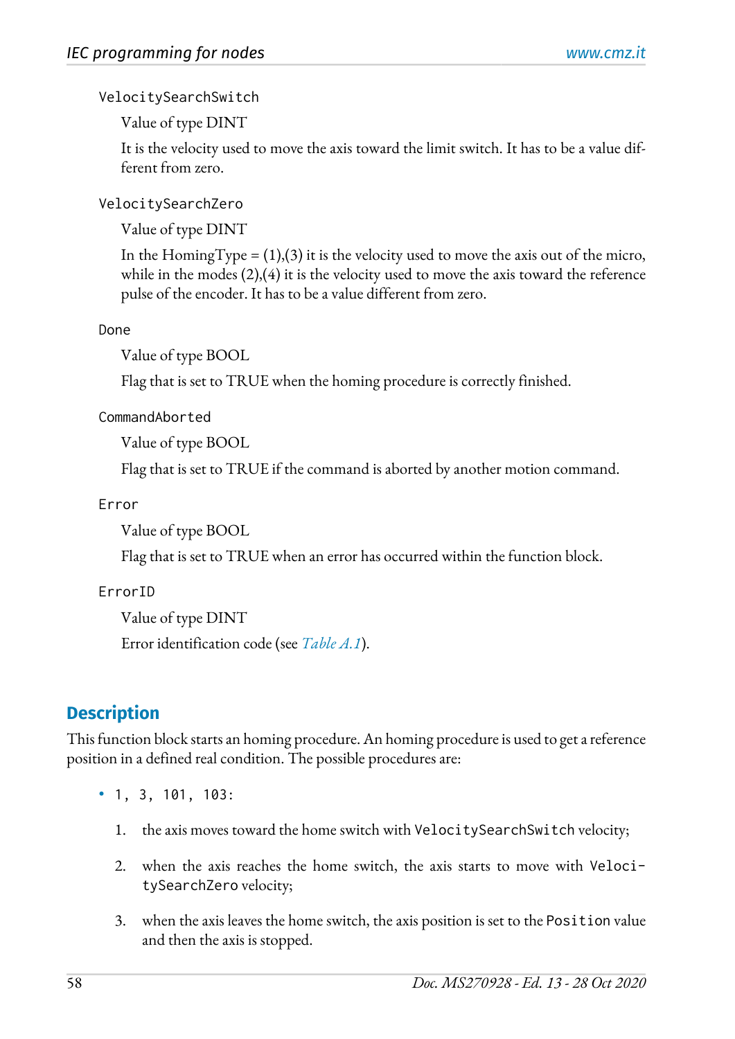`VelocitySearchSwitch`

Value of type DINT

It is the velocity used to move the axis toward the limit switch. It has to be a value different from zero.

`VelocitySearchZero`

Value of type DINT

In the HomingType = (1),(3) it is the velocity used to move the axis out of the micro, while in the modes (2),(4) it is the velocity used to move the axis toward the reference pulse of the encoder. It has to be a value different from zero.

`Done`

Value of type BOOL

Flag that is set to TRUE when the homing procedure is correctly finished.

`CommandAborted`

Value of type BOOL

Flag that is set to TRUE if the command is aborted by another motion command.

`Error`

Value of type BOOL

Flag that is set to TRUE when an error has occurred within the function block.

`ErrorID`

Value of type DINT

Error identification code (see *Table A.1*).

## Description

This function block starts an homing procedure. An homing procedure is used to get a reference position in a defined real condition. The possible procedures are:

- `1, 3, 101, 103`:

  1. the axis moves toward the home switch with `VelocitySearchSwitch` velocity;
  2. when the axis reaches the home switch, the axis starts to move with `VelocitySearchZero` velocity;
  3. when the axis leaves the home switch, the axis position is set to the `Position` value and then the axis is stopped.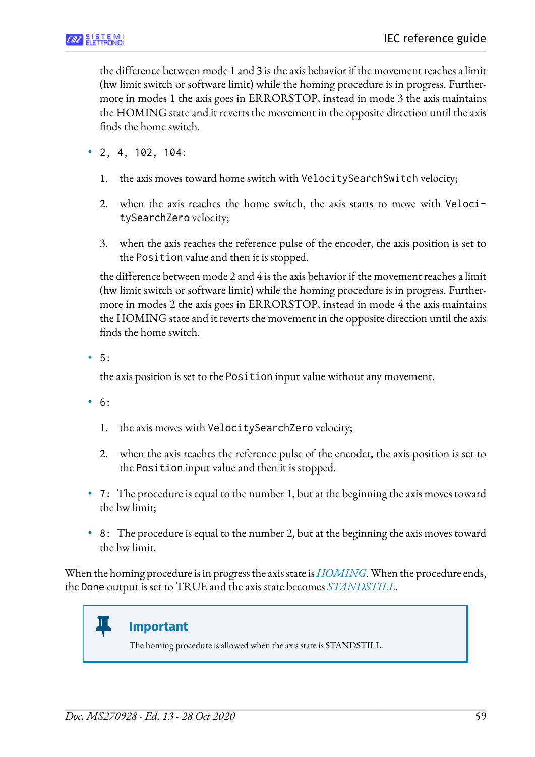the difference between mode 1 and 3 is the axis behavior if the movement reaches a limit (hw limit switch or software limit) while the homing procedure is in progress. Furthermore in modes 1 the axis goes in ERRORSTOP, instead in mode 3 the axis maintains the HOMING state and it reverts the movement in the opposite direction until the axis finds the home switch.

- `2, 4, 102, 104:`

  1. the axis moves toward home switch with `VelocitySearchSwitch` velocity;
  2. when the axis reaches the home switch, the axis starts to move with `VelocitySearchZero` velocity;
  3. when the axis reaches the reference pulse of the encoder, the axis position is set to the `Position` value and then it is stopped.

  the difference between mode 2 and 4 is the axis behavior if the movement reaches a limit (hw limit switch or software limit) while the homing procedure is in progress. Furthermore in modes 2 the axis goes in ERRORSTOP, instead in mode 4 the axis maintains the HOMING state and it reverts the movement in the opposite direction until the axis finds the home switch.

- `5:`

  the axis position is set to the `Position` input value without any movement.

- `6:`

  1. the axis moves with `VelocitySearchZero` velocity;
  2. when the axis reaches the reference pulse of the encoder, the axis position is set to the `Position` input value and then it is stopped.

- `7:` The procedure is equal to the number 1, but at the beginning the axis moves toward the hw limit;

- `8:` The procedure is equal to the number 2, but at the beginning the axis moves toward the hw limit.

When the homing procedure is in progress the axis state is *HOMING*. When the procedure ends, the `Done` output is set to TRUE and the axis state becomes *STANDSTILL*.

> **Important**
>
> The homing procedure is allowed when the axis state is STANDSTILL.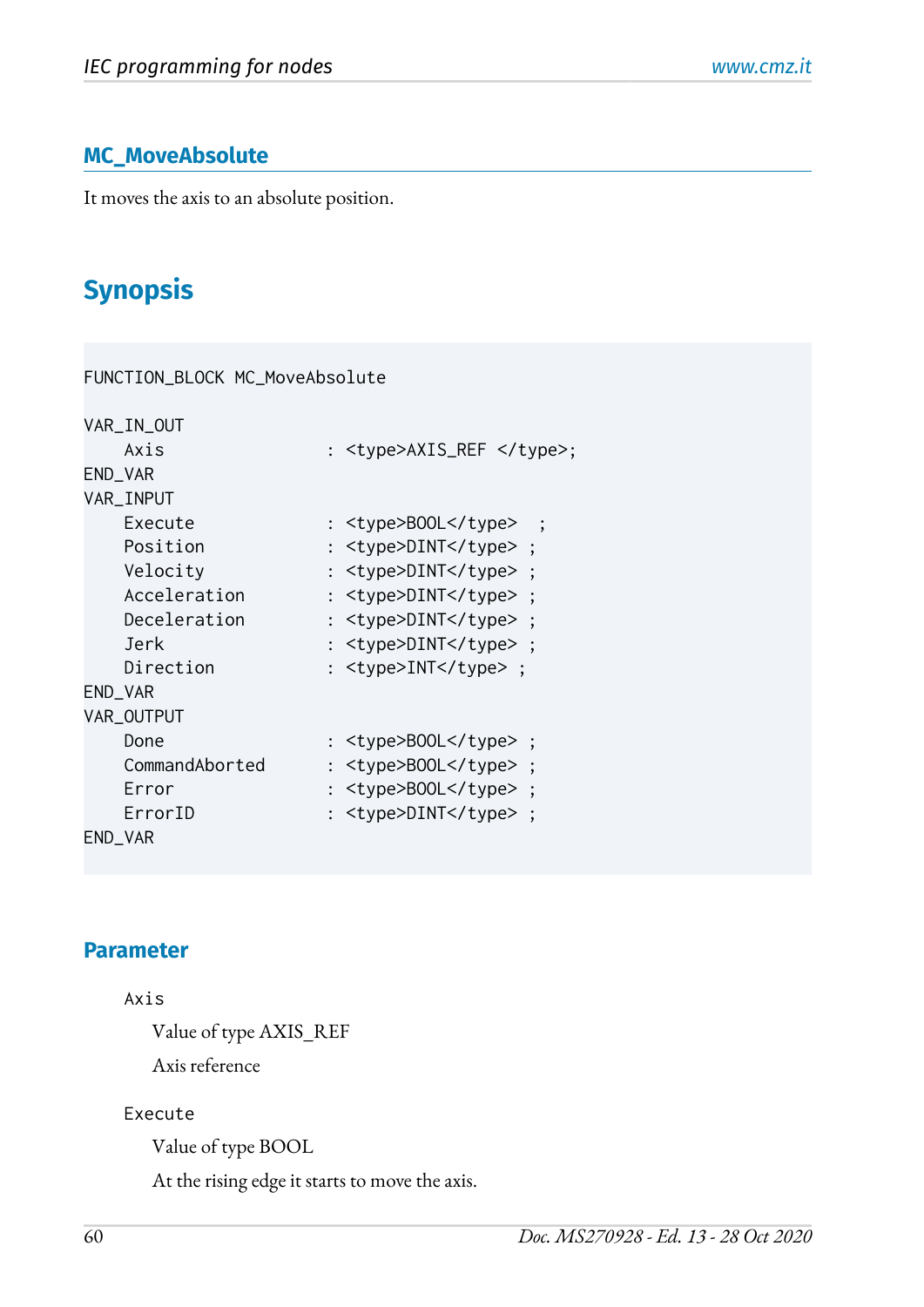## MC_MoveAbsolute

It moves the axis to an absolute position.

# Synopsis

```
FUNCTION_BLOCK MC_MoveAbsolute

VAR_IN_OUT
    Axis                : <type>AXIS_REF </type>;
END_VAR
VAR_INPUT
    Execute             : <type>BOOL</type>  ;
    Position            : <type>DINT</type> ;
    Velocity            : <type>DINT</type> ;
    Acceleration        : <type>DINT</type> ;
    Deceleration        : <type>DINT</type> ;
    Jerk                : <type>DINT</type> ;
    Direction           : <type>INT</type> ;
END_VAR
VAR_OUTPUT
    Done                : <type>BOOL</type> ;
    CommandAborted      : <type>BOOL</type> ;
    Error               : <type>BOOL</type> ;
    ErrorID             : <type>DINT</type> ;
END_VAR
```

## Parameter

`Axis`

Value of type AXIS_REF

Axis reference

`Execute`

Value of type BOOL

At the rising edge it starts to move the axis.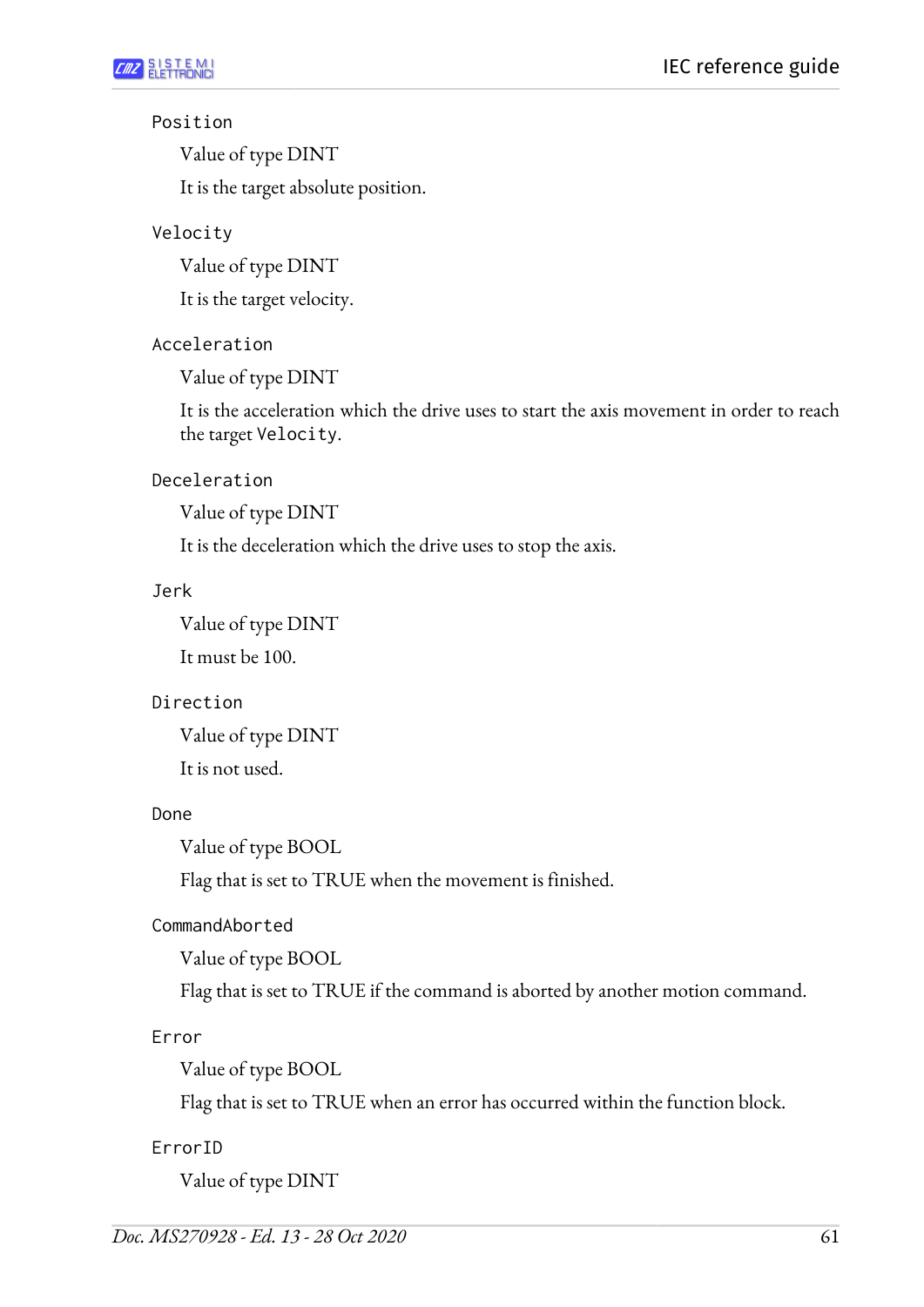`Position`

Value of type DINT

It is the target absolute position.

`Velocity`

Value of type DINT

It is the target velocity.

`Acceleration`

Value of type DINT

It is the acceleration which the drive uses to start the axis movement in order to reach the target `Velocity`.

`Deceleration`

Value of type DINT

It is the deceleration which the drive uses to stop the axis.

`Jerk`

Value of type DINT

It must be 100.

`Direction`

Value of type DINT

It is not used.

`Done`

Value of type BOOL

Flag that is set to TRUE when the movement is finished.

`CommandAborted`

Value of type BOOL

Flag that is set to TRUE if the command is aborted by another motion command.

`Error`

Value of type BOOL

Flag that is set to TRUE when an error has occurred within the function block.

`ErrorID`

Value of type DINT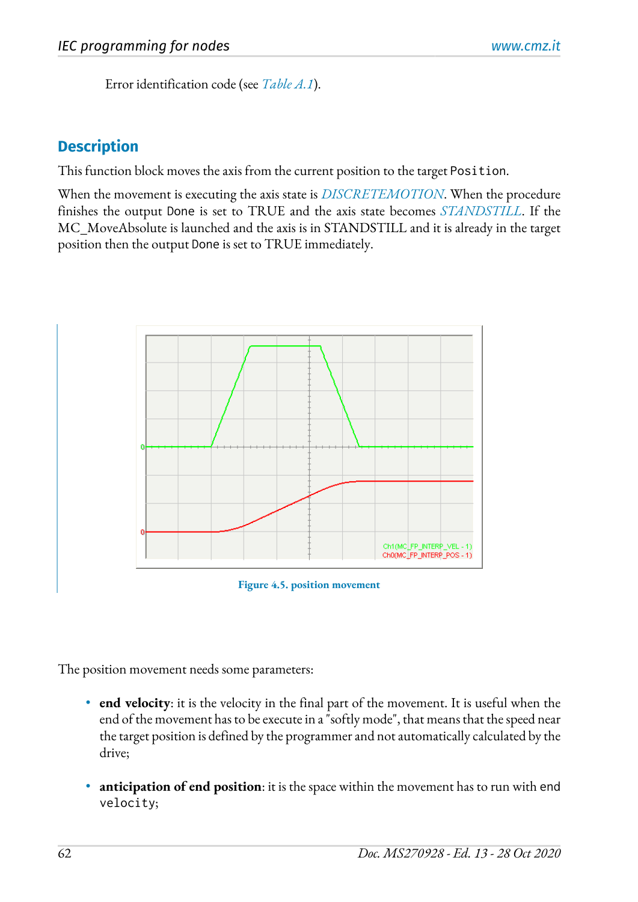Error identification code (see *Table A.1*).

## Description

This function block moves the axis from the current position to the target `Position`.

When the movement is executing the axis state is *DISCRETEMOTION*. When the procedure finishes the output `Done` is set to TRUE and the axis state becomes *STANDSTILL*. If the MC_MoveAbsolute is launched and the axis is in STANDSTILL and it is already in the target position then the output `Done` is set to TRUE immediately.

**Figure 4.5. position movement**

The position movement needs some parameters:

- **end velocity**: it is the velocity in the final part of the movement. It is useful when the end of the movement has to be execute in a "softly mode", that means that the speed near the target position is defined by the programmer and not automatically calculated by the drive;

- **anticipation of end position**: it is the space within the movement has to run with `end velocity`;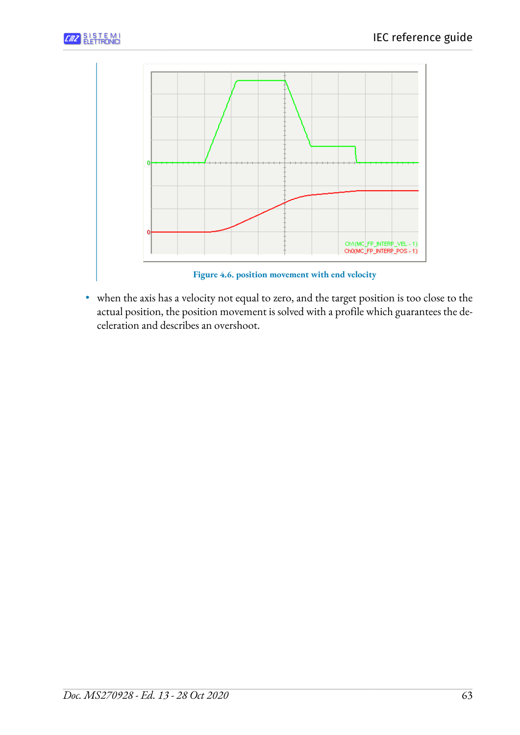Figure 4.6. position movement with end velocity

- when the axis has a velocity not equal to zero, and the target position is too close to the actual position, the position movement is solved with a profile which guarantees the deceleration and describes an overshoot.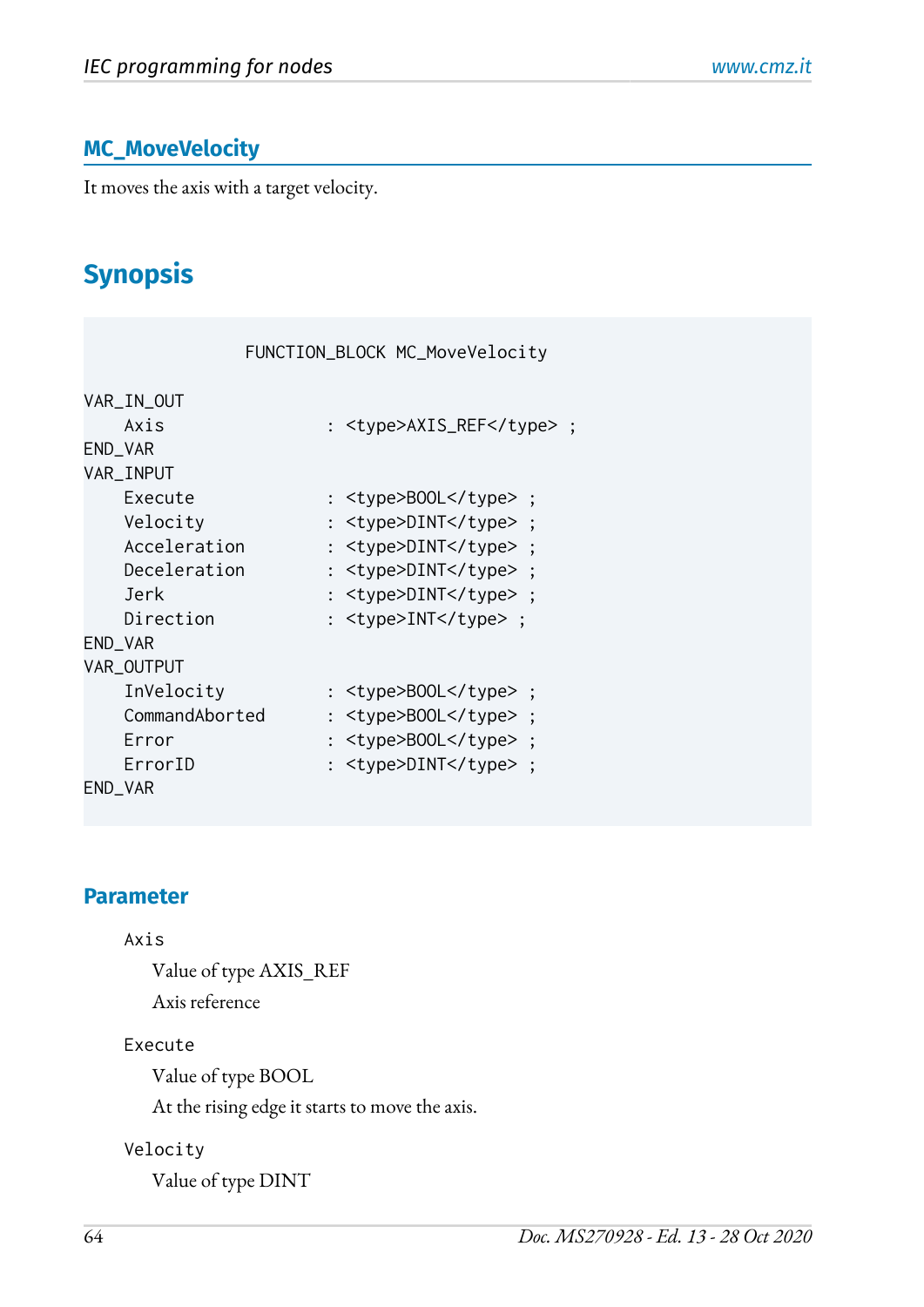## MC_MoveVelocity

It moves the axis with a target velocity.

# Synopsis

```
                FUNCTION_BLOCK MC_MoveVelocity

VAR_IN_OUT
    Axis                : <type>AXIS_REF</type> ;
END_VAR
VAR_INPUT
    Execute             : <type>BOOL</type> ;
    Velocity            : <type>DINT</type> ;
    Acceleration        : <type>DINT</type> ;
    Deceleration        : <type>DINT</type> ;
    Jerk                : <type>DINT</type> ;
    Direction           : <type>INT</type> ;
END_VAR
VAR_OUTPUT
    InVelocity          : <type>BOOL</type> ;
    CommandAborted      : <type>BOOL</type> ;
    Error               : <type>BOOL</type> ;
    ErrorID             : <type>DINT</type> ;
END_VAR
```

## Parameter

`Axis`

Value of type AXIS_REF

Axis reference

`Execute`

Value of type BOOL

At the rising edge it starts to move the axis.

`Velocity`

Value of type DINT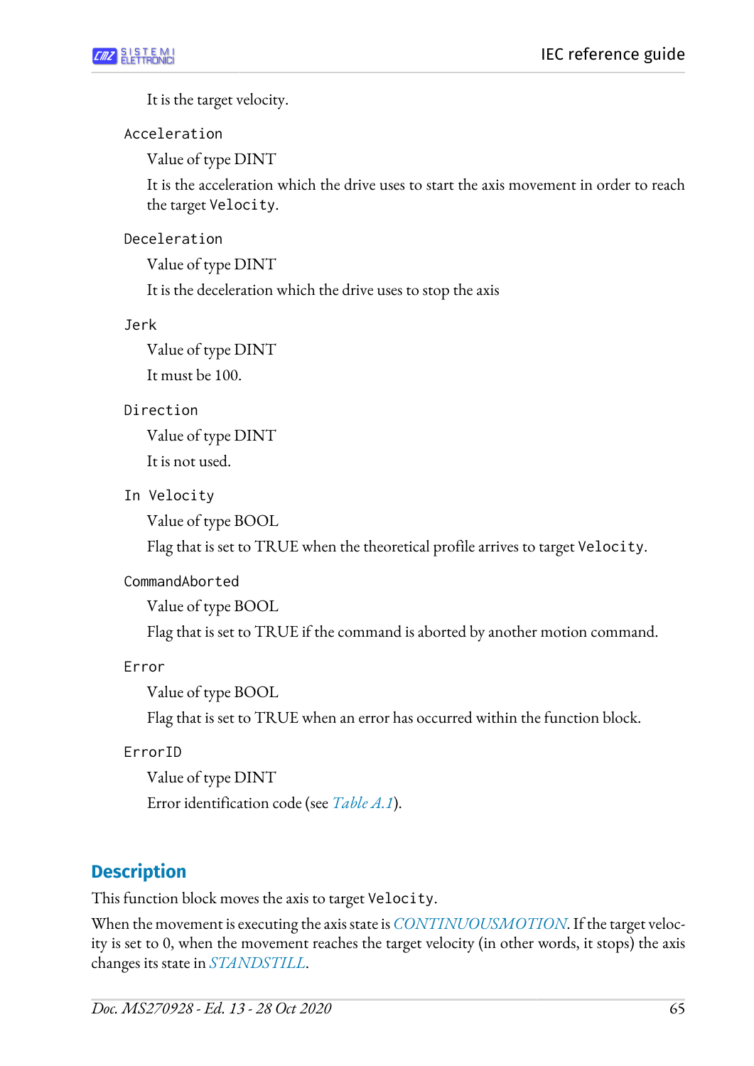It is the target velocity.

`Acceleration`

Value of type DINT

It is the acceleration which the drive uses to start the axis movement in order to reach the target `Velocity`.

`Deceleration`

Value of type DINT

It is the deceleration which the drive uses to stop the axis

`Jerk`

Value of type DINT

It must be 100.

`Direction`

Value of type DINT

It is not used.

`In Velocity`

Value of type BOOL

Flag that is set to TRUE when the theoretical profile arrives to target `Velocity`.

`CommandAborted`

Value of type BOOL

Flag that is set to TRUE if the command is aborted by another motion command.

`Error`

Value of type BOOL

Flag that is set to TRUE when an error has occurred within the function block.

`ErrorID`

Value of type DINT

Error identification code (see *Table A.1*).

## Description

This function block moves the axis to target `Velocity`.

When the movement is executing the axis state is *CONTINUOUSMOTION*. If the target velocity is set to 0, when the movement reaches the target velocity (in other words, it stops) the axis changes its state in *STANDSTILL*.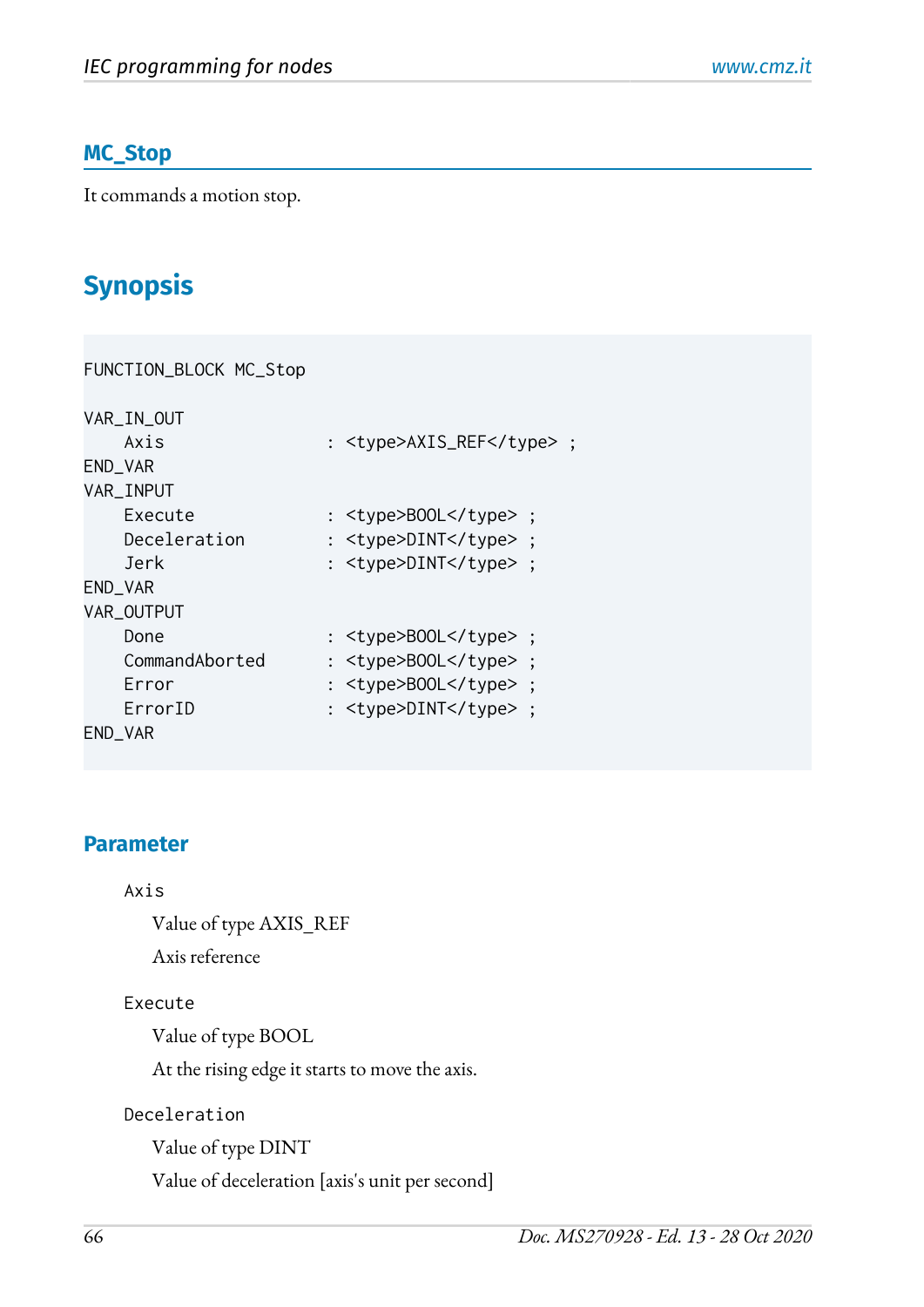## MC_Stop

It commands a motion stop.

# Synopsis

```
FUNCTION_BLOCK MC_Stop

VAR_IN_OUT
    Axis                : <type>AXIS_REF</type> ;
END_VAR
VAR_INPUT
    Execute             : <type>BOOL</type> ;
    Deceleration        : <type>DINT</type> ;
    Jerk                : <type>DINT</type> ;
END_VAR
VAR_OUTPUT
    Done                : <type>BOOL</type> ;
    CommandAborted      : <type>BOOL</type> ;
    Error               : <type>BOOL</type> ;
    ErrorID             : <type>DINT</type> ;
END_VAR
```

### Parameter

`Axis`

Value of type AXIS_REF

Axis reference

`Execute`

Value of type BOOL

At the rising edge it starts to move the axis.

`Deceleration`

Value of type DINT

Value of deceleration [axis's unit per second]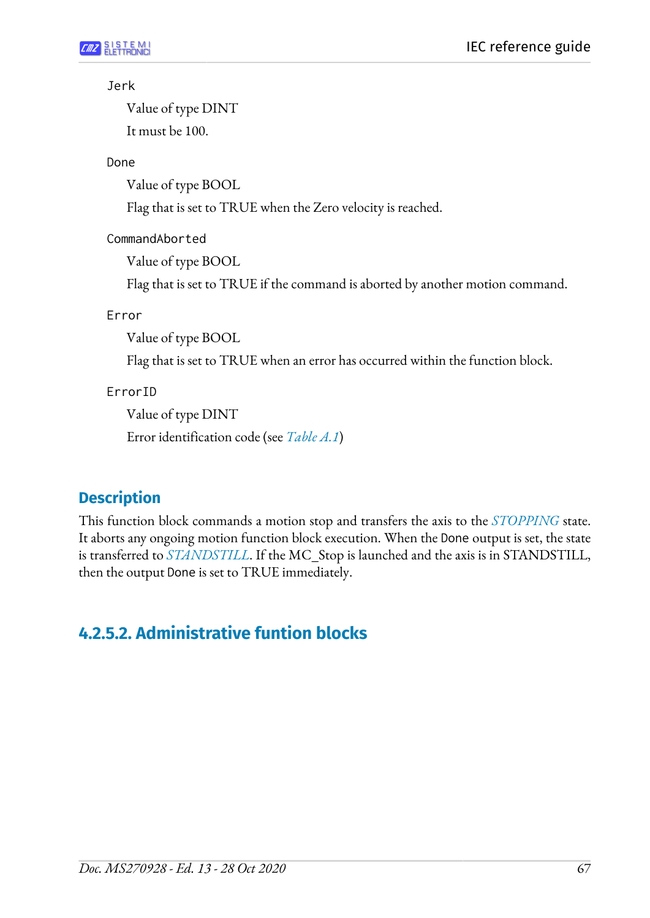`Jerk`

Value of type DINT

It must be 100.

`Done`

Value of type BOOL

Flag that is set to TRUE when the Zero velocity is reached.

`CommandAborted`

Value of type BOOL

Flag that is set to TRUE if the command is aborted by another motion command.

`Error`

Value of type BOOL

Flag that is set to TRUE when an error has occurred within the function block.

`ErrorID`

Value of type DINT

Error identification code (see *Table A.1*)

## Description

This function block commands a motion stop and transfers the axis to the *STOPPING* state. It aborts any ongoing motion function block execution. When the `Done` output is set, the state is transferred to *STANDSTILL*. If the MC_Stop is launched and the axis is in STANDSTILL, then the output `Done` is set to TRUE immediately.

### 4.2.5.2. Administrative funtion blocks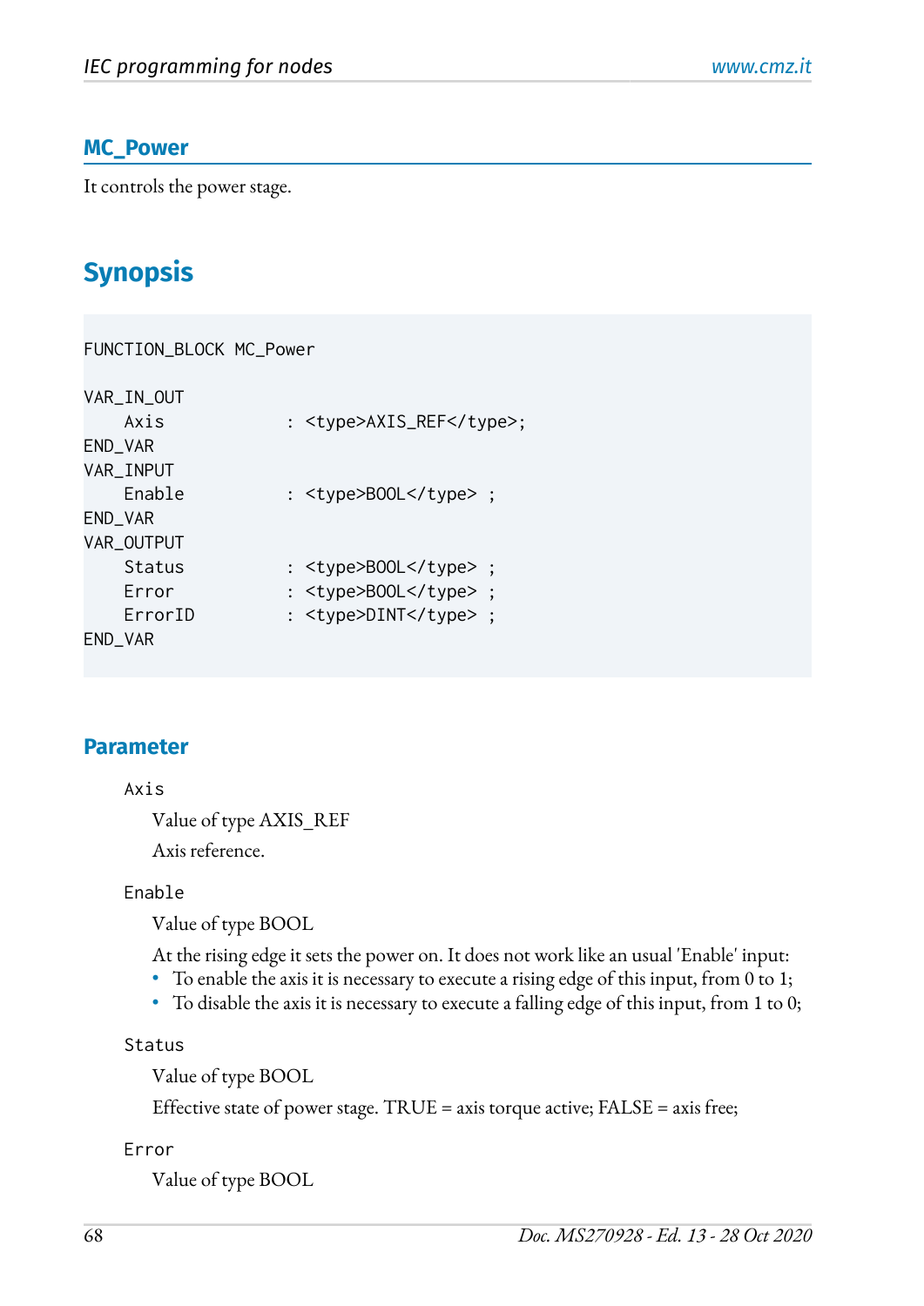## MC_Power

It controls the power stage.

# Synopsis

```
FUNCTION_BLOCK MC_Power

VAR_IN_OUT
    Axis            : <type>AXIS_REF</type>;
END_VAR
VAR_INPUT
    Enable          : <type>BOOL</type> ;
END_VAR
VAR_OUTPUT
    Status          : <type>BOOL</type> ;
    Error           : <type>BOOL</type> ;
    ErrorID         : <type>DINT</type> ;
END_VAR
```

### Parameter

`Axis`

Value of type AXIS_REF

Axis reference.

`Enable`

Value of type BOOL

At the rising edge it sets the power on. It does not work like an usual 'Enable' input:

- To enable the axis it is necessary to execute a rising edge of this input, from 0 to 1;
- To disable the axis it is necessary to execute a falling edge of this input, from 1 to 0;

`Status`

Value of type BOOL

Effective state of power stage. TRUE = axis torque active; FALSE = axis free;

`Error`

Value of type BOOL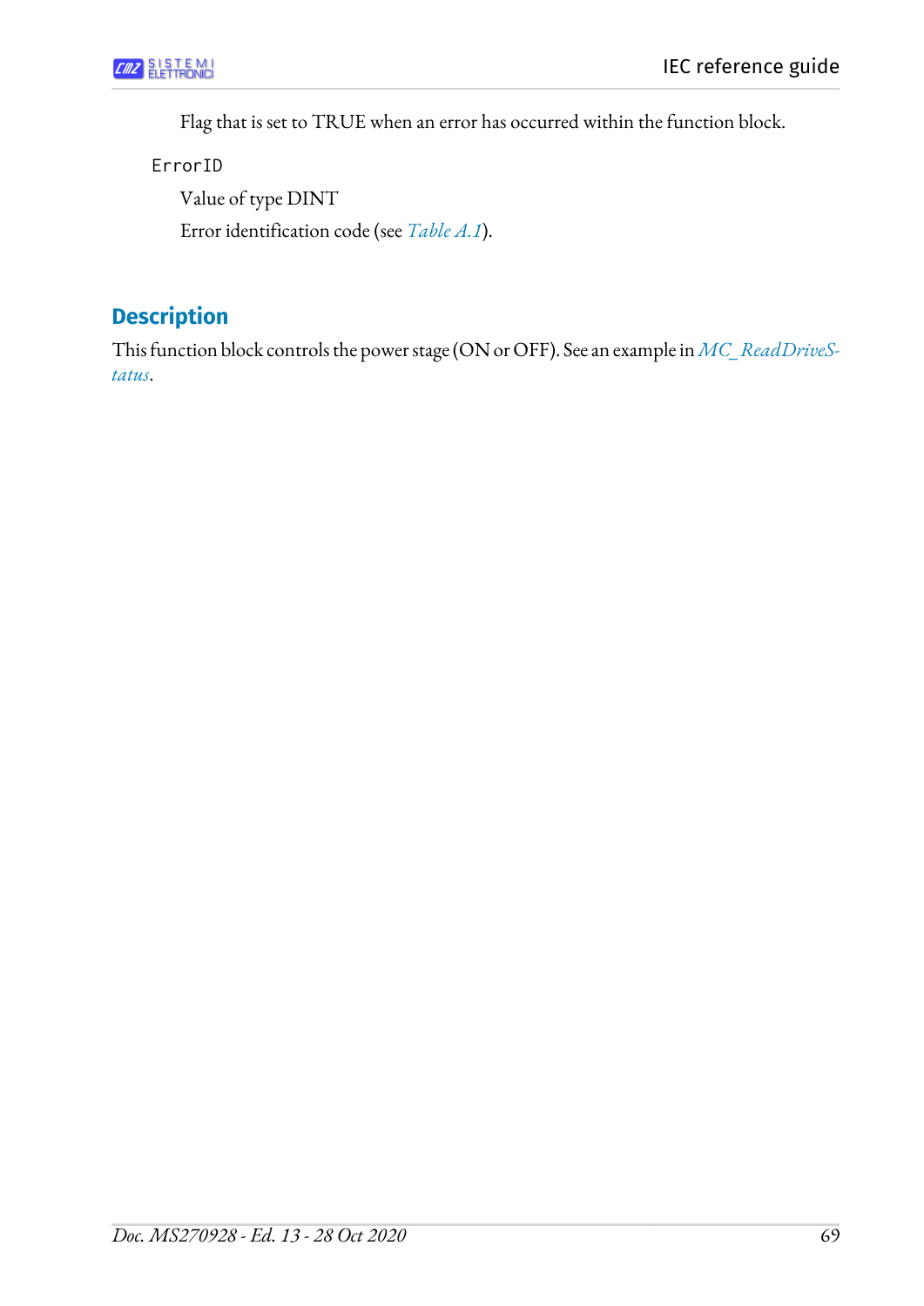Flag that is set to TRUE when an error has occurred within the function block.

`ErrorID`

Value of type DINT

Error identification code (see *Table A.1*).

## Description

This function block controls the power stage (ON or OFF). See an example in *MC_ReadDriveStatus*.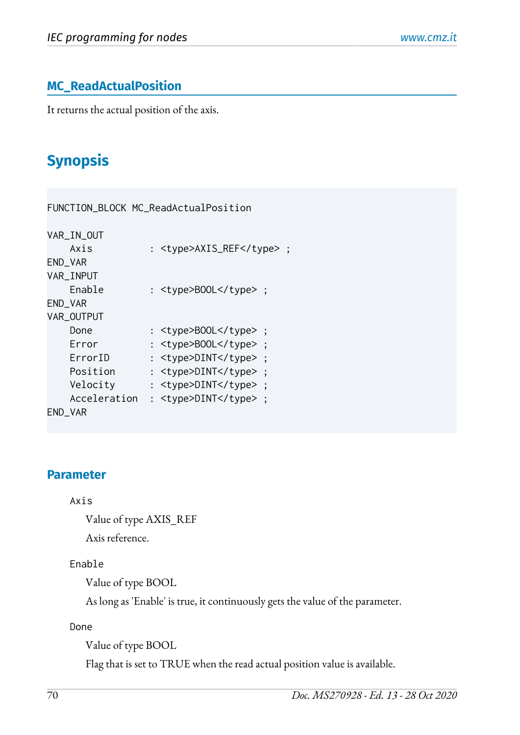## MC_ReadActualPosition

It returns the actual position of the axis.

# Synopsis

```
FUNCTION_BLOCK MC_ReadActualPosition

VAR_IN_OUT
    Axis         : <type>AXIS_REF</type> ;
END_VAR
VAR_INPUT
    Enable       : <type>BOOL</type> ;
END_VAR
VAR_OUTPUT
    Done         : <type>BOOL</type> ;
    Error        : <type>BOOL</type> ;
    ErrorID      : <type>DINT</type> ;
    Position     : <type>DINT</type> ;
    Velocity     : <type>DINT</type> ;
    Acceleration : <type>DINT</type> ;
END_VAR
```

### Parameter

`Axis`

Value of type AXIS_REF

Axis reference.

`Enable`

Value of type BOOL

As long as 'Enable' is true, it continuously gets the value of the parameter.

`Done`

Value of type BOOL

Flag that is set to TRUE when the read actual position value is available.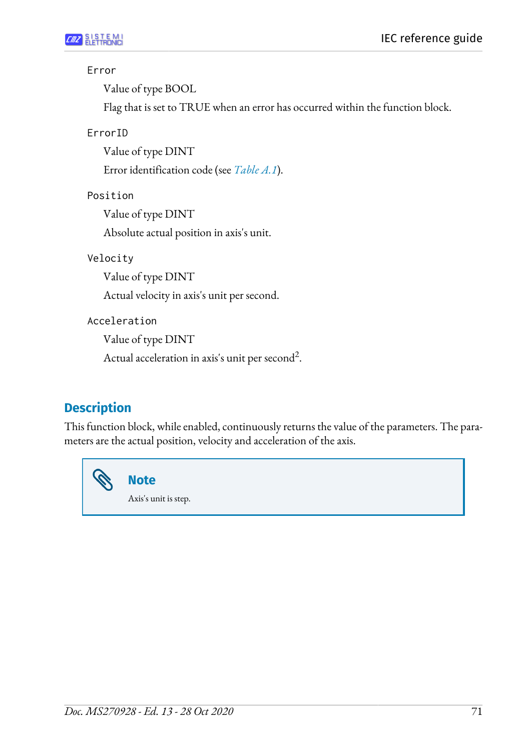`Error`

Value of type BOOL

Flag that is set to TRUE when an error has occurred within the function block.

`ErrorID`

Value of type DINT

Error identification code (see *Table A.1*).

`Position`

Value of type DINT

Absolute actual position in axis's unit.

`Velocity`

Value of type DINT

Actual velocity in axis's unit per second.

`Acceleration`

Value of type DINT

Actual acceleration in axis's unit per second$^2$.

## Description

This function block, while enabled, continuously returns the value of the parameters. The parameters are the actual position, velocity and acceleration of the axis.

> **Note**
>
> Axis's unit is step.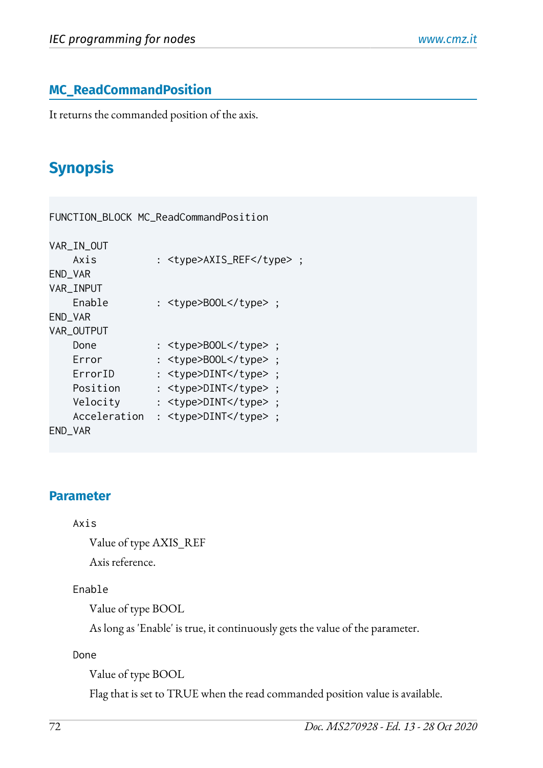## MC_ReadCommandPosition

It returns the commanded position of the axis.

# Synopsis

```
FUNCTION_BLOCK MC_ReadCommandPosition

VAR_IN_OUT
    Axis         : <type>AXIS_REF</type> ;
END_VAR
VAR_INPUT
    Enable       : <type>BOOL</type> ;
END_VAR
VAR_OUTPUT
    Done         : <type>BOOL</type> ;
    Error        : <type>BOOL</type> ;
    ErrorID      : <type>DINT</type> ;
    Position     : <type>DINT</type> ;
    Velocity     : <type>DINT</type> ;
    Acceleration : <type>DINT</type> ;
END_VAR
```

### Parameter

`Axis`

Value of type AXIS_REF

Axis reference.

`Enable`

Value of type BOOL

As long as 'Enable' is true, it continuously gets the value of the parameter.

`Done`

Value of type BOOL

Flag that is set to TRUE when the read commanded position value is available.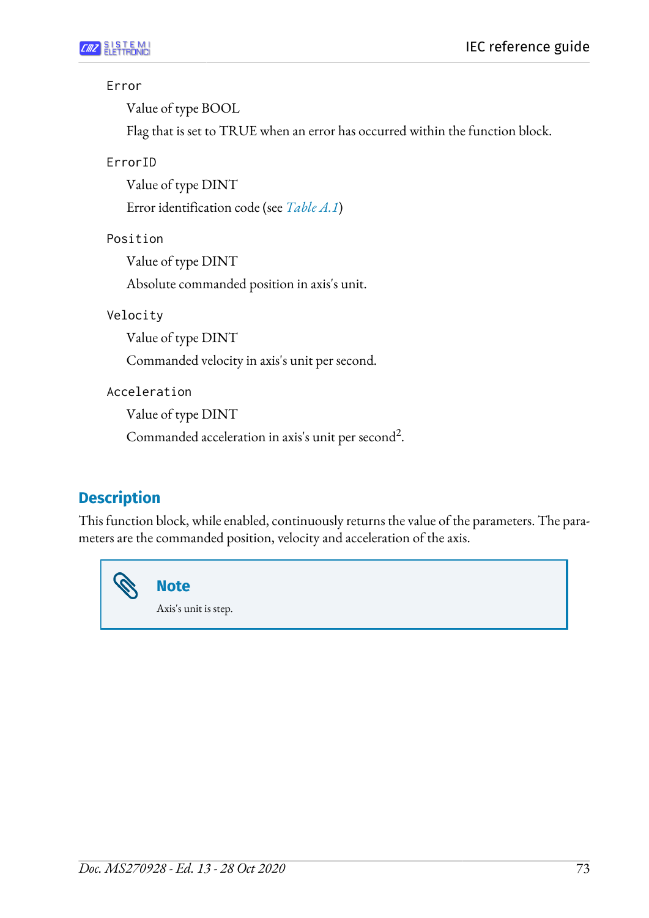`Error`

Value of type BOOL

Flag that is set to TRUE when an error has occurred within the function block.

`ErrorID`

Value of type DINT

Error identification code (see *Table A.1*)

`Position`

Value of type DINT

Absolute commanded position in axis's unit.

`Velocity`

Value of type DINT

Commanded velocity in axis's unit per second.

`Acceleration`

Value of type DINT

Commanded acceleration in axis's unit per second$^2$.

## Description

This function block, while enabled, continuously returns the value of the parameters. The parameters are the commanded position, velocity and acceleration of the axis.

> **Note**
>
> Axis's unit is step.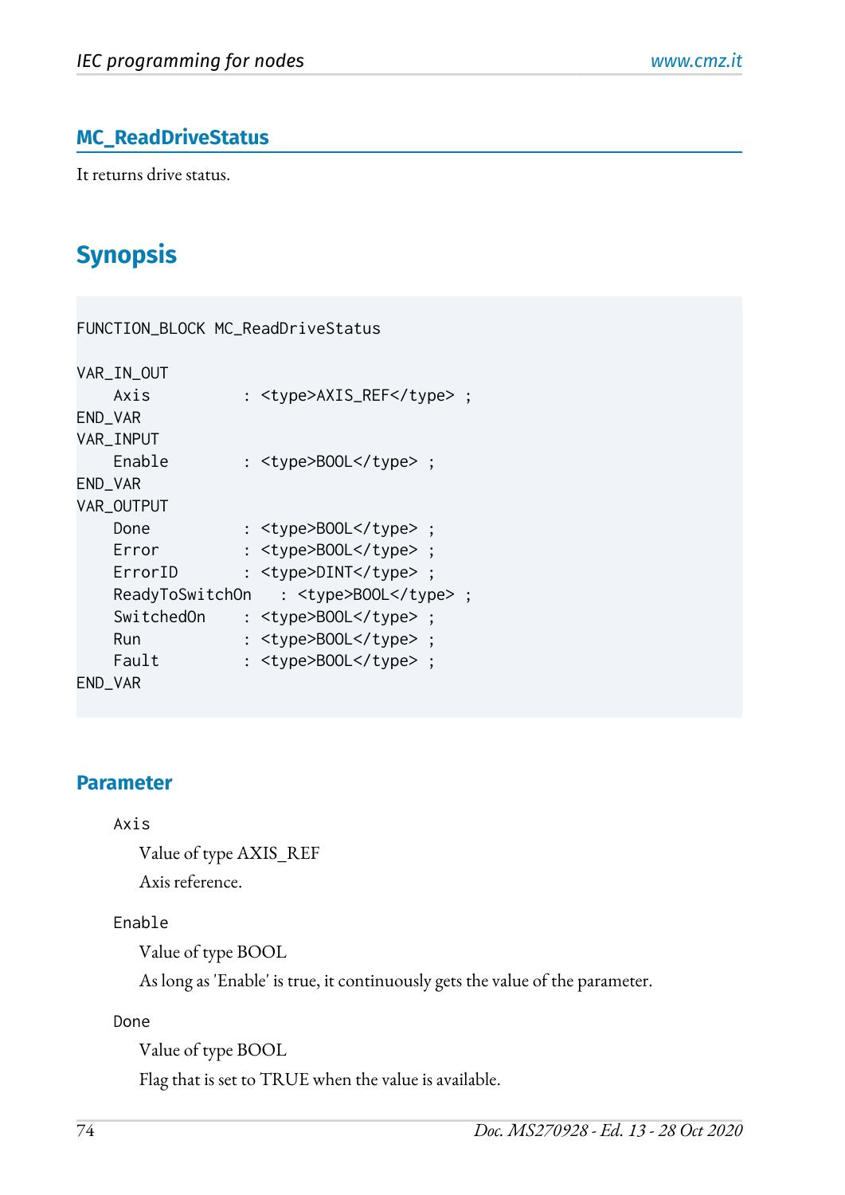## MC_ReadDriveStatus

It returns drive status.

# Synopsis

```
FUNCTION_BLOCK MC_ReadDriveStatus

VAR_IN_OUT
    Axis          : <type>AXIS_REF</type> ;
END_VAR
VAR_INPUT
    Enable        : <type>BOOL</type> ;
END_VAR
VAR_OUTPUT
    Done          : <type>BOOL</type> ;
    Error         : <type>BOOL</type> ;
    ErrorID       : <type>DINT</type> ;
    ReadyToSwitchOn   : <type>BOOL</type> ;
    SwitchedOn    : <type>BOOL</type> ;
    Run           : <type>BOOL</type> ;
    Fault         : <type>BOOL</type> ;
END_VAR
```

### Parameter

`Axis`

Value of type AXIS_REF

Axis reference.

`Enable`

Value of type BOOL

As long as 'Enable' is true, it continuously gets the value of the parameter.

`Done`

Value of type BOOL

Flag that is set to TRUE when the value is available.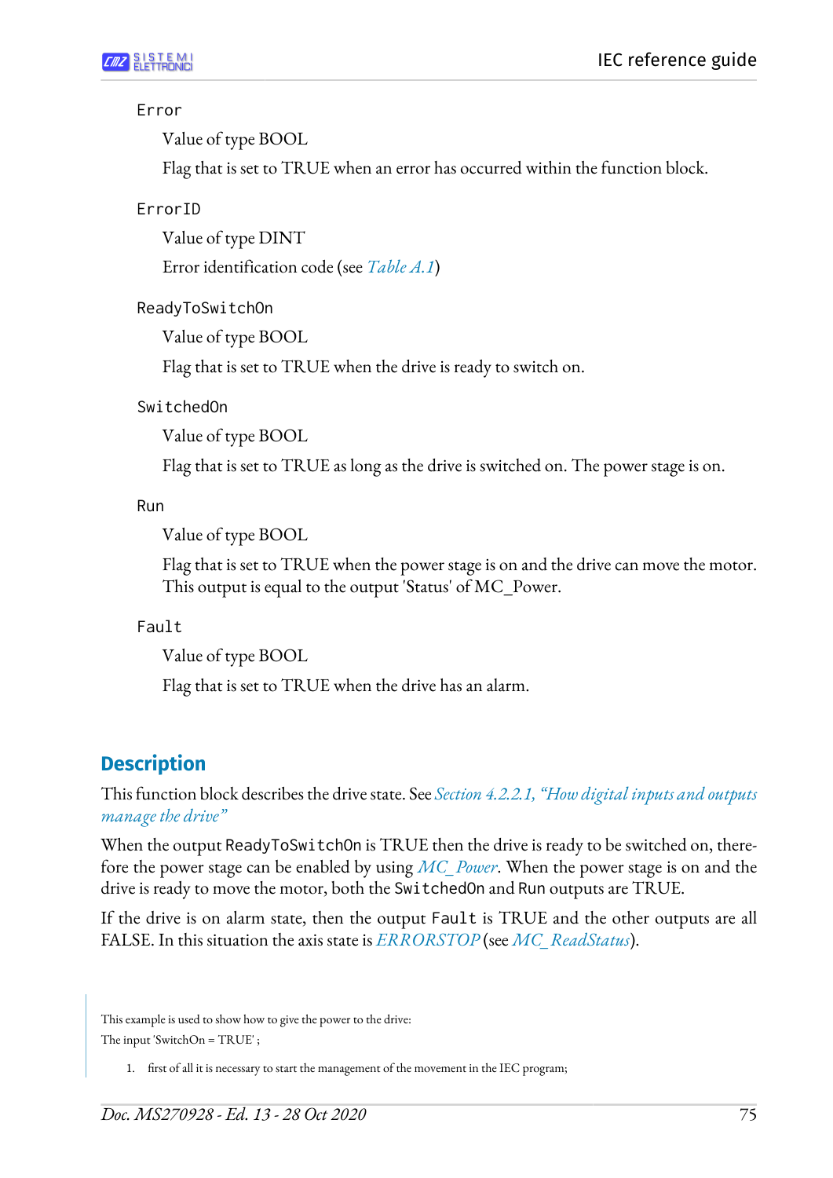`Error`

Value of type BOOL

Flag that is set to TRUE when an error has occurred within the function block.

`ErrorID`

Value of type DINT

Error identification code (see *Table A.1*)

`ReadyToSwitchOn`

Value of type BOOL

Flag that is set to TRUE when the drive is ready to switch on.

`SwitchedOn`

Value of type BOOL

Flag that is set to TRUE as long as the drive is switched on. The power stage is on.

`Run`

Value of type BOOL

Flag that is set to TRUE when the power stage is on and the drive can move the motor. This output is equal to the output 'Status' of MC_Power.

`Fault`

Value of type BOOL

Flag that is set to TRUE when the drive has an alarm.

## Description

This function block describes the drive state. See *Section 4.2.2.1, "How digital inputs and outputs manage the drive"*

When the output `ReadyToSwitchOn` is TRUE then the drive is ready to be switched on, therefore the power stage can be enabled by using *MC_Power*. When the power stage is on and the drive is ready to move the motor, both the `SwitchedOn` and `Run` outputs are TRUE.

If the drive is on alarm state, then the output `Fault` is TRUE and the other outputs are all FALSE. In this situation the axis state is *ERRORSTOP* (see *MC_ReadStatus*).

This example is used to show how to give the power to the drive:

The input 'SwitchOn = TRUE' ;

1. first of all it is necessary to start the management of the movement in the IEC program;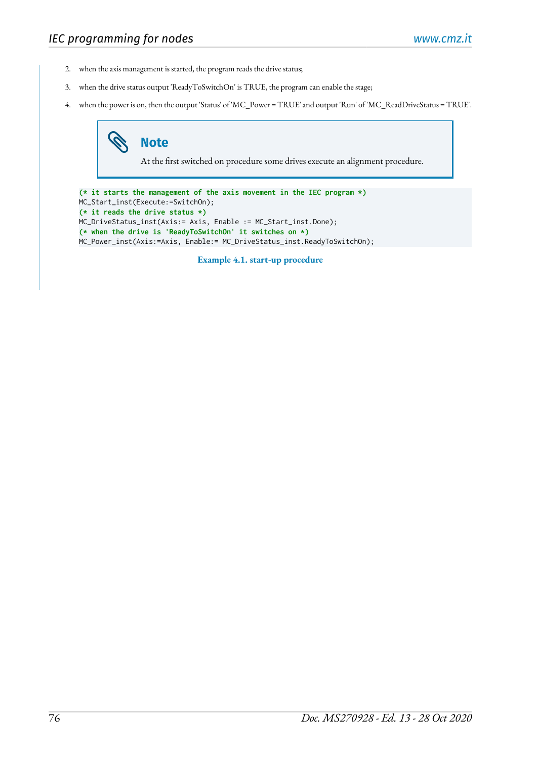2. when the axis management is started, the program reads the drive status;
3. when the drive status output 'ReadyToSwitchOn' is TRUE, the program can enable the stage;
4. when the power is on, then the output 'Status' of 'MC_Power = TRUE' and output 'Run' of 'MC_ReadDriveStatus = TRUE'.

> **Note**
>
> At the first switched on procedure some drives execute an alignment procedure.

```
(* it starts the management of the axis movement in the IEC program *)
MC_Start_inst(Execute:=SwitchOn);
(* it reads the drive status *)
MC_DriveStatus_inst(Axis:= Axis, Enable := MC_Start_inst.Done);
(* when the drive is 'ReadyToSwitchOn' it switches on *)
MC_Power_inst(Axis:=Axis, Enable:= MC_DriveStatus_inst.ReadyToSwitchOn);
```

**Example 4.1. start-up procedure**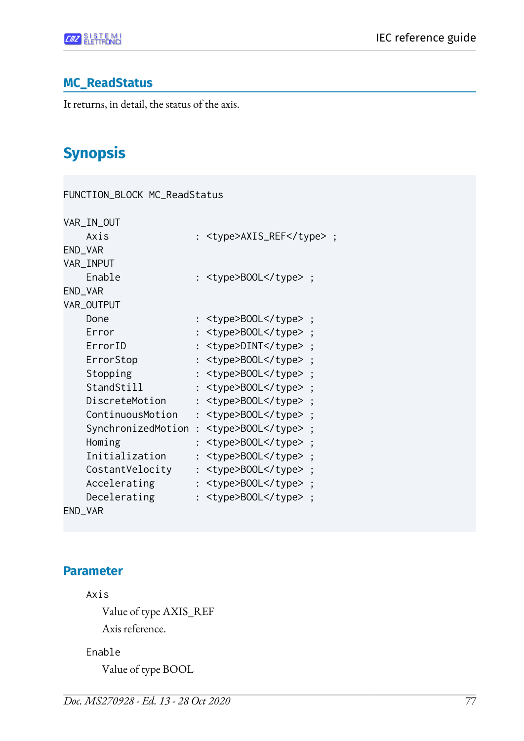## MC_ReadStatus

It returns, in detail, the status of the axis.

# Synopsis

```
FUNCTION_BLOCK MC_ReadStatus

VAR_IN_OUT
    Axis               : <type>AXIS_REF</type> ;
END_VAR
VAR_INPUT
    Enable             : <type>BOOL</type> ;
END_VAR
VAR_OUTPUT
    Done               : <type>BOOL</type> ;
    Error              : <type>BOOL</type> ;
    ErrorID            : <type>DINT</type> ;
    ErrorStop          : <type>BOOL</type> ;
    Stopping           : <type>BOOL</type> ;
    StandStill         : <type>BOOL</type> ;
    DiscreteMotion     : <type>BOOL</type> ;
    ContinuousMotion   : <type>BOOL</type> ;
    SynchronizedMotion : <type>BOOL</type> ;
    Homing             : <type>BOOL</type> ;
    Initialization     : <type>BOOL</type> ;
    CostantVelocity    : <type>BOOL</type> ;
    Accelerating       : <type>BOOL</type> ;
    Decelerating       : <type>BOOL</type> ;
END_VAR
```

## Parameter

`Axis`

Value of type AXIS_REF

Axis reference.

`Enable`

Value of type BOOL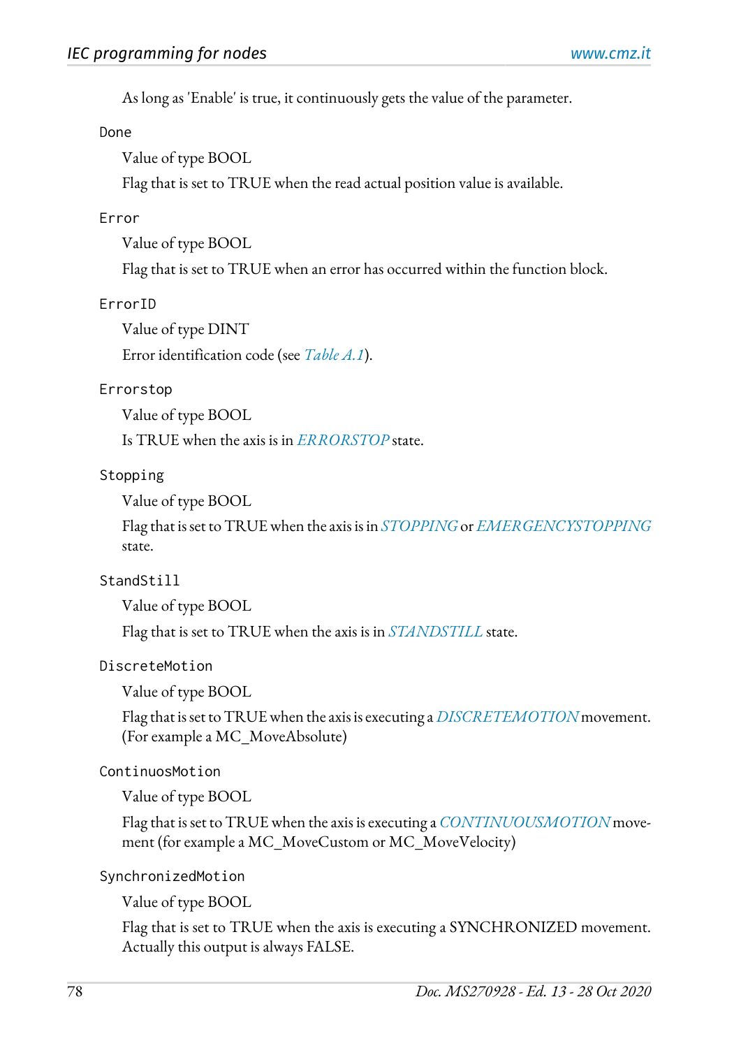As long as 'Enable' is true, it continuously gets the value of the parameter.

`Done`

Value of type BOOL

Flag that is set to TRUE when the read actual position value is available.

`Error`

Value of type BOOL

Flag that is set to TRUE when an error has occurred within the function block.

`ErrorID`

Value of type DINT

Error identification code (see *Table A.1*).

`Errorstop`

Value of type BOOL

Is TRUE when the axis is in *ERRORSTOP* state.

`Stopping`

Value of type BOOL

Flag that is set to TRUE when the axis is in *STOPPING* or *EMERGENCYSTOPPING* state.

`StandStill`

Value of type BOOL

Flag that is set to TRUE when the axis is in *STANDSTILL* state.

`DiscreteMotion`

Value of type BOOL

Flag that is set to TRUE when the axis is executing a *DISCRETEMOTION* movement. (For example a MC_MoveAbsolute)

`ContinuosMotion`

Value of type BOOL

Flag that is set to TRUE when the axis is executing a *CONTINUOUSMOTION* movement (for example a MC_MoveCustom or MC_MoveVelocity)

`SynchronizedMotion`

Value of type BOOL

Flag that is set to TRUE when the axis is executing a SYNCHRONIZED movement. Actually this output is always FALSE.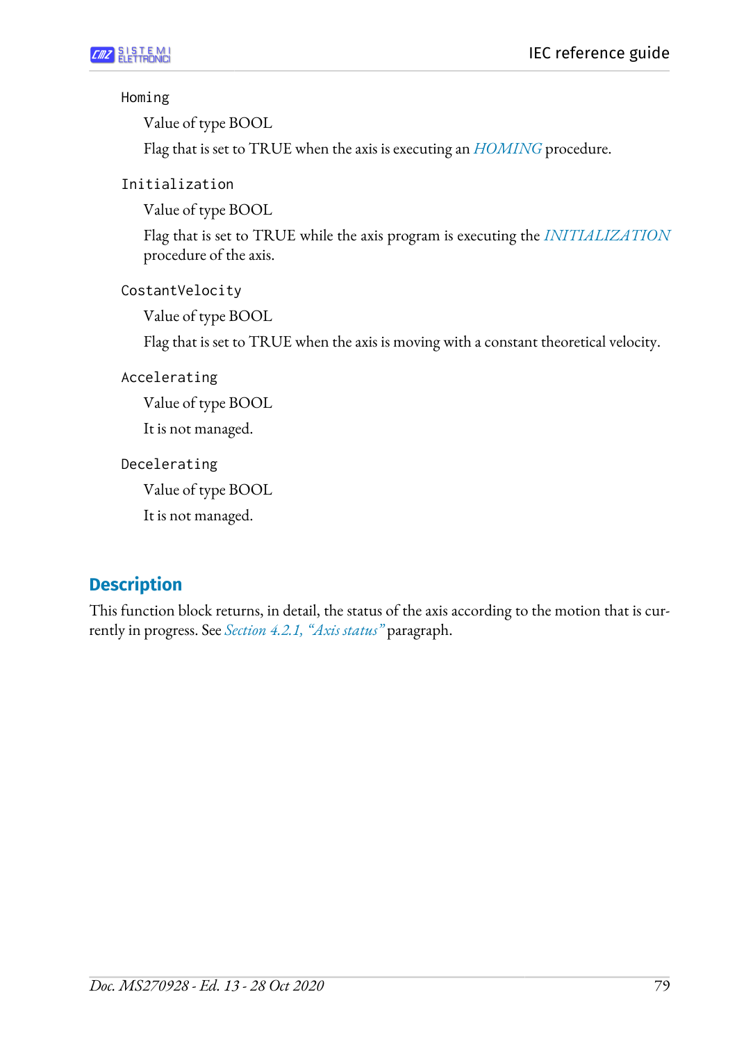`Homing`

Value of type BOOL

Flag that is set to TRUE when the axis is executing an *HOMING* procedure.

`Initialization`

Value of type BOOL

Flag that is set to TRUE while the axis program is executing the *INITIALIZATION* procedure of the axis.

`CostantVelocity`

Value of type BOOL

Flag that is set to TRUE when the axis is moving with a constant theoretical velocity.

`Accelerating`

Value of type BOOL

It is not managed.

`Decelerating`

Value of type BOOL

It is not managed.

## Description

This function block returns, in detail, the status of the axis according to the motion that is currently in progress. See *Section 4.2.1, "Axis status"* paragraph.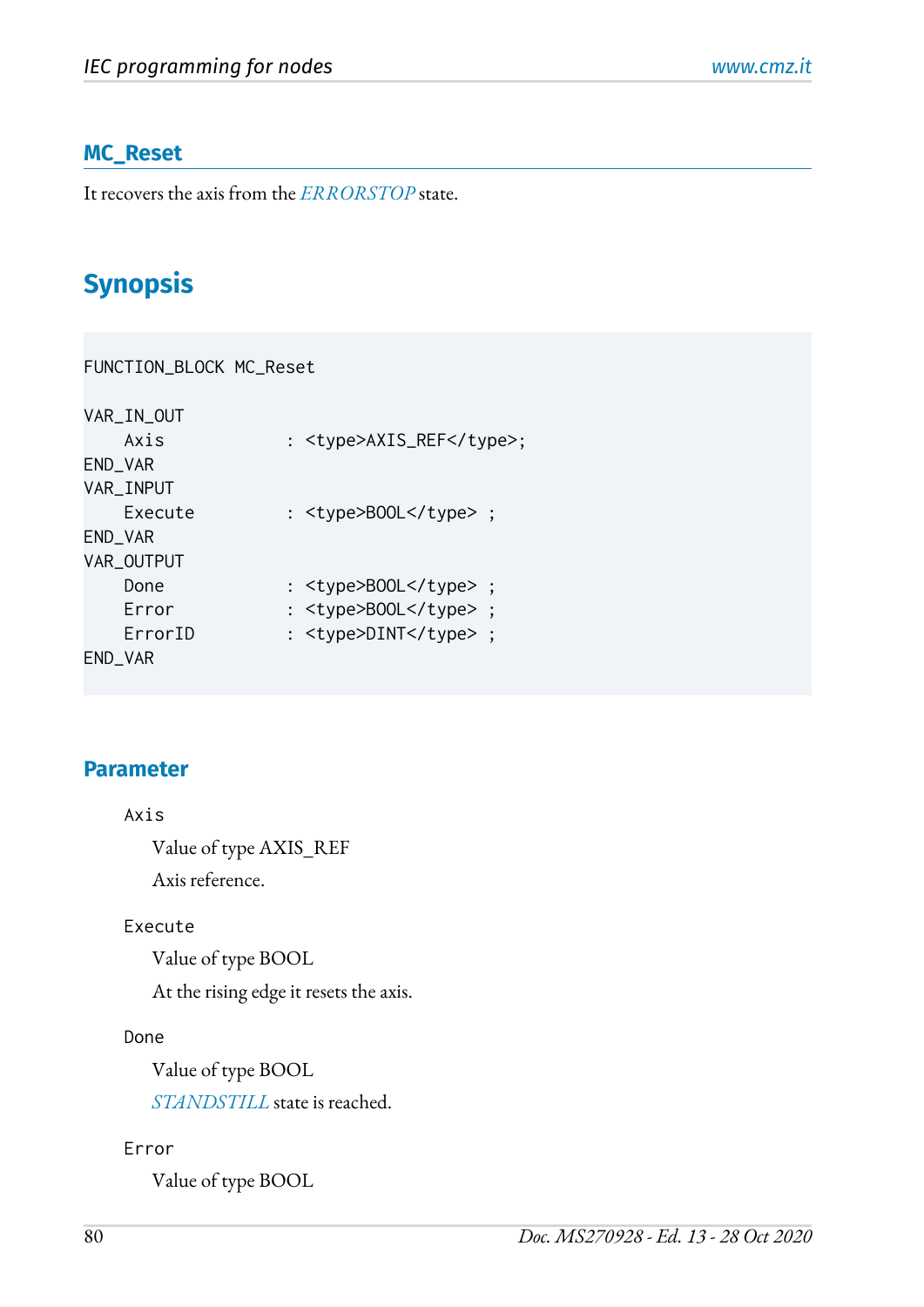## MC_Reset

It recovers the axis from the *ERRORSTOP* state.

# Synopsis

```
FUNCTION_BLOCK MC_Reset

VAR_IN_OUT
    Axis            : <type>AXIS_REF</type>;
END_VAR
VAR_INPUT
    Execute         : <type>BOOL</type> ;
END_VAR
VAR_OUTPUT
    Done            : <type>BOOL</type> ;
    Error           : <type>BOOL</type> ;
    ErrorID         : <type>DINT</type> ;
END_VAR
```

### Parameter

`Axis`

Value of type AXIS_REF

Axis reference.

`Execute`

Value of type BOOL

At the rising edge it resets the axis.

`Done`

Value of type BOOL

*STANDSTILL* state is reached.

`Error`

Value of type BOOL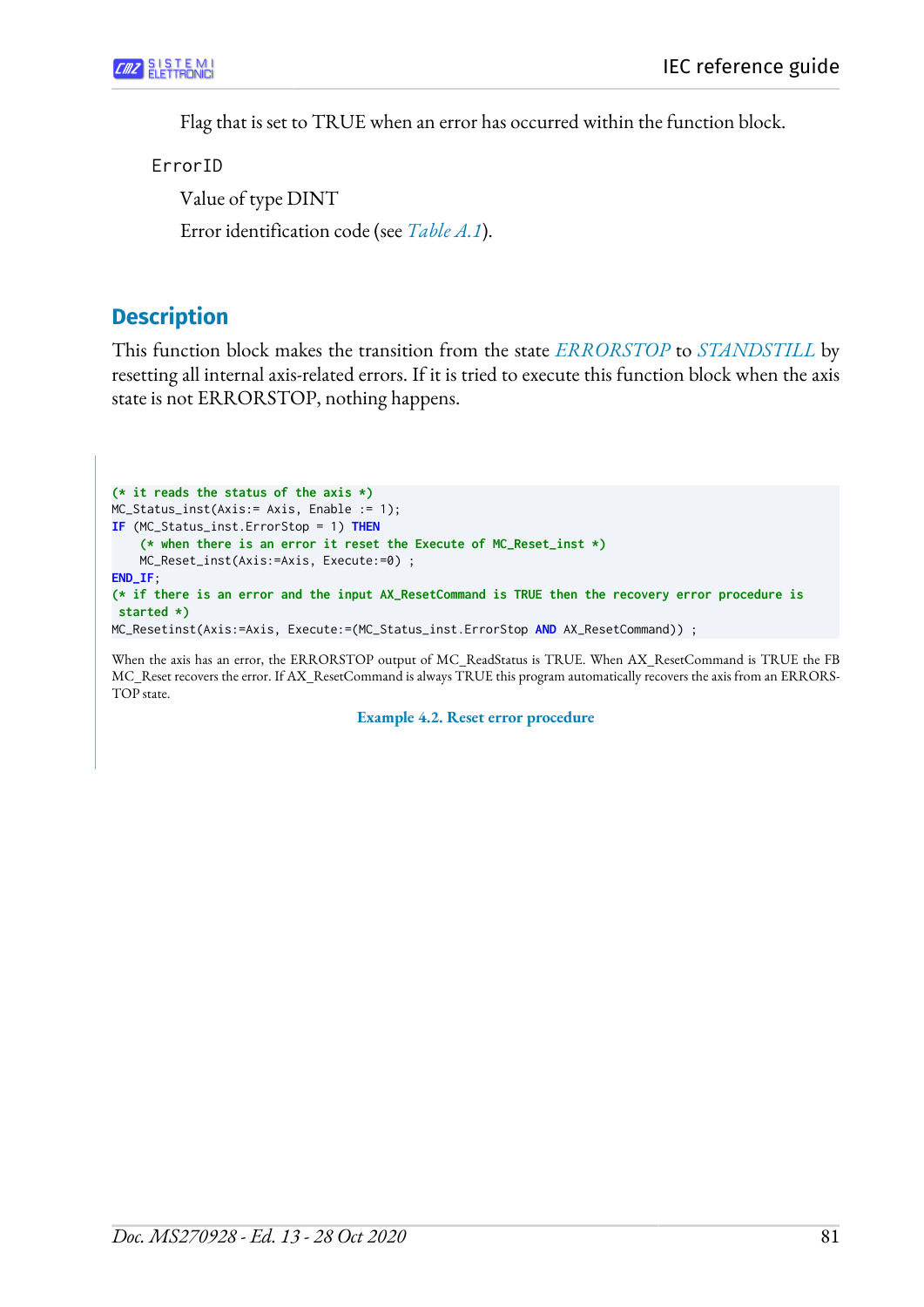Flag that is set to TRUE when an error has occurred within the function block.

ErrorID

Value of type DINT

Error identification code (see *Table A.1*).

## Description

This function block makes the transition from the state *ERRORSTOP* to *STANDSTILL* by resetting all internal axis-related errors. If it is tried to execute this function block when the axis state is not ERRORSTOP, nothing happens.

```
(* it reads the status of the axis *)
MC_Status_inst(Axis:= Axis, Enable := 1);
IF (MC_Status_inst.ErrorStop = 1) THEN
    (* when there is an error it reset the Execute of MC_Reset_inst *)
    MC_Reset_inst(Axis:=Axis, Execute:=0) ;
END_IF;
(* if there is an error and the input AX_ResetCommand is TRUE then the recovery error procedure is
 started *)
MC_Resetinst(Axis:=Axis, Execute:=(MC_Status_inst.ErrorStop AND AX_ResetCommand)) ;
```

When the axis has an error, the ERRORSTOP output of MC_ReadStatus is TRUE. When AX_ResetCommand is TRUE the FB MC_Reset recovers the error. If AX_ResetCommand is always TRUE this program automatically recovers the axis from an ERRORSTOP state.

**Example 4.2. Reset error procedure**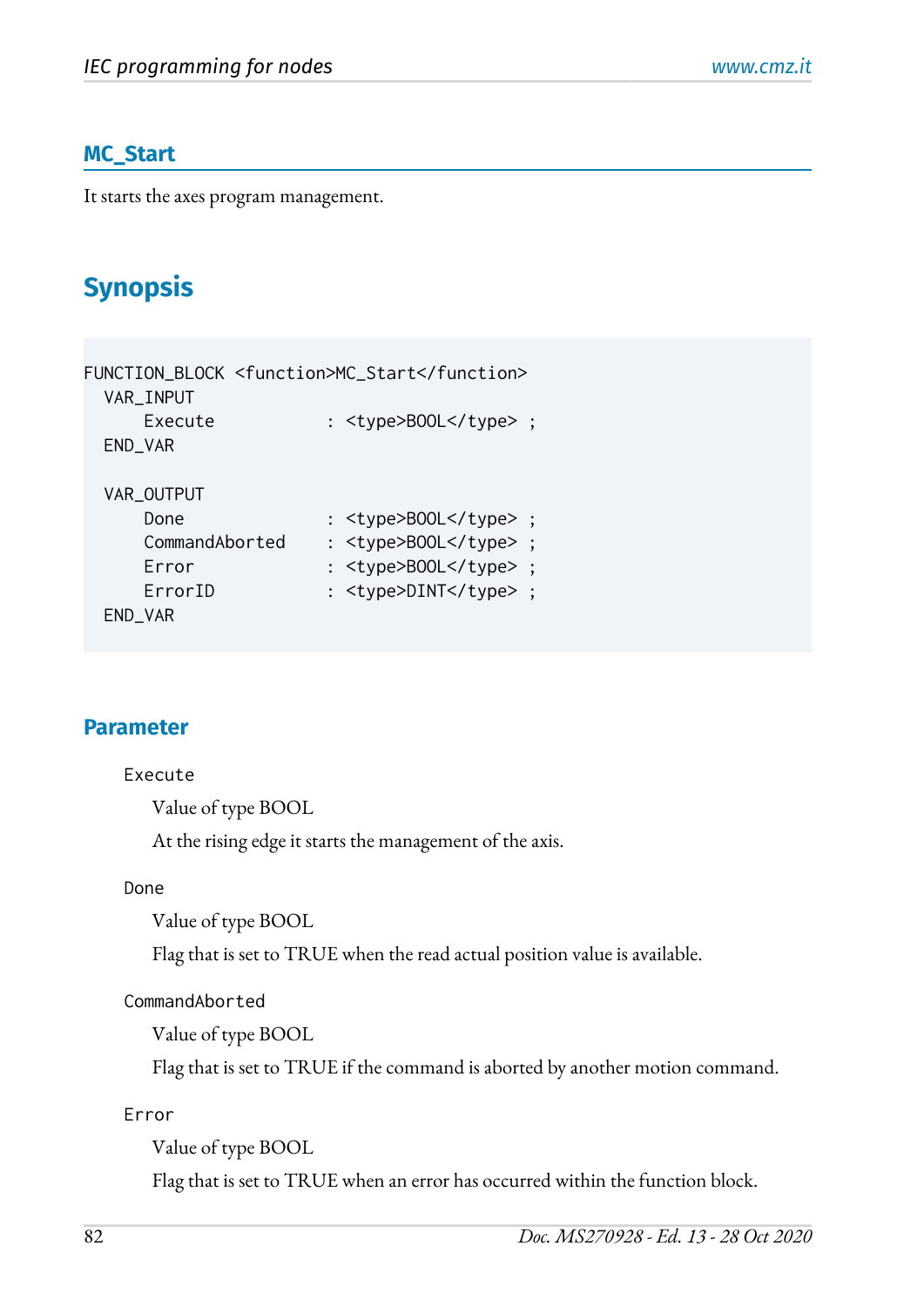## MC_Start

It starts the axes program management.

# Synopsis

```
FUNCTION_BLOCK <function>MC_Start</function>
  VAR_INPUT
      Execute           : <type>BOOL</type> ;
  END_VAR

  VAR_OUTPUT
      Done              : <type>BOOL</type> ;
      CommandAborted    : <type>BOOL</type> ;
      Error             : <type>BOOL</type> ;
      ErrorID           : <type>DINT</type> ;
  END_VAR
```

## Parameter

`Execute`

Value of type BOOL

At the rising edge it starts the management of the axis.

`Done`

Value of type BOOL

Flag that is set to TRUE when the read actual position value is available.

`CommandAborted`

Value of type BOOL

Flag that is set to TRUE if the command is aborted by another motion command.

`Error`

Value of type BOOL

Flag that is set to TRUE when an error has occurred within the function block.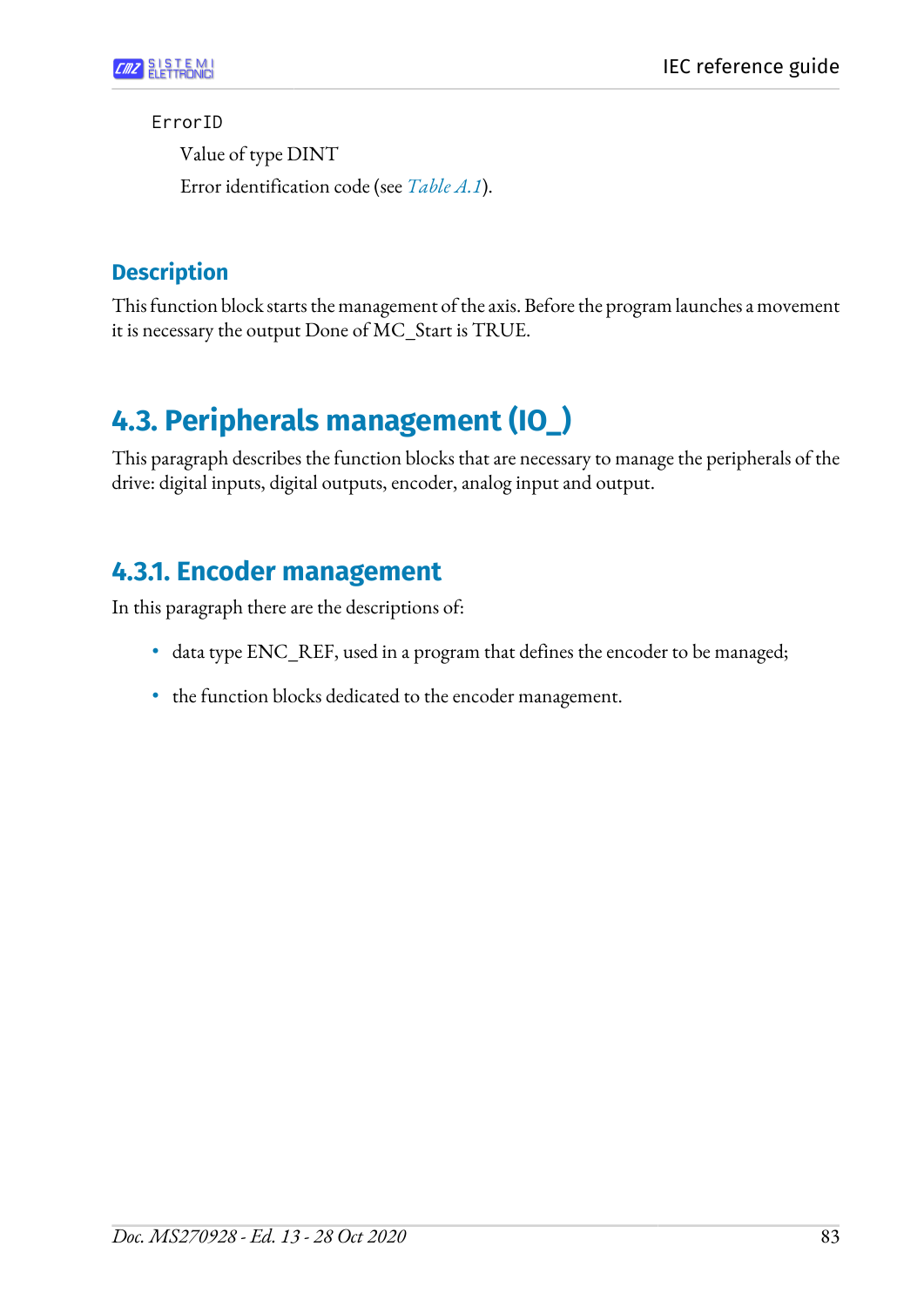`ErrorID`

Value of type DINT

Error identification code (see *Table A.1*).

### Description

This function block starts the management of the axis. Before the program launches a movement it is necessary the output Done of MC_Start is TRUE.

## 4.3. Peripherals management (IO_)

This paragraph describes the function blocks that are necessary to manage the peripherals of the drive: digital inputs, digital outputs, encoder, analog input and output.

### 4.3.1. Encoder management

In this paragraph there are the descriptions of:

- data type ENC_REF, used in a program that defines the encoder to be managed;
- the function blocks dedicated to the encoder management.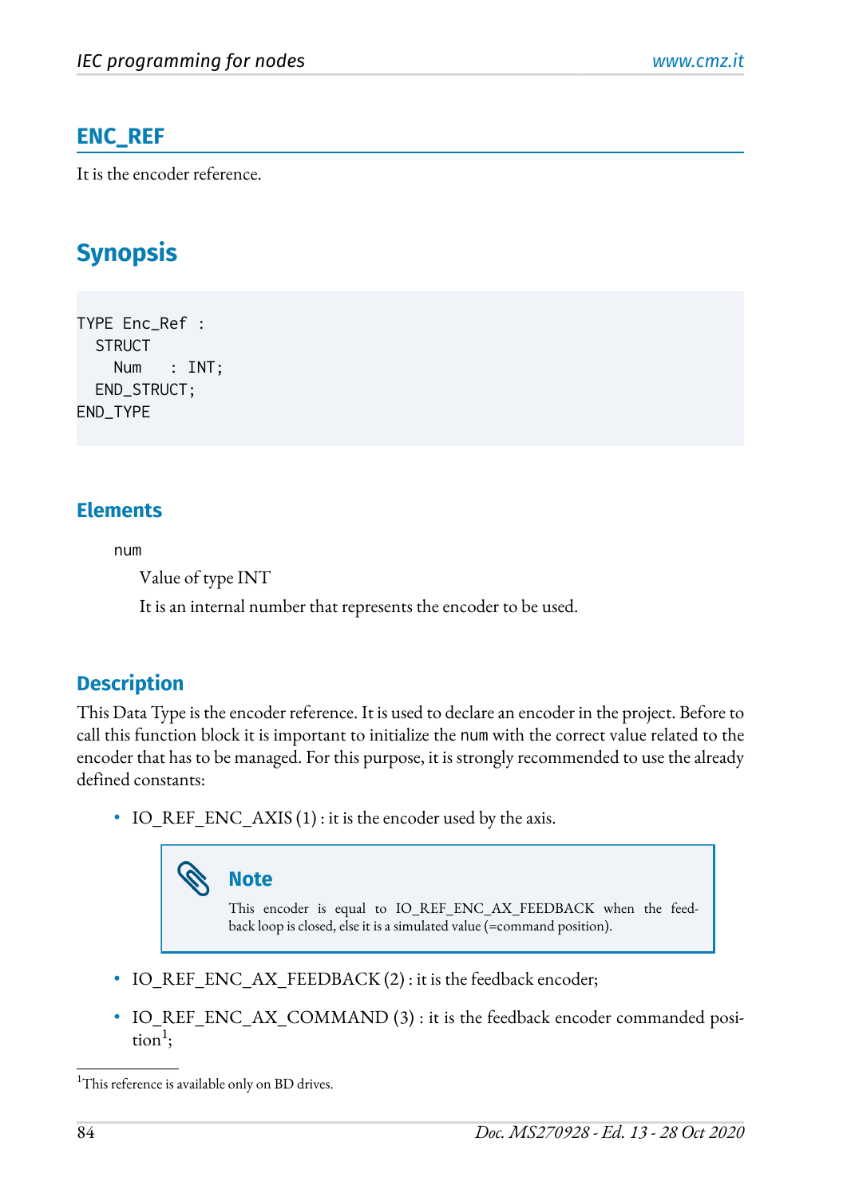## ENC_REF

It is the encoder reference.

# Synopsis

```
TYPE Enc_Ref :
  STRUCT
    Num   : INT;
  END_STRUCT;
END_TYPE
```

### Elements

num

Value of type INT

It is an internal number that represents the encoder to be used.

### Description

This Data Type is the encoder reference. It is used to declare an encoder in the project. Before to call this function block it is important to initialize the num with the correct value related to the encoder that has to be managed. For this purpose, it is strongly recommended to use the already defined constants:

- IO_REF_ENC_AXIS (1) : it is the encoder used by the axis.

> **Note**
>
> This encoder is equal to IO_REF_ENC_AX_FEEDBACK when the feedback loop is closed, else it is a simulated value (=command position).

- IO_REF_ENC_AX_FEEDBACK (2) : it is the feedback encoder;
- IO_REF_ENC_AX_COMMAND (3) : it is the feedback encoder commanded position[1];

[1]This reference is available only on BD drives.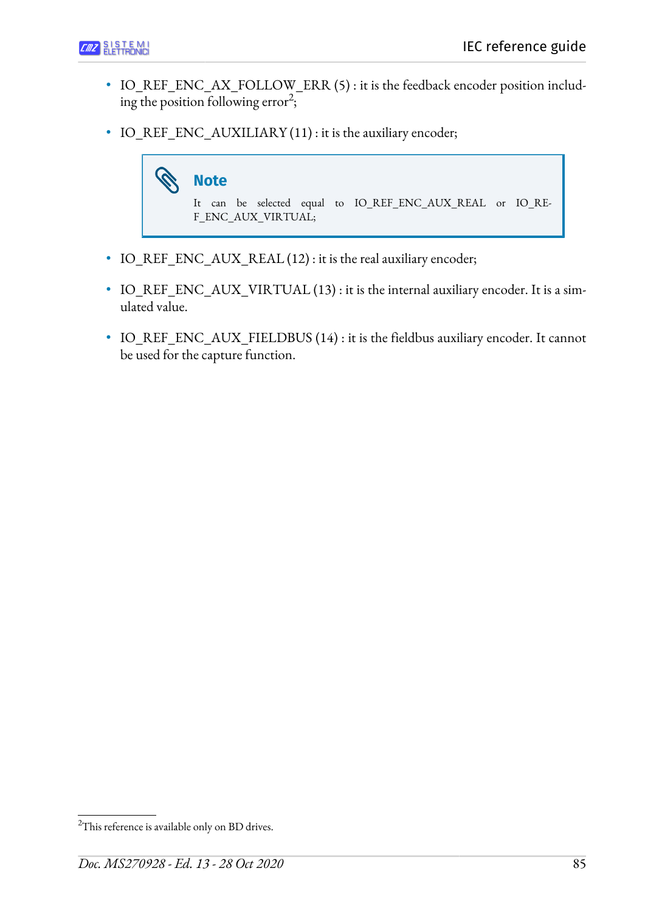- IO_REF_ENC_AX_FOLLOW_ERR (5) : it is the feedback encoder position including the position following error[2];
- IO_REF_ENC_AUXILIARY (11) : it is the auxiliary encoder;

> **Note**
>
> It can be selected equal to IO_REF_ENC_AUX_REAL or IO_REF_ENC_AUX_VIRTUAL;

- IO_REF_ENC_AUX_REAL (12) : it is the real auxiliary encoder;
- IO_REF_ENC_AUX_VIRTUAL (13) : it is the internal auxiliary encoder. It is a simulated value.
- IO_REF_ENC_AUX_FIELDBUS (14) : it is the fieldbus auxiliary encoder. It cannot be used for the capture function.

[2] This reference is available only on BD drives.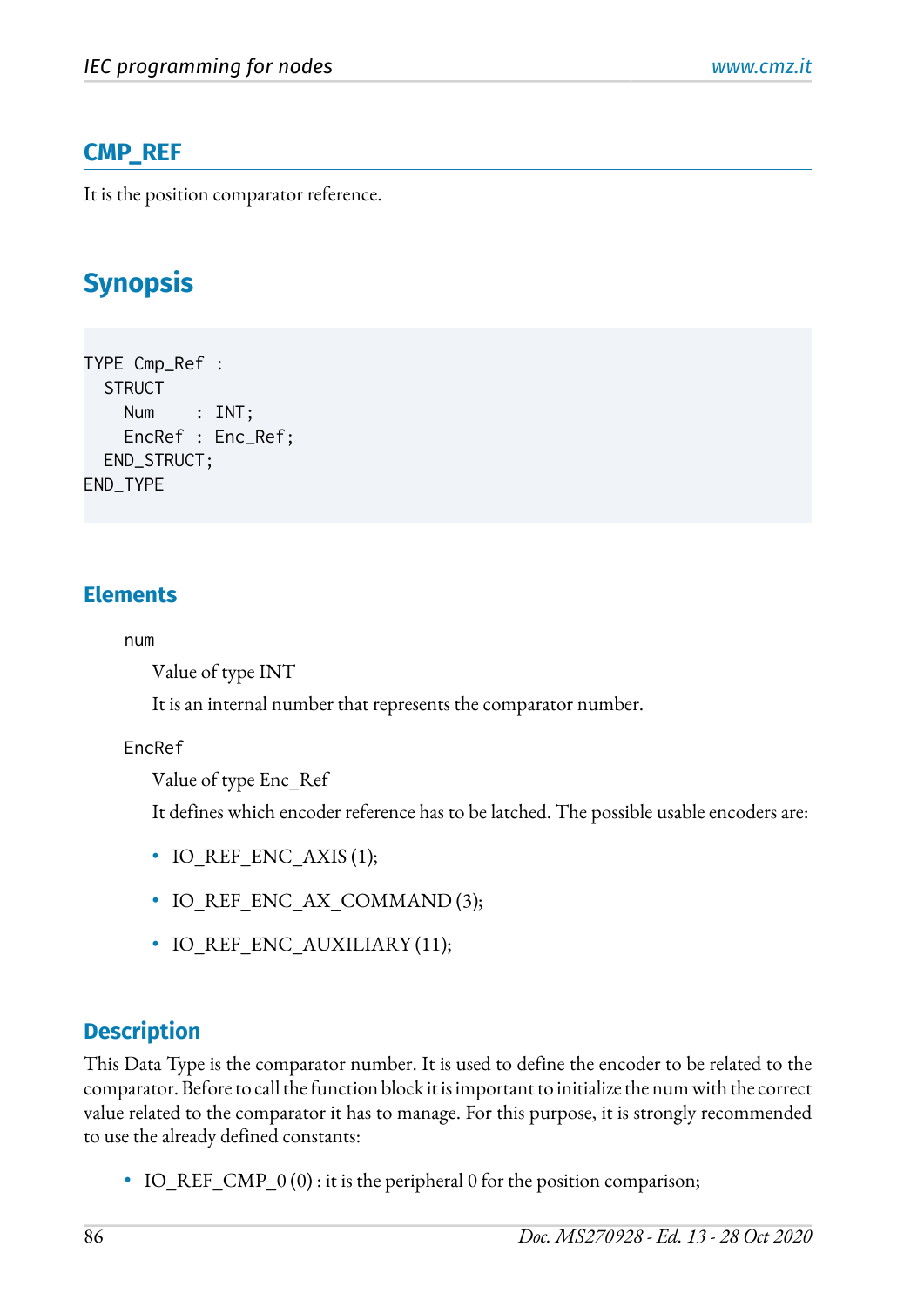## CMP_REF

It is the position comparator reference.

# Synopsis

```
TYPE Cmp_Ref :
  STRUCT
    Num    : INT;
    EncRef : Enc_Ref;
  END_STRUCT;
END_TYPE
```

### Elements

`num`

Value of type INT

It is an internal number that represents the comparator number.

`EncRef`

Value of type Enc_Ref

It defines which encoder reference has to be latched. The possible usable encoders are:

- IO_REF_ENC_AXIS (1);
- IO_REF_ENC_AX_COMMAND (3);
- IO_REF_ENC_AUXILIARY (11);

### Description

This Data Type is the comparator number. It is used to define the encoder to be related to the comparator. Before to call the function block it is important to initialize the num with the correct value related to the comparator it has to manage. For this purpose, it is strongly recommended to use the already defined constants:

- IO_REF_CMP_0 (0) : it is the peripheral 0 for the position comparison;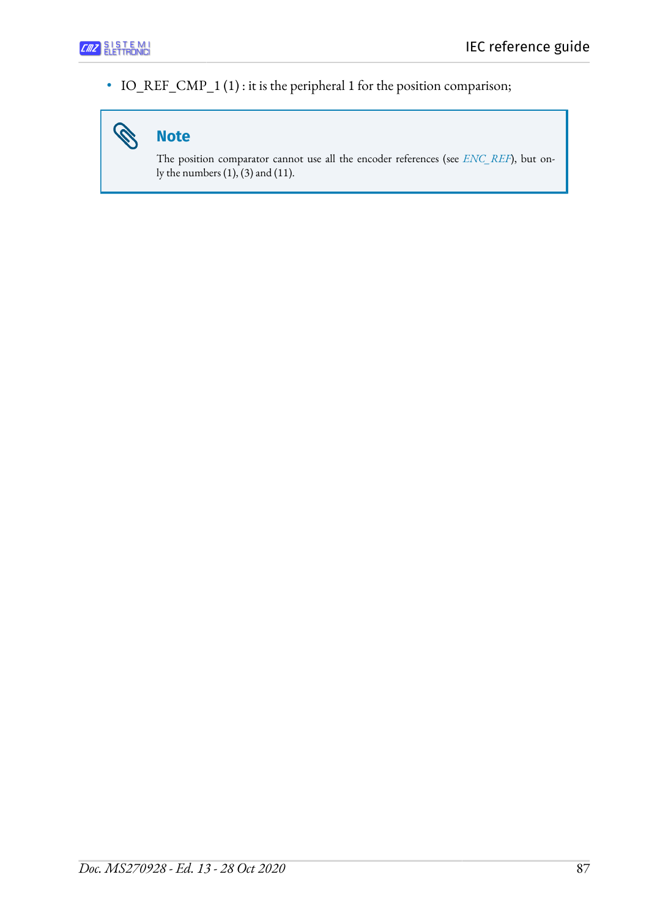- IO_REF_CMP_1 (1) : it is the peripheral 1 for the position comparison;

> **Note**
>
> The position comparator cannot use all the encoder references (see *ENC_REF*), but only the numbers (1), (3) and (11).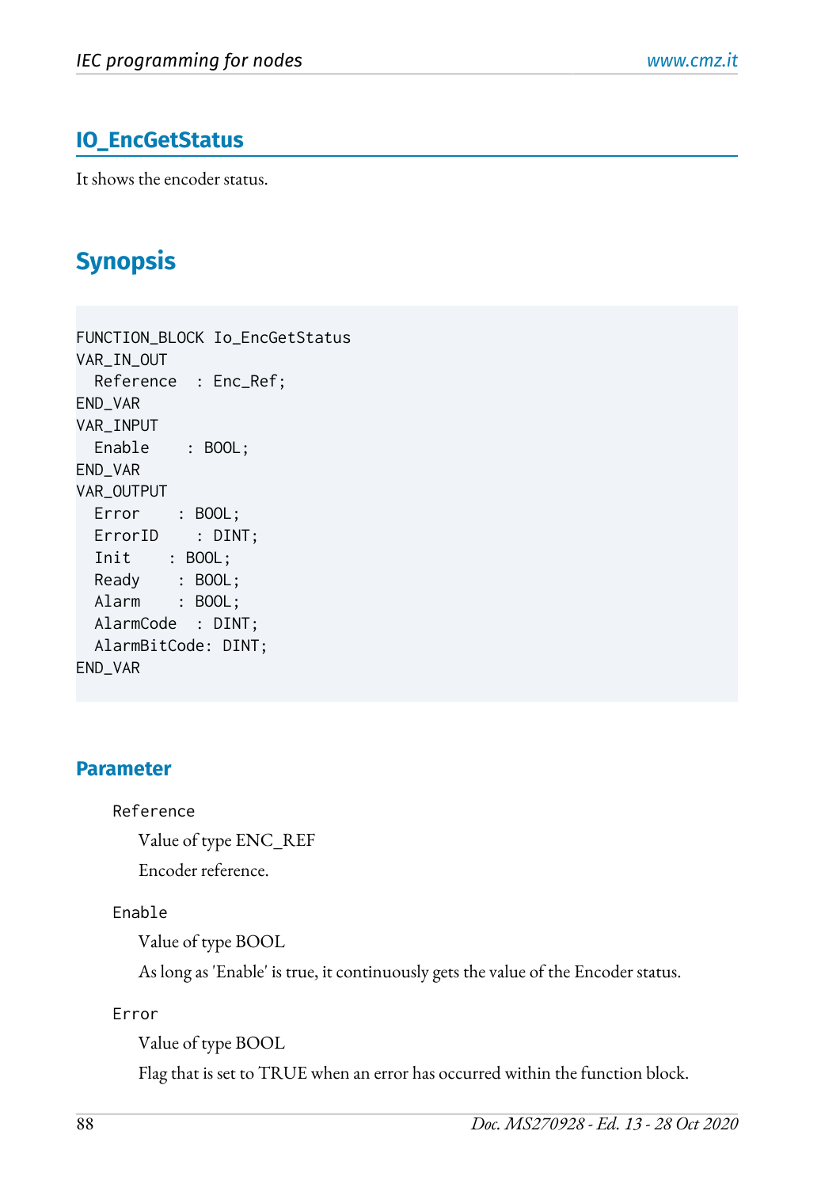## IO_EncGetStatus

It shows the encoder status.

### Synopsis

```
FUNCTION_BLOCK Io_EncGetStatus
VAR_IN_OUT
  Reference  : Enc_Ref;
END_VAR
VAR_INPUT
  Enable    : BOOL;
END_VAR
VAR_OUTPUT
  Error    : BOOL;
  ErrorID    : DINT;
  Init    : BOOL;
  Ready    : BOOL;
  Alarm    : BOOL;
  AlarmCode  : DINT;
  AlarmBitCode: DINT;
END_VAR
```

#### Parameter

`Reference`

Value of type ENC_REF

Encoder reference.

`Enable`

Value of type BOOL

As long as 'Enable' is true, it continuously gets the value of the Encoder status.

`Error`

Value of type BOOL

Flag that is set to TRUE when an error has occurred within the function block.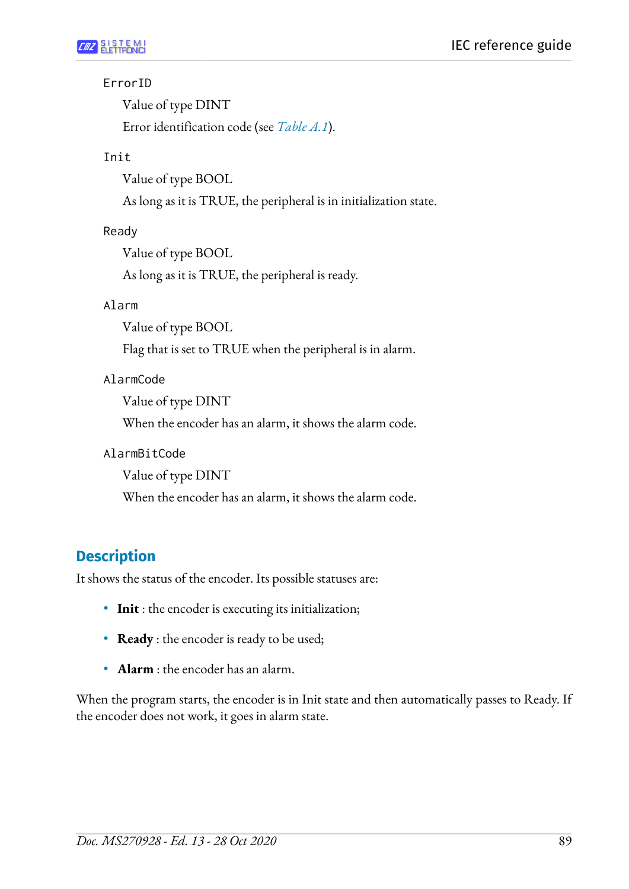`ErrorID`

Value of type DINT

Error identification code (see *Table A.1*).

`Init`

Value of type BOOL

As long as it is TRUE, the peripheral is in initialization state.

`Ready`

Value of type BOOL

As long as it is TRUE, the peripheral is ready.

`Alarm`

Value of type BOOL

Flag that is set to TRUE when the peripheral is in alarm.

`AlarmCode`

Value of type DINT

When the encoder has an alarm, it shows the alarm code.

`AlarmBitCode`

Value of type DINT

When the encoder has an alarm, it shows the alarm code.

## Description

It shows the status of the encoder. Its possible statuses are:

- **Init** : the encoder is executing its initialization;
- **Ready** : the encoder is ready to be used;
- **Alarm** : the encoder has an alarm.

When the program starts, the encoder is in Init state and then automatically passes to Ready. If the encoder does not work, it goes in alarm state.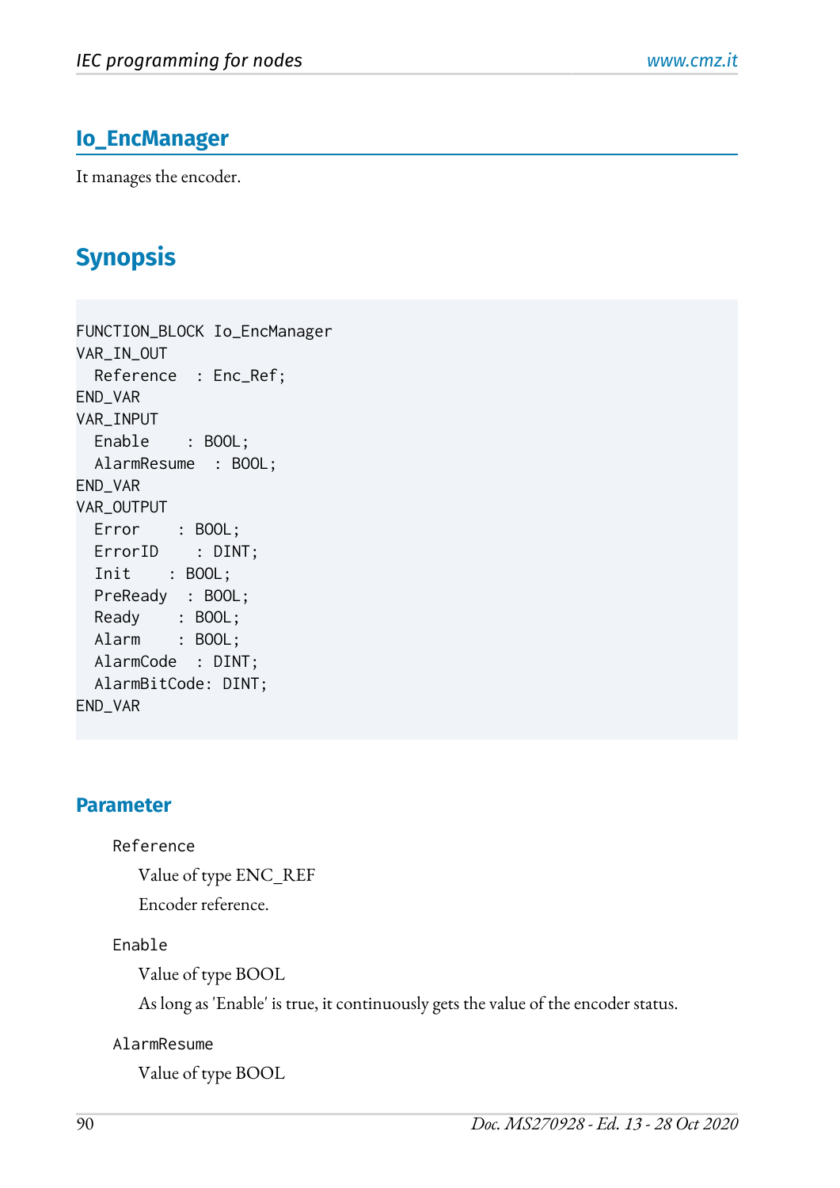## Io_EncManager

It manages the encoder.

## Synopsis

```
FUNCTION_BLOCK Io_EncManager
VAR_IN_OUT
  Reference  : Enc_Ref;
END_VAR
VAR_INPUT
  Enable     : BOOL;
  AlarmResume  : BOOL;
END_VAR
VAR_OUTPUT
  Error     : BOOL;
  ErrorID    : DINT;
  Init     : BOOL;
  PreReady  : BOOL;
  Ready     : BOOL;
  Alarm     : BOOL;
  AlarmCode  : DINT;
  AlarmBitCode: DINT;
END_VAR
```

### Parameter

`Reference`

Value of type ENC_REF

Encoder reference.

`Enable`

Value of type BOOL

As long as 'Enable' is true, it continuously gets the value of the encoder status.

`AlarmResume`

Value of type BOOL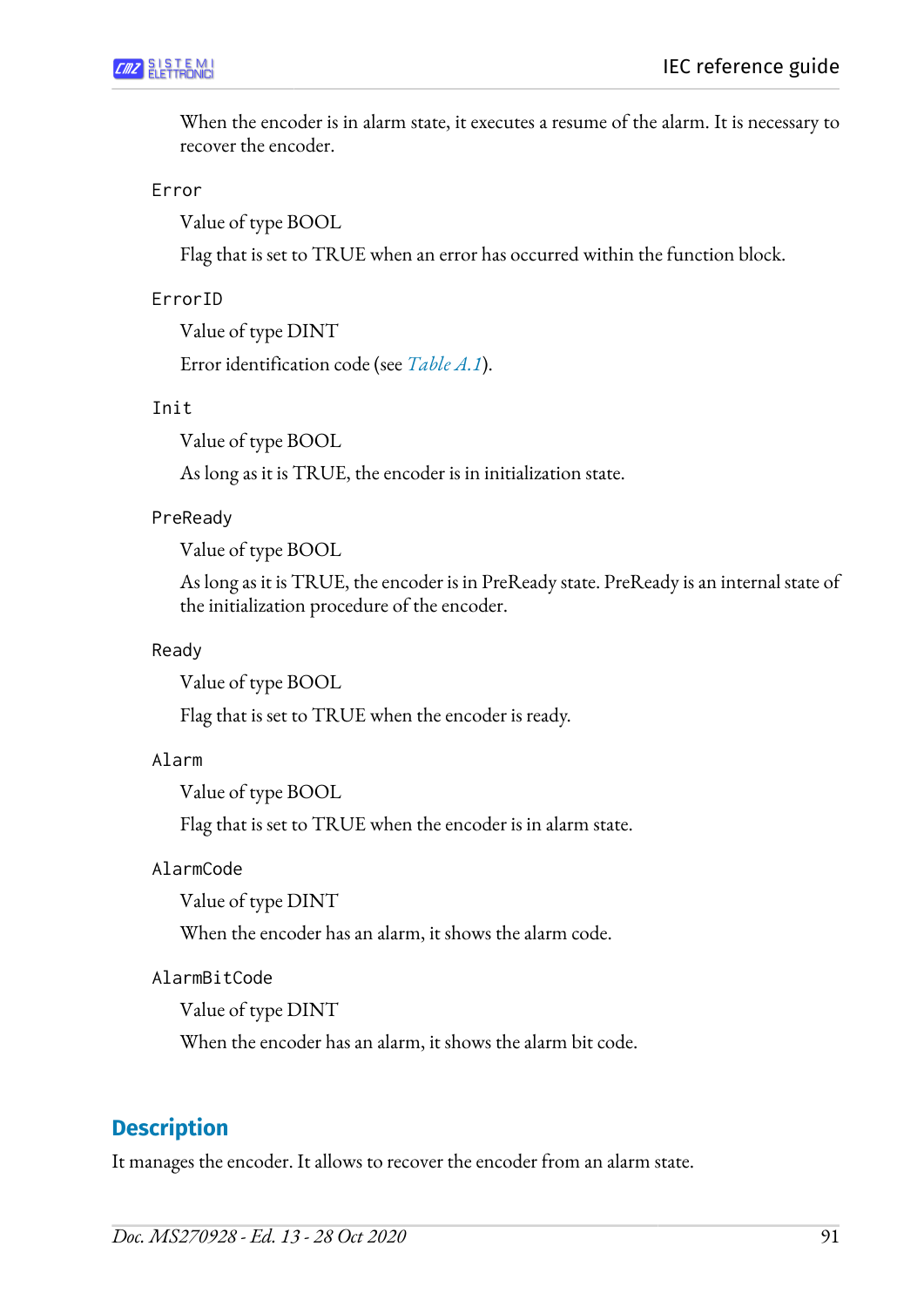When the encoder is in alarm state, it executes a resume of the alarm. It is necessary to recover the encoder.

`Error`

Value of type BOOL

Flag that is set to TRUE when an error has occurred within the function block.

`ErrorID`

Value of type DINT

Error identification code (see *Table A.1*).

`Init`

Value of type BOOL

As long as it is TRUE, the encoder is in initialization state.

`PreReady`

Value of type BOOL

As long as it is TRUE, the encoder is in PreReady state. PreReady is an internal state of the initialization procedure of the encoder.

`Ready`

Value of type BOOL

Flag that is set to TRUE when the encoder is ready.

`Alarm`

Value of type BOOL

Flag that is set to TRUE when the encoder is in alarm state.

`AlarmCode`

Value of type DINT

When the encoder has an alarm, it shows the alarm code.

`AlarmBitCode`

Value of type DINT

When the encoder has an alarm, it shows the alarm bit code.

## Description

It manages the encoder. It allows to recover the encoder from an alarm state.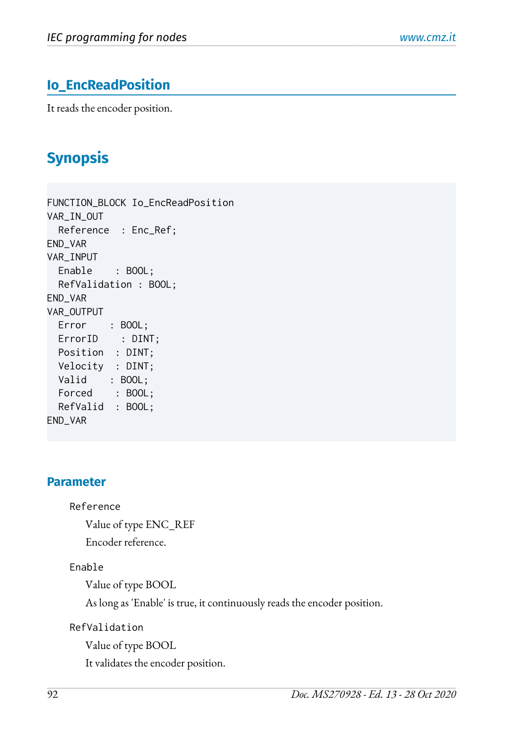## Io_EncReadPosition

It reads the encoder position.

## Synopsis

```
FUNCTION_BLOCK Io_EncReadPosition
VAR_IN_OUT
  Reference  : Enc_Ref;
END_VAR
VAR_INPUT
  Enable    : BOOL;
  RefValidation : BOOL;
END_VAR
VAR_OUTPUT
  Error    : BOOL;
  ErrorID    : DINT;
  Position  : DINT;
  Velocity  : DINT;
  Valid    : BOOL;
  Forced    : BOOL;
  RefValid  : BOOL;
END_VAR
```

### Parameter

`Reference`

Value of type ENC_REF

Encoder reference.

`Enable`

Value of type BOOL

As long as 'Enable' is true, it continuously reads the encoder position.

`RefValidation`

Value of type BOOL

It validates the encoder position.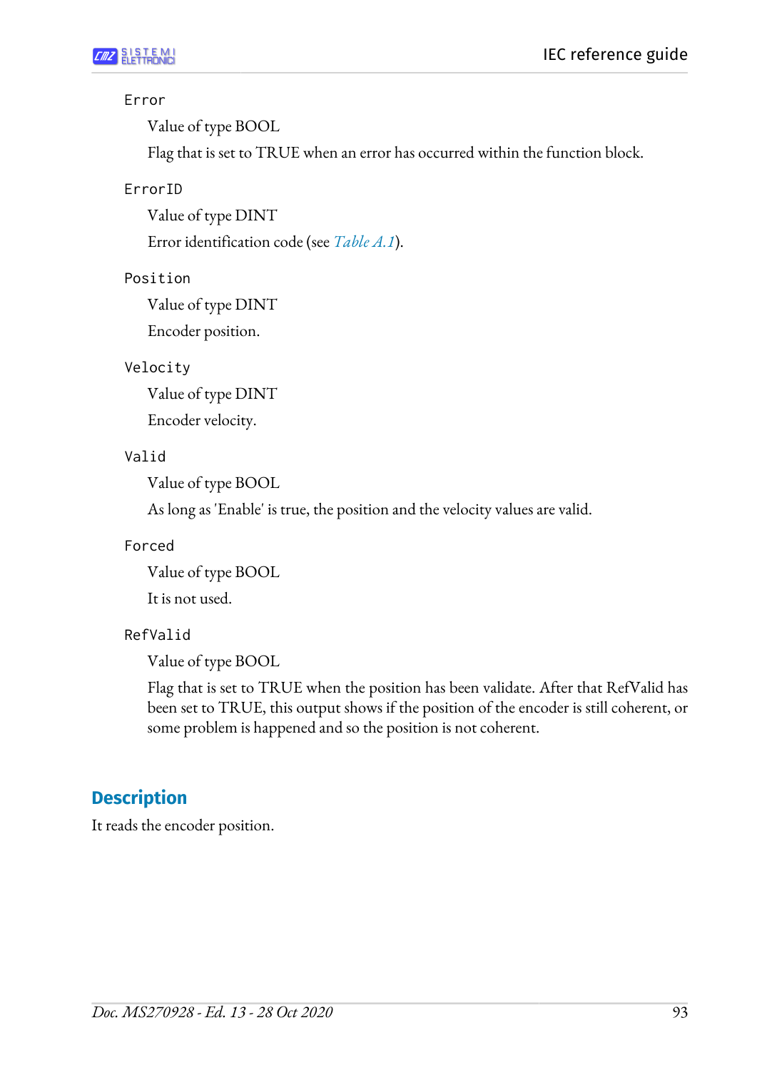`Error`

Value of type BOOL

Flag that is set to TRUE when an error has occurred within the function block.

`ErrorID`

Value of type DINT

Error identification code (see *Table A.1*).

`Position`

Value of type DINT

Encoder position.

`Velocity`

Value of type DINT

Encoder velocity.

`Valid`

Value of type BOOL

As long as 'Enable' is true, the position and the velocity values are valid.

`Forced`

Value of type BOOL

It is not used.

`RefValid`

Value of type BOOL

Flag that is set to TRUE when the position has been validate. After that RefValid has been set to TRUE, this output shows if the position of the encoder is still coherent, or some problem is happened and so the position is not coherent.

## Description

It reads the encoder position.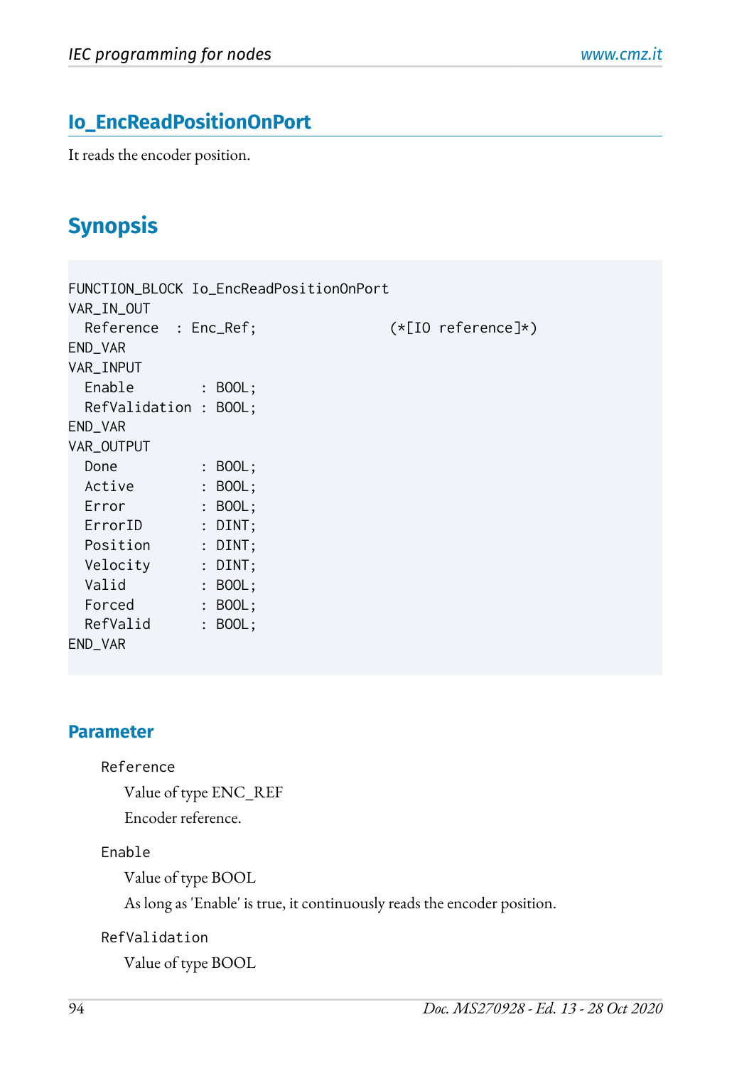## Io_EncReadPositionOnPort

It reads the encoder position.

## Synopsis

```
FUNCTION_BLOCK Io_EncReadPositionOnPort
VAR_IN_OUT
  Reference   : Enc_Ref;                (*[IO reference]*)
END_VAR
VAR_INPUT
  Enable        : BOOL;
  RefValidation : BOOL;
END_VAR
VAR_OUTPUT
  Done          : BOOL;
  Active        : BOOL;
  Error         : BOOL;
  ErrorID       : DINT;
  Position      : DINT;
  Velocity      : DINT;
  Valid         : BOOL;
  Forced        : BOOL;
  RefValid      : BOOL;
END_VAR
```

### Parameter

`Reference`

Value of type ENC_REF

Encoder reference.

`Enable`

Value of type BOOL

As long as 'Enable' is true, it continuously reads the encoder position.

`RefValidation`

Value of type BOOL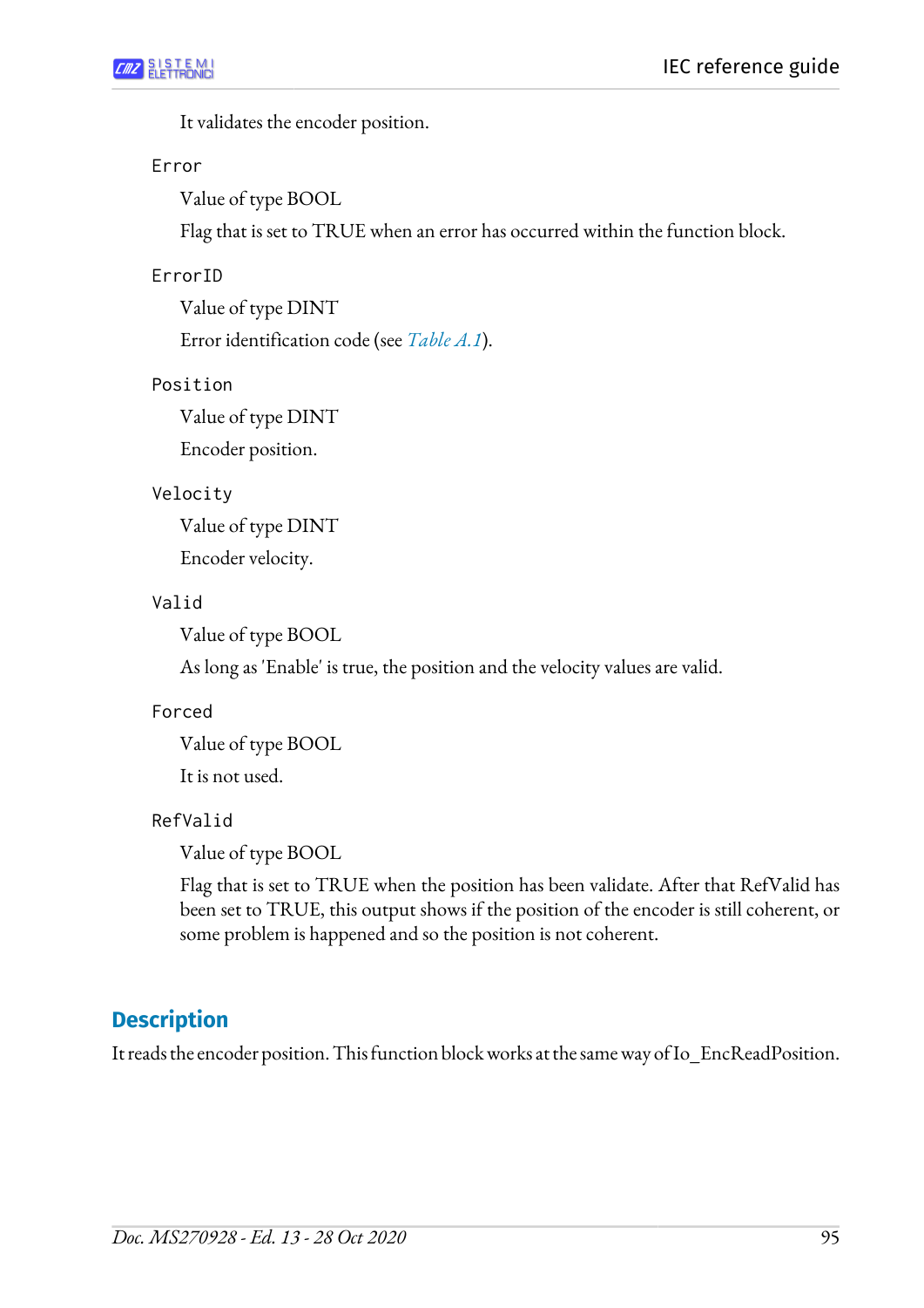It validates the encoder position.

`Error`

Value of type BOOL

Flag that is set to TRUE when an error has occurred within the function block.

`ErrorID`

Value of type DINT

Error identification code (see *Table A.1*).

`Position`

Value of type DINT

Encoder position.

`Velocity`

Value of type DINT

Encoder velocity.

`Valid`

Value of type BOOL

As long as 'Enable' is true, the position and the velocity values are valid.

`Forced`

Value of type BOOL

It is not used.

`RefValid`

Value of type BOOL

Flag that is set to TRUE when the position has been validate. After that RefValid has been set to TRUE, this output shows if the position of the encoder is still coherent, or some problem is happened and so the position is not coherent.

## Description

It reads the encoder position. This function block works at the same way of Io_EncReadPosition.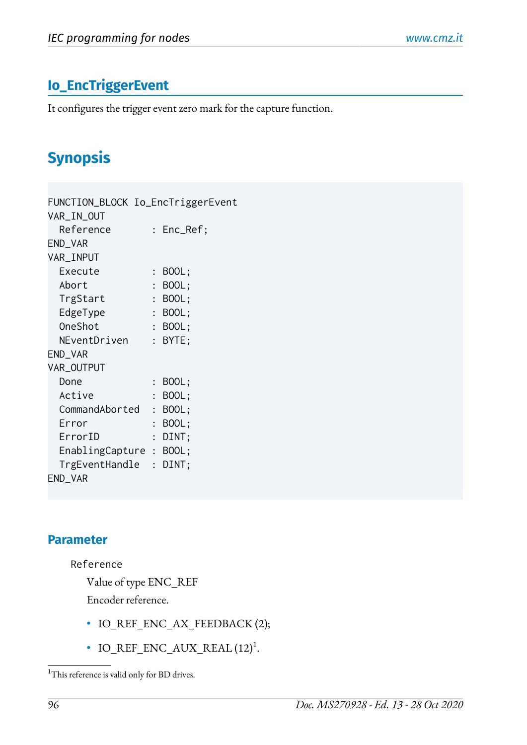## Io_EncTriggerEvent

It configures the trigger event zero mark for the capture function.

## Synopsis

```
FUNCTION_BLOCK Io_EncTriggerEvent
VAR_IN_OUT
  Reference       : Enc_Ref;
END_VAR
VAR_INPUT
  Execute         : BOOL;
  Abort           : BOOL;
  TrgStart        : BOOL;
  EdgeType        : BOOL;
  OneShot         : BOOL;
  NEventDriven    : BYTE;
END_VAR
VAR_OUTPUT
  Done            : BOOL;
  Active          : BOOL;
  CommandAborted  : BOOL;
  Error           : BOOL;
  ErrorID         : DINT;
  EnablingCapture : BOOL;
  TrgEventHandle  : DINT;
END_VAR
```

### Parameter

`Reference`

Value of type ENC_REF

Encoder reference.

- IO_REF_ENC_AX_FEEDBACK (2);
- IO_REF_ENC_AUX_REAL (12)[1].

[1]This reference is valid only for BD drives.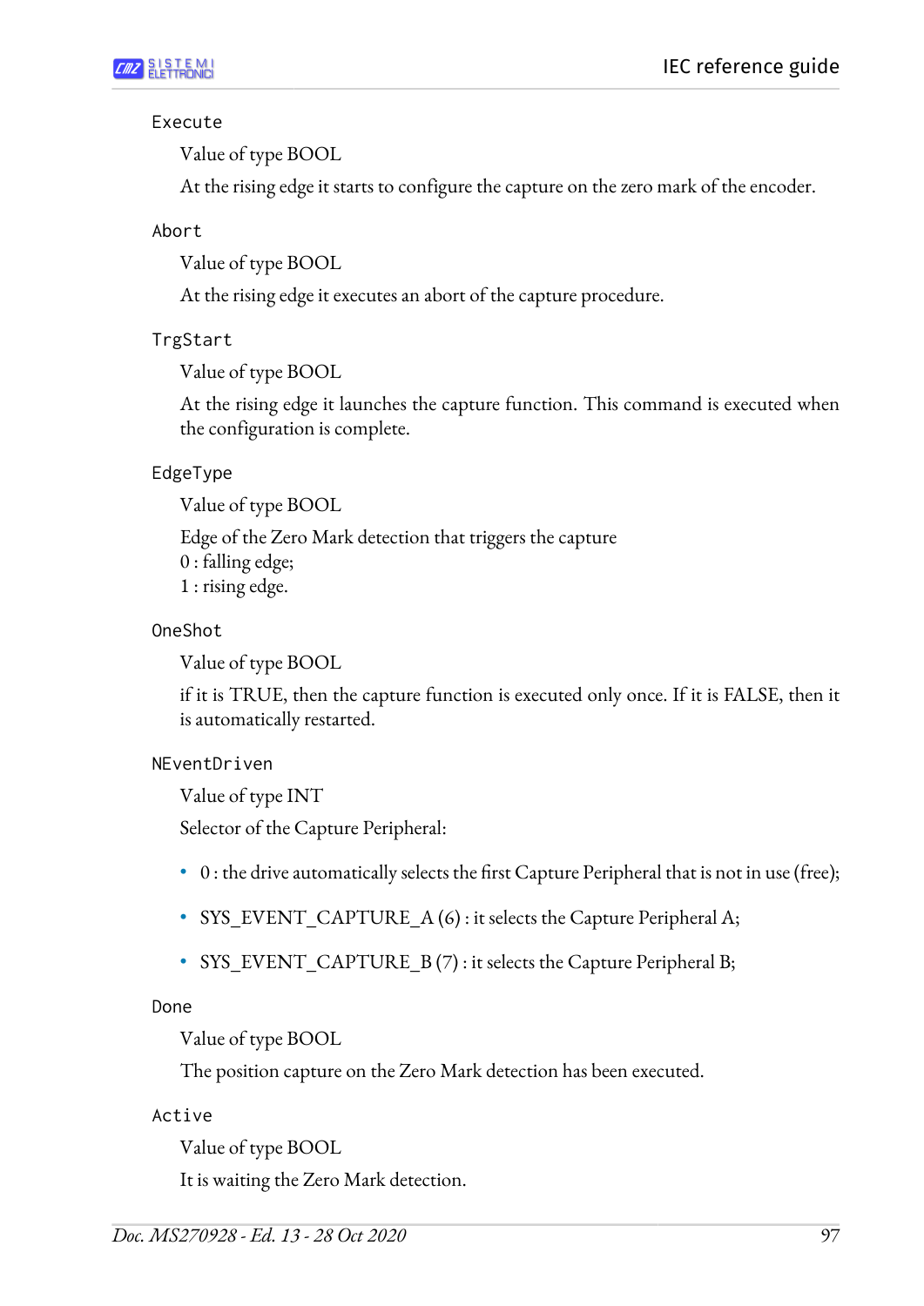`Execute`

Value of type BOOL

At the rising edge it starts to configure the capture on the zero mark of the encoder.

`Abort`

Value of type BOOL

At the rising edge it executes an abort of the capture procedure.

`TrgStart`

Value of type BOOL

At the rising edge it launches the capture function. This command is executed when the configuration is complete.

`EdgeType`

Value of type BOOL

Edge of the Zero Mark detection that triggers the capture
0 : falling edge;
1 : rising edge.

`OneShot`

Value of type BOOL

if it is TRUE, then the capture function is executed only once. If it is FALSE, then it is automatically restarted.

`NEventDriven`

Value of type INT

Selector of the Capture Peripheral:

- 0 : the drive automatically selects the first Capture Peripheral that is not in use (free);
- SYS_EVENT_CAPTURE_A (6) : it selects the Capture Peripheral A;
- SYS_EVENT_CAPTURE_B (7) : it selects the Capture Peripheral B;

`Done`

Value of type BOOL

The position capture on the Zero Mark detection has been executed.

`Active`

Value of type BOOL

It is waiting the Zero Mark detection.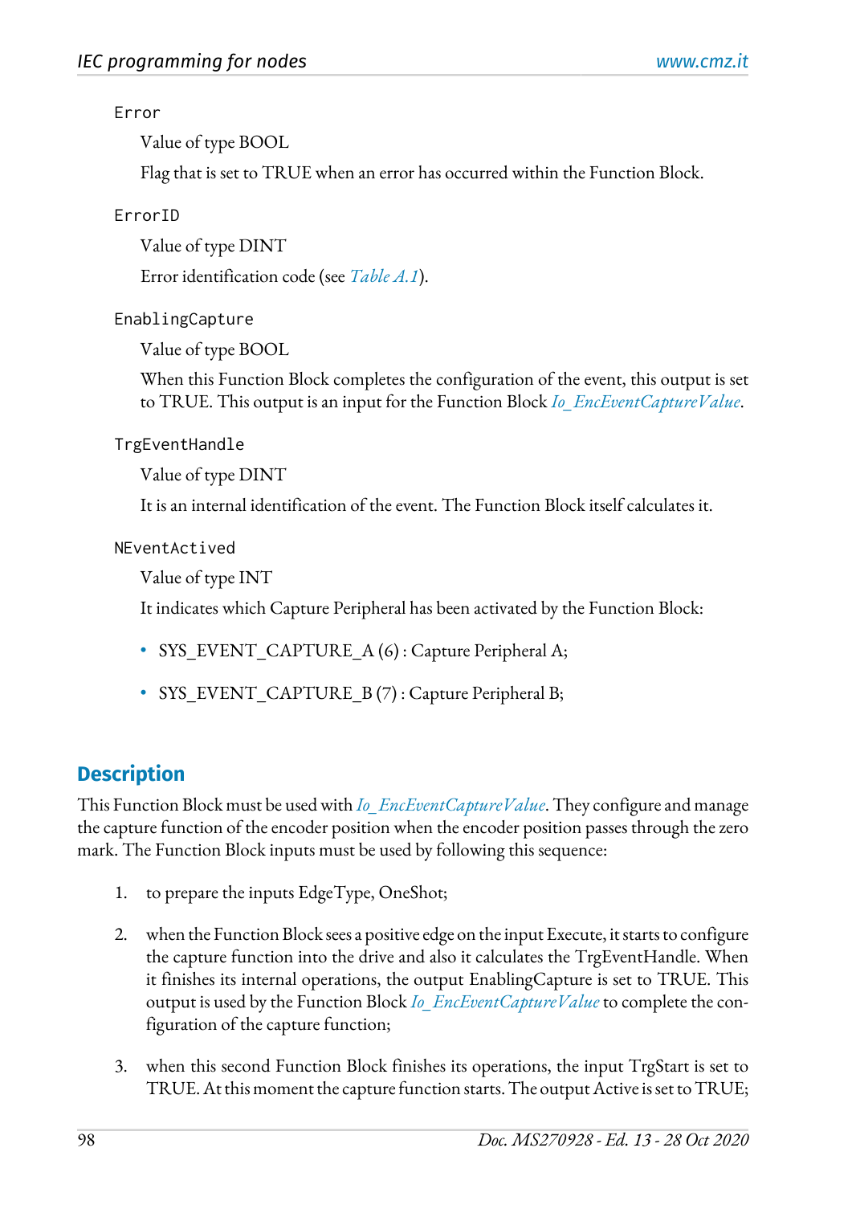`Error`

Value of type BOOL

Flag that is set to TRUE when an error has occurred within the Function Block.

`ErrorID`

Value of type DINT

Error identification code (see *Table A.1*).

`EnablingCapture`

Value of type BOOL

When this Function Block completes the configuration of the event, this output is set to TRUE. This output is an input for the Function Block *Io_EncEventCaptureValue*.

`TrgEventHandle`

Value of type DINT

It is an internal identification of the event. The Function Block itself calculates it.

`NEventActived`

Value of type INT

It indicates which Capture Peripheral has been activated by the Function Block:

- SYS_EVENT_CAPTURE_A (6) : Capture Peripheral A;
- SYS_EVENT_CAPTURE_B (7) : Capture Peripheral B;

## Description

This Function Block must be used with *Io_EncEventCaptureValue*. They configure and manage the capture function of the encoder position when the encoder position passes through the zero mark. The Function Block inputs must be used by following this sequence:

1. to prepare the inputs EdgeType, OneShot;
2. when the Function Block sees a positive edge on the input Execute, it starts to configure the capture function into the drive and also it calculates the TrgEventHandle. When it finishes its internal operations, the output EnablingCapture is set to TRUE. This output is used by the Function Block *Io_EncEventCaptureValue* to complete the configuration of the capture function;
3. when this second Function Block finishes its operations, the input TrgStart is set to TRUE. At this moment the capture function starts. The output Active is set to TRUE;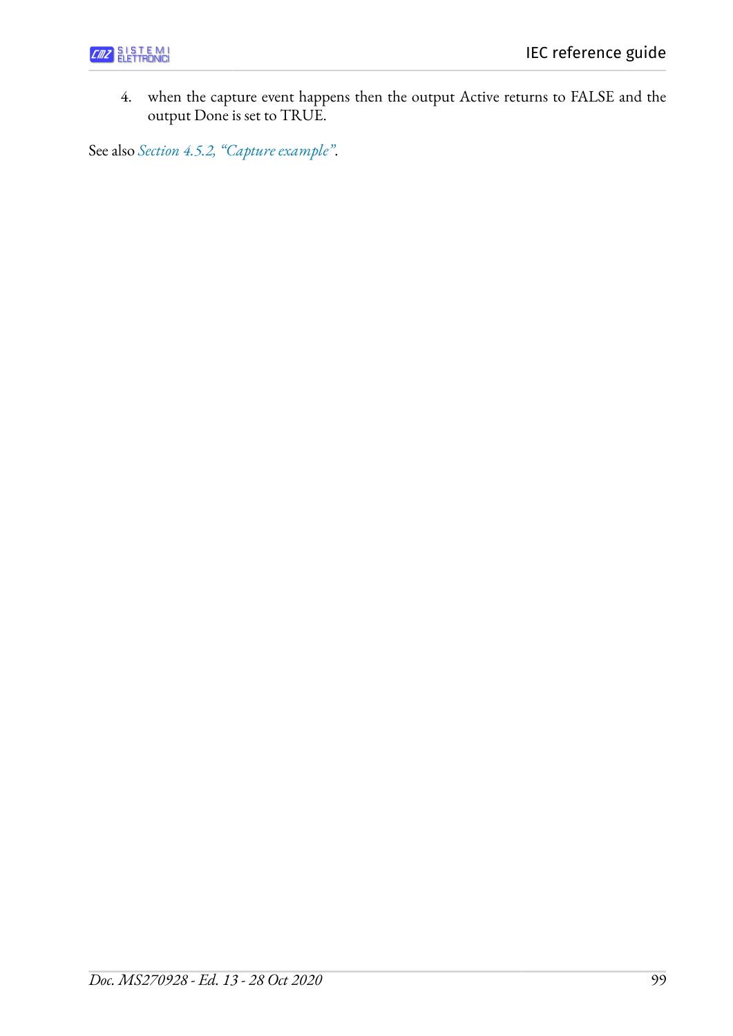4. when the capture event happens then the output Active returns to FALSE and the output Done is set to TRUE.

See also *Section 4.5.2, “Capture example”*.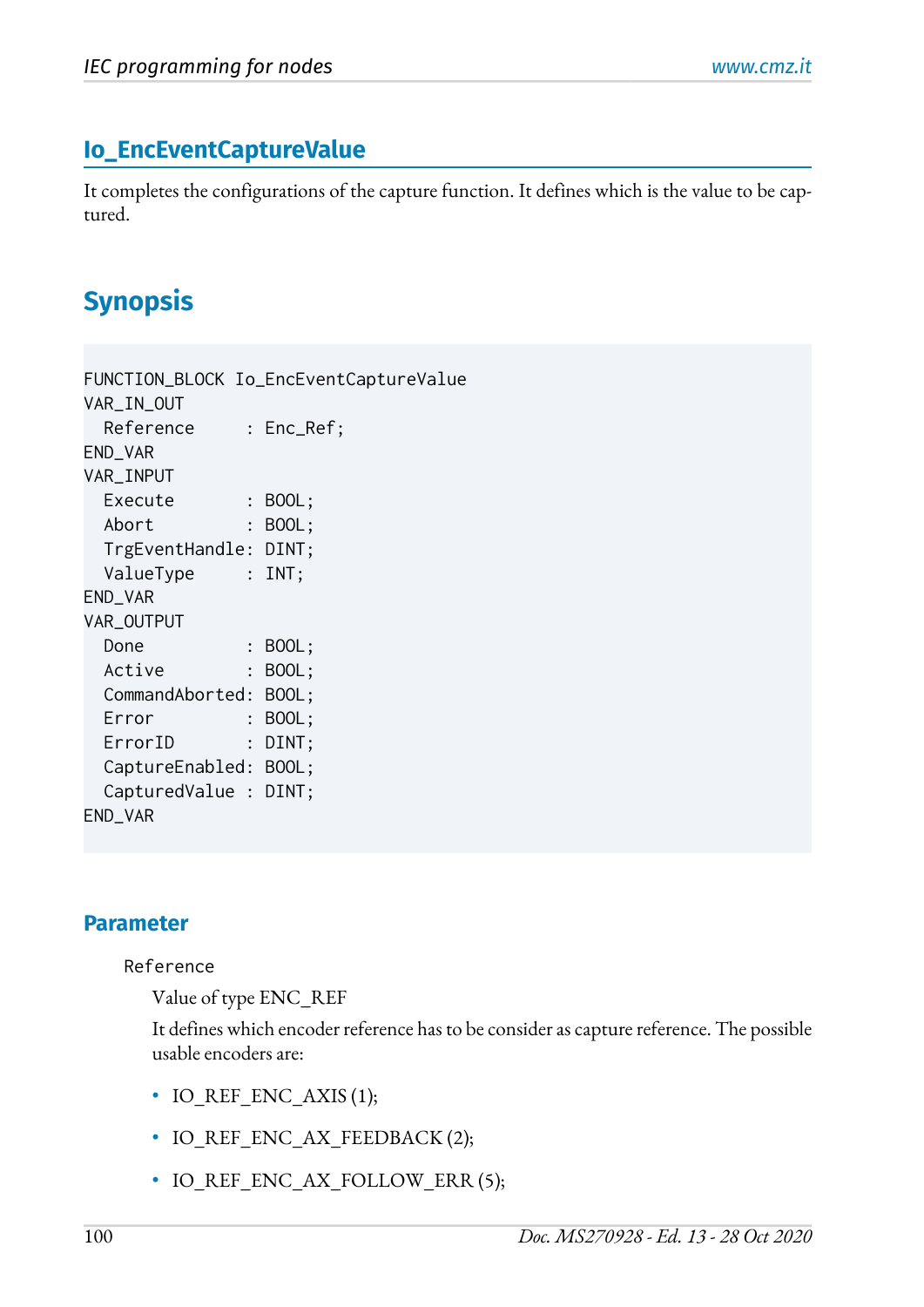## Io_EncEventCaptureValue

It completes the configurations of the capture function. It defines which is the value to be captured.

## Synopsis

```
FUNCTION_BLOCK Io_EncEventCaptureValue
VAR_IN_OUT
  Reference     : Enc_Ref;
END_VAR
VAR_INPUT
  Execute       : BOOL;
  Abort         : BOOL;
  TrgEventHandle: DINT;
  ValueType     : INT;
END_VAR
VAR_OUTPUT
  Done          : BOOL;
  Active        : BOOL;
  CommandAborted: BOOL;
  Error         : BOOL;
  ErrorID       : DINT;
  CaptureEnabled: BOOL;
  CapturedValue : DINT;
END_VAR
```

### Parameter

`Reference`

Value of type ENC_REF

It defines which encoder reference has to be consider as capture reference. The possible usable encoders are:

- IO_REF_ENC_AXIS (1);
- IO_REF_ENC_AX_FEEDBACK (2);
- IO_REF_ENC_AX_FOLLOW_ERR (5);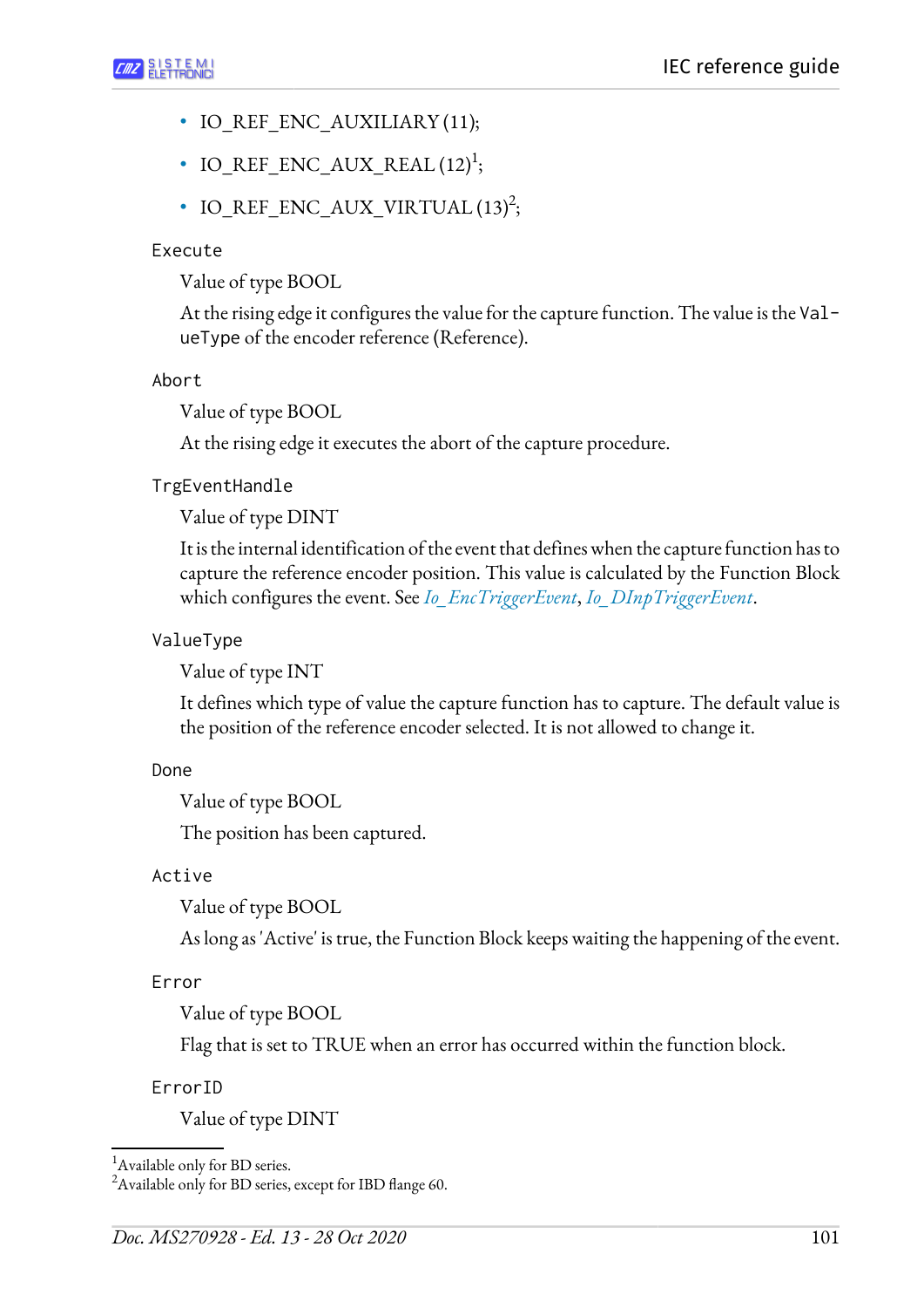- IO_REF_ENC_AUXILIARY (11);
- IO_REF_ENC_AUX_REAL (12)[1];
- IO_REF_ENC_AUX_VIRTUAL (13)[2];

`Execute`

Value of type BOOL

At the rising edge it configures the value for the capture function. The value is the `ValueType` of the encoder reference (Reference).

`Abort`

Value of type BOOL

At the rising edge it executes the abort of the capture procedure.

`TrgEventHandle`

Value of type DINT

It is the internal identification of the event that defines when the capture function has to capture the reference encoder position. This value is calculated by the Function Block which configures the event. See *Io_EncTriggerEvent*, *Io_DInpTriggerEvent*.

`ValueType`

Value of type INT

It defines which type of value the capture function has to capture. The default value is the position of the reference encoder selected. It is not allowed to change it.

`Done`

Value of type BOOL

The position has been captured.

`Active`

Value of type BOOL

As long as 'Active' is true, the Function Block keeps waiting the happening of the event.

`Error`

Value of type BOOL

Flag that is set to TRUE when an error has occurred within the function block.

`ErrorID`

Value of type DINT

---

[1] Available only for BD series.
[2] Available only for BD series, except for IBD flange 60.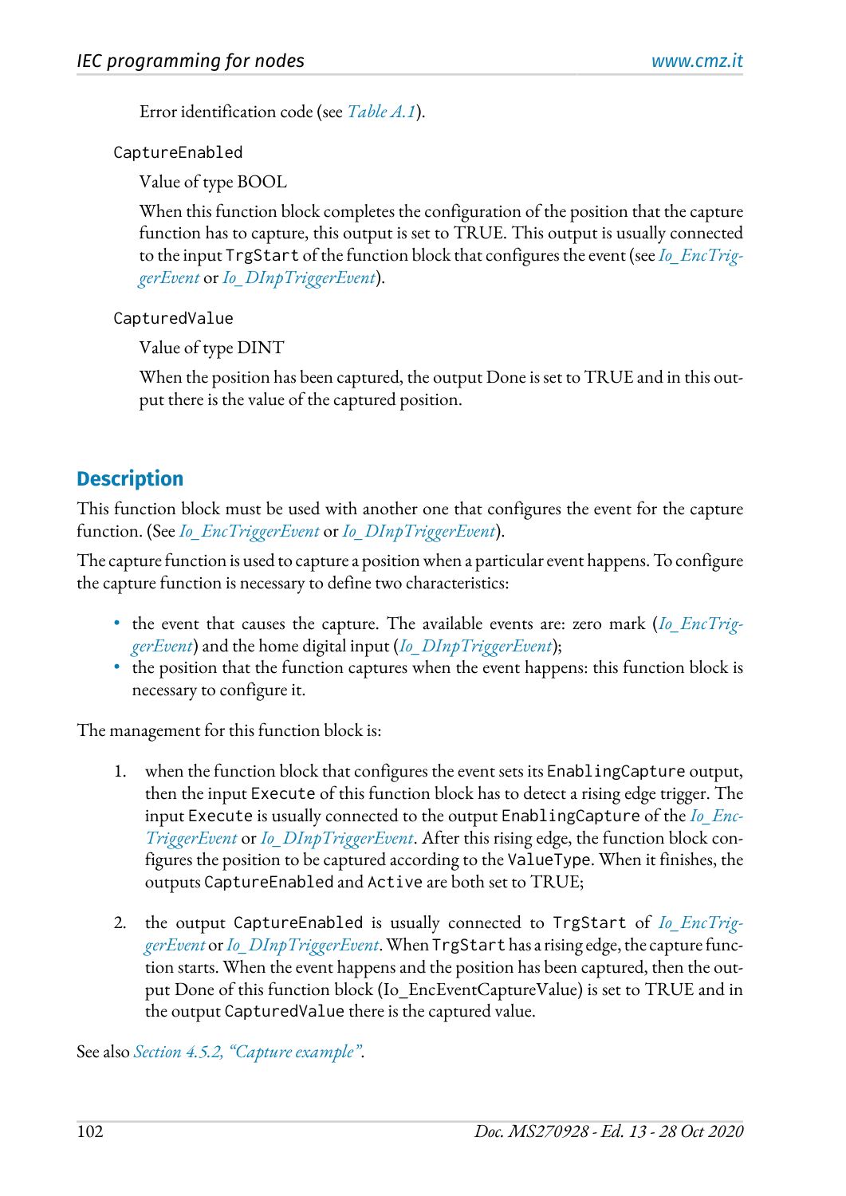Error identification code (see *Table A.1*).

`CaptureEnabled`

Value of type BOOL

When this function block completes the configuration of the position that the capture function has to capture, this output is set to TRUE. This output is usually connected to the input `TrgStart` of the function block that configures the event (see *Io_EncTriggerEvent* or *Io_DInpTriggerEvent*).

`CapturedValue`

Value of type DINT

When the position has been captured, the output Done is set to TRUE and in this output there is the value of the captured position.

## Description

This function block must be used with another one that configures the event for the capture function. (See *Io_EncTriggerEvent* or *Io_DInpTriggerEvent*).

The capture function is used to capture a position when a particular event happens. To configure the capture function is necessary to define two characteristics:

- the event that causes the capture. The available events are: zero mark (*Io_EncTriggerEvent*) and the home digital input (*Io_DInpTriggerEvent*);
- the position that the function captures when the event happens: this function block is necessary to configure it.

The management for this function block is:

1. when the function block that configures the event sets its `EnablingCapture` output, then the input `Execute` of this function block has to detect a rising edge trigger. The input `Execute` is usually connected to the output `EnablingCapture` of the *Io_EncTriggerEvent* or *Io_DInpTriggerEvent*. After this rising edge, the function block configures the position to be captured according to the `ValueType`. When it finishes, the outputs `CaptureEnabled` and `Active` are both set to TRUE;

2. the output `CaptureEnabled` is usually connected to `TrgStart` of *Io_EncTriggerEvent* or *Io_DInpTriggerEvent*. When `TrgStart` has a rising edge, the capture function starts. When the event happens and the position has been captured, then the output Done of this function block (Io_EncEventCaptureValue) is set to TRUE and in the output `CapturedValue` there is the captured value.

See also *Section 4.5.2, "Capture example"*.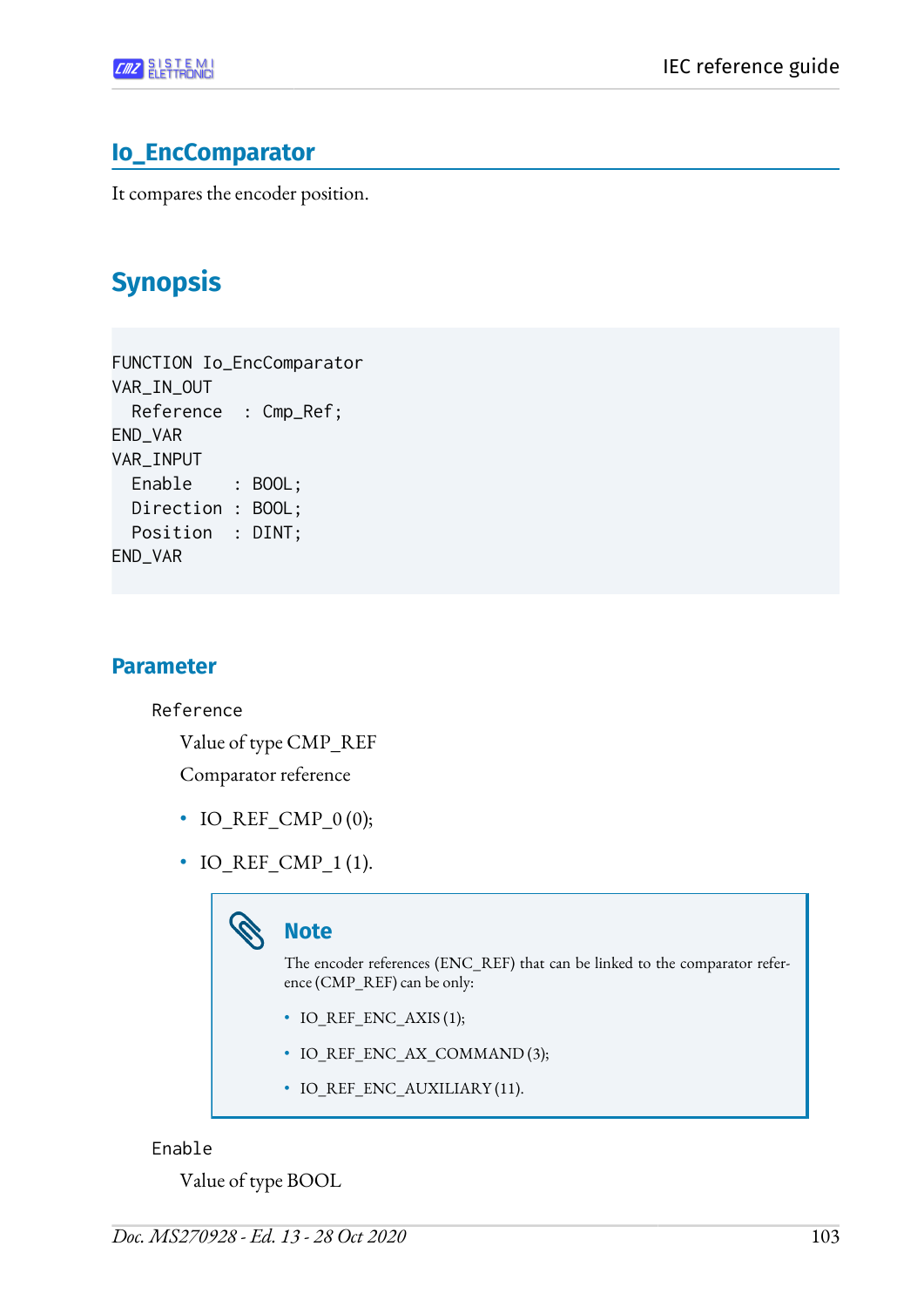## Io_EncComparator

It compares the encoder position.

## Synopsis

```
FUNCTION Io_EncComparator
VAR_IN_OUT
  Reference  : Cmp_Ref;
END_VAR
VAR_INPUT
  Enable    : BOOL;
  Direction : BOOL;
  Position  : DINT;
END_VAR
```

### Parameter

`Reference`

Value of type CMP_REF

Comparator reference

- IO_REF_CMP_0 (0);
- IO_REF_CMP_1 (1).

> **Note**
>
> The encoder references (ENC_REF) that can be linked to the comparator reference (CMP_REF) can be only:
>
> - IO_REF_ENC_AXIS (1);
> - IO_REF_ENC_AX_COMMAND (3);
> - IO_REF_ENC_AUXILIARY (11).

`Enable`

Value of type BOOL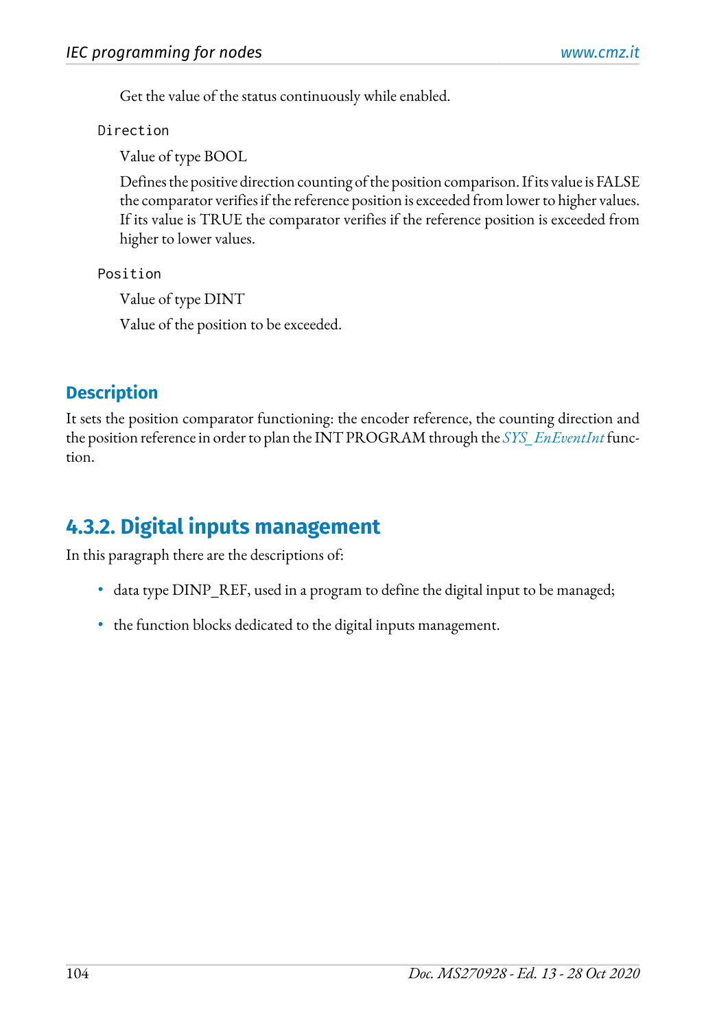Get the value of the status continuously while enabled.

`Direction`

Value of type BOOL

Defines the positive direction counting of the position comparison. If its value is FALSE the comparator verifies if the reference position is exceeded from lower to higher values. If its value is TRUE the comparator verifies if the reference position is exceeded from higher to lower values.

`Position`

Value of type DINT

Value of the position to be exceeded.

### Description

It sets the position comparator functioning: the encoder reference, the counting direction and the position reference in order to plan the INT PROGRAM through the *SYS_EnEventInt* function.

## 4.3.2. Digital inputs management

In this paragraph there are the descriptions of:

- data type DINP_REF, used in a program to define the digital input to be managed;
- the function blocks dedicated to the digital inputs management.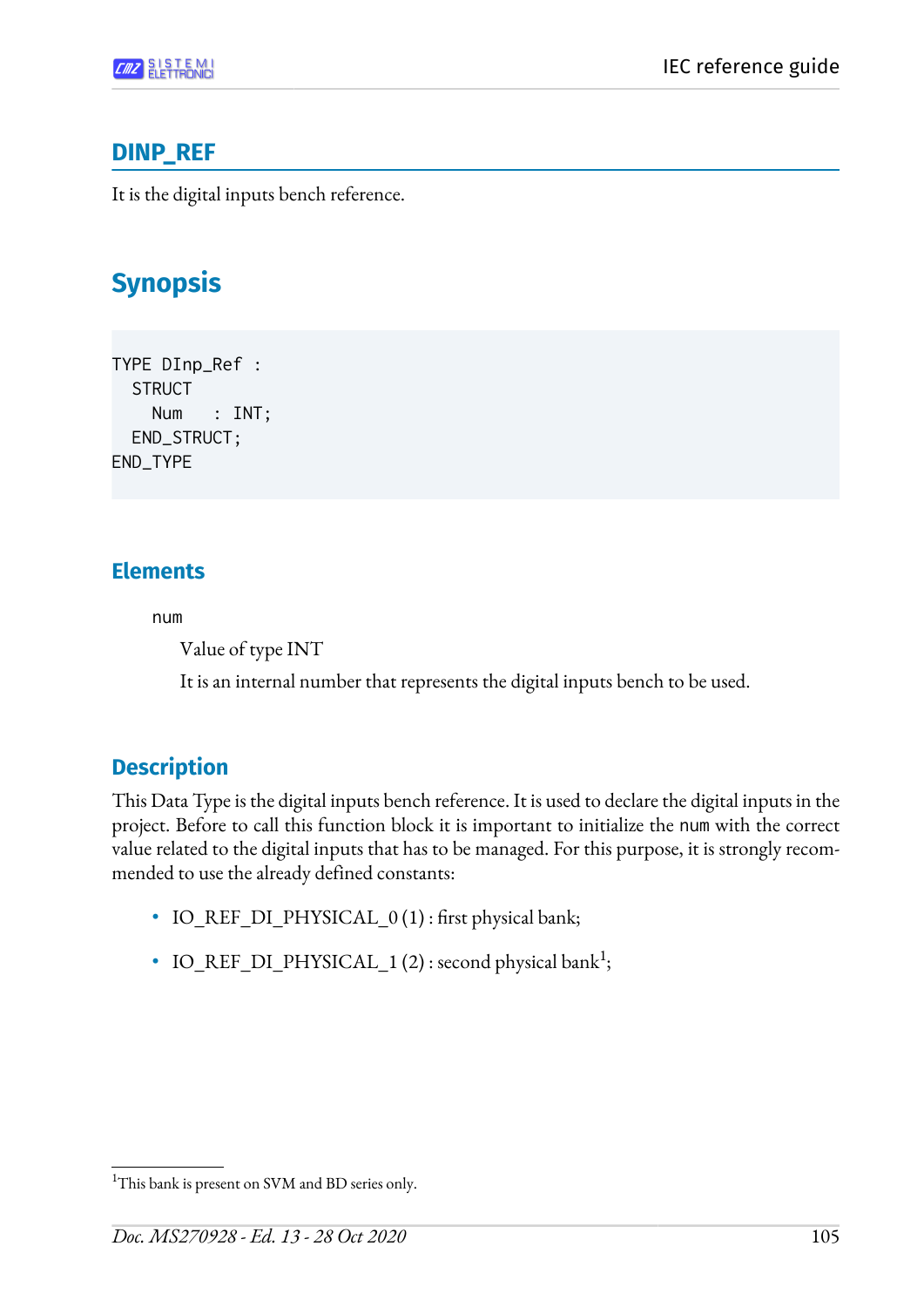## DINP_REF

It is the digital inputs bench reference.

# Synopsis

```
TYPE DInp_Ref :
  STRUCT
    Num   : INT;
  END_STRUCT;
END_TYPE
```

### Elements

`num`

Value of type INT

It is an internal number that represents the digital inputs bench to be used.

### Description

This Data Type is the digital inputs bench reference. It is used to declare the digital inputs in the project. Before to call this function block it is important to initialize the `num` with the correct value related to the digital inputs that has to be managed. For this purpose, it is strongly recommended to use the already defined constants:

- IO_REF_DI_PHYSICAL_0 (1) : first physical bank;
- IO_REF_DI_PHYSICAL_1 (2) : second physical bank[1];

[1]This bank is present on SVM and BD series only.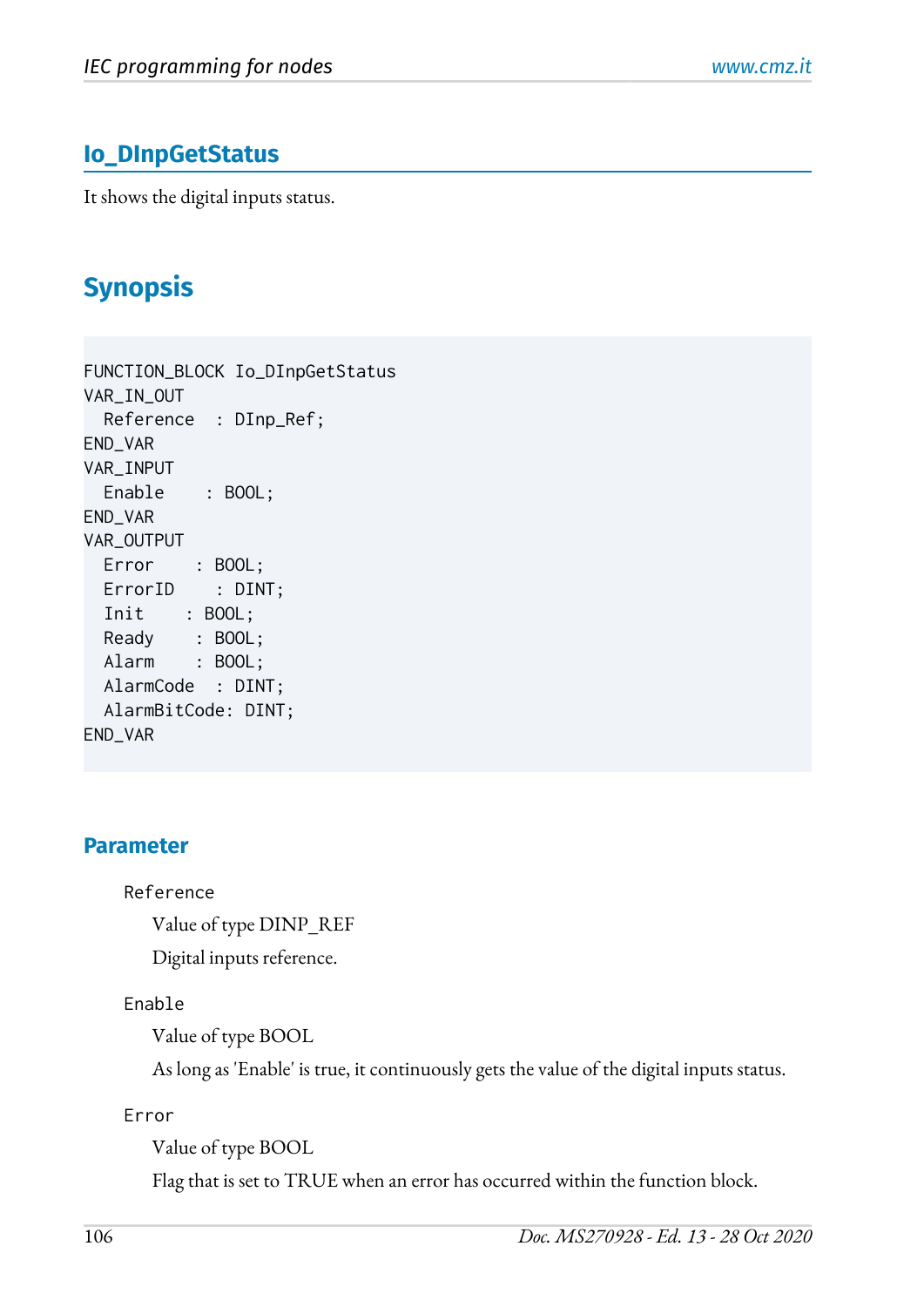## Io_DInpGetStatus

It shows the digital inputs status.

## Synopsis

```
FUNCTION_BLOCK Io_DInpGetStatus
VAR_IN_OUT
  Reference  : DInp_Ref;
END_VAR
VAR_INPUT
  Enable    : BOOL;
END_VAR
VAR_OUTPUT
  Error    : BOOL;
  ErrorID    : DINT;
  Init    : BOOL;
  Ready    : BOOL;
  Alarm    : BOOL;
  AlarmCode  : DINT;
  AlarmBitCode: DINT;
END_VAR
```

### Parameter

`Reference`

Value of type DINP_REF

Digital inputs reference.

`Enable`

Value of type BOOL

As long as 'Enable' is true, it continuously gets the value of the digital inputs status.

`Error`

Value of type BOOL

Flag that is set to TRUE when an error has occurred within the function block.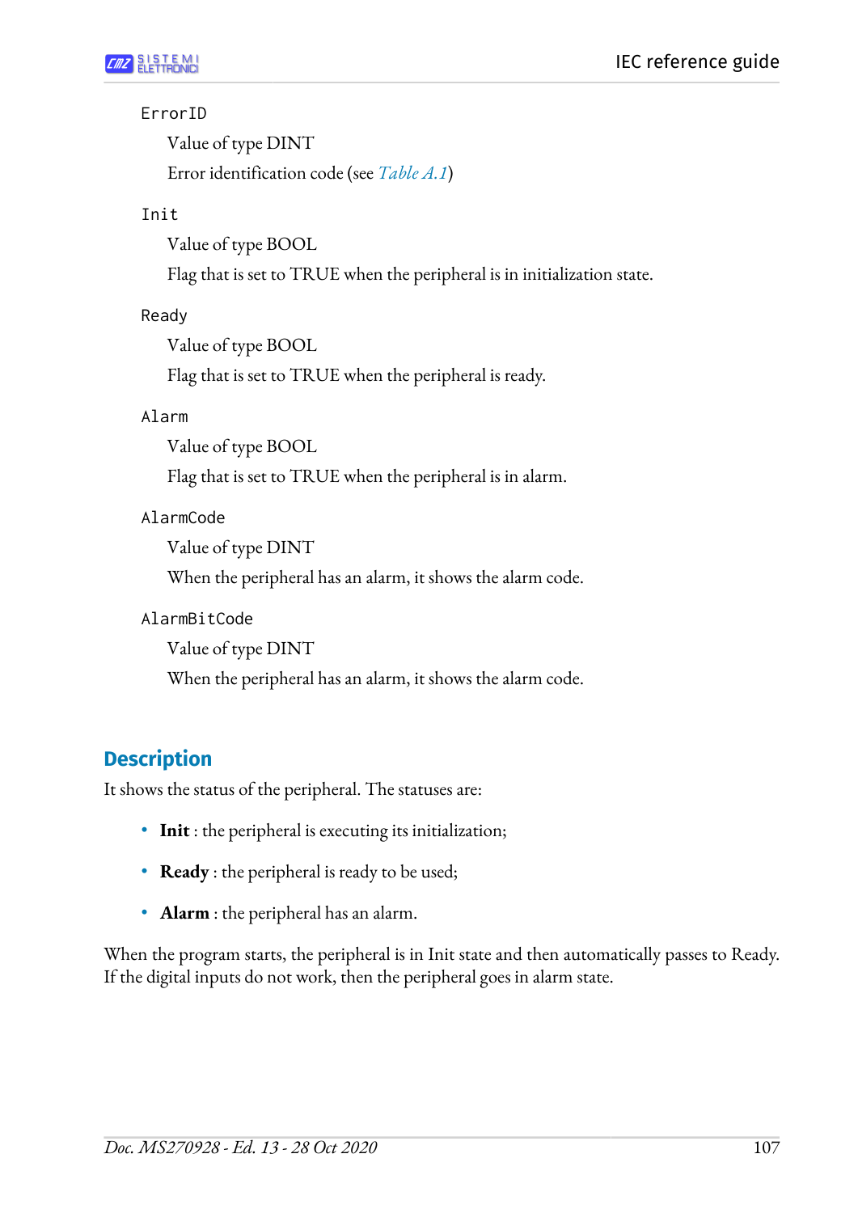`ErrorID`

Value of type DINT

Error identification code (see *Table A.1*)

`Init`

Value of type BOOL

Flag that is set to TRUE when the peripheral is in initialization state.

`Ready`

Value of type BOOL

Flag that is set to TRUE when the peripheral is ready.

`Alarm`

Value of type BOOL

Flag that is set to TRUE when the peripheral is in alarm.

`AlarmCode`

Value of type DINT

When the peripheral has an alarm, it shows the alarm code.

`AlarmBitCode`

Value of type DINT

When the peripheral has an alarm, it shows the alarm code.

## Description

It shows the status of the peripheral. The statuses are:

- **Init** : the peripheral is executing its initialization;
- **Ready** : the peripheral is ready to be used;
- **Alarm** : the peripheral has an alarm.

When the program starts, the peripheral is in Init state and then automatically passes to Ready. If the digital inputs do not work, then the peripheral goes in alarm state.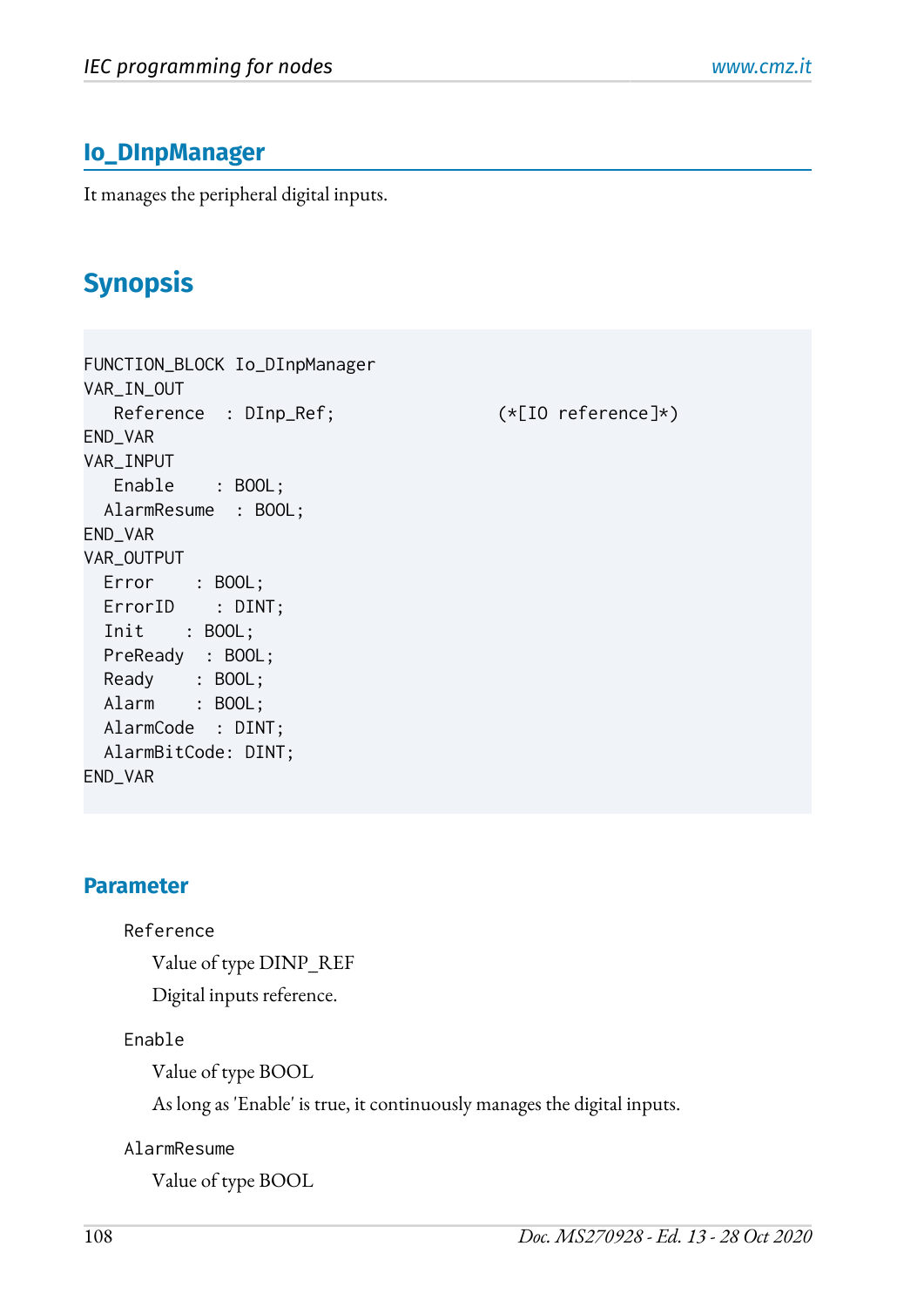## Io_DInpManager

It manages the peripheral digital inputs.

## Synopsis

```
FUNCTION_BLOCK Io_DInpManager
VAR_IN_OUT
   Reference  : DInp_Ref;                (*[IO reference]*)
END_VAR
VAR_INPUT
   Enable    : BOOL;
  AlarmResume  : BOOL;
END_VAR
VAR_OUTPUT
  Error    : BOOL;
  ErrorID    : DINT;
  Init    : BOOL;
  PreReady  : BOOL;
  Ready    : BOOL;
  Alarm    : BOOL;
  AlarmCode  : DINT;
  AlarmBitCode: DINT;
END_VAR
```

### Parameter

`Reference`

Value of type DINP_REF

Digital inputs reference.

`Enable`

Value of type BOOL

As long as 'Enable' is true, it continuously manages the digital inputs.

`AlarmResume`

Value of type BOOL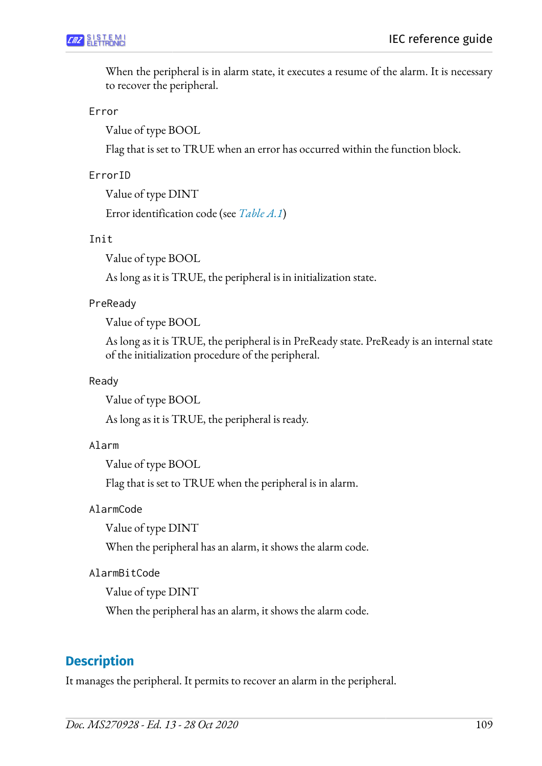When the peripheral is in alarm state, it executes a resume of the alarm. It is necessary to recover the peripheral.

`Error`

Value of type BOOL

Flag that is set to TRUE when an error has occurred within the function block.

`ErrorID`

Value of type DINT

Error identification code (see *Table A.1*)

`Init`

Value of type BOOL

As long as it is TRUE, the peripheral is in initialization state.

`PreReady`

Value of type BOOL

As long as it is TRUE, the peripheral is in PreReady state. PreReady is an internal state of the initialization procedure of the peripheral.

`Ready`

Value of type BOOL

As long as it is TRUE, the peripheral is ready.

`Alarm`

Value of type BOOL

Flag that is set to TRUE when the peripheral is in alarm.

`AlarmCode`

Value of type DINT

When the peripheral has an alarm, it shows the alarm code.

`AlarmBitCode`

Value of type DINT

When the peripheral has an alarm, it shows the alarm code.

## Description

It manages the peripheral. It permits to recover an alarm in the peripheral.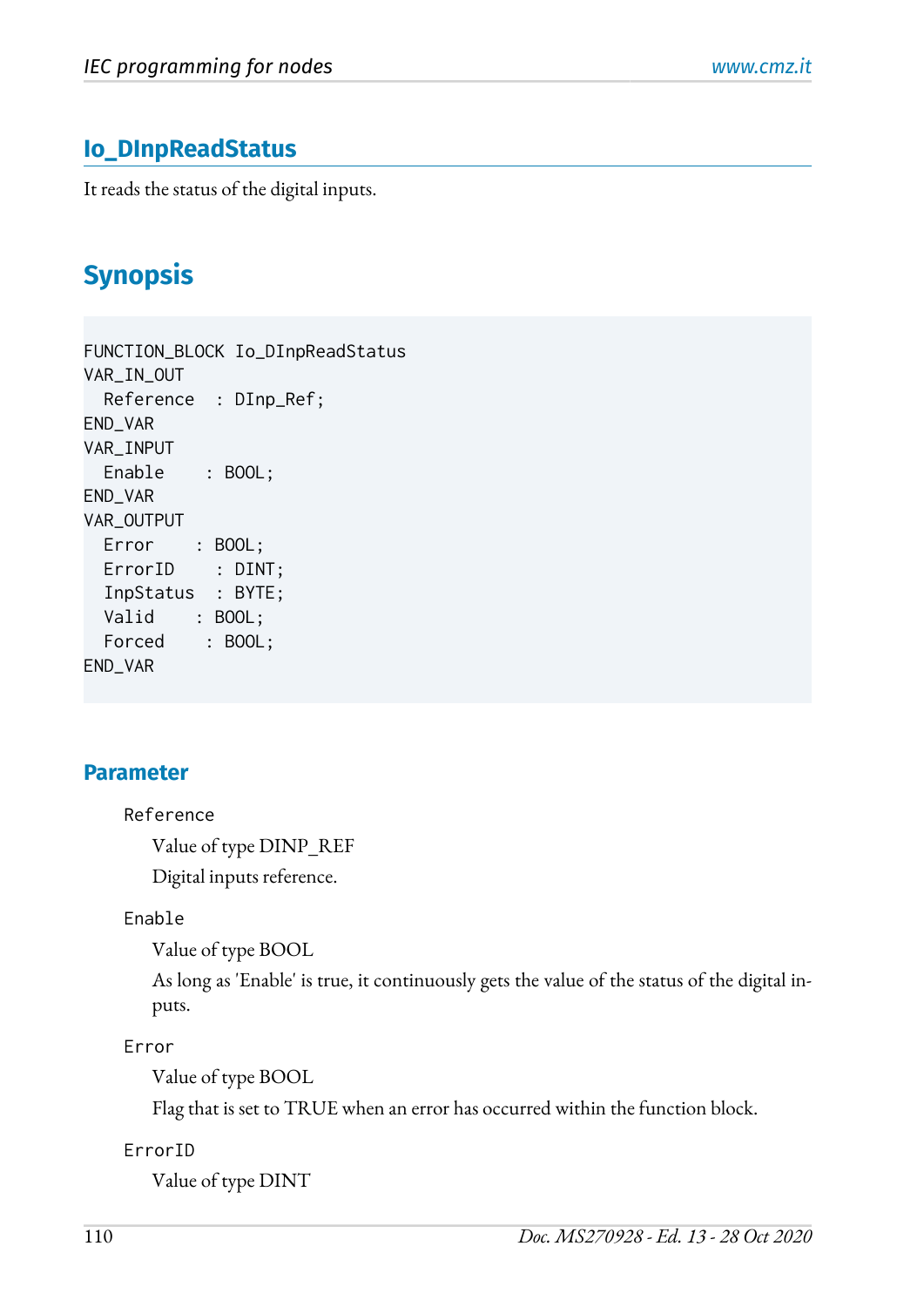## Io_DInpReadStatus

It reads the status of the digital inputs.

# Synopsis

```
FUNCTION_BLOCK Io_DInpReadStatus
VAR_IN_OUT
  Reference  : DInp_Ref;
END_VAR
VAR_INPUT
  Enable    : BOOL;
END_VAR
VAR_OUTPUT
  Error    : BOOL;
  ErrorID    : DINT;
  InpStatus  : BYTE;
  Valid    : BOOL;
  Forced    : BOOL;
END_VAR
```

### Parameter

`Reference`

Value of type DINP_REF

Digital inputs reference.

`Enable`

Value of type BOOL

As long as 'Enable' is true, it continuously gets the value of the status of the digital inputs.

`Error`

Value of type BOOL

Flag that is set to TRUE when an error has occurred within the function block.

`ErrorID`

Value of type DINT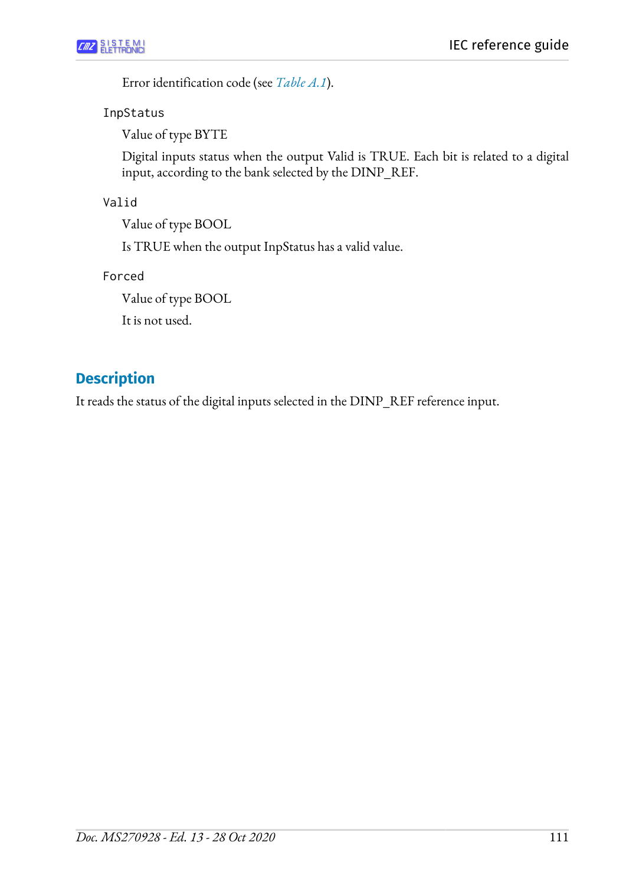Error identification code (see *Table A.1*).

`InpStatus`

Value of type BYTE

Digital inputs status when the output Valid is TRUE. Each bit is related to a digital input, according to the bank selected by the DINP_REF.

`Valid`

Value of type BOOL

Is TRUE when the output InpStatus has a valid value.

`Forced`

Value of type BOOL

It is not used.

## Description

It reads the status of the digital inputs selected in the DINP_REF reference input.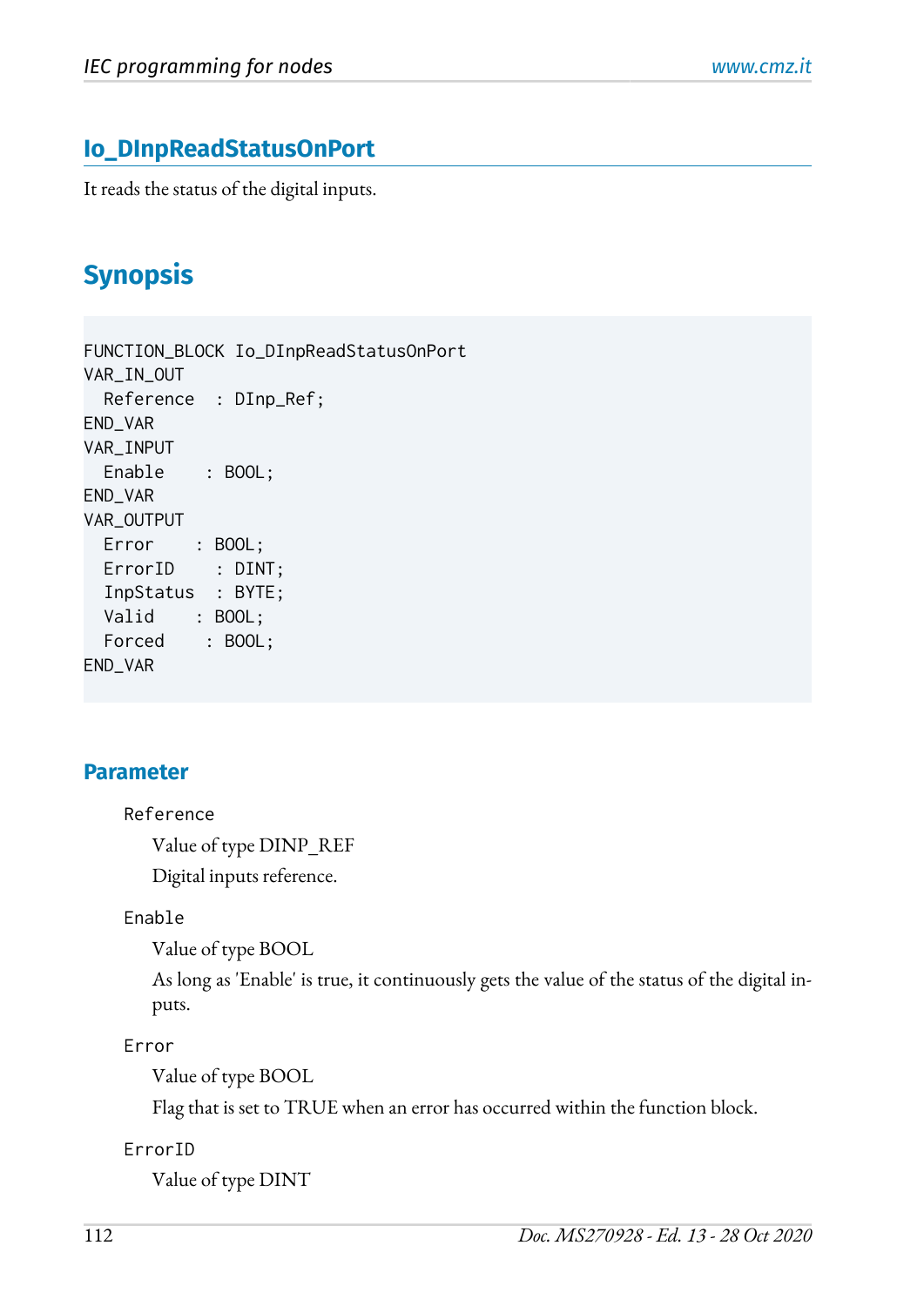## Io_DInpReadStatusOnPort

It reads the status of the digital inputs.

## Synopsis

```
FUNCTION_BLOCK Io_DInpReadStatusOnPort
VAR_IN_OUT
  Reference  : DInp_Ref;
END_VAR
VAR_INPUT
  Enable    : BOOL;
END_VAR
VAR_OUTPUT
  Error    : BOOL;
  ErrorID    : DINT;
  InpStatus  : BYTE;
  Valid    : BOOL;
  Forced    : BOOL;
END_VAR
```

### Parameter

`Reference`

Value of type DINP_REF

Digital inputs reference.

`Enable`

Value of type BOOL

As long as 'Enable' is true, it continuously gets the value of the status of the digital inputs.

`Error`

Value of type BOOL

Flag that is set to TRUE when an error has occurred within the function block.

`ErrorID`

Value of type DINT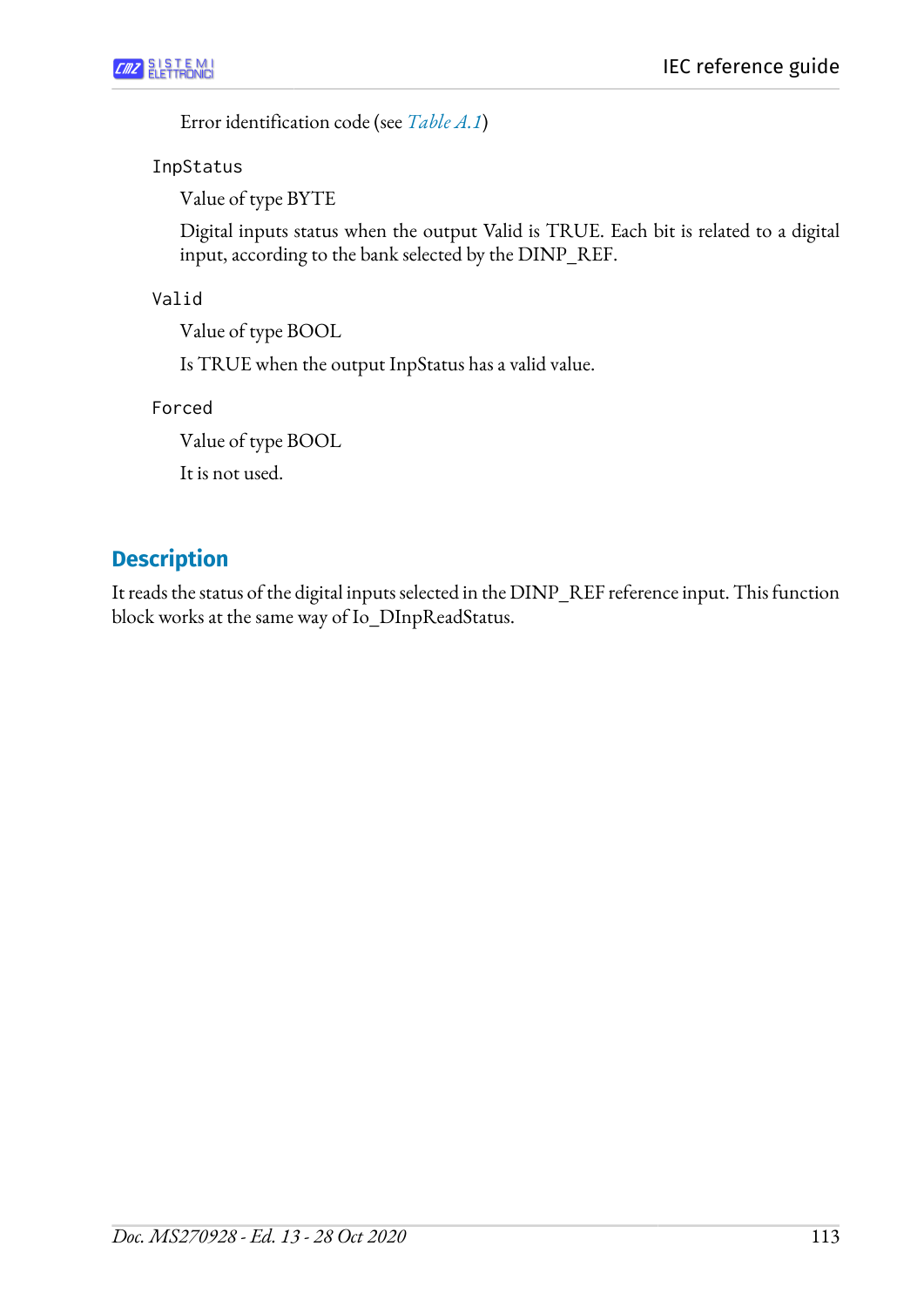Error identification code (see *Table A.1*)

`InpStatus`

Value of type BYTE

Digital inputs status when the output Valid is TRUE. Each bit is related to a digital input, according to the bank selected by the DINP_REF.

`Valid`

Value of type BOOL

Is TRUE when the output InpStatus has a valid value.

`Forced`

Value of type BOOL

It is not used.

## Description

It reads the status of the digital inputs selected in the DINP_REF reference input. This function block works at the same way of Io_DInpReadStatus.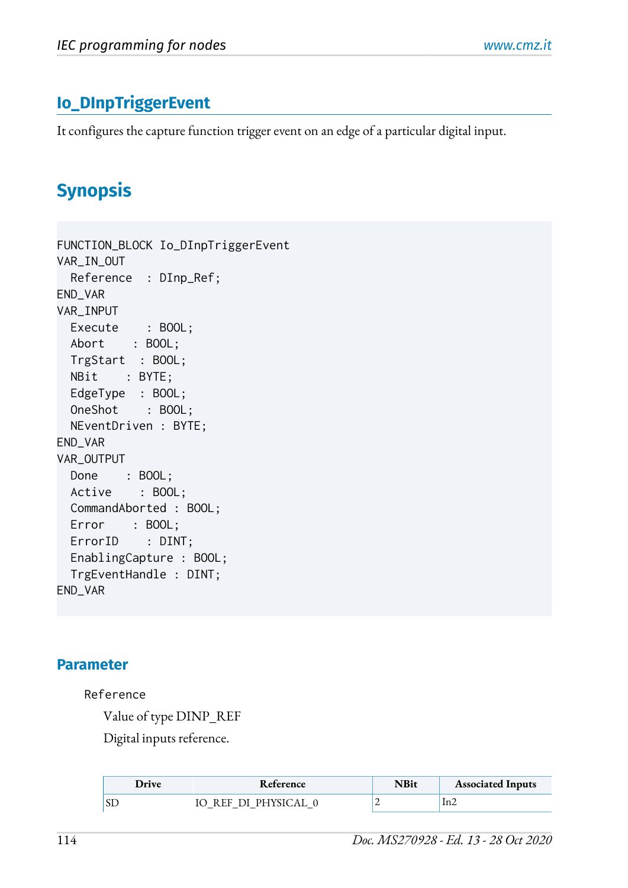## Io_DInpTriggerEvent

It configures the capture function trigger event on an edge of a particular digital input.

## Synopsis

```
FUNCTION_BLOCK Io_DInpTriggerEvent
VAR_IN_OUT
  Reference   : DInp_Ref;
END_VAR
VAR_INPUT
  Execute     : BOOL;
  Abort      : BOOL;
  TrgStart   : BOOL;
  NBit      : BYTE;
  EdgeType   : BOOL;
  OneShot     : BOOL;
  NEventDriven : BYTE;
END_VAR
VAR_OUTPUT
  Done      : BOOL;
  Active     : BOOL;
  CommandAborted : BOOL;
  Error      : BOOL;
  ErrorID     : DINT;
  EnablingCapture : BOOL;
  TrgEventHandle : DINT;
END_VAR
```

### Parameter

Reference

Value of type DINP_REF

Digital inputs reference.

| Drive | Reference | NBit | Associated Inputs |
|---|---|---|---|
| SD | IO_REF_DI_PHYSICAL_0 | 2 | In2 |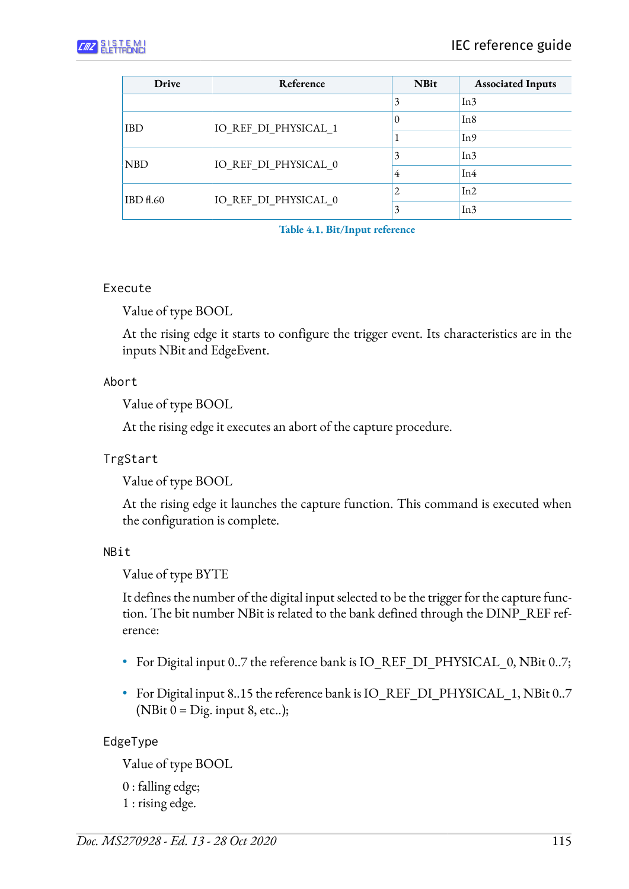| Drive | Reference | NBit | Associated Inputs |
|---|---|---|---|
| | | 3 | In3 |
| IBD | IO_REF_DI_PHYSICAL_1 | 0 | In8 |
| | | 1 | In9 |
| NBD | IO_REF_DI_PHYSICAL_0 | 3 | In3 |
| | | 4 | In4 |
| IBD fl.60 | IO_REF_DI_PHYSICAL_0 | 2 | In2 |
| | | 3 | In3 |

Table 4.1. Bit/Input reference

`Execute`

Value of type BOOL

At the rising edge it starts to configure the trigger event. Its characteristics are in the inputs NBit and EdgeEvent.

`Abort`

Value of type BOOL

At the rising edge it executes an abort of the capture procedure.

`TrgStart`

Value of type BOOL

At the rising edge it launches the capture function. This command is executed when the configuration is complete.

`NBit`

Value of type BYTE

It defines the number of the digital input selected to be the trigger for the capture function. The bit number NBit is related to the bank defined through the DINP_REF reference:

- For Digital input 0..7 the reference bank is IO_REF_DI_PHYSICAL_0, NBit 0..7;
- For Digital input 8..15 the reference bank is IO_REF_DI_PHYSICAL_1, NBit 0..7 (NBit 0 = Dig. input 8, etc..);

`EdgeType`

Value of type BOOL

0 : falling edge;
1 : rising edge.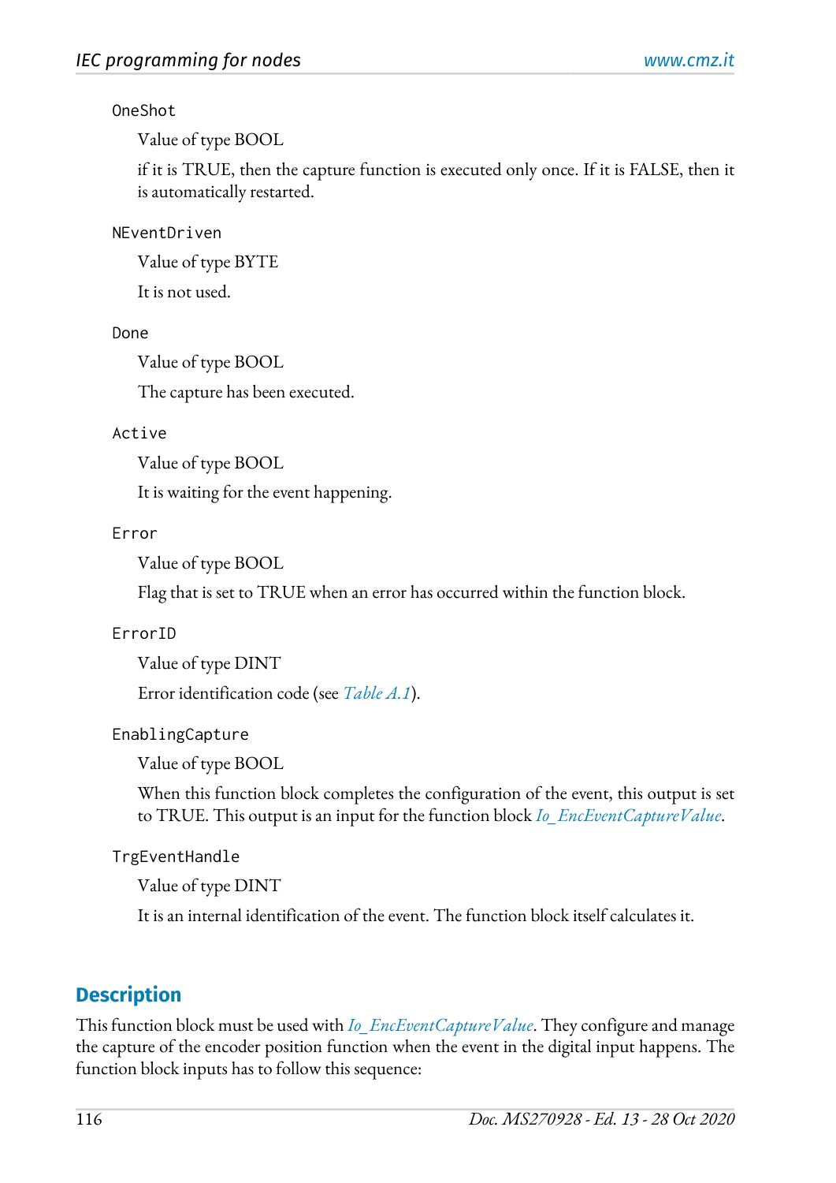`OneShot`

Value of type BOOL

if it is TRUE, then the capture function is executed only once. If it is FALSE, then it is automatically restarted.

`NEventDriven`

Value of type BYTE

It is not used.

`Done`

Value of type BOOL

The capture has been executed.

`Active`

Value of type BOOL

It is waiting for the event happening.

`Error`

Value of type BOOL

Flag that is set to TRUE when an error has occurred within the function block.

`ErrorID`

Value of type DINT

Error identification code (see *Table A.1*).

`EnablingCapture`

Value of type BOOL

When this function block completes the configuration of the event, this output is set to TRUE. This output is an input for the function block *Io_EncEventCaptureValue*.

`TrgEventHandle`

Value of type DINT

It is an internal identification of the event. The function block itself calculates it.

## Description

This function block must be used with *Io_EncEventCaptureValue*. They configure and manage the capture of the encoder position function when the event in the digital input happens. The function block inputs has to follow this sequence: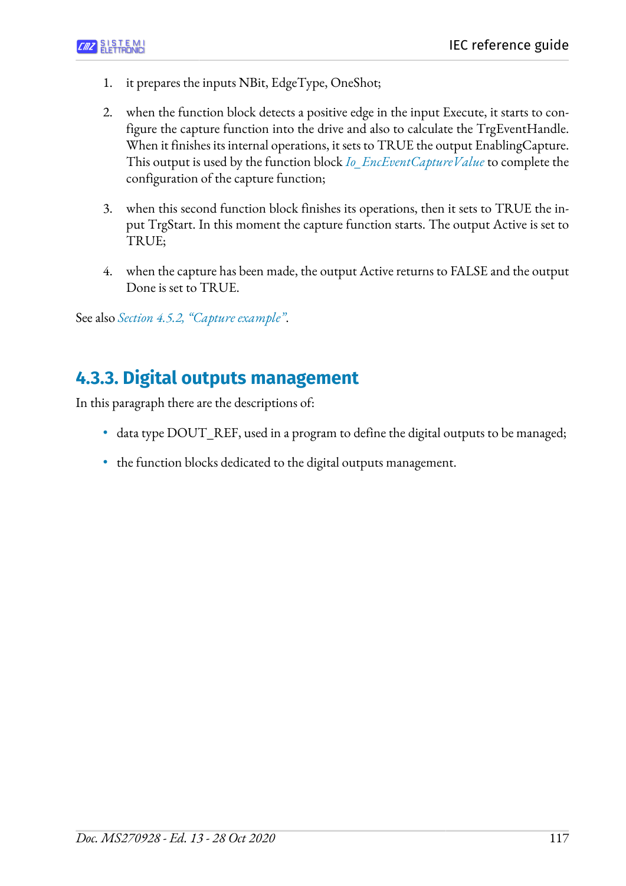1. it prepares the inputs NBit, EdgeType, OneShot;

2. when the function block detects a positive edge in the input Execute, it starts to configure the capture function into the drive and also to calculate the TrgEventHandle. When it finishes its internal operations, it sets to TRUE the output EnablingCapture. This output is used by the function block *Io_EncEventCaptureValue* to complete the configuration of the capture function;

3. when this second function block finishes its operations, then it sets to TRUE the input TrgStart. In this moment the capture function starts. The output Active is set to TRUE;

4. when the capture has been made, the output Active returns to FALSE and the output Done is set to TRUE.

See also *Section 4.5.2, "Capture example"*.

### 4.3.3. Digital outputs management

In this paragraph there are the descriptions of:

- data type DOUT_REF, used in a program to define the digital outputs to be managed;
- the function blocks dedicated to the digital outputs management.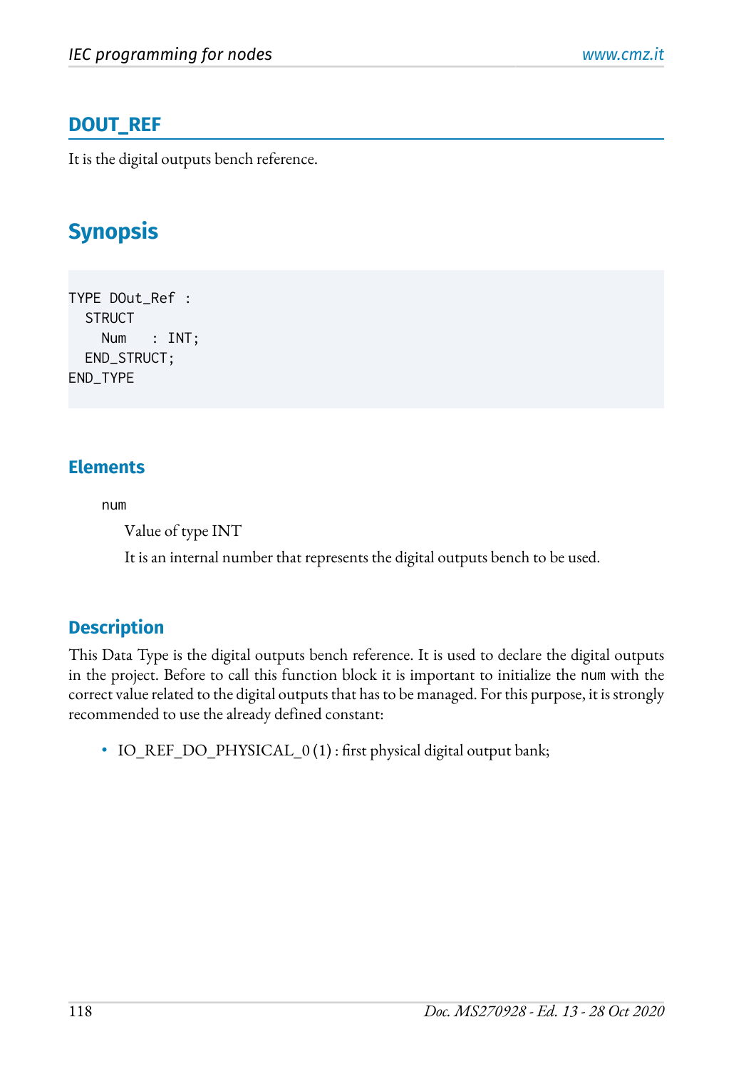## DOUT_REF

It is the digital outputs bench reference.

# Synopsis

```
TYPE DOut_Ref :
  STRUCT
    Num   : INT;
  END_STRUCT;
END_TYPE
```

### Elements

num

Value of type INT

It is an internal number that represents the digital outputs bench to be used.

### Description

This Data Type is the digital outputs bench reference. It is used to declare the digital outputs in the project. Before to call this function block it is important to initialize the `num` with the correct value related to the digital outputs that has to be managed. For this purpose, it is strongly recommended to use the already defined constant:

- IO_REF_DO_PHYSICAL_0 (1) : first physical digital output bank;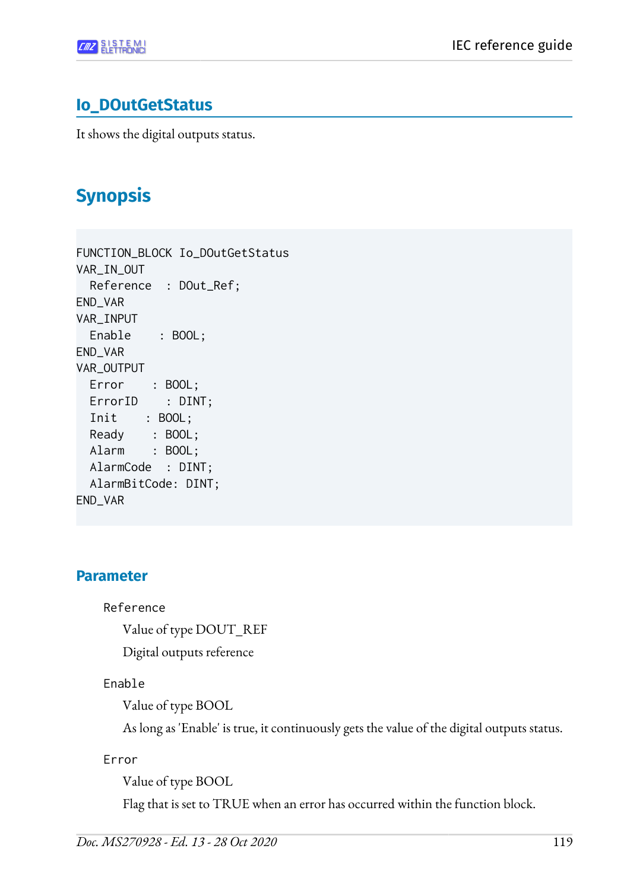## Io_DOutGetStatus

It shows the digital outputs status.

# Synopsis

```
FUNCTION_BLOCK Io_DOutGetStatus
VAR_IN_OUT
  Reference  : DOut_Ref;
END_VAR
VAR_INPUT
  Enable    : BOOL;
END_VAR
VAR_OUTPUT
  Error     : BOOL;
  ErrorID    : DINT;
  Init    : BOOL;
  Ready     : BOOL;
  Alarm     : BOOL;
  AlarmCode  : DINT;
  AlarmBitCode: DINT;
END_VAR
```

### Parameter

`Reference`

Value of type DOUT_REF

Digital outputs reference

`Enable`

Value of type BOOL

As long as 'Enable' is true, it continuously gets the value of the digital outputs status.

`Error`

Value of type BOOL

Flag that is set to TRUE when an error has occurred within the function block.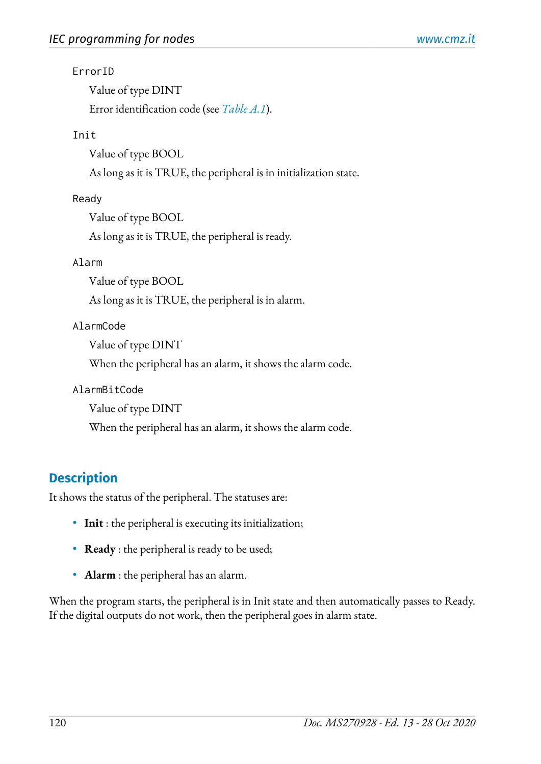`ErrorID`

Value of type DINT

Error identification code (see *Table A.1*).

`Init`

Value of type BOOL

As long as it is TRUE, the peripheral is in initialization state.

`Ready`

Value of type BOOL

As long as it is TRUE, the peripheral is ready.

`Alarm`

Value of type BOOL

As long as it is TRUE, the peripheral is in alarm.

`AlarmCode`

Value of type DINT

When the peripheral has an alarm, it shows the alarm code.

`AlarmBitCode`

Value of type DINT

When the peripheral has an alarm, it shows the alarm code.

## Description

It shows the status of the peripheral. The statuses are:

- **Init** : the peripheral is executing its initialization;
- **Ready** : the peripheral is ready to be used;
- **Alarm** : the peripheral has an alarm.

When the program starts, the peripheral is in Init state and then automatically passes to Ready. If the digital outputs do not work, then the peripheral goes in alarm state.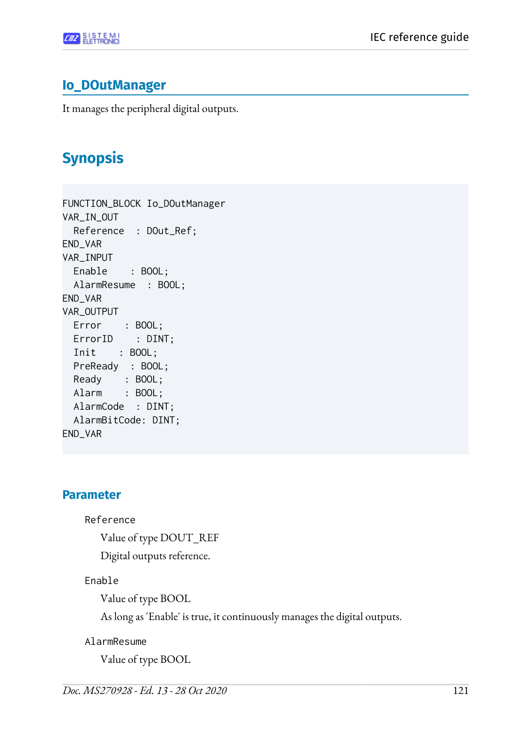## Io_DOutManager

It manages the peripheral digital outputs.

## Synopsis

```
FUNCTION_BLOCK Io_DOutManager
VAR_IN_OUT
  Reference   : DOut_Ref;
END_VAR
VAR_INPUT
  Enable     : BOOL;
  AlarmResume   : BOOL;
END_VAR
VAR_OUTPUT
  Error     : BOOL;
  ErrorID     : DINT;
  Init     : BOOL;
  PreReady   : BOOL;
  Ready     : BOOL;
  Alarm     : BOOL;
  AlarmCode   : DINT;
  AlarmBitCode: DINT;
END_VAR
```

### Parameter

`Reference`

Value of type DOUT_REF

Digital outputs reference.

`Enable`

Value of type BOOL

As long as 'Enable' is true, it continuously manages the digital outputs.

`AlarmResume`

Value of type BOOL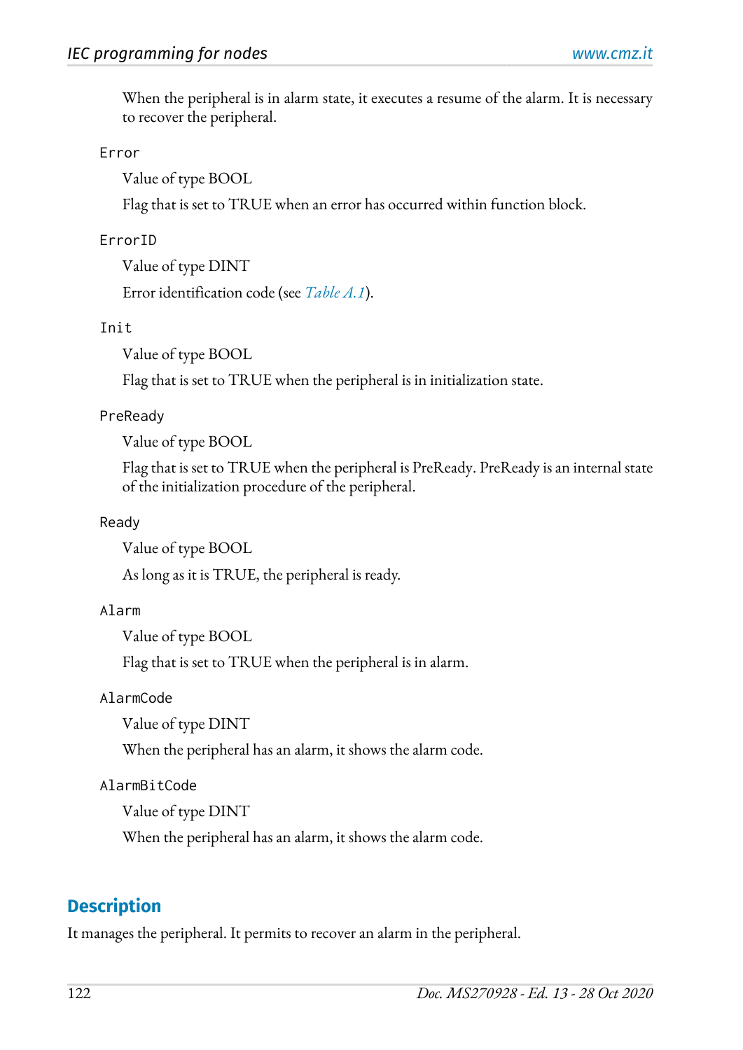When the peripheral is in alarm state, it executes a resume of the alarm. It is necessary to recover the peripheral.

`Error`

Value of type BOOL

Flag that is set to TRUE when an error has occurred within function block.

`ErrorID`

Value of type DINT

Error identification code (see *Table A.1*).

`Init`

Value of type BOOL

Flag that is set to TRUE when the peripheral is in initialization state.

`PreReady`

Value of type BOOL

Flag that is set to TRUE when the peripheral is PreReady. PreReady is an internal state of the initialization procedure of the peripheral.

`Ready`

Value of type BOOL

As long as it is TRUE, the peripheral is ready.

`Alarm`

Value of type BOOL

Flag that is set to TRUE when the peripheral is in alarm.

`AlarmCode`

Value of type DINT

When the peripheral has an alarm, it shows the alarm code.

`AlarmBitCode`

Value of type DINT

When the peripheral has an alarm, it shows the alarm code.

## Description

It manages the peripheral. It permits to recover an alarm in the peripheral.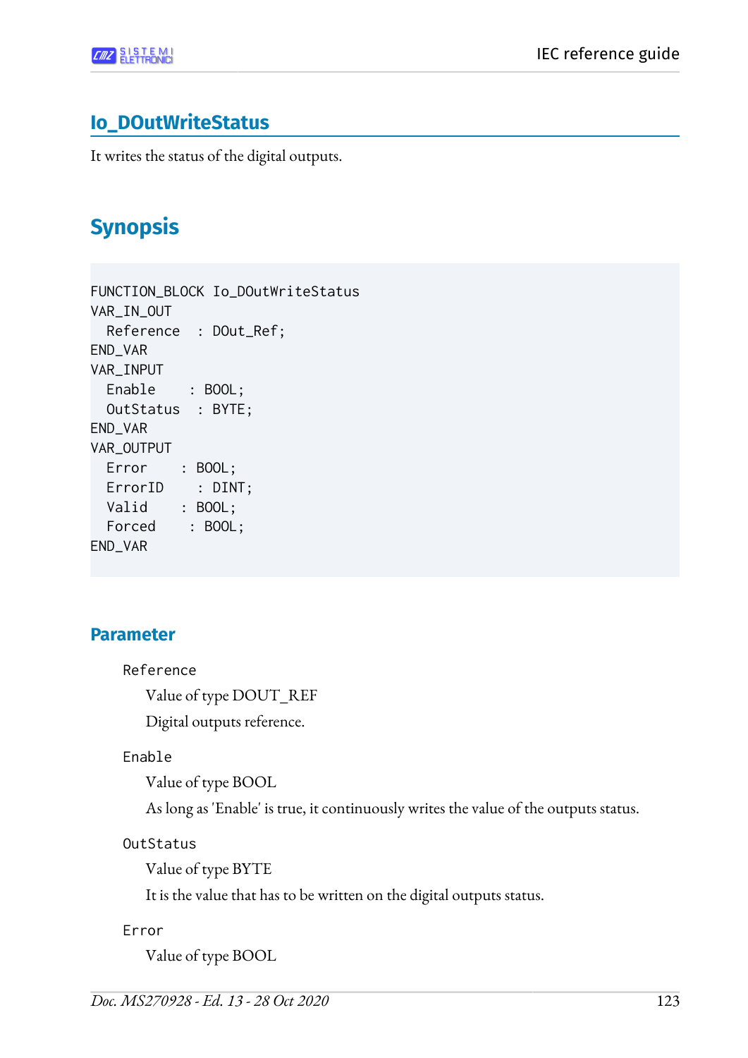## Io_DOutWriteStatus

It writes the status of the digital outputs.

## Synopsis

```
FUNCTION_BLOCK Io_DOutWriteStatus
VAR_IN_OUT
  Reference  : DOut_Ref;
END_VAR
VAR_INPUT
  Enable    : BOOL;
  OutStatus  : BYTE;
END_VAR
VAR_OUTPUT
  Error    : BOOL;
  ErrorID    : DINT;
  Valid    : BOOL;
  Forced    : BOOL;
END_VAR
```

### Parameter

`Reference`

Value of type DOUT_REF

Digital outputs reference.

`Enable`

Value of type BOOL

As long as 'Enable' is true, it continuously writes the value of the outputs status.

`OutStatus`

Value of type BYTE

It is the value that has to be written on the digital outputs status.

`Error`

Value of type BOOL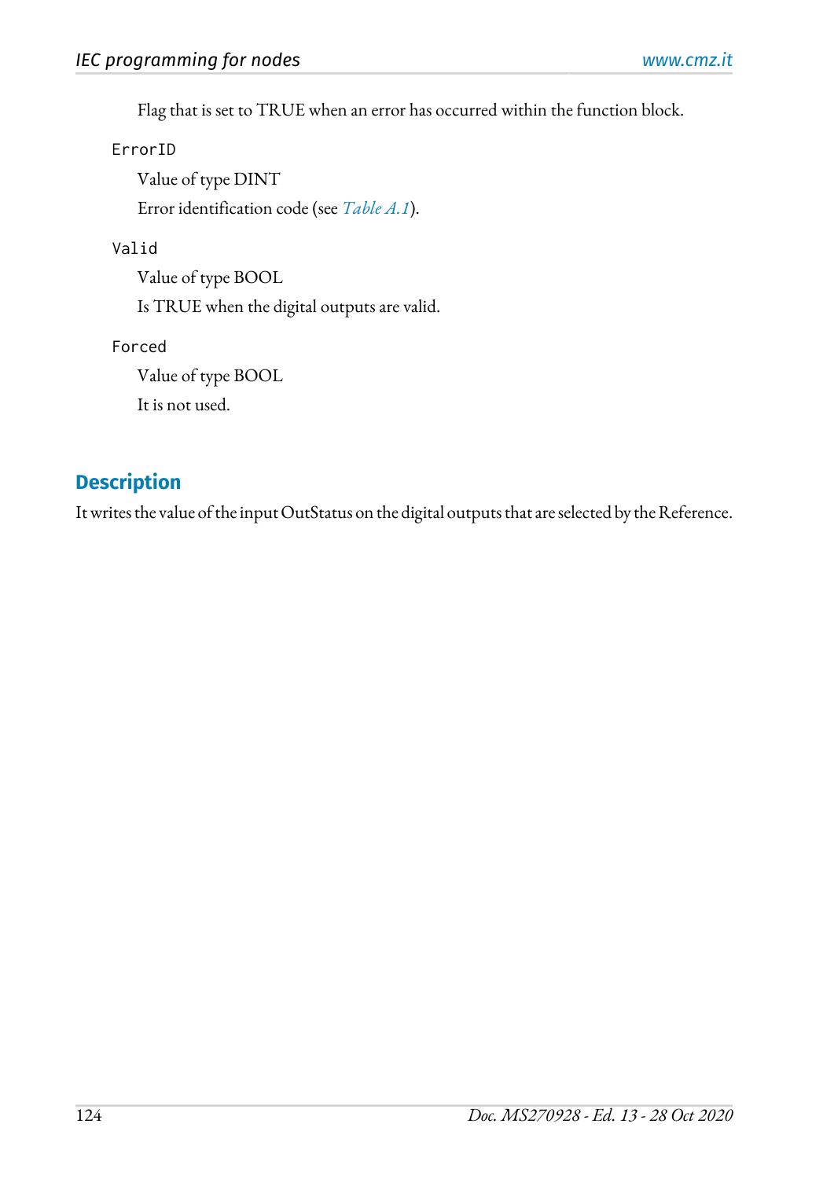Flag that is set to TRUE when an error has occurred within the function block.

`ErrorID`

Value of type DINT

Error identification code (see *Table A.1*).

`Valid`

Value of type BOOL

Is TRUE when the digital outputs are valid.

`Forced`

Value of type BOOL

It is not used.

## Description

It writes the value of the input OutStatus on the digital outputs that are selected by the Reference.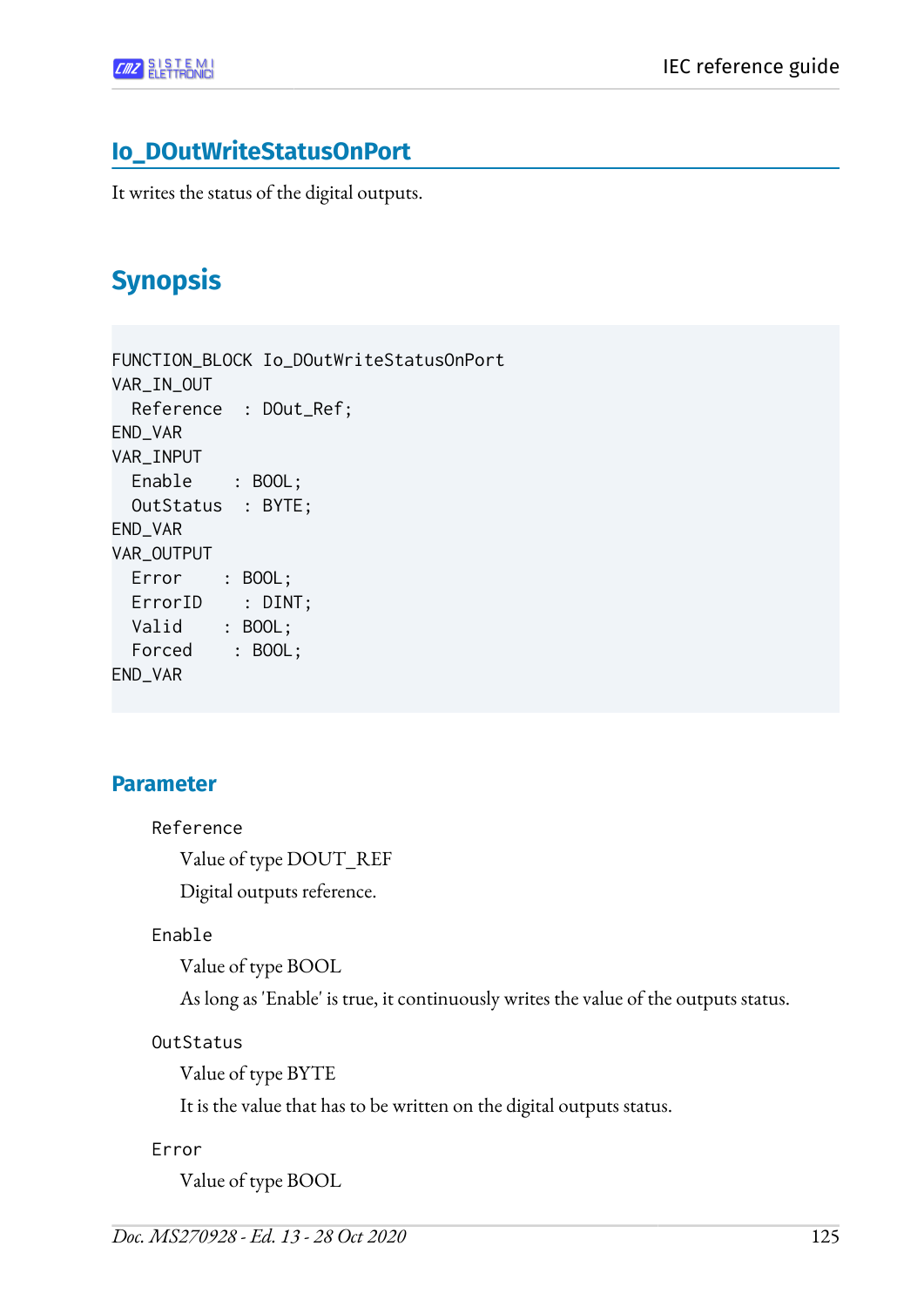## Io_DOutWriteStatusOnPort

It writes the status of the digital outputs.

## Synopsis

```
FUNCTION_BLOCK Io_DOutWriteStatusOnPort
VAR_IN_OUT
  Reference  : DOut_Ref;
END_VAR
VAR_INPUT
  Enable    : BOOL;
  OutStatus  : BYTE;
END_VAR
VAR_OUTPUT
  Error    : BOOL;
  ErrorID    : DINT;
  Valid    : BOOL;
  Forced    : BOOL;
END_VAR
```

### Parameter

`Reference`

Value of type DOUT_REF

Digital outputs reference.

`Enable`

Value of type BOOL

As long as 'Enable' is true, it continuously writes the value of the outputs status.

`OutStatus`

Value of type BYTE

It is the value that has to be written on the digital outputs status.

`Error`

Value of type BOOL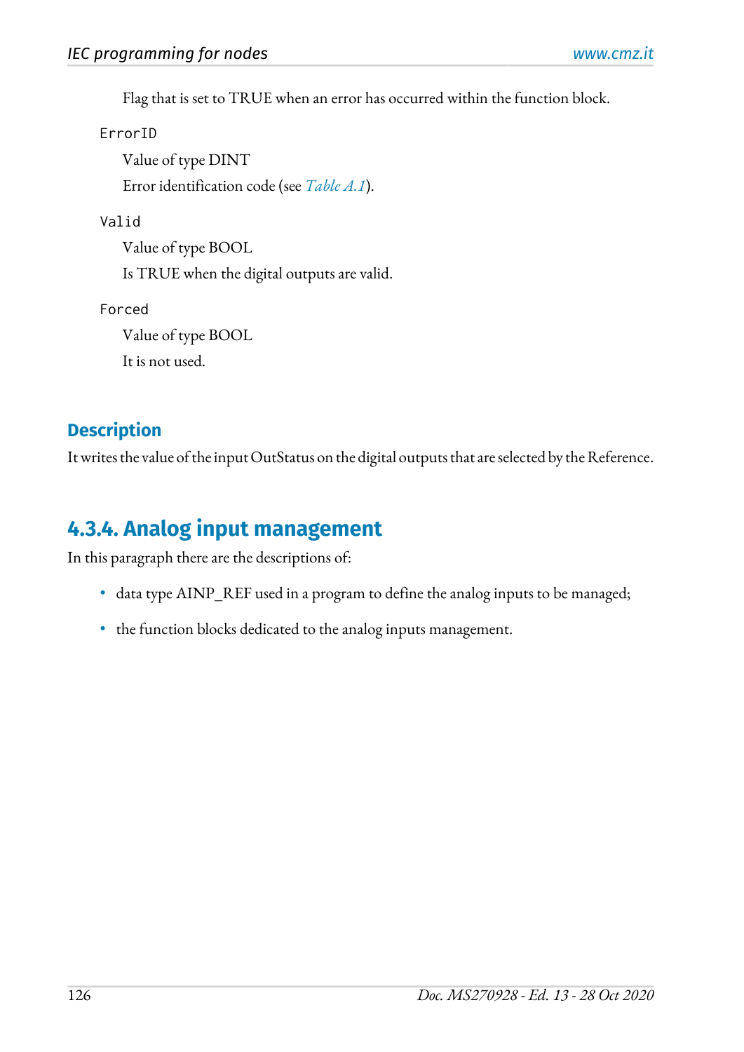Flag that is set to TRUE when an error has occurred within the function block.

`ErrorID`

Value of type DINT

Error identification code (see *Table A.1*).

`Valid`

Value of type BOOL

Is TRUE when the digital outputs are valid.

`Forced`

Value of type BOOL

It is not used.

### Description

It writes the value of the input OutStatus on the digital outputs that are selected by the Reference.

## 4.3.4. Analog input management

In this paragraph there are the descriptions of:

- data type AINP_REF used in a program to define the analog inputs to be managed;
- the function blocks dedicated to the analog inputs management.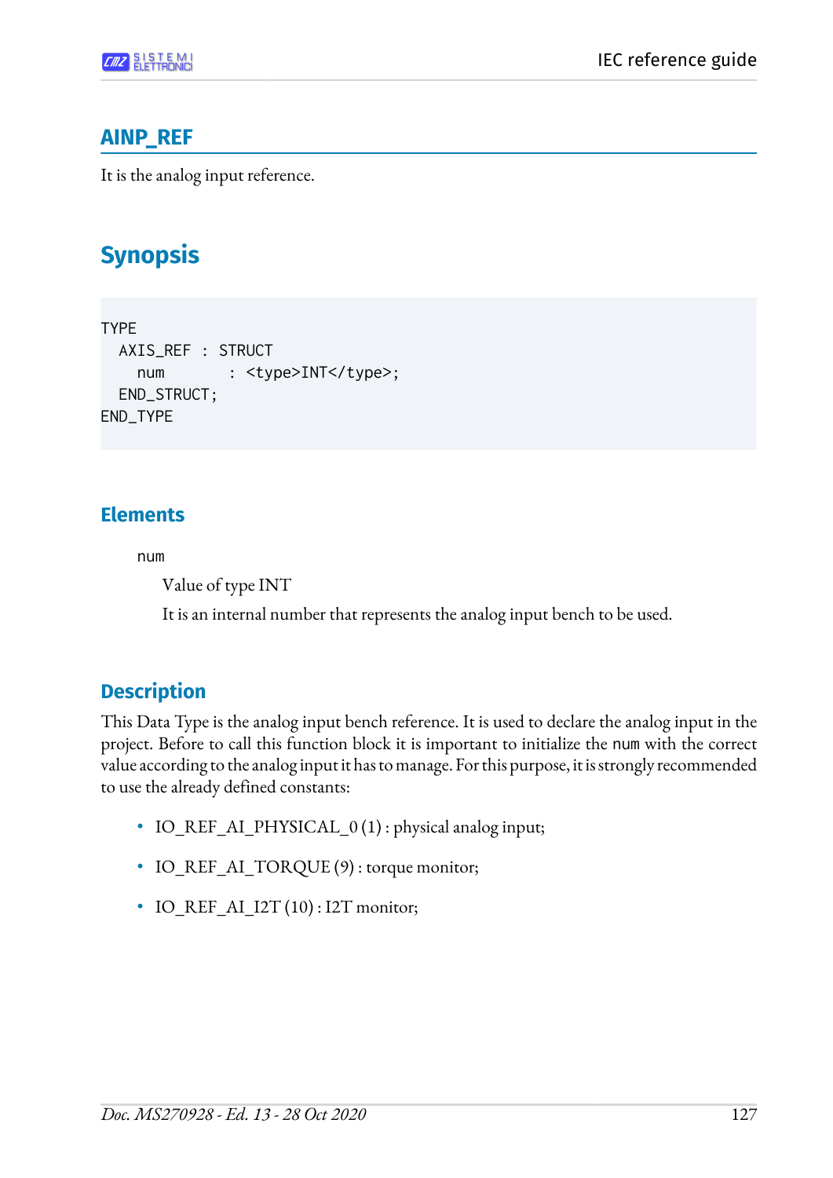## AINP_REF

It is the analog input reference.

# Synopsis

```
TYPE
  AXIS_REF : STRUCT
    num       : <type>INT</type>;
  END_STRUCT;
END_TYPE
```

### Elements

num

Value of type INT

It is an internal number that represents the analog input bench to be used.

### Description

This Data Type is the analog input bench reference. It is used to declare the analog input in the project. Before to call this function block it is important to initialize the num with the correct value according to the analog input it has to manage. For this purpose, it is strongly recommended to use the already defined constants:

- IO_REF_AI_PHYSICAL_0 (1) : physical analog input;
- IO_REF_AI_TORQUE (9) : torque monitor;
- IO_REF_AI_I2T (10) : I2T monitor;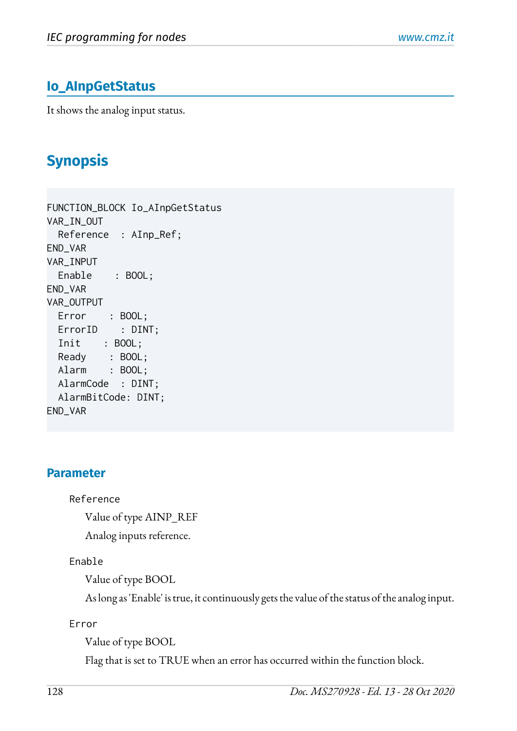## Io_AInpGetStatus

It shows the analog input status.

## Synopsis

```
FUNCTION_BLOCK Io_AInpGetStatus
VAR_IN_OUT
  Reference  : AInp_Ref;
END_VAR
VAR_INPUT
  Enable    : BOOL;
END_VAR
VAR_OUTPUT
  Error    : BOOL;
  ErrorID    : DINT;
  Init    : BOOL;
  Ready    : BOOL;
  Alarm    : BOOL;
  AlarmCode  : DINT;
  AlarmBitCode: DINT;
END_VAR
```

### Parameter

`Reference`

Value of type AINP_REF

Analog inputs reference.

`Enable`

Value of type BOOL

As long as 'Enable' is true, it continuously gets the value of the status of the analog input.

`Error`

Value of type BOOL

Flag that is set to TRUE when an error has occurred within the function block.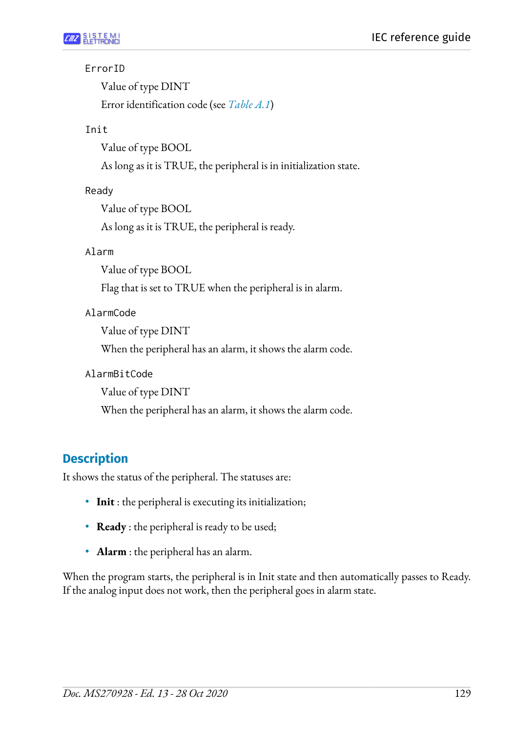`ErrorID`

Value of type DINT

Error identification code (see *Table A.1*)

`Init`

Value of type BOOL

As long as it is TRUE, the peripheral is in initialization state.

`Ready`

Value of type BOOL

As long as it is TRUE, the peripheral is ready.

`Alarm`

Value of type BOOL

Flag that is set to TRUE when the peripheral is in alarm.

`AlarmCode`

Value of type DINT

When the peripheral has an alarm, it shows the alarm code.

`AlarmBitCode`

Value of type DINT

When the peripheral has an alarm, it shows the alarm code.

## Description

It shows the status of the peripheral. The statuses are:

- **Init** : the peripheral is executing its initialization;
- **Ready** : the peripheral is ready to be used;
- **Alarm** : the peripheral has an alarm.

When the program starts, the peripheral is in Init state and then automatically passes to Ready. If the analog input does not work, then the peripheral goes in alarm state.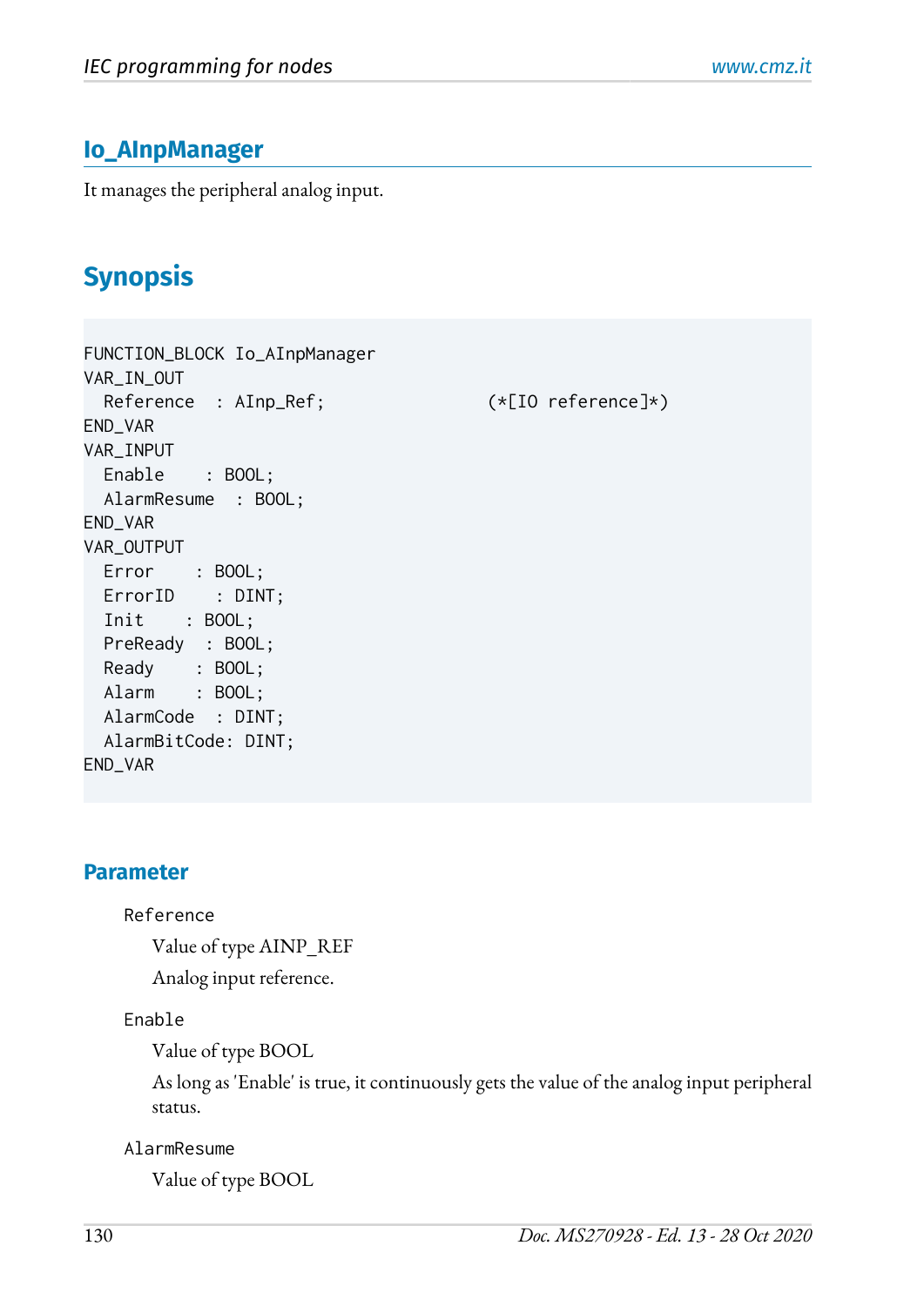## Io_AInpManager

It manages the peripheral analog input.

## Synopsis

```
FUNCTION_BLOCK Io_AInpManager
VAR_IN_OUT
  Reference  : AInp_Ref;              (*[IO reference]*)
END_VAR
VAR_INPUT
  Enable    : BOOL;
  AlarmResume  : BOOL;
END_VAR
VAR_OUTPUT
  Error    : BOOL;
  ErrorID    : DINT;
  Init    : BOOL;
  PreReady  : BOOL;
  Ready    : BOOL;
  Alarm    : BOOL;
  AlarmCode  : DINT;
  AlarmBitCode: DINT;
END_VAR
```

### Parameter

`Reference`

Value of type AINP_REF

Analog input reference.

`Enable`

Value of type BOOL

As long as 'Enable' is true, it continuously gets the value of the analog input peripheral status.

`AlarmResume`

Value of type BOOL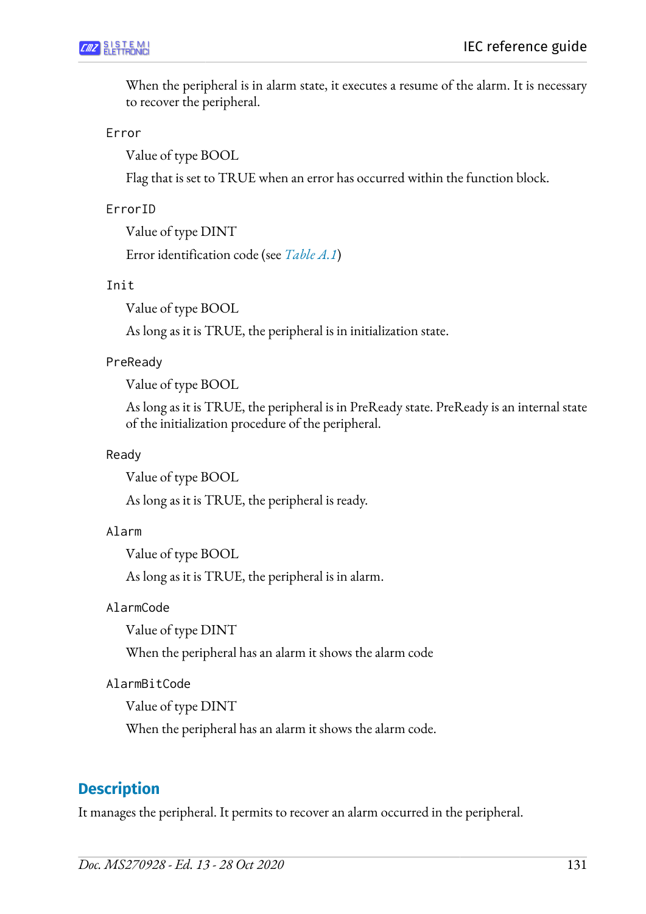When the peripheral is in alarm state, it executes a resume of the alarm. It is necessary to recover the peripheral.

`Error`

Value of type BOOL

Flag that is set to TRUE when an error has occurred within the function block.

`ErrorID`

Value of type DINT

Error identification code (see *Table A.1*)

`Init`

Value of type BOOL

As long as it is TRUE, the peripheral is in initialization state.

`PreReady`

Value of type BOOL

As long as it is TRUE, the peripheral is in PreReady state. PreReady is an internal state of the initialization procedure of the peripheral.

`Ready`

Value of type BOOL

As long as it is TRUE, the peripheral is ready.

`Alarm`

Value of type BOOL

As long as it is TRUE, the peripheral is in alarm.

`AlarmCode`

Value of type DINT

When the peripheral has an alarm it shows the alarm code

`AlarmBitCode`

Value of type DINT

When the peripheral has an alarm it shows the alarm code.

## Description

It manages the peripheral. It permits to recover an alarm occurred in the peripheral.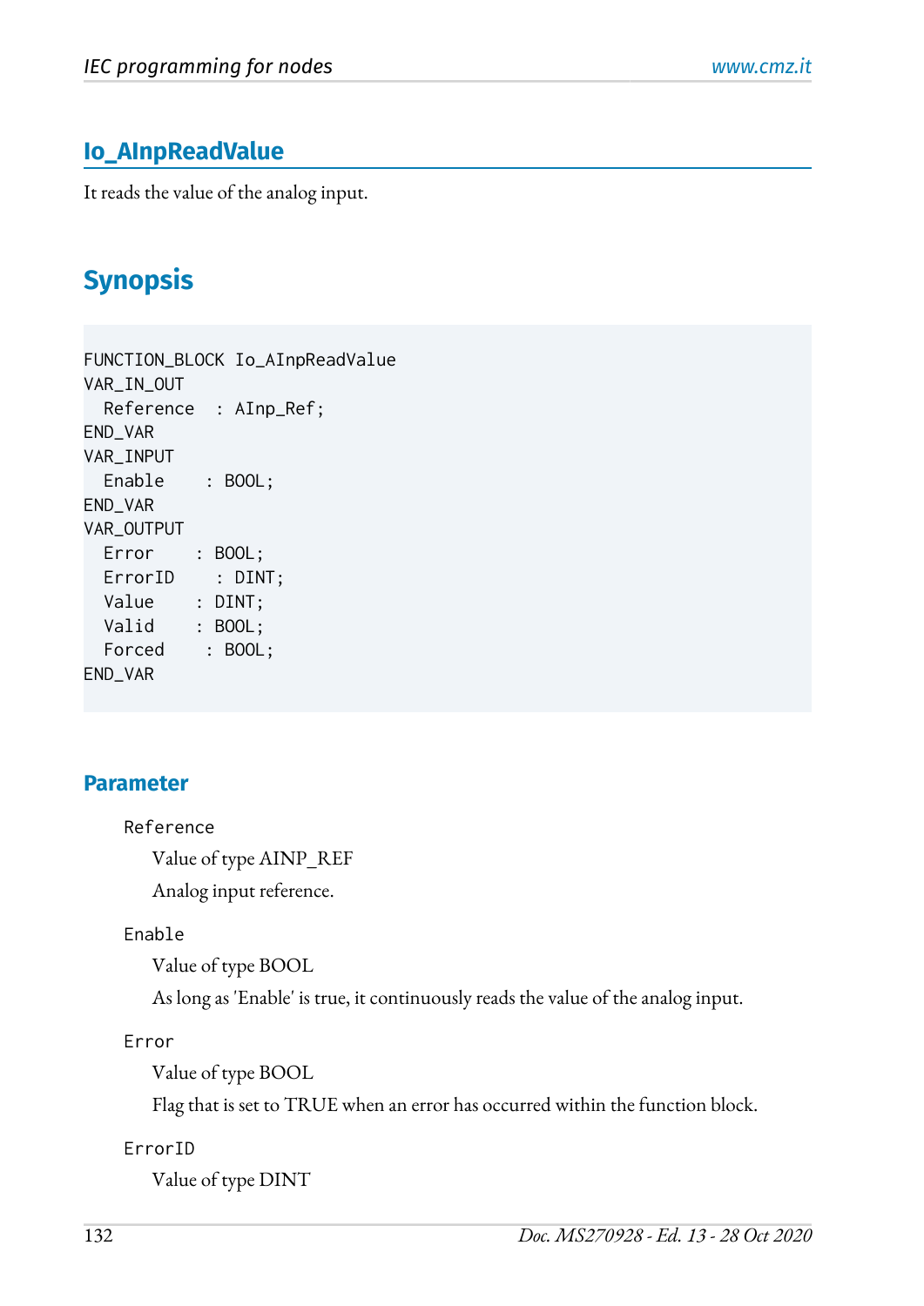## Io_AInpReadValue

It reads the value of the analog input.

## Synopsis

```
FUNCTION_BLOCK Io_AInpReadValue
VAR_IN_OUT
  Reference  : AInp_Ref;
END_VAR
VAR_INPUT
  Enable    : BOOL;
END_VAR
VAR_OUTPUT
  Error    : BOOL;
  ErrorID    : DINT;
  Value    : DINT;
  Valid    : BOOL;
  Forced    : BOOL;
END_VAR
```

### Parameter

`Reference`

Value of type AINP_REF

Analog input reference.

`Enable`

Value of type BOOL

As long as 'Enable' is true, it continuously reads the value of the analog input.

`Error`

Value of type BOOL

Flag that is set to TRUE when an error has occurred within the function block.

`ErrorID`

Value of type DINT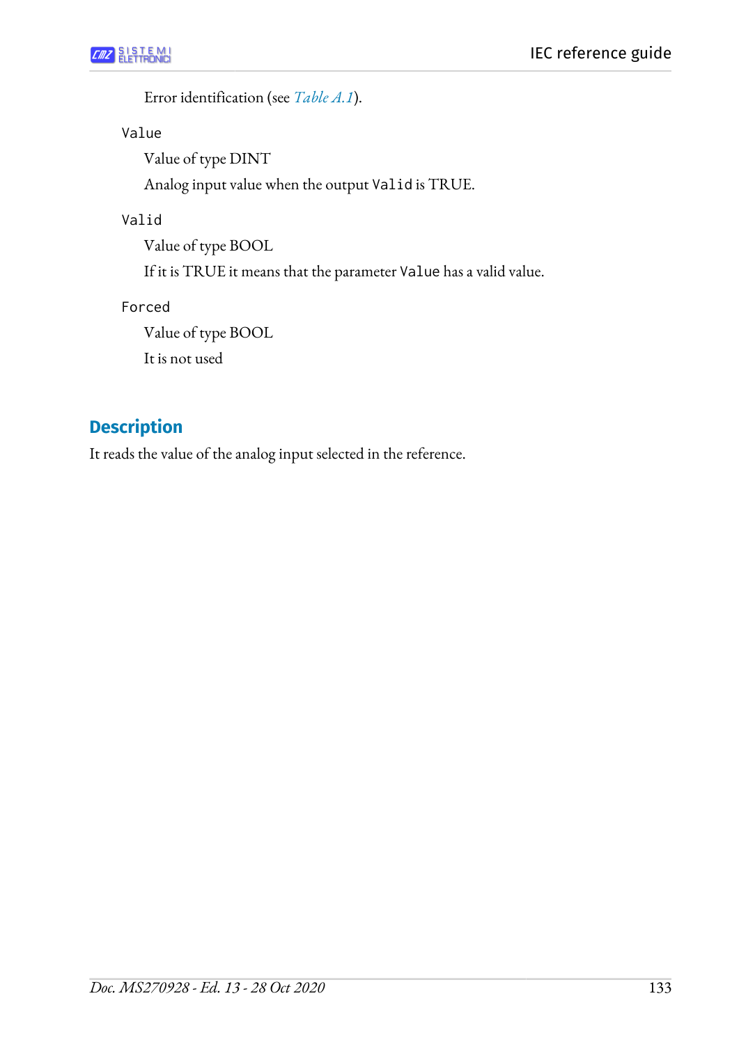Error identification (see *Table A.1*).

`Value`

Value of type DINT

Analog input value when the output `Valid` is TRUE.

`Valid`

Value of type BOOL

If it is TRUE it means that the parameter `Value` has a valid value.

`Forced`

Value of type BOOL

It is not used

## Description

It reads the value of the analog input selected in the reference.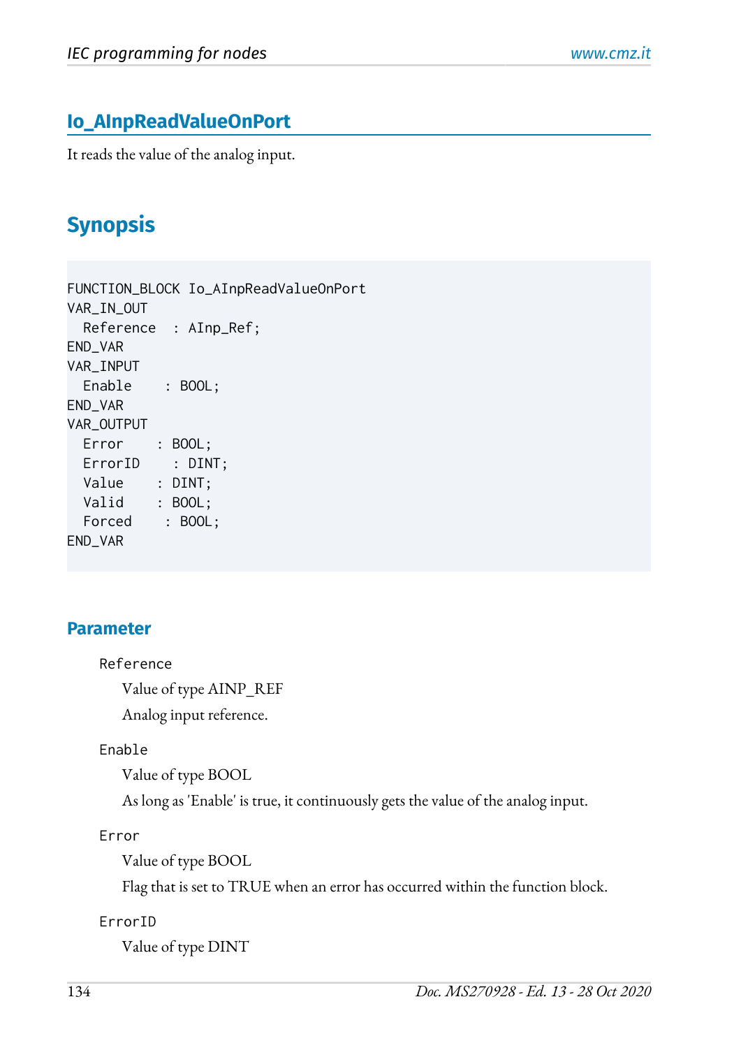## Io_AInpReadValueOnPort

It reads the value of the analog input.

## Synopsis

```
FUNCTION_BLOCK Io_AInpReadValueOnPort
VAR_IN_OUT
  Reference  : AInp_Ref;
END_VAR
VAR_INPUT
  Enable    : BOOL;
END_VAR
VAR_OUTPUT
  Error    : BOOL;
  ErrorID    : DINT;
  Value    : DINT;
  Valid    : BOOL;
  Forced    : BOOL;
END_VAR
```

### Parameter

`Reference`

Value of type AINP_REF

Analog input reference.

`Enable`

Value of type BOOL

As long as 'Enable' is true, it continuously gets the value of the analog input.

`Error`

Value of type BOOL

Flag that is set to TRUE when an error has occurred within the function block.

`ErrorID`

Value of type DINT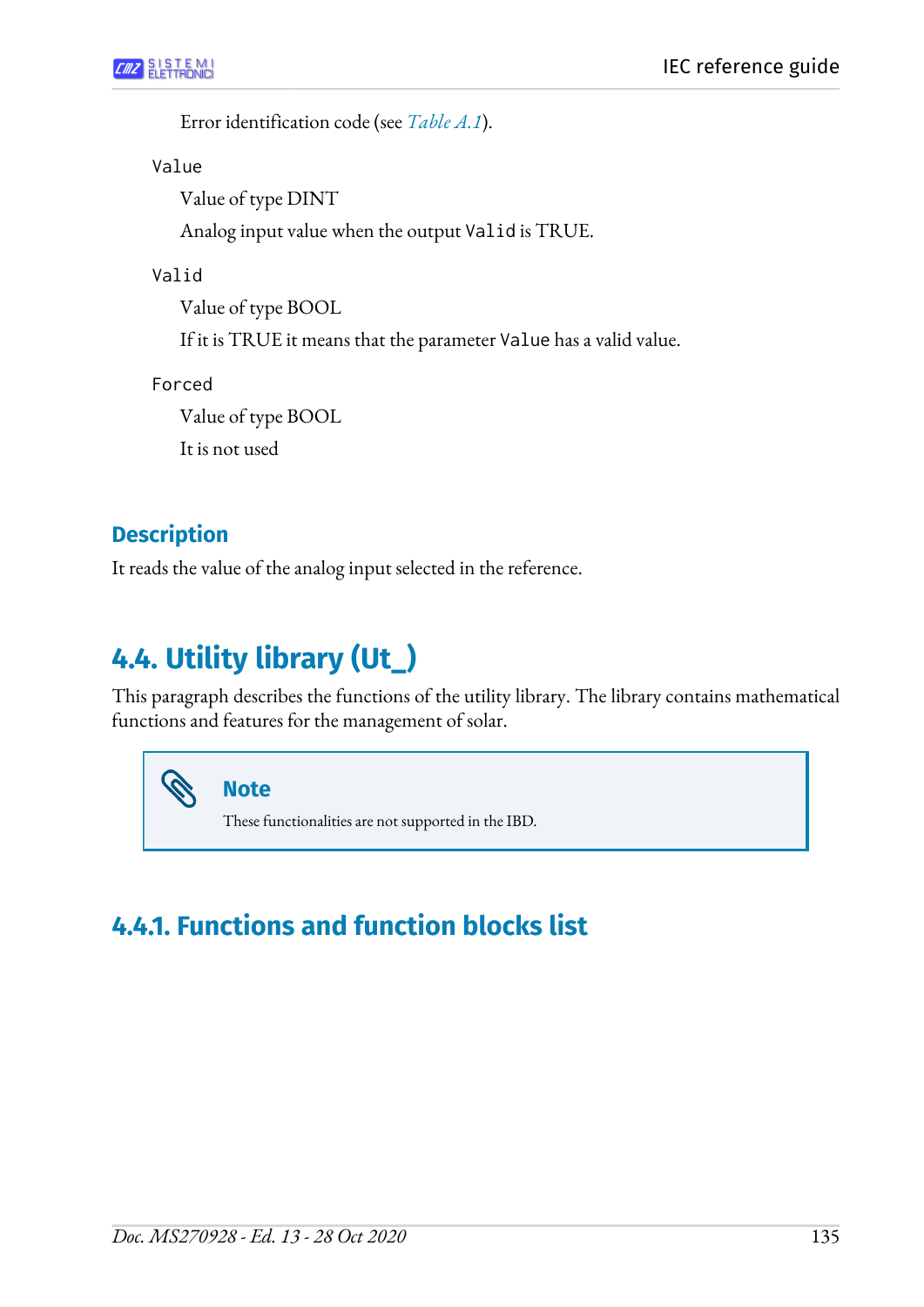Error identification code (see *Table A.1*).

`Value`

Value of type DINT

Analog input value when the output `Valid` is TRUE.

`Valid`

Value of type BOOL

If it is TRUE it means that the parameter `Value` has a valid value.

`Forced`

Value of type BOOL

It is not used

### Description

It reads the value of the analog input selected in the reference.

## 4.4. Utility library (Ut_)

This paragraph describes the functions of the utility library. The library contains mathematical functions and features for the management of solar.

> **Note**
>
> These functionalities are not supported in the IBD.

### 4.4.1. Functions and function blocks list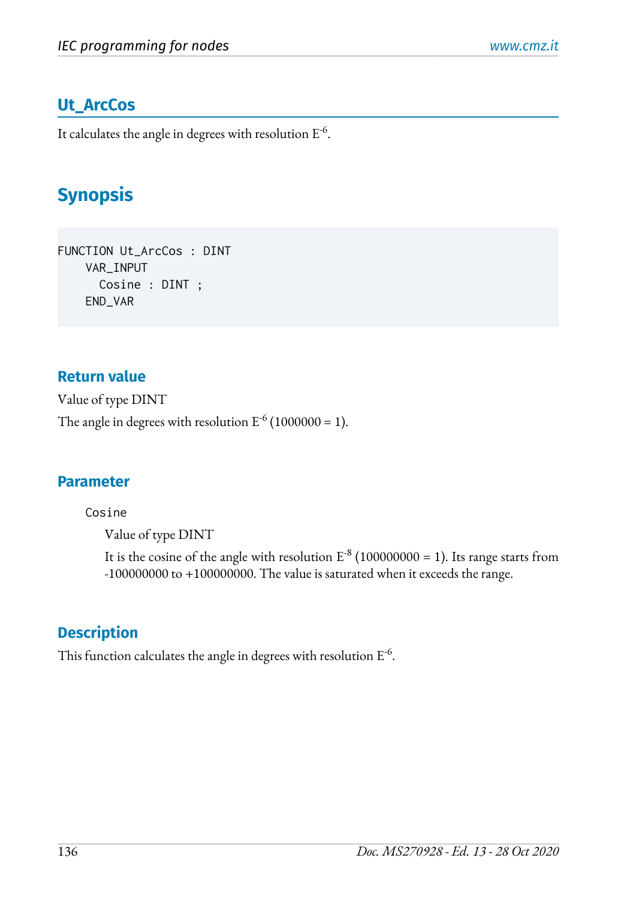## Ut_ArcCos

It calculates the angle in degrees with resolution $E^{-6}$.

# Synopsis

```
FUNCTION Ut_ArcCos : DINT
    VAR_INPUT
      Cosine : DINT ;
    END_VAR
```

### Return value

Value of type DINT

The angle in degrees with resolution $E^{-6}$ (1000000 = 1).

### Parameter

`Cosine`

Value of type DINT

It is the cosine of the angle with resolution $E^{-8}$ (100000000 = 1). Its range starts from -100000000 to +100000000. The value is saturated when it exceeds the range.

### Description

This function calculates the angle in degrees with resolution $E^{-6}$.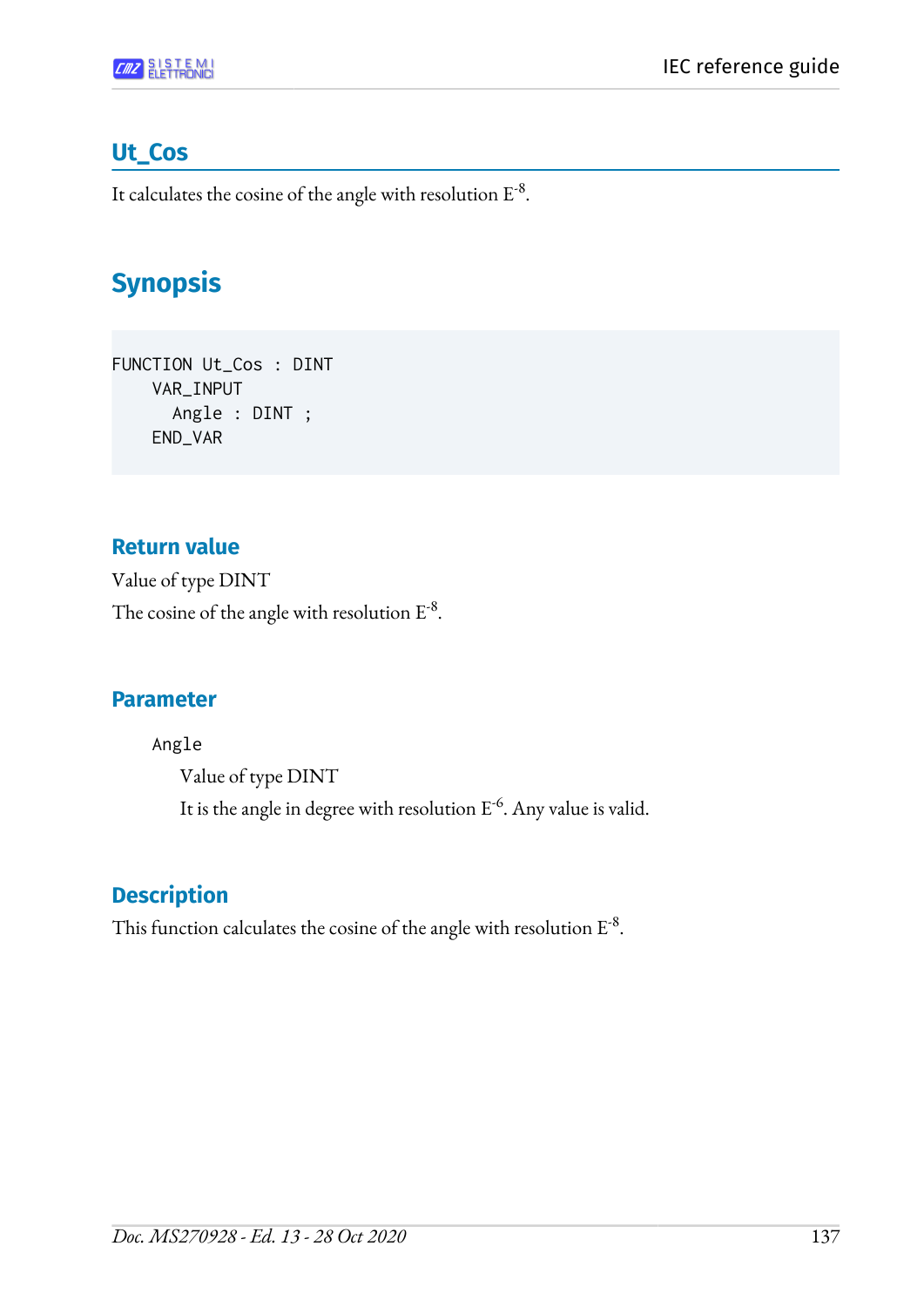## Ut_Cos

It calculates the cosine of the angle with resolution $E^{-8}$.

# Synopsis

```
FUNCTION Ut_Cos : DINT
    VAR_INPUT
      Angle : DINT ;
    END_VAR
```

### Return value

Value of type DINT

The cosine of the angle with resolution $E^{-8}$.

### Parameter

`Angle`

Value of type DINT

It is the angle in degree with resolution $E^{-6}$. Any value is valid.

### Description

This function calculates the cosine of the angle with resolution $E^{-8}$.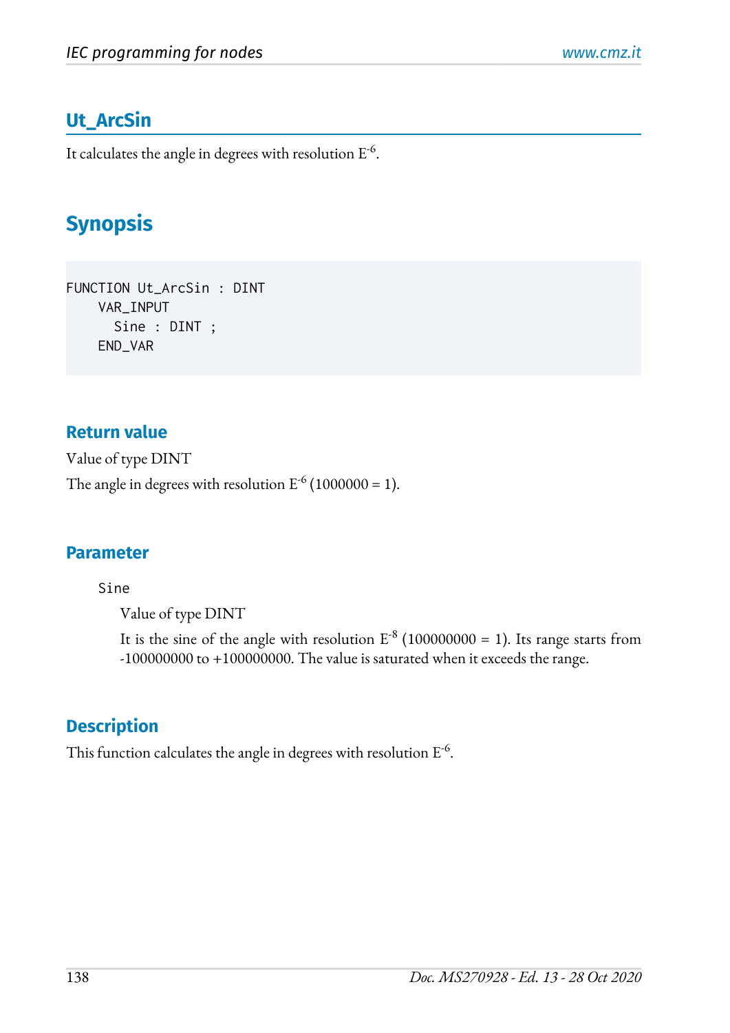## Ut_ArcSin

It calculates the angle in degrees with resolution $E^{-6}$.

## Synopsis

```
FUNCTION Ut_ArcSin : DINT
    VAR_INPUT
      Sine : DINT ;
    END_VAR
```

### Return value

Value of type DINT

The angle in degrees with resolution $E^{-6}$ (1000000 = 1).

### Parameter

`Sine`

Value of type DINT

It is the sine of the angle with resolution $E^{-8}$ (100000000 = 1). Its range starts from -100000000 to +100000000. The value is saturated when it exceeds the range.

### Description

This function calculates the angle in degrees with resolution $E^{-6}$.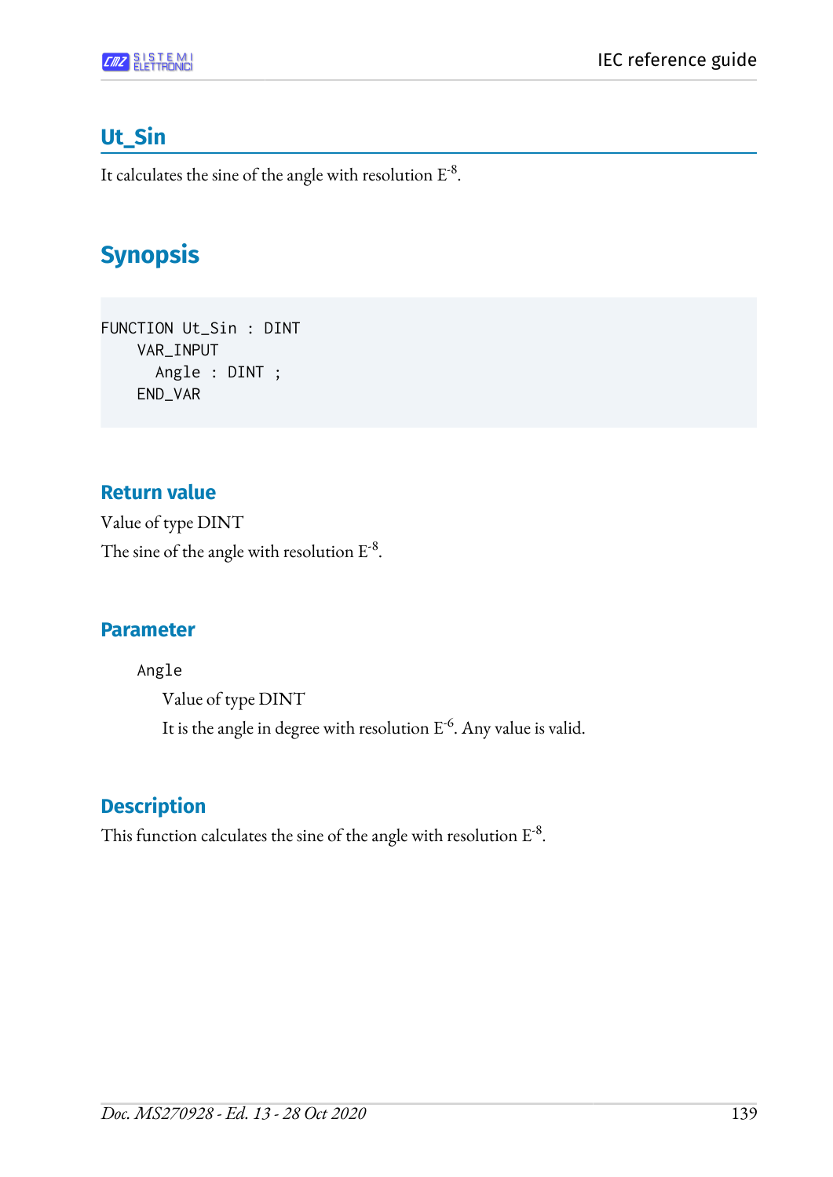## Ut_Sin

It calculates the sine of the angle with resolution $E^{-8}$.

# Synopsis

```
FUNCTION Ut_Sin : DINT
    VAR_INPUT
      Angle : DINT ;
    END_VAR
```

### Return value

Value of type DINT

The sine of the angle with resolution $E^{-8}$.

### Parameter

`Angle`

Value of type DINT

It is the angle in degree with resolution $E^{-6}$. Any value is valid.

### Description

This function calculates the sine of the angle with resolution $E^{-8}$.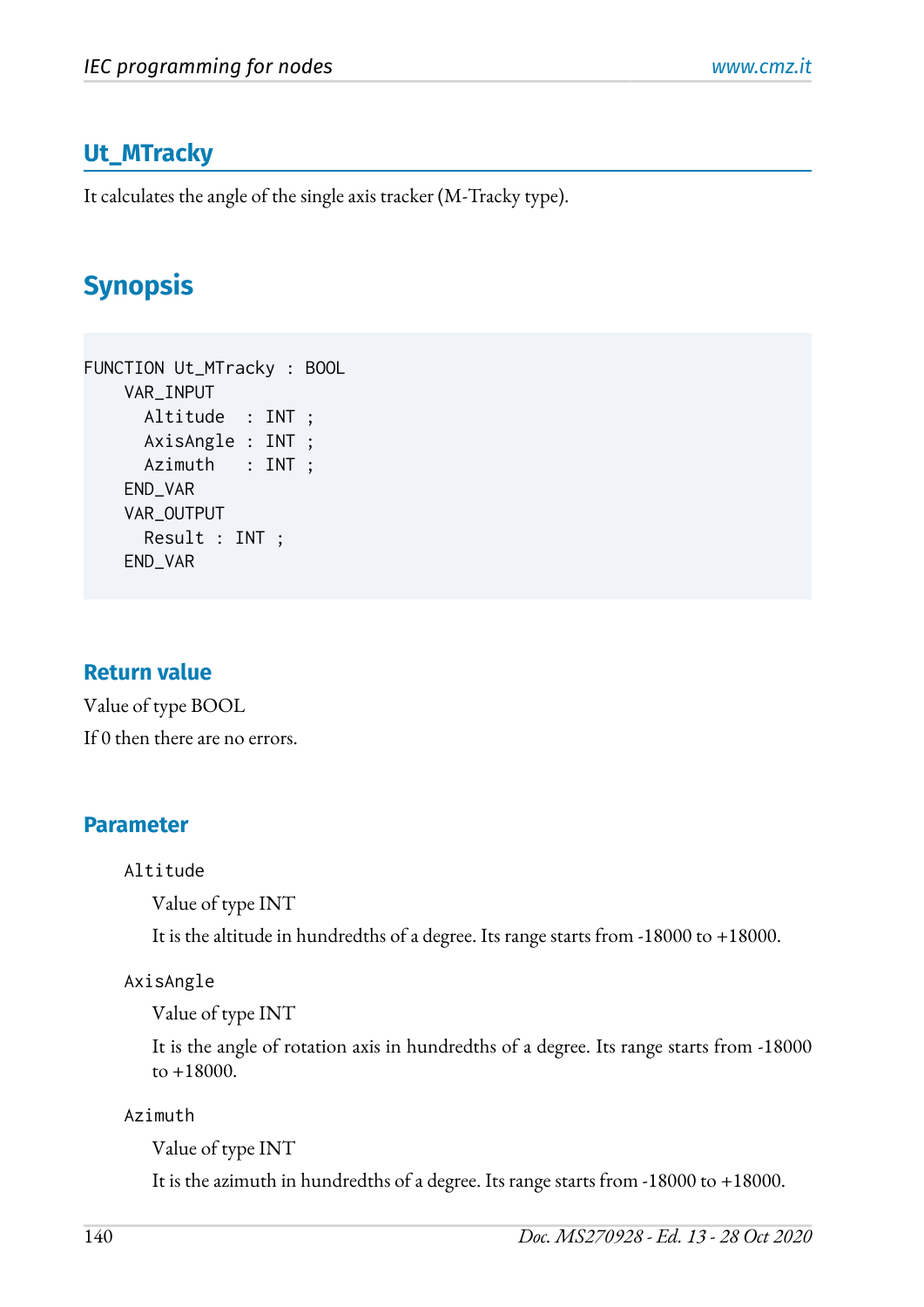## Ut_MTracky

It calculates the angle of the single axis tracker (M-Tracky type).

## Synopsis

```
FUNCTION Ut_MTracky : BOOL
    VAR_INPUT
      Altitude  : INT ;
      AxisAngle : INT ;
      Azimuth   : INT ;
    END_VAR
    VAR_OUTPUT
      Result : INT ;
    END_VAR
```

### Return value

Value of type BOOL

If 0 then there are no errors.

### Parameter

`Altitude`

Value of type INT

It is the altitude in hundredths of a degree. Its range starts from -18000 to +18000.

`AxisAngle`

Value of type INT

It is the angle of rotation axis in hundredths of a degree. Its range starts from -18000 to +18000.

`Azimuth`

Value of type INT

It is the azimuth in hundredths of a degree. Its range starts from -18000 to +18000.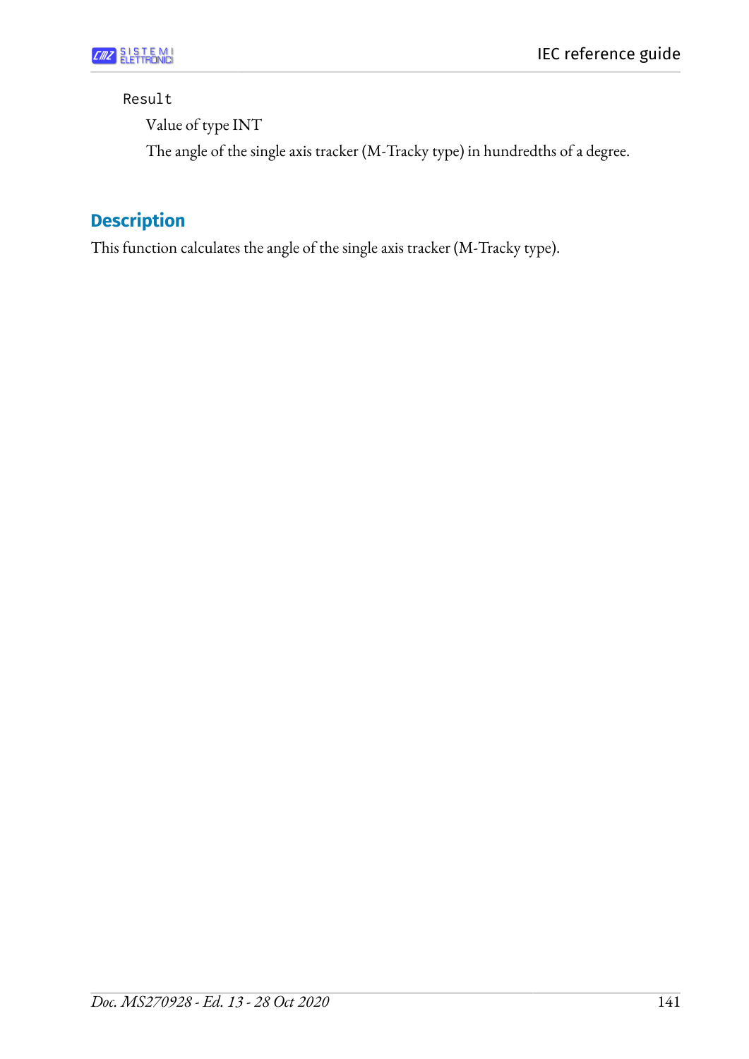Result

Value of type INT

The angle of the single axis tracker (M-Tracky type) in hundredths of a degree.

## Description

This function calculates the angle of the single axis tracker (M-Tracky type).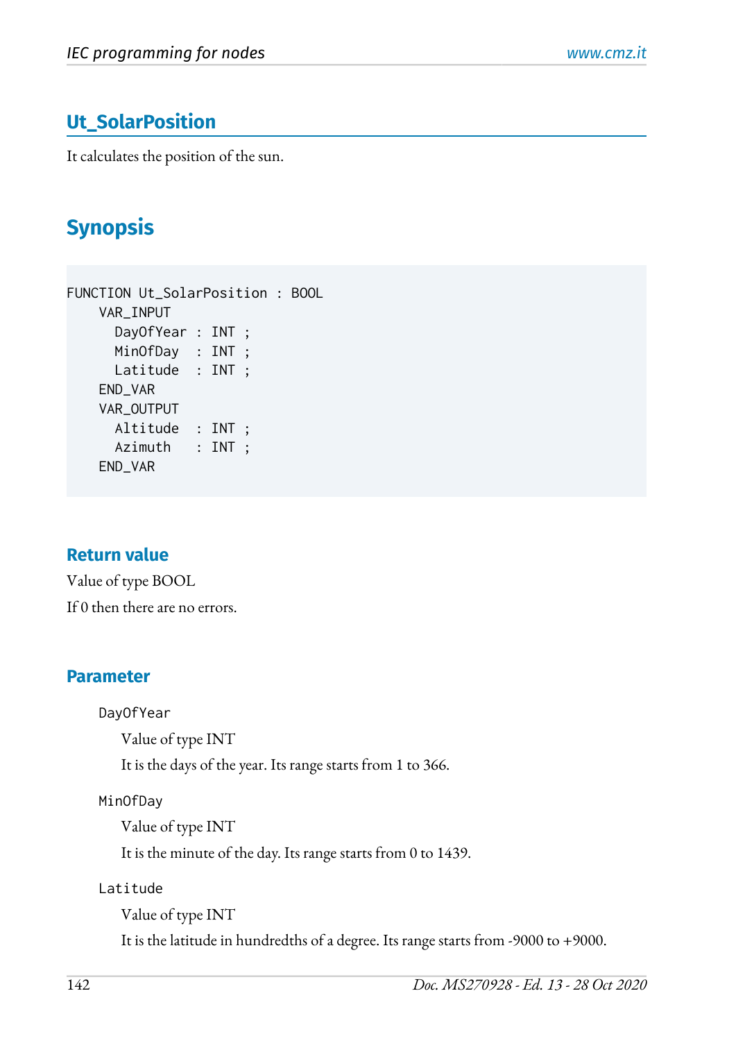## Ut_SolarPosition

It calculates the position of the sun.

## Synopsis

```
FUNCTION Ut_SolarPosition : BOOL
    VAR_INPUT
      DayOfYear : INT ;
      MinOfDay  : INT ;
      Latitude  : INT ;
    END_VAR
    VAR_OUTPUT
      Altitude  : INT ;
      Azimuth   : INT ;
    END_VAR
```

### Return value

Value of type BOOL

If 0 then there are no errors.

### Parameter

`DayOfYear`

Value of type INT

It is the days of the year. Its range starts from 1 to 366.

`MinOfDay`

Value of type INT

It is the minute of the day. Its range starts from 0 to 1439.

`Latitude`

Value of type INT

It is the latitude in hundredths of a degree. Its range starts from -9000 to +9000.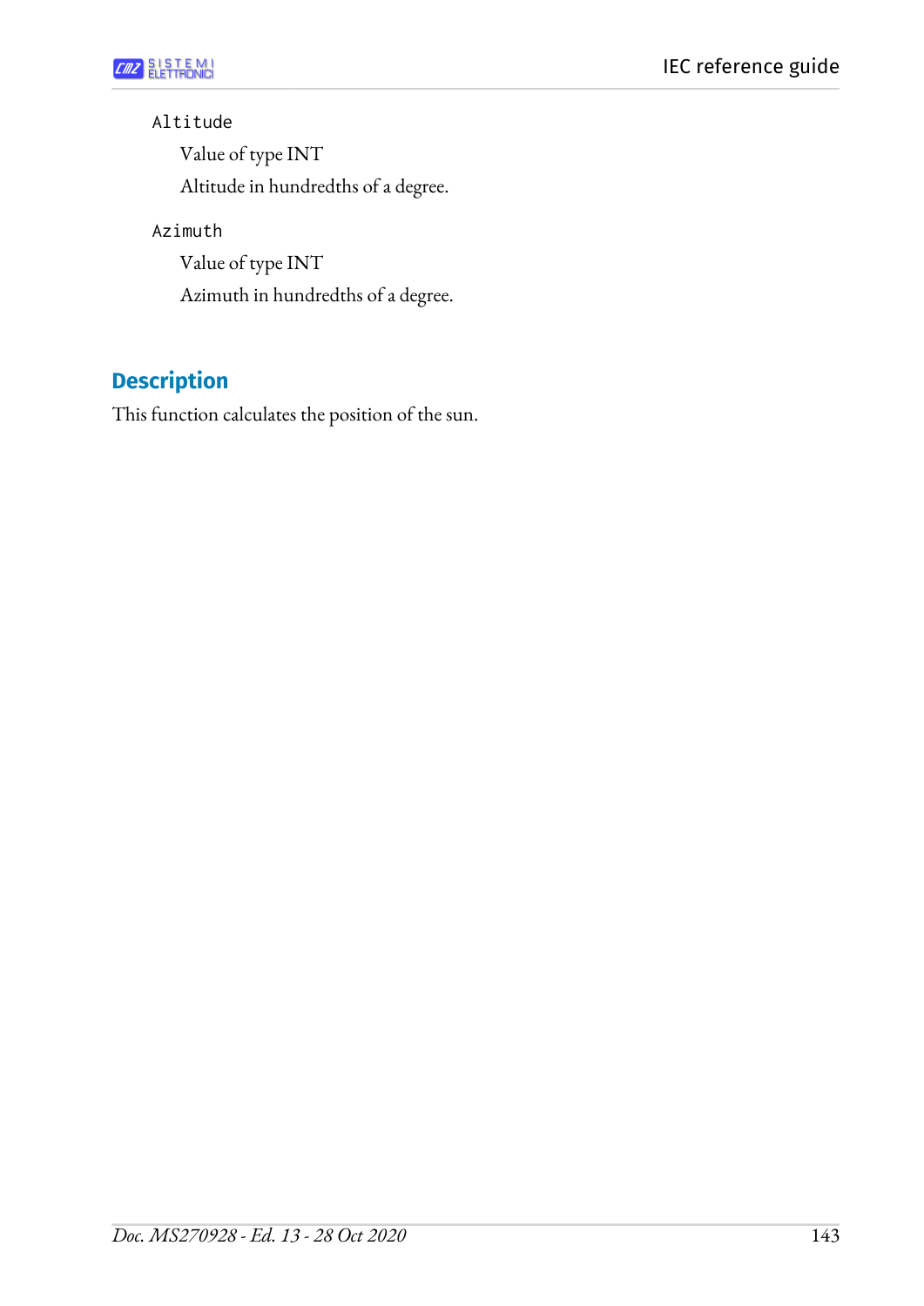`Altitude`

Value of type INT

Altitude in hundredths of a degree.

`Azimuth`

Value of type INT

Azimuth in hundredths of a degree.

## Description

This function calculates the position of the sun.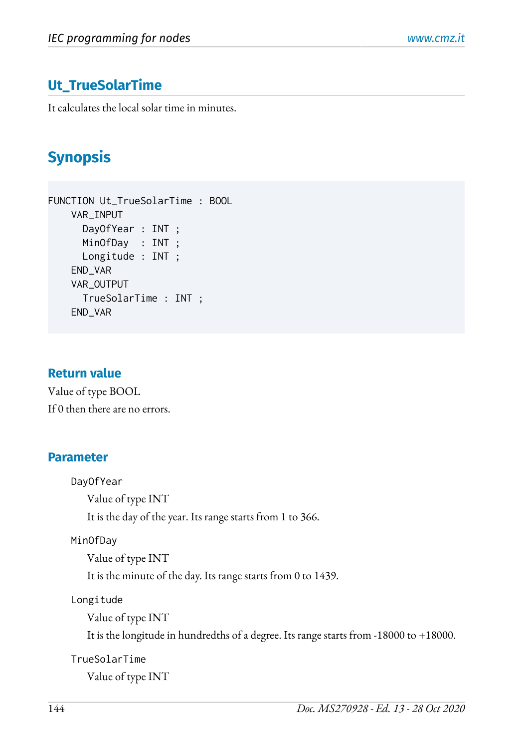## Ut_TrueSolarTime

It calculates the local solar time in minutes.

# Synopsis

```
FUNCTION Ut_TrueSolarTime : BOOL
    VAR_INPUT
      DayOfYear : INT ;
      MinOfDay  : INT ;
      Longitude : INT ;
    END_VAR
    VAR_OUTPUT
      TrueSolarTime : INT ;
    END_VAR
```

### Return value

Value of type BOOL

If 0 then there are no errors.

### Parameter

`DayOfYear`

Value of type INT

It is the day of the year. Its range starts from 1 to 366.

`MinOfDay`

Value of type INT

It is the minute of the day. Its range starts from 0 to 1439.

`Longitude`

Value of type INT

It is the longitude in hundredths of a degree. Its range starts from -18000 to +18000.

`TrueSolarTime`

Value of type INT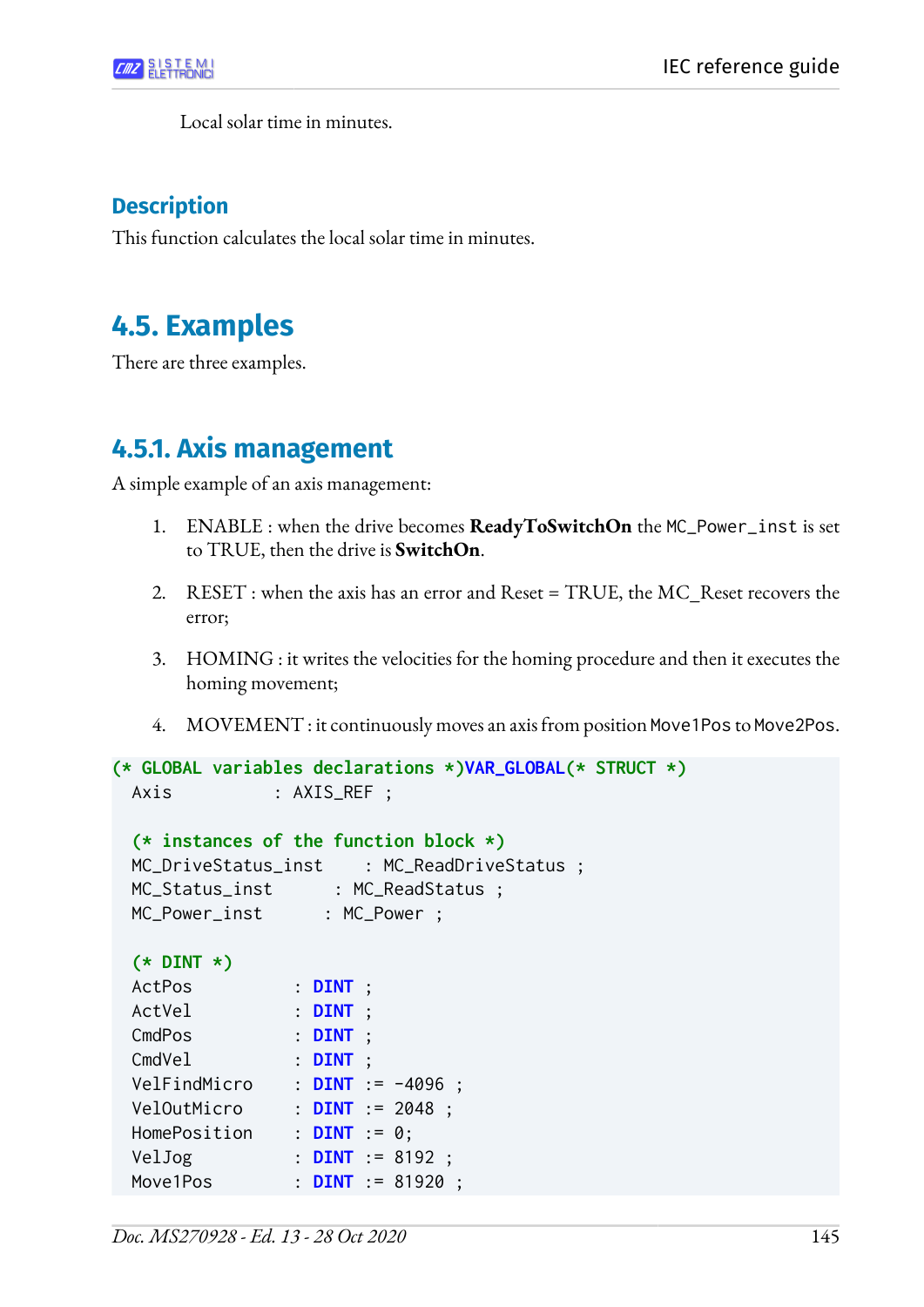Local solar time in minutes.

### Description

This function calculates the local solar time in minutes.

## 4.5. Examples

There are three examples.

### 4.5.1. Axis management

A simple example of an axis management:

1. ENABLE : when the drive becomes **ReadyToSwitchOn** the `MC_Power_inst` is set to TRUE, then the drive is **SwitchOn**.
2. RESET : when the axis has an error and Reset = TRUE, the MC_Reset recovers the error;
3. HOMING : it writes the velocities for the homing procedure and then it executes the homing movement;
4. MOVEMENT : it continuously moves an axis from position `Move1Pos` to `Move2Pos`.

```
(* GLOBAL variables declarations *)VAR_GLOBAL(* STRUCT *)
  Axis          : AXIS_REF ;

  (* instances of the function block *)
  MC_DriveStatus_inst     : MC_ReadDriveStatus ;
  MC_Status_inst      : MC_ReadStatus ;
  MC_Power_inst       : MC_Power ;

  (* DINT *)
  ActPos           : DINT ;
  ActVel           : DINT ;
  CmdPos           : DINT ;
  CmdVel           : DINT ;
  VelFindMicro     : DINT := -4096 ;
  VelOutMicro      : DINT := 2048 ;
  HomePosition     : DINT := 0;
  VelJog           : DINT := 8192 ;
  Move1Pos         : DINT := 81920 ;
```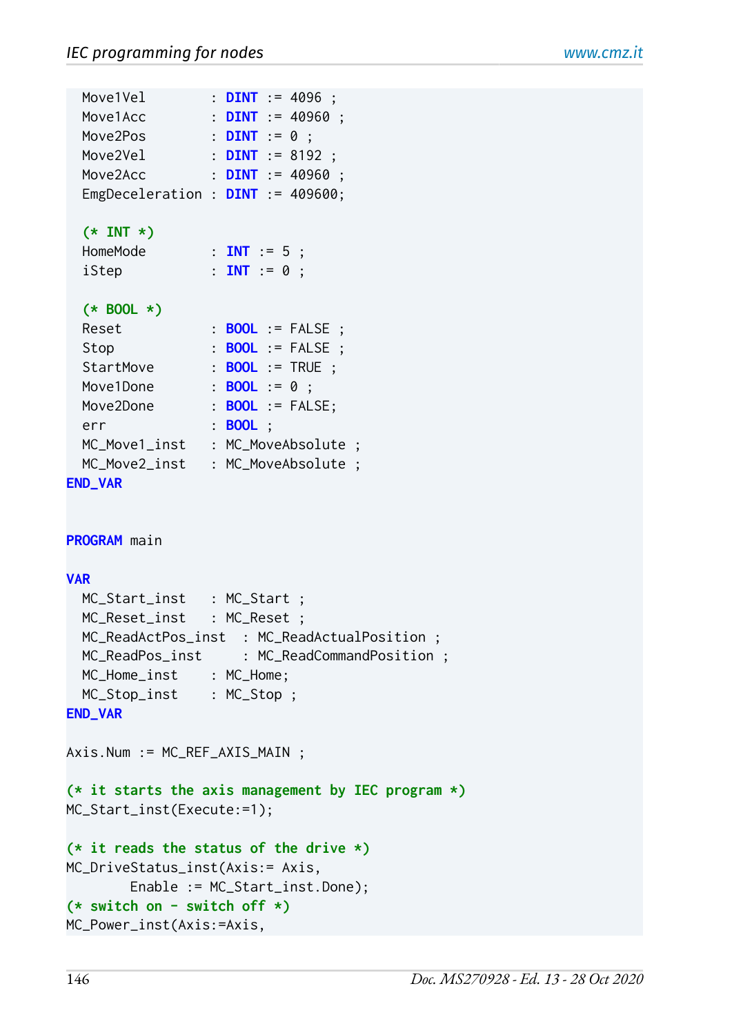```
  Move1Vel        : DINT := 4096 ;
  Move1Acc        : DINT := 40960 ;
  Move2Pos        : DINT := 0 ;
  Move2Vel        : DINT := 8192 ;
  Move2Acc        : DINT := 40960 ;
  EmgDeceleration : DINT := 409600;

  (* INT *)
  HomeMode        : INT := 5 ;
  iStep           : INT := 0 ;

  (* BOOL *)
  Reset           : BOOL := FALSE ;
  Stop            : BOOL := FALSE ;
  StartMove       : BOOL := TRUE ;
  Move1Done       : BOOL := 0 ;
  Move2Done       : BOOL := FALSE;
  err             : BOOL ;
  MC_Move1_inst   : MC_MoveAbsolute ;
  MC_Move2_inst   : MC_MoveAbsolute ;
END_VAR


PROGRAM main

VAR
  MC_Start_inst   : MC_Start ;
  MC_Reset_inst   : MC_Reset ;
  MC_ReadActPos_inst  : MC_ReadActualPosition ;
  MC_ReadPos_inst     : MC_ReadCommandPosition ;
  MC_Home_inst    : MC_Home;
  MC_Stop_inst    : MC_Stop ;
END_VAR

Axis.Num := MC_REF_AXIS_MAIN ;

(* it starts the axis management by IEC program *)
MC_Start_inst(Execute:=1);

(* it reads the status of the drive *)
MC_DriveStatus_inst(Axis:= Axis,
        Enable := MC_Start_inst.Done);
(* switch on - switch off *)
MC_Power_inst(Axis:=Axis,
```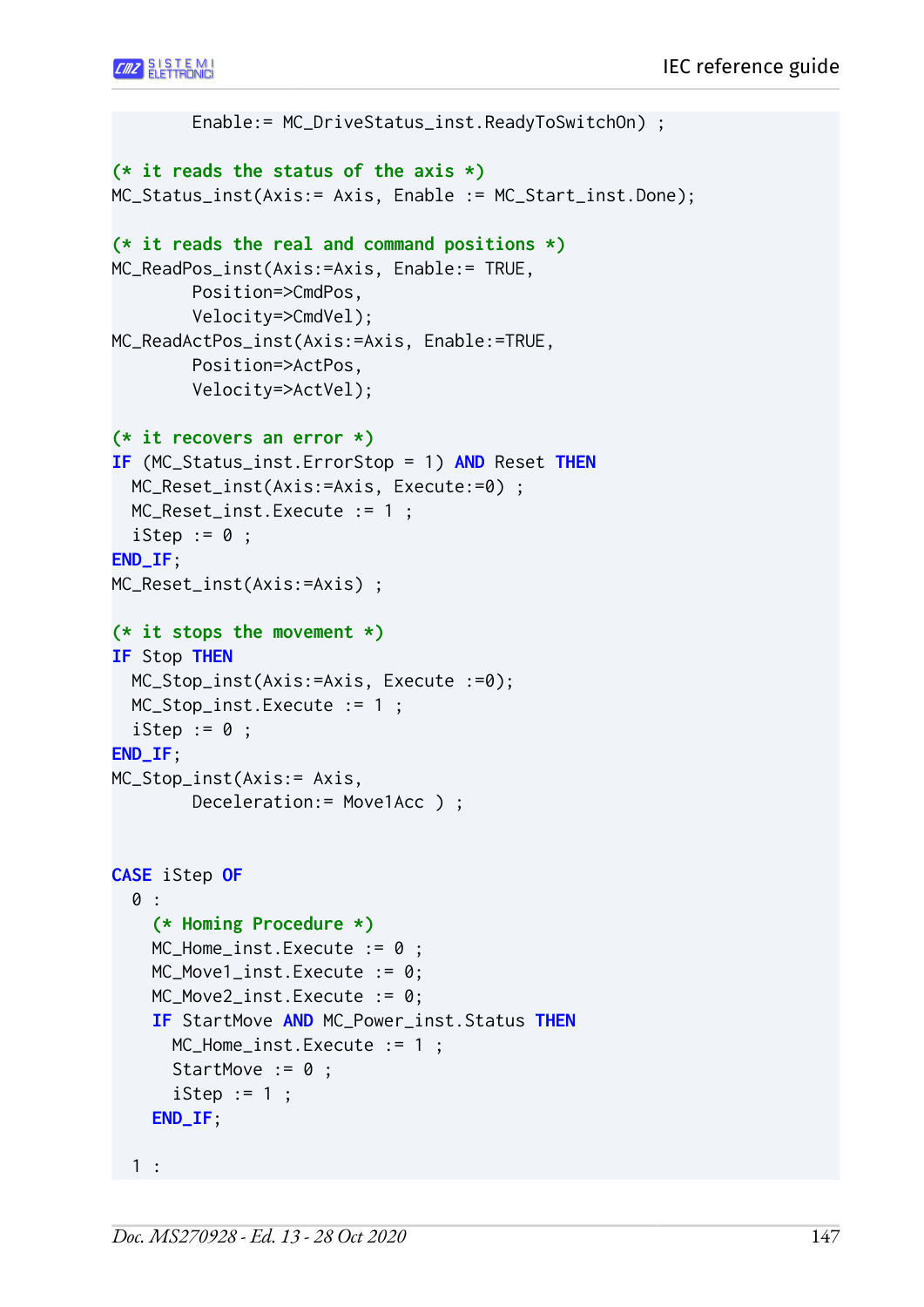```
        Enable:= MC_DriveStatus_inst.ReadyToSwitchOn) ;

(* it reads the status of the axis *)
MC_Status_inst(Axis:= Axis, Enable := MC_Start_inst.Done);

(* it reads the real and command positions *)
MC_ReadPos_inst(Axis:=Axis, Enable:= TRUE,
        Position=>CmdPos,
        Velocity=>CmdVel);
MC_ReadActPos_inst(Axis:=Axis, Enable:=TRUE,
        Position=>ActPos,
        Velocity=>ActVel);

(* it recovers an error *)
IF (MC_Status_inst.ErrorStop = 1) AND Reset THEN
  MC_Reset_inst(Axis:=Axis, Execute:=0) ;
  MC_Reset_inst.Execute := 1 ;
  iStep := 0 ;
END_IF;
MC_Reset_inst(Axis:=Axis) ;

(* it stops the movement *)
IF Stop THEN
  MC_Stop_inst(Axis:=Axis, Execute :=0);
  MC_Stop_inst.Execute := 1 ;
  iStep := 0 ;
END_IF;
MC_Stop_inst(Axis:= Axis,
        Deceleration:= Move1Acc ) ;


CASE iStep OF
  0 :
    (* Homing Procedure *)
    MC_Home_inst.Execute := 0 ;
    MC_Move1_inst.Execute := 0;
    MC_Move2_inst.Execute := 0;
    IF StartMove AND MC_Power_inst.Status THEN
      MC_Home_inst.Execute := 1 ;
      StartMove := 0 ;
      iStep := 1 ;
    END_IF;

  1 :
```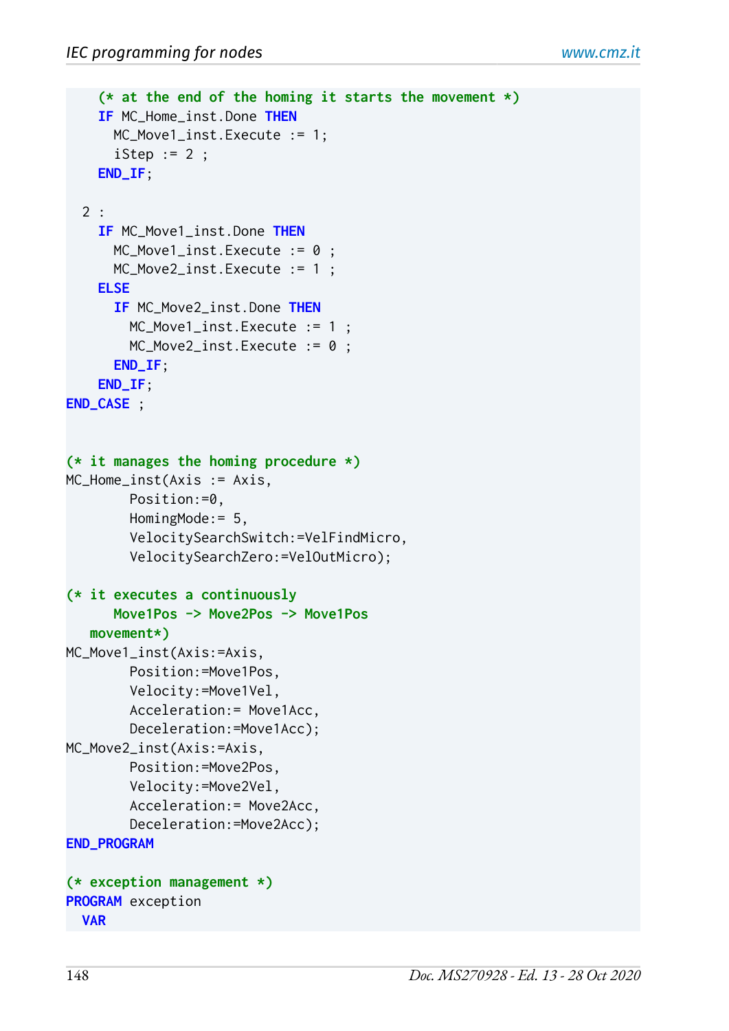```
    (* at the end of the homing it starts the movement *)
    IF MC_Home_inst.Done THEN
      MC_Move1_inst.Execute := 1;
      iStep := 2 ;
    END_IF;

  2 :
    IF MC_Move1_inst.Done THEN
      MC_Move1_inst.Execute := 0 ;
      MC_Move2_inst.Execute := 1 ;
    ELSE
      IF MC_Move2_inst.Done THEN
        MC_Move1_inst.Execute := 1 ;
        MC_Move2_inst.Execute := 0 ;
      END_IF;
    END_IF;
END_CASE ;


(* it manages the homing procedure *)
MC_Home_inst(Axis := Axis,
        Position:=0,
        HomingMode:= 5,
        VelocitySearchSwitch:=VelFindMicro,
        VelocitySearchZero:=VelOutMicro);

(* it executes a continuously
      Move1Pos -> Move2Pos -> Move1Pos
   movement*)
MC_Move1_inst(Axis:=Axis,
        Position:=Move1Pos,
        Velocity:=Move1Vel,
        Acceleration:= Move1Acc,
        Deceleration:=Move1Acc);
MC_Move2_inst(Axis:=Axis,
        Position:=Move2Pos,
        Velocity:=Move2Vel,
        Acceleration:= Move2Acc,
        Deceleration:=Move2Acc);
END_PROGRAM

(* exception management *)
PROGRAM exception
  VAR
```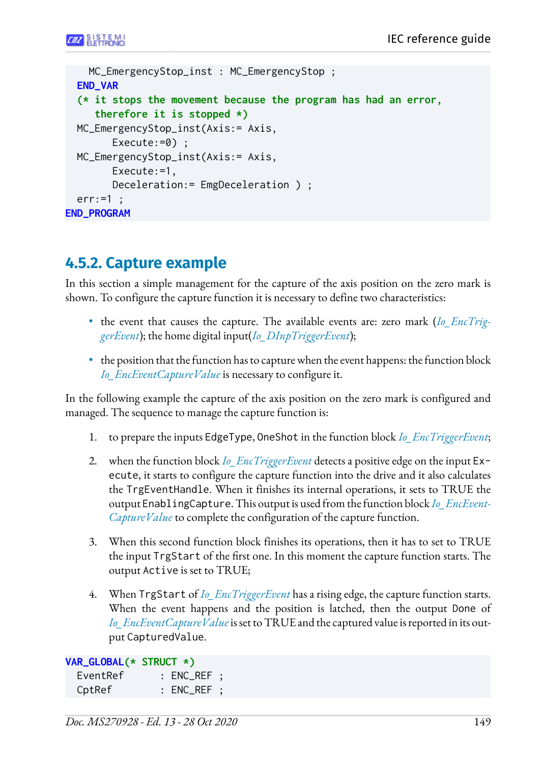```
    MC_EmergencyStop_inst : MC_EmergencyStop ;
  END_VAR
  (* it stops the movement because the program has had an error,
     therefore it is stopped *)
  MC_EmergencyStop_inst(Axis:= Axis,
        Execute:=0) ;
  MC_EmergencyStop_inst(Axis:= Axis,
        Execute:=1,
        Deceleration:= EmgDeceleration ) ;
  err:=1 ;
END_PROGRAM
```

## 4.5.2. Capture example

In this section a simple management for the capture of the axis position on the zero mark is shown. To configure the capture function it is necessary to define two characteristics:

- the event that causes the capture. The available events are: zero mark (*Io_EncTriggerEvent*); the home digital input(*Io_DInpTriggerEvent*);
- the position that the function has to capture when the event happens: the function block *Io_EncEventCaptureValue* is necessary to configure it.

In the following example the capture of the axis position on the zero mark is configured and managed. The sequence to manage the capture function is:

1. to prepare the inputs `EdgeType`, `OneShot` in the function block *Io_EncTriggerEvent*;
2. when the function block *Io_EncTriggerEvent* detects a positive edge on the input `Execute`, it starts to configure the capture function into the drive and it also calculates the `TrgEventHandle`. When it finishes its internal operations, it sets to TRUE the output `EnablingCapture`. This output is used from the function block *Io_EncEventCaptureValue* to complete the configuration of the capture function.
3. When this second function block finishes its operations, then it has to set to TRUE the input `TrgStart` of the first one. In this moment the capture function starts. The output `Active` is set to TRUE;
4. When `TrgStart` of *Io_EncTriggerEvent* has a rising edge, the capture function starts. When the event happens and the position is latched, then the output `Done` of *Io_EncEventCaptureValue* is set to TRUE and the captured value is reported in its output `CapturedValue`.

```
VAR_GLOBAL(* STRUCT *)
  EventRef      : ENC_REF ;
  CptRef        : ENC_REF ;
```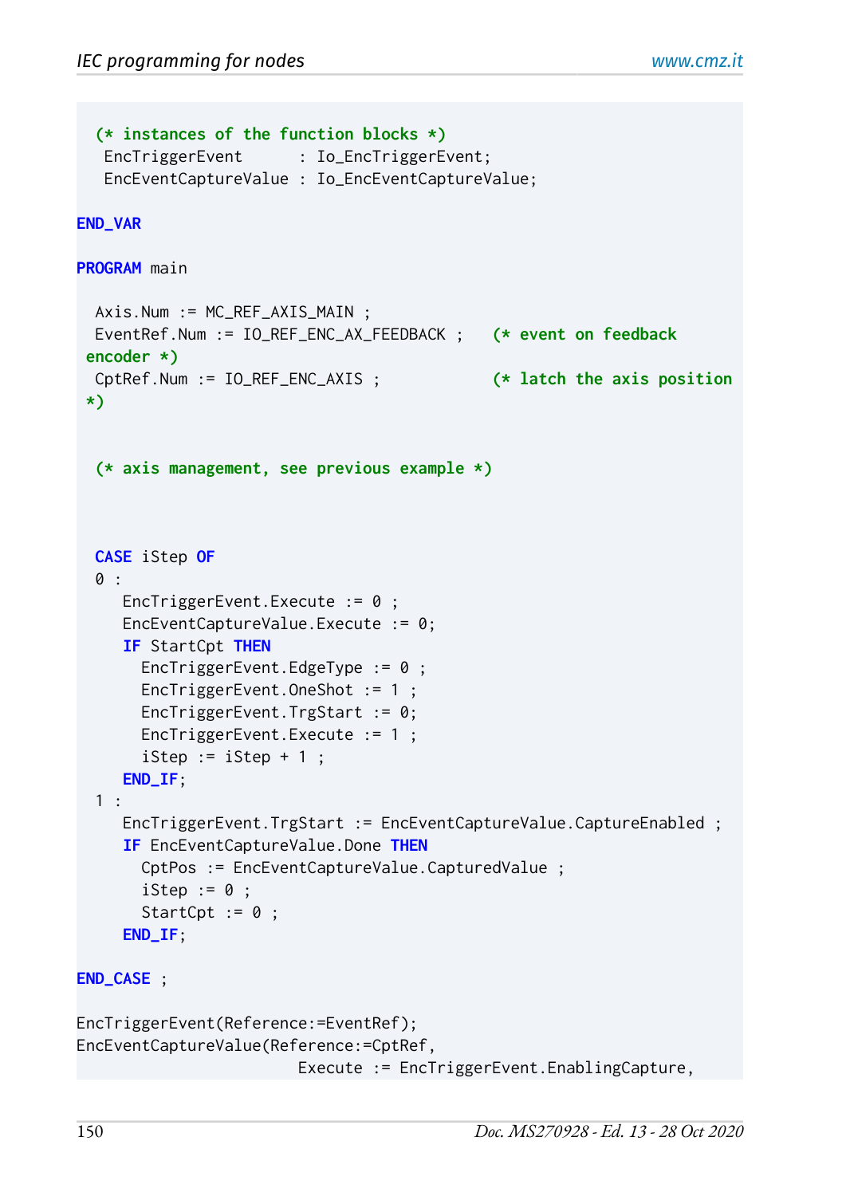```
  (* instances of the function blocks *)
   EncTriggerEvent      : Io_EncTriggerEvent;
   EncEventCaptureValue : Io_EncEventCaptureValue;

END_VAR

PROGRAM main

  Axis.Num := MC_REF_AXIS_MAIN ;
  EventRef.Num := IO_REF_ENC_AX_FEEDBACK ;   (* event on feedback
 encoder *)
  CptRef.Num := IO_REF_ENC_AXIS ;            (* latch the axis position
 *)


  (* axis management, see previous example *)



  CASE iStep OF
  0 :
     EncTriggerEvent.Execute := 0 ;
     EncEventCaptureValue.Execute := 0;
     IF StartCpt THEN
       EncTriggerEvent.EdgeType := 0 ;
       EncTriggerEvent.OneShot := 1 ;
       EncTriggerEvent.TrgStart := 0;
       EncTriggerEvent.Execute := 1 ;
       iStep := iStep + 1 ;
     END_IF;
  1 :
     EncTriggerEvent.TrgStart := EncEventCaptureValue.CaptureEnabled ;
     IF EncEventCaptureValue.Done THEN
       CptPos := EncEventCaptureValue.CapturedValue ;
       iStep := 0 ;
       StartCpt := 0 ;
     END_IF;

END_CASE ;

EncTriggerEvent(Reference:=EventRef);
EncEventCaptureValue(Reference:=CptRef,
                        Execute := EncTriggerEvent.EnablingCapture,
```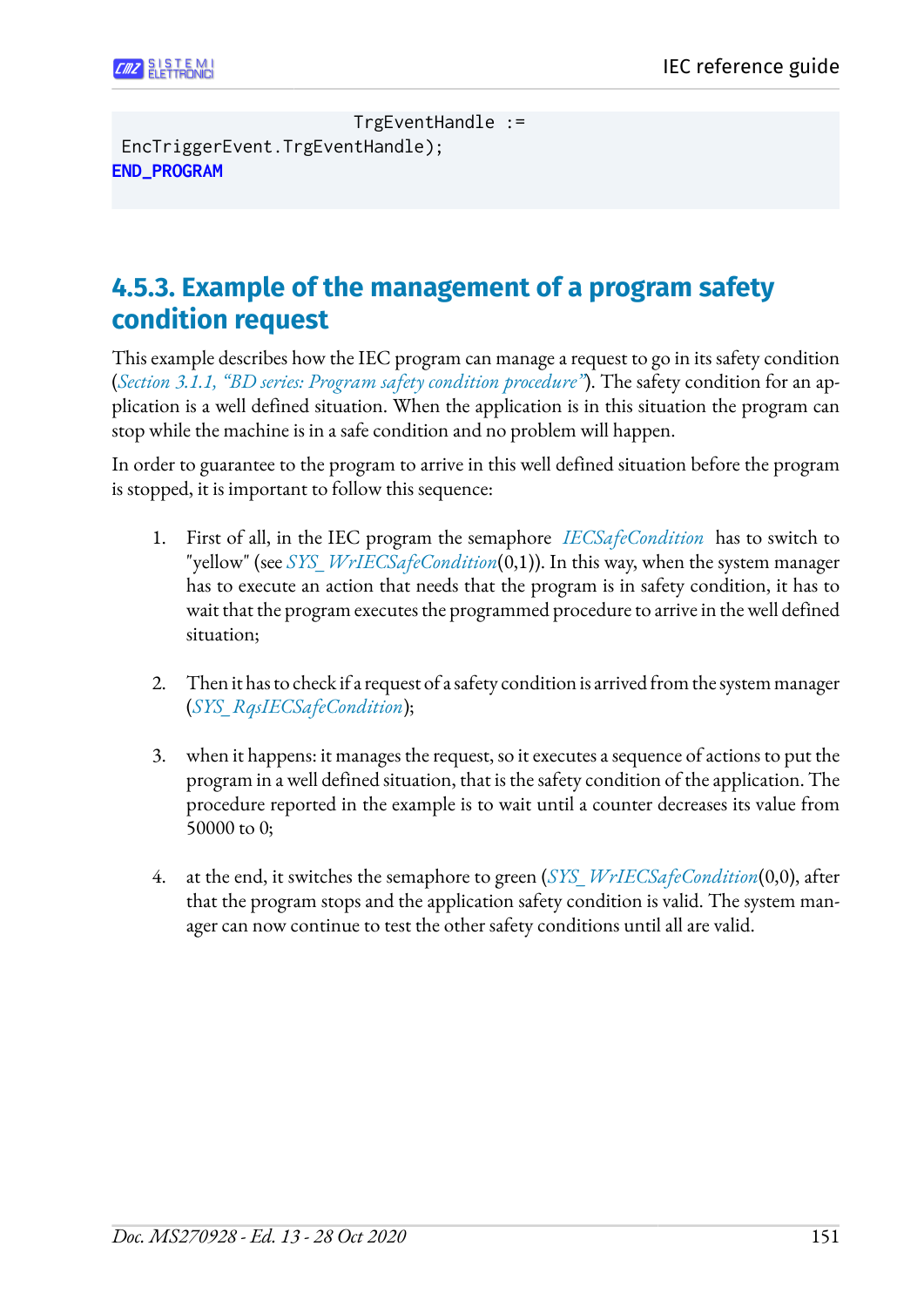```
                              TrgEventHandle :=
 EncTriggerEvent.TrgEventHandle);
END_PROGRAM
```

### 4.5.3. Example of the management of a program safety condition request

This example describes how the IEC program can manage a request to go in its safety condition (*Section 3.1.1, “BD series: Program safety condition procedure”*). The safety condition for an application is a well defined situation. When the application is in this situation the program can stop while the machine is in a safe condition and no problem will happen.

In order to guarantee to the program to arrive in this well defined situation before the program is stopped, it is important to follow this sequence:

1. First of all, in the IEC program the semaphore *IECSafeCondition* has to switch to "yellow" (see *SYS_WrIECSafeCondition*(0,1)). In this way, when the system manager has to execute an action that needs that the program is in safety condition, it has to wait that the program executes the programmed procedure to arrive in the well defined situation;

2. Then it has to check if a request of a safety condition is arrived from the system manager (*SYS_RqsIECSafeCondition*);

3. when it happens: it manages the request, so it executes a sequence of actions to put the program in a well defined situation, that is the safety condition of the application. The procedure reported in the example is to wait until a counter decreases its value from 50000 to 0;

4. at the end, it switches the semaphore to green (*SYS_WrIECSafeCondition*(0,0), after that the program stops and the application safety condition is valid. The system manager can now continue to test the other safety conditions until all are valid.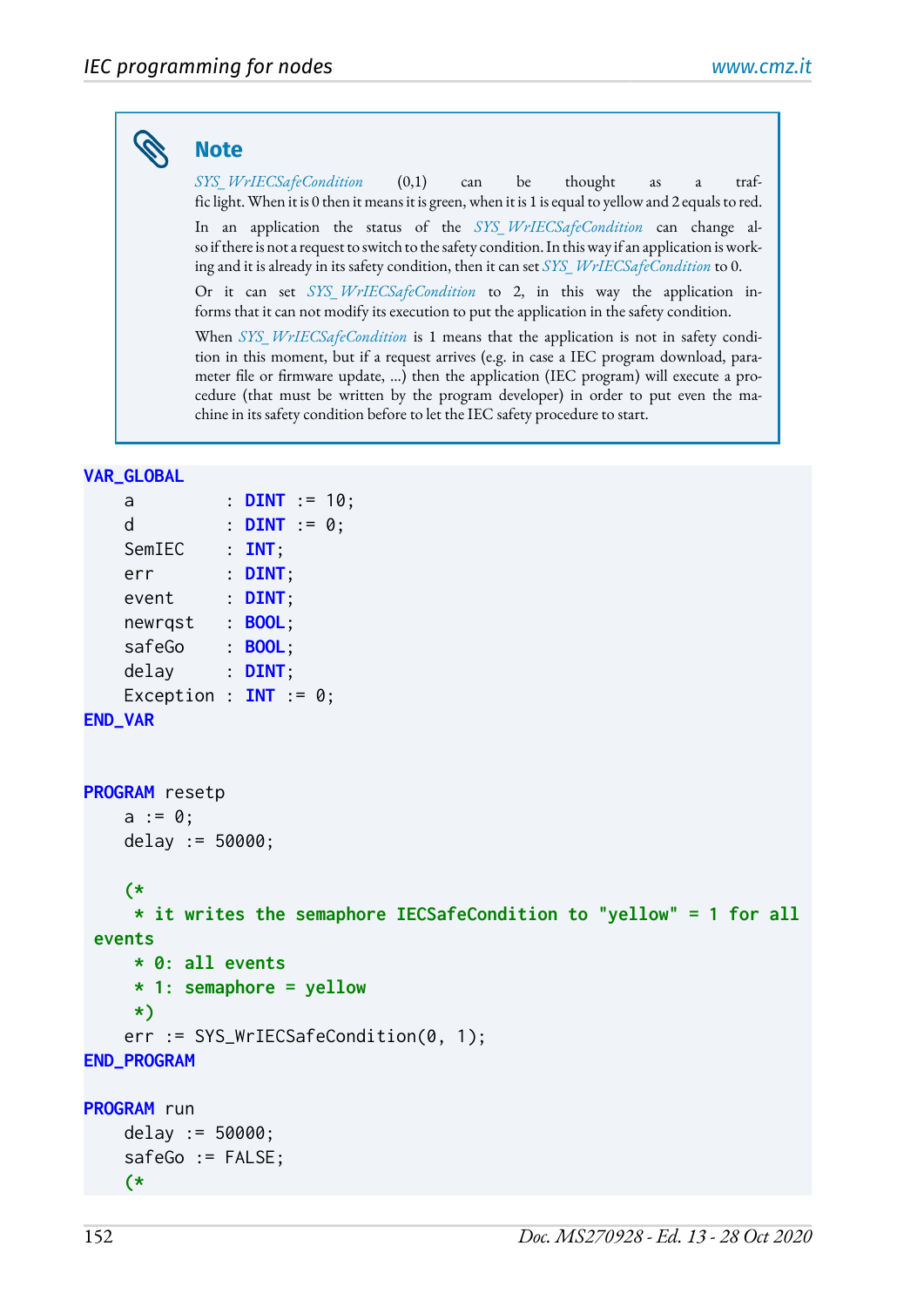> **Note**
>
> *SYS_WrIECSafeCondition* (0,1) can be thought as a traffic light. When it is 0 then it means it is green, when it is 1 is equal to yellow and 2 equals to red.
>
> In an application the status of the *SYS_WrIECSafeCondition* can change also if there is not a request to switch to the safety condition. In this way if an application is working and it is already in its safety condition, then it can set *SYS_WrIECSafeCondition* to 0.
>
> Or it can set *SYS_WrIECSafeCondition* to 2, in this way the application informs that it can not modify its execution to put the application in the safety condition.
>
> When *SYS_WrIECSafeCondition* is 1 means that the application is not in safety condition in this moment, but if a request arrives (e.g. in case a IEC program download, parameter file or firmware update, ...) then the application (IEC program) will execute a procedure (that must be written by the program developer) in order to put even the machine in its safety condition before to let the IEC safety procedure to start.

```
VAR_GLOBAL
    a         : DINT := 10;
    d         : DINT := 0;
    SemIEC    : INT;
    err       : DINT;
    event     : DINT;
    newrqst   : BOOL;
    safeGo    : BOOL;
    delay     : DINT;
    Exception : INT := 0;
END_VAR


PROGRAM resetp
    a := 0;
    delay := 50000;

    (*
     * it writes the semaphore IECSafeCondition to "yellow" = 1 for all
 events
     * 0: all events
     * 1: semaphore = yellow
     *)
    err := SYS_WrIECSafeCondition(0, 1);
END_PROGRAM

PROGRAM run
    delay := 50000;
    safeGo := FALSE;
    (*
```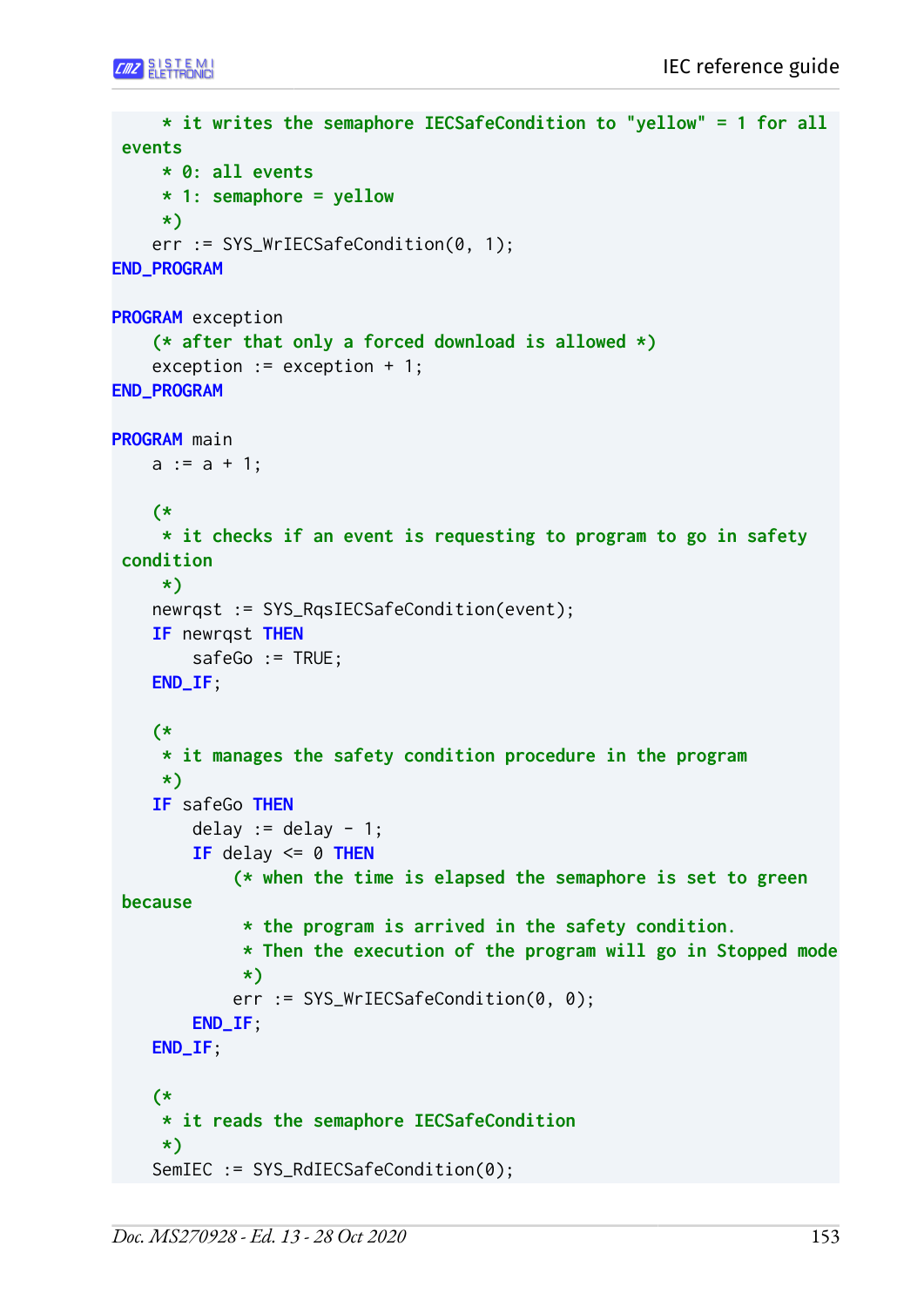```
     * it writes the semaphore IECSafeCondition to "yellow" = 1 for all
 events
     * 0: all events
     * 1: semaphore = yellow
     *)
    err := SYS_WrIECSafeCondition(0, 1);
END_PROGRAM

PROGRAM exception
    (* after that only a forced download is allowed *)
    exception := exception + 1;
END_PROGRAM

PROGRAM main
    a := a + 1;

    (*
     * it checks if an event is requesting to program to go in safety
 condition
     *)
    newrqst := SYS_RqsIECSafeCondition(event);
    IF newrqst THEN
        safeGo := TRUE;
    END_IF;

    (*
     * it manages the safety condition procedure in the program
     *)
    IF safeGo THEN
        delay := delay - 1;
        IF delay <= 0 THEN
            (* when the time is elapsed the semaphore is set to green
 because
             * the program is arrived in the safety condition.
             * Then the execution of the program will go in Stopped mode
             *)
            err := SYS_WrIECSafeCondition(0, 0);
        END_IF;
    END_IF;

    (*
     * it reads the semaphore IECSafeCondition
     *)
    SemIEC := SYS_RdIECSafeCondition(0);
```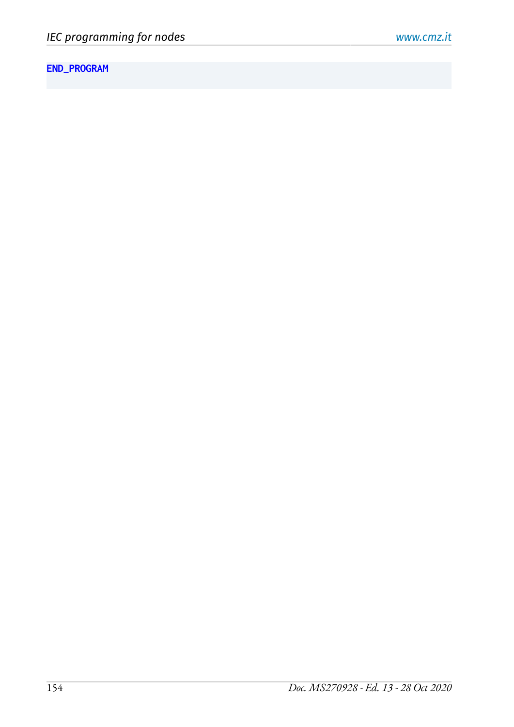```
END_PROGRAM
```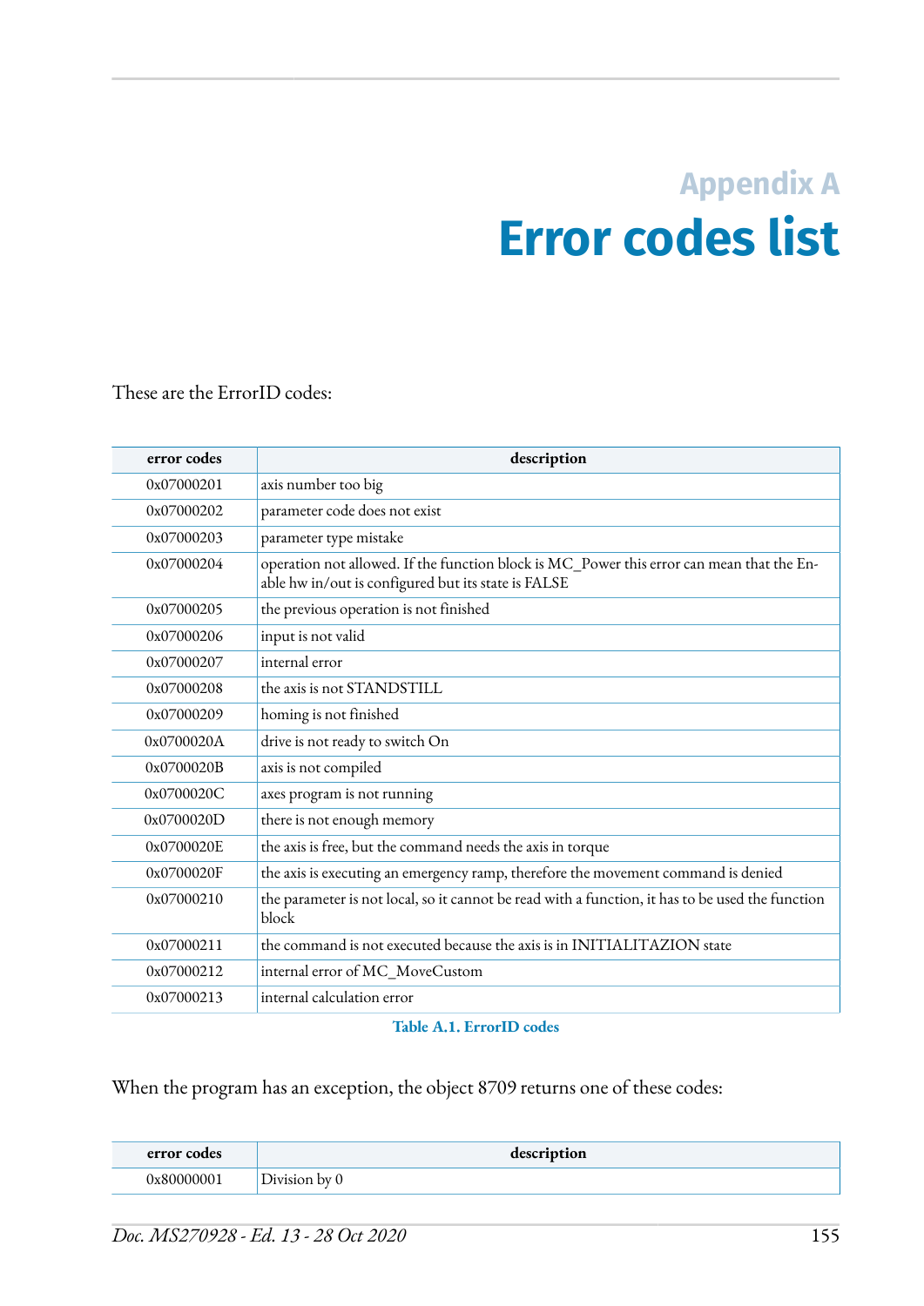# Appendix A
# Error codes list

These are the ErrorID codes:

| error codes | description |
|---|---|
| 0x07000201 | axis number too big |
| 0x07000202 | parameter code does not exist |
| 0x07000203 | parameter type mistake |
| 0x07000204 | operation not allowed. If the function block is MC_Power this error can mean that the Enable hw in/out is configured but its state is FALSE |
| 0x07000205 | the previous operation is not finished |
| 0x07000206 | input is not valid |
| 0x07000207 | internal error |
| 0x07000208 | the axis is not STANDSTILL |
| 0x07000209 | homing is not finished |
| 0x0700020A | drive is not ready to switch On |
| 0x0700020B | axis is not compiled |
| 0x0700020C | axes program is not running |
| 0x0700020D | there is not enough memory |
| 0x0700020E | the axis is free, but the command needs the axis in torque |
| 0x0700020F | the axis is executing an emergency ramp, therefore the movement command is denied |
| 0x07000210 | the parameter is not local, so it cannot be read with a function, it has to be used the function block |
| 0x07000211 | the command is not executed because the axis is in INITIALITAZION state |
| 0x07000212 | internal error of MC_MoveCustom |
| 0x07000213 | internal calculation error |

**Table A.1. ErrorID codes**

When the program has an exception, the object 8709 returns one of these codes:

| error codes | description |
|---|---|
| 0x80000001 | Division by 0 |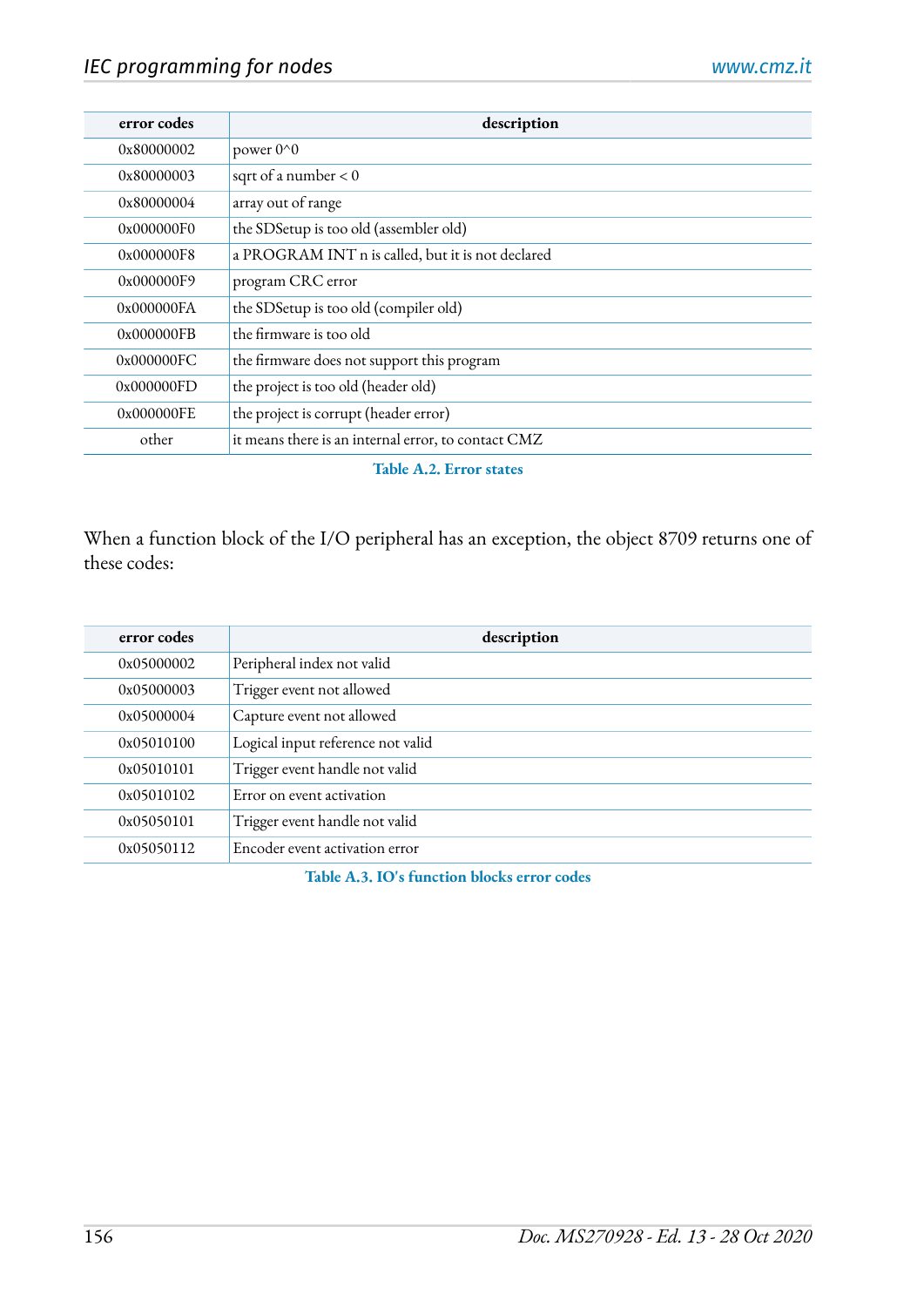| error codes | description |
|---|---|
| 0x80000002 | power 0^0 |
| 0x80000003 | sqrt of a number < 0 |
| 0x80000004 | array out of range |
| 0x000000F0 | the SDSetup is too old (assembler old) |
| 0x000000F8 | a PROGRAM INT n is called, but it is not declared |
| 0x000000F9 | program CRC error |
| 0x000000FA | the SDSetup is too old (compiler old) |
| 0x000000FB | the firmware is too old |
| 0x000000FC | the firmware does not support this program |
| 0x000000FD | the project is too old (header old) |
| 0x000000FE | the project is corrupt (header error) |
| other | it means there is an internal error, to contact CMZ |

**Table A.2. Error states**

When a function block of the I/O peripheral has an exception, the object 8709 returns one of these codes:

| error codes | description |
|---|---|
| 0x05000002 | Peripheral index not valid |
| 0x05000003 | Trigger event not allowed |
| 0x05000004 | Capture event not allowed |
| 0x05010100 | Logical input reference not valid |
| 0x05010101 | Trigger event handle not valid |
| 0x05010102 | Error on event activation |
| 0x05050101 | Trigger event handle not valid |
| 0x05050112 | Encoder event activation error |

**Table A.3. IO's function blocks error codes**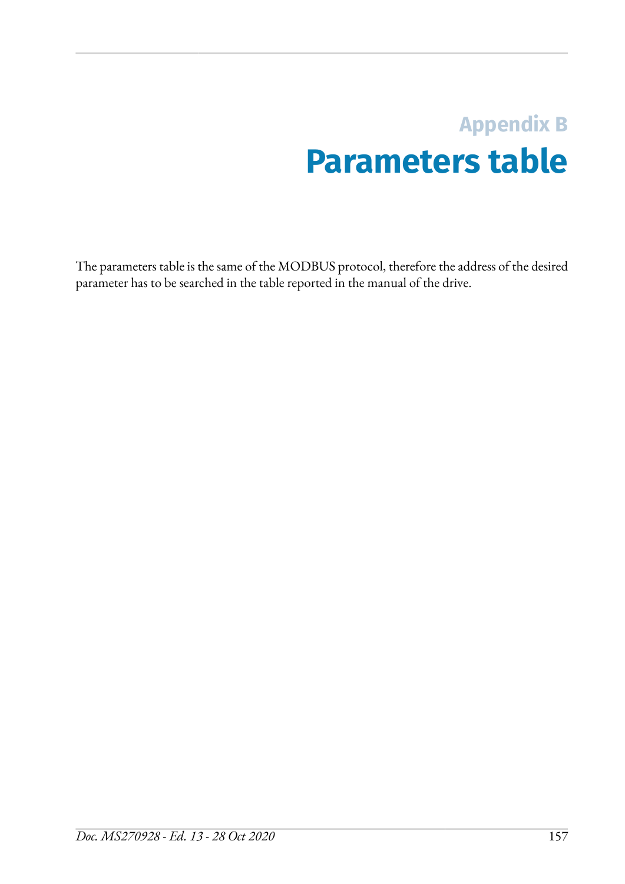# Appendix B
# Parameters table

The parameters table is the same of the MODBUS protocol, therefore the address of the desired parameter has to be searched in the table reported in the manual of the drive.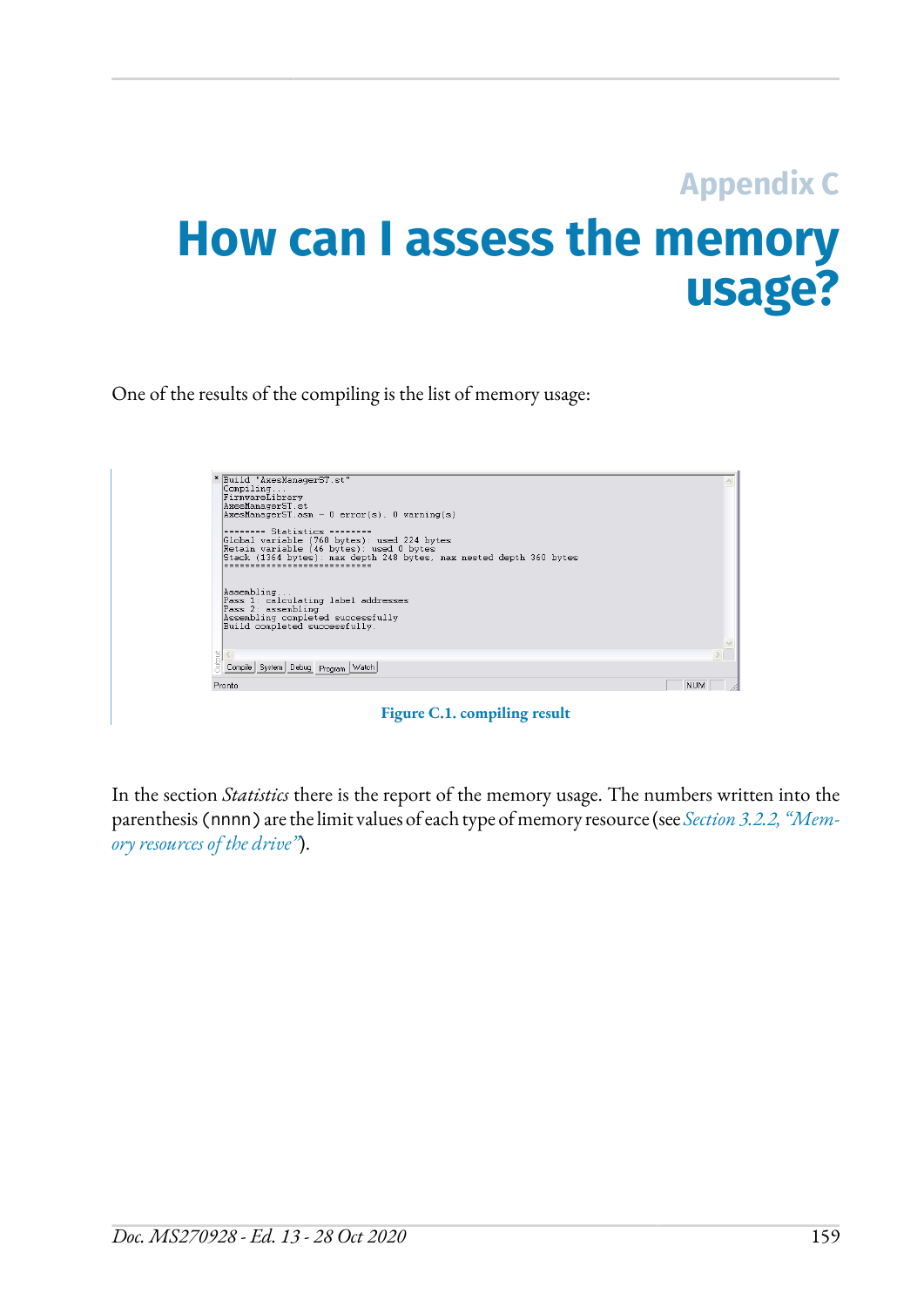# Appendix C
# How can I assess the memory usage?

One of the results of the compiling is the list of memory usage:

```
Build 'AxesManagerST.st'
Compiling...
FirmwareLibrary
AxesManagerST.st
AxesManagerST.asm - 0 error(s), 0 warning(s)

-------- Statistics --------
Global variable (768 bytes): used 224 bytes
Retain variable (46 bytes): used 0 bytes
Stack (1364 bytes): max depth 248 bytes, max nested depth 360 bytes
============================

Assembling...
Pass 1: calculating label addresses
Pass 2: assembling
Assembling completed successfully
Build completed successfully.
```

**Figure C.1. compiling result**

In the section *Statistics* there is the report of the memory usage. The numbers written into the parenthesis (nnnn) are the limit values of each type of memory resource (see *Section 3.2.2, "Memory resources of the drive"*).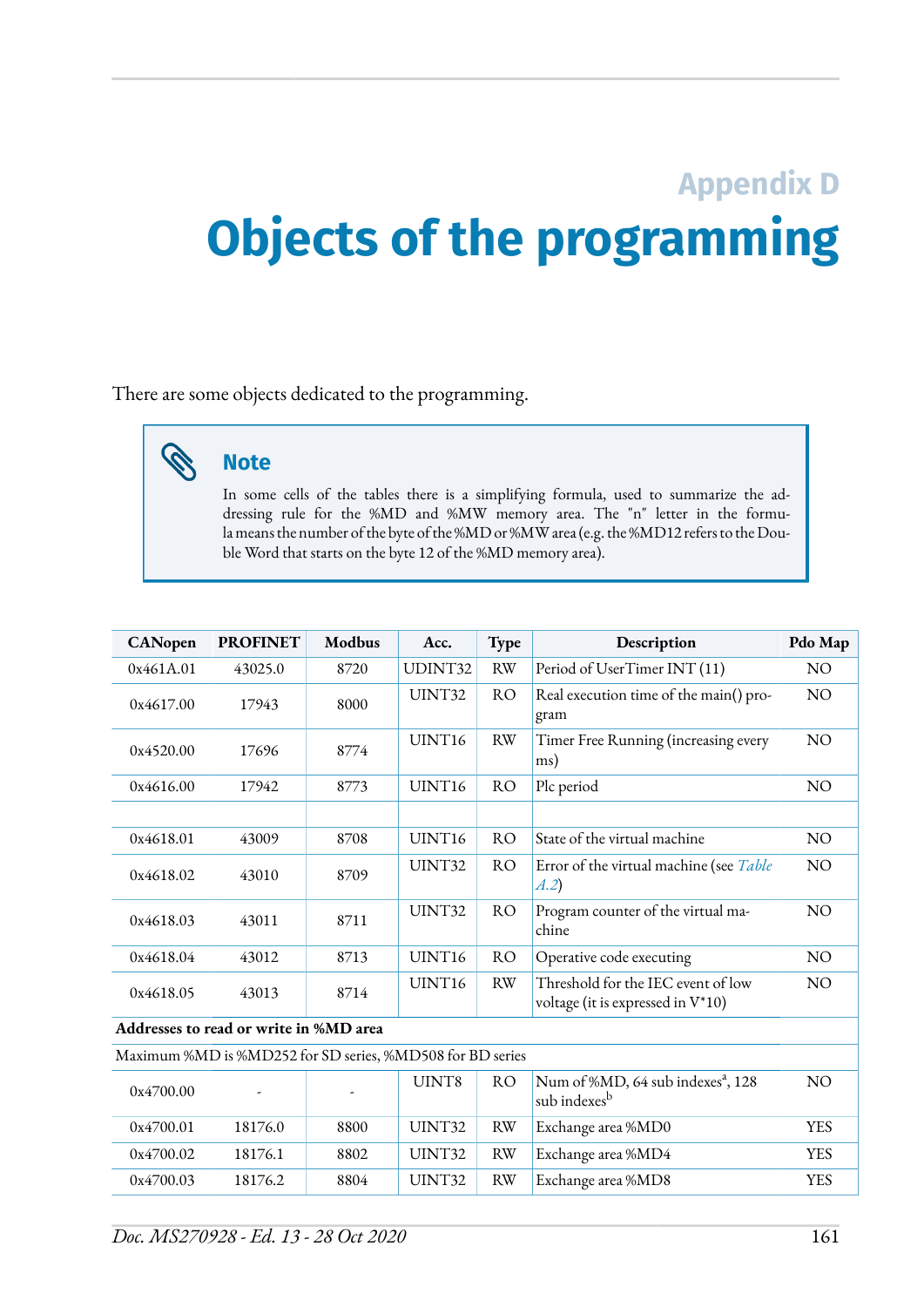# Appendix D

# Objects of the programming

There are some objects dedicated to the programming.

> **Note**
>
> In some cells of the tables there is a simplifying formula, used to summarize the addressing rule for the %MD and %MW memory area. The "n" letter in the formula means the number of the byte of the %MD or %MW area (e.g. the %MD12 refers to the Double Word that starts on the byte 12 of the %MD memory area).

| CANopen | PROFINET | Modbus | Acc. | Type | Description | Pdo Map |
|---|---|---|---|---|---|---|
| 0x461A.01 | 43025.0 | 8720 | UDINT32 | RW | Period of UserTimer INT (11) | NO |
| 0x4617.00 | 17943 | 8000 | UINT32 | RO | Real execution time of the main() program | NO |
| 0x4520.00 | 17696 | 8774 | UINT16 | RW | Timer Free Running (increasing every ms) | NO |
| 0x4616.00 | 17942 | 8773 | UINT16 | RO | Plc period | NO |
| | | | | | | |
| 0x4618.01 | 43009 | 8708 | UINT16 | RO | State of the virtual machine | NO |
| 0x4618.02 | 43010 | 8709 | UINT32 | RO | Error of the virtual machine (see *Table A.2*) | NO |
| 0x4618.03 | 43011 | 8711 | UINT32 | RO | Program counter of the virtual machine | NO |
| 0x4618.04 | 43012 | 8713 | UINT16 | RO | Operative code executing | NO |
| 0x4618.05 | 43013 | 8714 | UINT16 | RW | Threshold for the IEC event of low voltage (it is expressed in V*10) | NO |
| **Addresses to read or write in %MD area** | | | | | | |
| Maximum %MD is %MD252 for SD series, %MD508 for BD series | | | | | | |
| 0x4700.00 | - | - | UINT8 | RO | Num of %MD, 64 sub indexes[a], 128 sub indexes[b] | NO |
| 0x4700.01 | 18176.0 | 8800 | UINT32 | RW | Exchange area %MD0 | YES |
| 0x4700.02 | 18176.1 | 8802 | UINT32 | RW | Exchange area %MD4 | YES |
| 0x4700.03 | 18176.2 | 8804 | UINT32 | RW | Exchange area %MD8 | YES |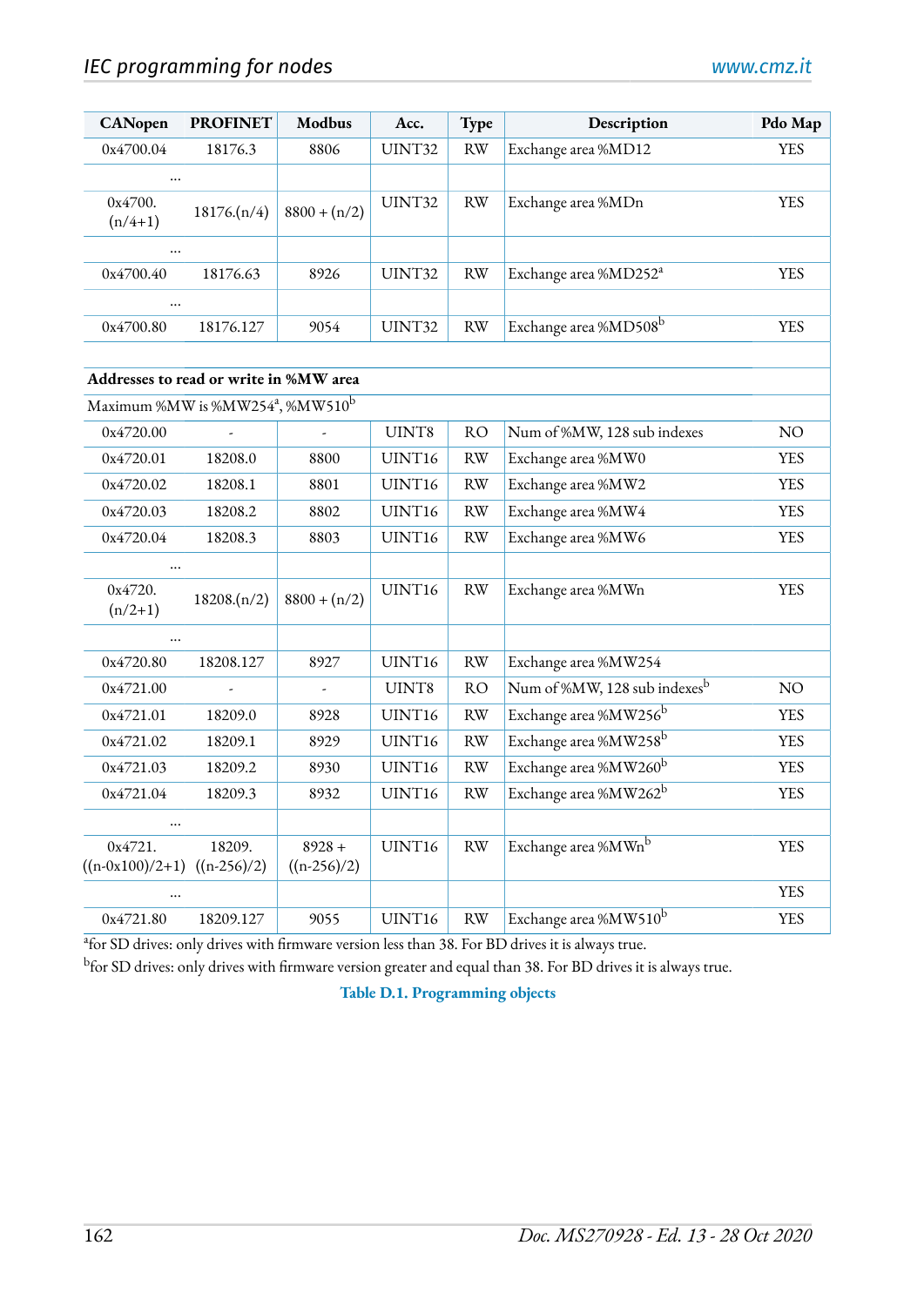| CANopen | PROFINET | Modbus | Acc. | Type | Description | Pdo Map |
|---|---|---|---|---|---|---|
| 0x4700.04 | 18176.3 | 8806 | UINT32 | RW | Exchange area %MD12 | YES |
| ... | | | | | | |
| 0x4700.(n/4+1) | 18176.(n/4) | 8800 + (n/2) | UINT32 | RW | Exchange area %MDn | YES |
| ... | | | | | | |
| 0x4700.40 | 18176.63 | 8926 | UINT32 | RW | Exchange area %MD252[a] | YES |
| ... | | | | | | |
| 0x4700.80 | 18176.127 | 9054 | UINT32 | RW | Exchange area %MD508[b] | YES |
| | | | | | | |
| **Addresses to read or write in %MW area** | | | | | | |
| Maximum %MW is %MW254[a], %MW510[b] | | | | | | |
| 0x4720.00 | - | - | UINT8 | RO | Num of %MW, 128 sub indexes | NO |
| 0x4720.01 | 18208.0 | 8800 | UINT16 | RW | Exchange area %MW0 | YES |
| 0x4720.02 | 18208.1 | 8801 | UINT16 | RW | Exchange area %MW2 | YES |
| 0x4720.03 | 18208.2 | 8802 | UINT16 | RW | Exchange area %MW4 | YES |
| 0x4720.04 | 18208.3 | 8803 | UINT16 | RW | Exchange area %MW6 | YES |
| ... | | | | | | |
| 0x4720.(n/2+1) | 18208.(n/2) | 8800 + (n/2) | UINT16 | RW | Exchange area %MWn | YES |
| ... | | | | | | |
| 0x4720.80 | 18208.127 | 8927 | UINT16 | RW | Exchange area %MW254 | |
| 0x4721.00 | - | - | UINT8 | RO | Num of %MW, 128 sub indexes[b] | NO |
| 0x4721.01 | 18209.0 | 8928 | UINT16 | RW | Exchange area %MW256[b] | YES |
| 0x4721.02 | 18209.1 | 8929 | UINT16 | RW | Exchange area %MW258[b] | YES |
| 0x4721.03 | 18209.2 | 8930 | UINT16 | RW | Exchange area %MW260[b] | YES |
| 0x4721.04 | 18209.3 | 8932 | UINT16 | RW | Exchange area %MW262[b] | YES |
| ... | | | | | | |
| 0x4721.((n-0x100)/2+1) | 18209.((n-256)/2) | 8928 + ((n-256)/2) | UINT16 | RW | Exchange area %MWn[b] | YES |
| ... | | | | | | YES |
| 0x4721.80 | 18209.127 | 9055 | UINT16 | RW | Exchange area %MW510[b] | YES |

[a]for SD drives: only drives with firmware version less than 38. For BD drives it is always true.

[b]for SD drives: only drives with firmware version greater and equal than 38. For BD drives it is always true.

**Table D.1. Programming objects**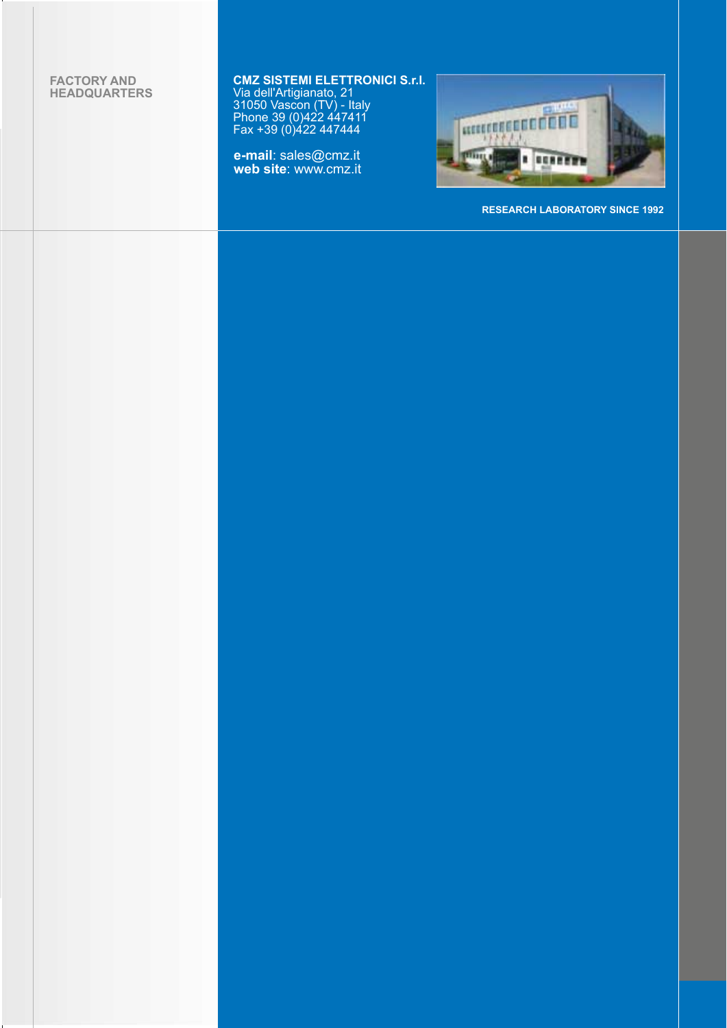FACTORY AND HEADQUARTERS

**CMZ SISTEMI ELETTRONICI S.r.l.**
Via dell'Artigianato, 21
31050 Vascon (TV) - Italy
Phone 39 (0)422 447411
Fax +39 (0)422 447444

**e-mail**: sales@cmz.it
**web site**: www.cmz.it

RESEARCH LABORATORY SINCE 1992